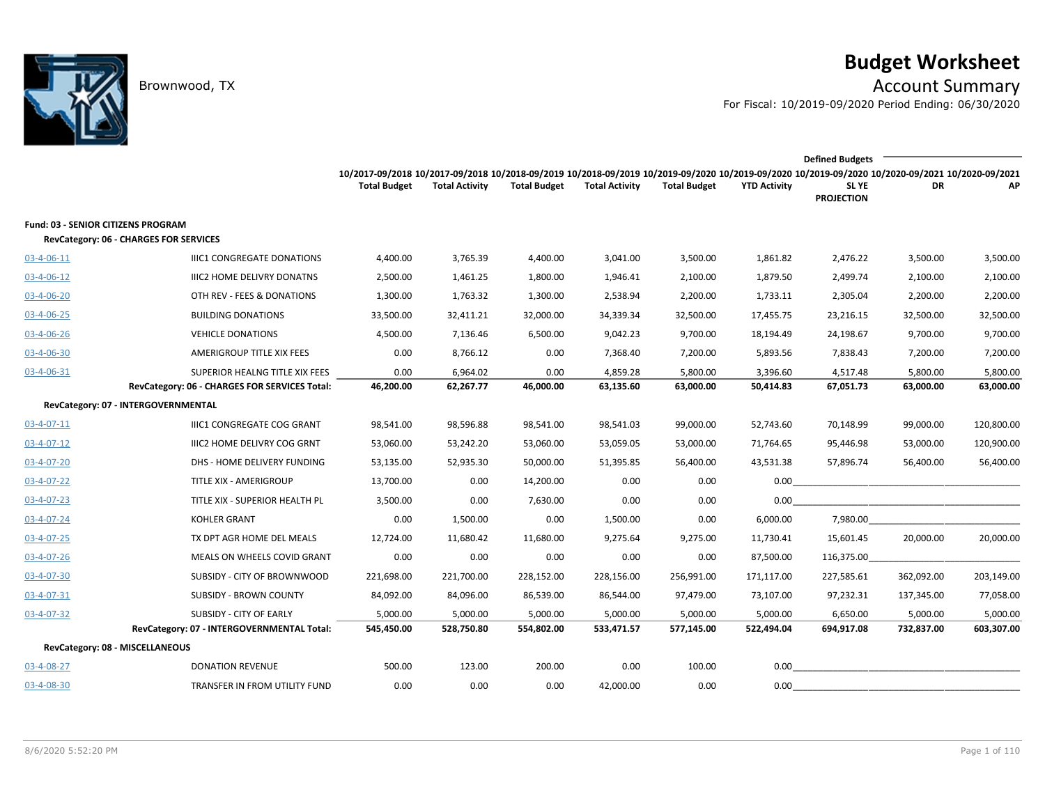# Budget Worksheet

Brownwood, TX

## Account Summary

For Fiscal: 10/2019-09/2020 Period Ending: 06/30/2020

| | | 10/2017-09/2018 Total Budget | 10/2017-09/2018 Total Activity | 10/2018-09/2019 Total Budget | 10/2018-09/2019 Total Activity | 10/2019-09/2020 Total Budget | 10/2019-09/2020 YTD Activity | Defined Budgets 10/2019-09/2020 SL YE PROJECTION | 10/2020-09/2021 DR | 10/2020-09/2021 AP |
|---|---|---|---|---|---|---|---|---|---|---|
| **Fund: 03 - SENIOR CITIZENS PROGRAM** | | | | | | | | | | |
| **RevCategory: 06 - CHARGES FOR SERVICES** | | | | | | | | | | |
| 03-4-06-11 | IIIC1 CONGREGATE DONATIONS | 4,400.00 | 3,765.39 | 4,400.00 | 3,041.00 | 3,500.00 | 1,861.82 | 2,476.22 | 3,500.00 | 3,500.00 |
| 03-4-06-12 | IIIC2 HOME DELIVRY DONATNS | 2,500.00 | 1,461.25 | 1,800.00 | 1,946.41 | 2,100.00 | 1,879.50 | 2,499.74 | 2,100.00 | 2,100.00 |
| 03-4-06-20 | OTH REV - FEES & DONATIONS | 1,300.00 | 1,763.32 | 1,300.00 | 2,538.94 | 2,200.00 | 1,733.11 | 2,305.04 | 2,200.00 | 2,200.00 |
| 03-4-06-25 | BUILDING DONATIONS | 33,500.00 | 32,411.21 | 32,000.00 | 34,339.34 | 32,500.00 | 17,455.75 | 23,216.15 | 32,500.00 | 32,500.00 |
| 03-4-06-26 | VEHICLE DONATIONS | 4,500.00 | 7,136.46 | 6,500.00 | 9,042.23 | 9,700.00 | 18,194.49 | 24,198.67 | 9,700.00 | 9,700.00 |
| 03-4-06-30 | AMERIGROUP TITLE XIX FEES | 0.00 | 8,766.12 | 0.00 | 7,368.40 | 7,200.00 | 5,893.56 | 7,838.43 | 7,200.00 | 7,200.00 |
| 03-4-06-31 | SUPERIOR HEALNG TITLE XIX FEES | 0.00 | 6,964.02 | 0.00 | 4,859.28 | 5,800.00 | 3,396.60 | 4,517.48 | 5,800.00 | 5,800.00 |
| | **RevCategory: 06 - CHARGES FOR SERVICES Total:** | **46,200.00** | **62,267.77** | **46,000.00** | **63,135.60** | **63,000.00** | **50,414.83** | **67,051.73** | **63,000.00** | **63,000.00** |
| **RevCategory: 07 - INTERGOVERNMENTAL** | | | | | | | | | | |
| 03-4-07-11 | IIIC1 CONGREGATE COG GRANT | 98,541.00 | 98,596.88 | 98,541.00 | 98,541.03 | 99,000.00 | 52,743.60 | 70,148.99 | 99,000.00 | 120,800.00 |
| 03-4-07-12 | IIIC2 HOME DELIVRY COG GRNT | 53,060.00 | 53,242.20 | 53,060.00 | 53,059.05 | 53,000.00 | 71,764.65 | 95,446.98 | 53,000.00 | 120,900.00 |
| 03-4-07-20 | DHS - HOME DELIVERY FUNDING | 53,135.00 | 52,935.30 | 50,000.00 | 51,395.85 | 56,400.00 | 43,531.38 | 57,896.74 | 56,400.00 | 56,400.00 |
| 03-4-07-22 | TITLE XIX - AMERIGROUP | 13,700.00 | 0.00 | 14,200.00 | 0.00 | 0.00 | 0.00 | | | |
| 03-4-07-23 | TITLE XIX - SUPERIOR HEALTH PL | 3,500.00 | 0.00 | 7,630.00 | 0.00 | 0.00 | 0.00 | | | |
| 03-4-07-24 | KOHLER GRANT | 0.00 | 1,500.00 | 0.00 | 1,500.00 | 0.00 | 6,000.00 | 7,980.00 | | |
| 03-4-07-25 | TX DPT AGR HOME DEL MEALS | 12,724.00 | 11,680.42 | 11,680.00 | 9,275.64 | 9,275.00 | 11,730.41 | 15,601.45 | 20,000.00 | 20,000.00 |
| 03-4-07-26 | MEALS ON WHEELS COVID GRANT | 0.00 | 0.00 | 0.00 | 0.00 | 0.00 | 87,500.00 | 116,375.00 | | |
| 03-4-07-30 | SUBSIDY - CITY OF BROWNWOOD | 221,698.00 | 221,700.00 | 228,152.00 | 228,156.00 | 256,991.00 | 171,117.00 | 227,585.61 | 362,092.00 | 203,149.00 |
| 03-4-07-31 | SUBSIDY - BROWN COUNTY | 84,092.00 | 84,096.00 | 86,539.00 | 86,544.00 | 97,479.00 | 73,107.00 | 97,232.31 | 137,345.00 | 77,058.00 |
| 03-4-07-32 | SUBSIDY - CITY OF EARLY | 5,000.00 | 5,000.00 | 5,000.00 | 5,000.00 | 5,000.00 | 5,000.00 | 6,650.00 | 5,000.00 | 5,000.00 |
| | **RevCategory: 07 - INTERGOVERNMENTAL Total:** | **545,450.00** | **528,750.80** | **554,802.00** | **533,471.57** | **577,145.00** | **522,494.04** | **694,917.08** | **732,837.00** | **603,307.00** |
| **RevCategory: 08 - MISCELLANEOUS** | | | | | | | | | | |
| 03-4-08-27 | DONATION REVENUE | 500.00 | 123.00 | 200.00 | 0.00 | 100.00 | 0.00 | | | |
| 03-4-08-30 | TRANSFER IN FROM UTILITY FUND | 0.00 | 0.00 | 0.00 | 42,000.00 | 0.00 | 0.00 | | | |

8/6/2020 5:52:20 PM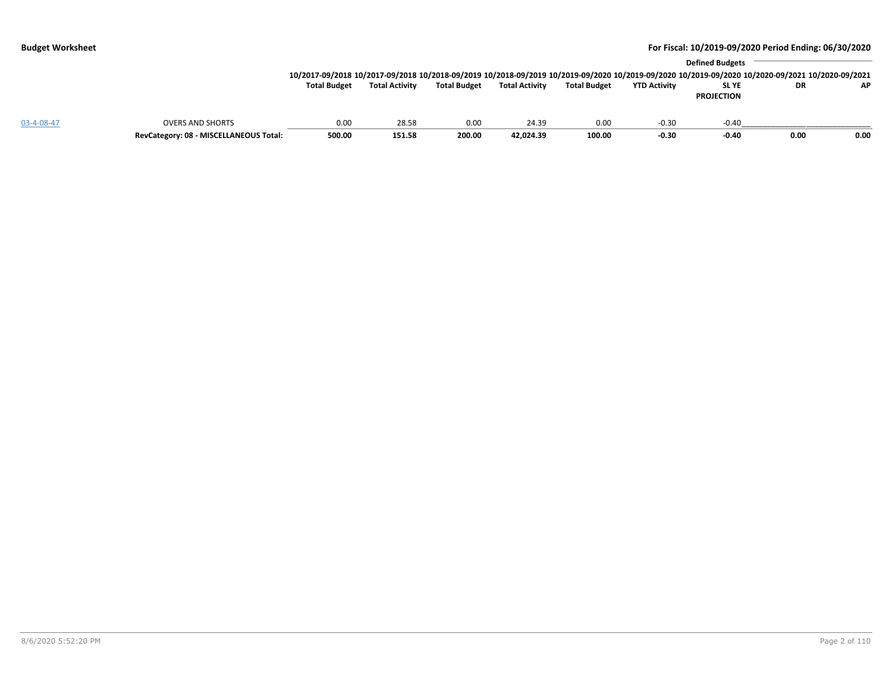| | | Defined Budgets | | | | | | | | |
|---|---|---|---|---|---|---|---|---|---|---|
| | | 10/2017-09/2018 Total Budget | 10/2017-09/2018 Total Activity | 10/2018-09/2019 Total Budget | 10/2018-09/2019 Total Activity | 10/2019-09/2020 Total Budget | 10/2019-09/2020 YTD Activity | 10/2019-09/2020 SL YE PROJECTION | 10/2020-09/2021 DR | 10/2020-09/2021 AP |
| 03-4-08-47 | OVERS AND SHORTS | 0.00 | 28.58 | 0.00 | 24.39 | 0.00 | -0.30 | -0.40 | | |
| | **RevCategory: 08 - MISCELLANEOUS Total:** | **500.00** | **151.58** | **200.00** | **42,024.39** | **100.00** | **-0.30** | **-0.40** | **0.00** | **0.00** |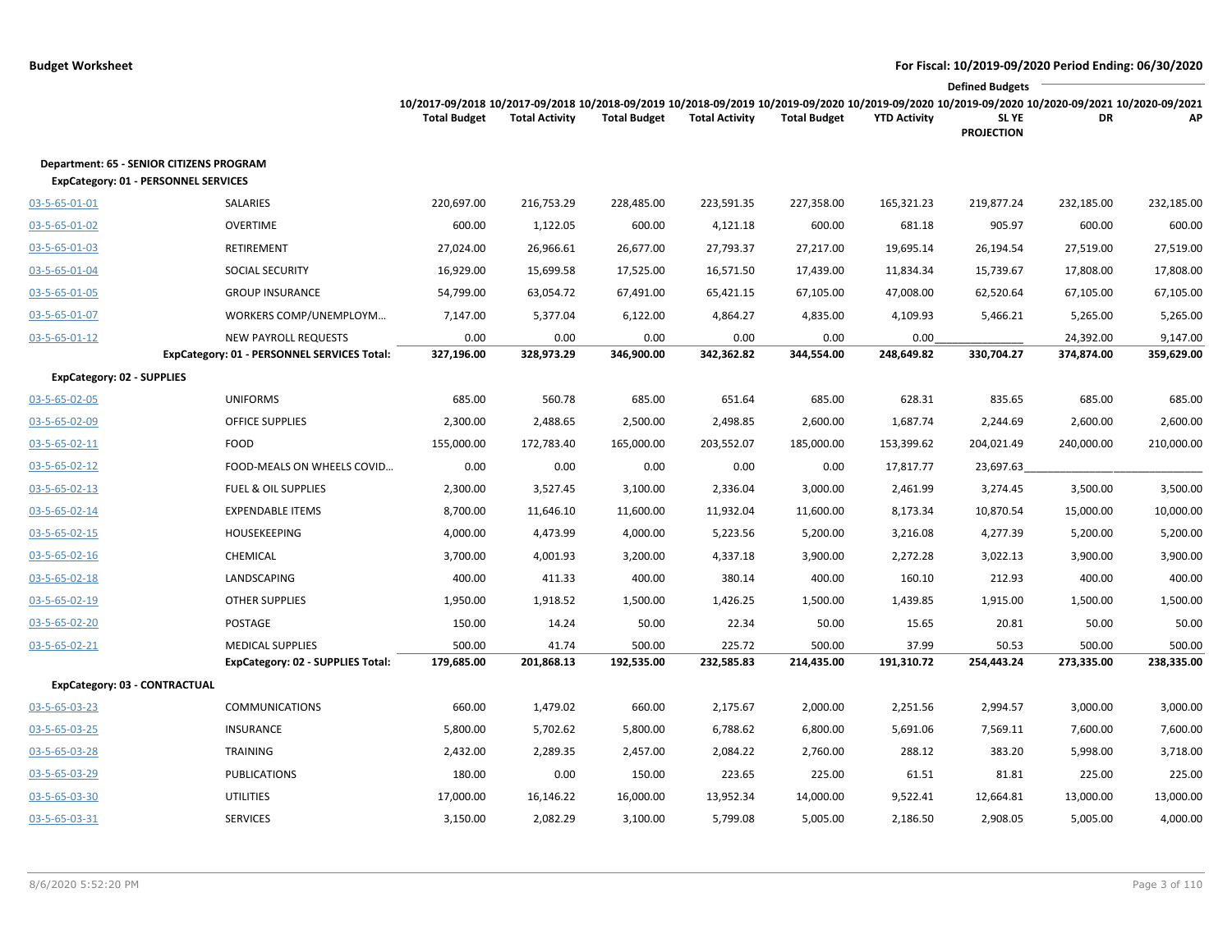**Budget Worksheet** — For Fiscal: 10/2019-09/2020 Period Ending: 06/30/2020

| | | 10/2017-09/2018 Total Budget | 10/2017-09/2018 Total Activity | 10/2018-09/2019 Total Budget | 10/2018-09/2019 Total Activity | 10/2019-09/2020 Total Budget | 10/2019-09/2020 YTD Activity | Defined Budgets 10/2019-09/2020 SL YE PROJECTION | 10/2020-09/2021 DR | 10/2020-09/2021 AP |
|---|---|---|---|---|---|---|---|---|---|---|
| **Department: 65 - SENIOR CITIZENS PROGRAM** | | | | | | | | | | |
| **ExpCategory: 01 - PERSONNEL SERVICES** | | | | | | | | | | |
| 03-5-65-01-01 | SALARIES | 220,697.00 | 216,753.29 | 228,485.00 | 223,591.35 | 227,358.00 | 165,321.23 | 219,877.24 | 232,185.00 | 232,185.00 |
| 03-5-65-01-02 | OVERTIME | 600.00 | 1,122.05 | 600.00 | 4,121.18 | 600.00 | 681.18 | 905.97 | 600.00 | 600.00 |
| 03-5-65-01-03 | RETIREMENT | 27,024.00 | 26,966.61 | 26,677.00 | 27,793.37 | 27,217.00 | 19,695.14 | 26,194.54 | 27,519.00 | 27,519.00 |
| 03-5-65-01-04 | SOCIAL SECURITY | 16,929.00 | 15,699.58 | 17,525.00 | 16,571.50 | 17,439.00 | 11,834.34 | 15,739.67 | 17,808.00 | 17,808.00 |
| 03-5-65-01-05 | GROUP INSURANCE | 54,799.00 | 63,054.72 | 67,491.00 | 65,421.15 | 67,105.00 | 47,008.00 | 62,520.64 | 67,105.00 | 67,105.00 |
| 03-5-65-01-07 | WORKERS COMP/UNEMPLOYM… | 7,147.00 | 5,377.04 | 6,122.00 | 4,864.27 | 4,835.00 | 4,109.93 | 5,466.21 | 5,265.00 | 5,265.00 |
| 03-5-65-01-12 | NEW PAYROLL REQUESTS | 0.00 | 0.00 | 0.00 | 0.00 | 0.00 | 0.00 | | 24,392.00 | 9,147.00 |
| | **ExpCategory: 01 - PERSONNEL SERVICES Total:** | **327,196.00** | **328,973.29** | **346,900.00** | **342,362.82** | **344,554.00** | **248,649.82** | **330,704.27** | **374,874.00** | **359,629.00** |
| **ExpCategory: 02 - SUPPLIES** | | | | | | | | | | |
| 03-5-65-02-05 | UNIFORMS | 685.00 | 560.78 | 685.00 | 651.64 | 685.00 | 628.31 | 835.65 | 685.00 | 685.00 |
| 03-5-65-02-09 | OFFICE SUPPLIES | 2,300.00 | 2,488.65 | 2,500.00 | 2,498.85 | 2,600.00 | 1,687.74 | 2,244.69 | 2,600.00 | 2,600.00 |
| 03-5-65-02-11 | FOOD | 155,000.00 | 172,783.40 | 165,000.00 | 203,552.07 | 185,000.00 | 153,399.62 | 204,021.49 | 240,000.00 | 210,000.00 |
| 03-5-65-02-12 | FOOD-MEALS ON WHEELS COVID… | 0.00 | 0.00 | 0.00 | 0.00 | 0.00 | 17,817.77 | 23,697.63 | | |
| 03-5-65-02-13 | FUEL & OIL SUPPLIES | 2,300.00 | 3,527.45 | 3,100.00 | 2,336.04 | 3,000.00 | 2,461.99 | 3,274.45 | 3,500.00 | 3,500.00 |
| 03-5-65-02-14 | EXPENDABLE ITEMS | 8,700.00 | 11,646.10 | 11,600.00 | 11,932.04 | 11,600.00 | 8,173.34 | 10,870.54 | 15,000.00 | 10,000.00 |
| 03-5-65-02-15 | HOUSEKEEPING | 4,000.00 | 4,473.99 | 4,000.00 | 5,223.56 | 5,200.00 | 3,216.08 | 4,277.39 | 5,200.00 | 5,200.00 |
| 03-5-65-02-16 | CHEMICAL | 3,700.00 | 4,001.93 | 3,200.00 | 4,337.18 | 3,900.00 | 2,272.28 | 3,022.13 | 3,900.00 | 3,900.00 |
| 03-5-65-02-18 | LANDSCAPING | 400.00 | 411.33 | 400.00 | 380.14 | 400.00 | 160.10 | 212.93 | 400.00 | 400.00 |
| 03-5-65-02-19 | OTHER SUPPLIES | 1,950.00 | 1,918.52 | 1,500.00 | 1,426.25 | 1,500.00 | 1,439.85 | 1,915.00 | 1,500.00 | 1,500.00 |
| 03-5-65-02-20 | POSTAGE | 150.00 | 14.24 | 50.00 | 22.34 | 50.00 | 15.65 | 20.81 | 50.00 | 50.00 |
| 03-5-65-02-21 | MEDICAL SUPPLIES | 500.00 | 41.74 | 500.00 | 225.72 | 500.00 | 37.99 | 50.53 | 500.00 | 500.00 |
| | **ExpCategory: 02 - SUPPLIES Total:** | **179,685.00** | **201,868.13** | **192,535.00** | **232,585.83** | **214,435.00** | **191,310.72** | **254,443.24** | **273,335.00** | **238,335.00** |
| **ExpCategory: 03 - CONTRACTUAL** | | | | | | | | | | |
| 03-5-65-03-23 | COMMUNICATIONS | 660.00 | 1,479.02 | 660.00 | 2,175.67 | 2,000.00 | 2,251.56 | 2,994.57 | 3,000.00 | 3,000.00 |
| 03-5-65-03-25 | INSURANCE | 5,800.00 | 5,702.62 | 5,800.00 | 6,788.62 | 6,800.00 | 5,691.06 | 7,569.11 | 7,600.00 | 7,600.00 |
| 03-5-65-03-28 | TRAINING | 2,432.00 | 2,289.35 | 2,457.00 | 2,084.22 | 2,760.00 | 288.12 | 383.20 | 5,998.00 | 3,718.00 |
| 03-5-65-03-29 | PUBLICATIONS | 180.00 | 0.00 | 150.00 | 223.65 | 225.00 | 61.51 | 81.81 | 225.00 | 225.00 |
| 03-5-65-03-30 | UTILITIES | 17,000.00 | 16,146.22 | 16,000.00 | 13,952.34 | 14,000.00 | 9,522.41 | 12,664.81 | 13,000.00 | 13,000.00 |
| 03-5-65-03-31 | SERVICES | 3,150.00 | 2,082.29 | 3,100.00 | 5,799.08 | 5,005.00 | 2,186.50 | 2,908.05 | 5,005.00 | 4,000.00 |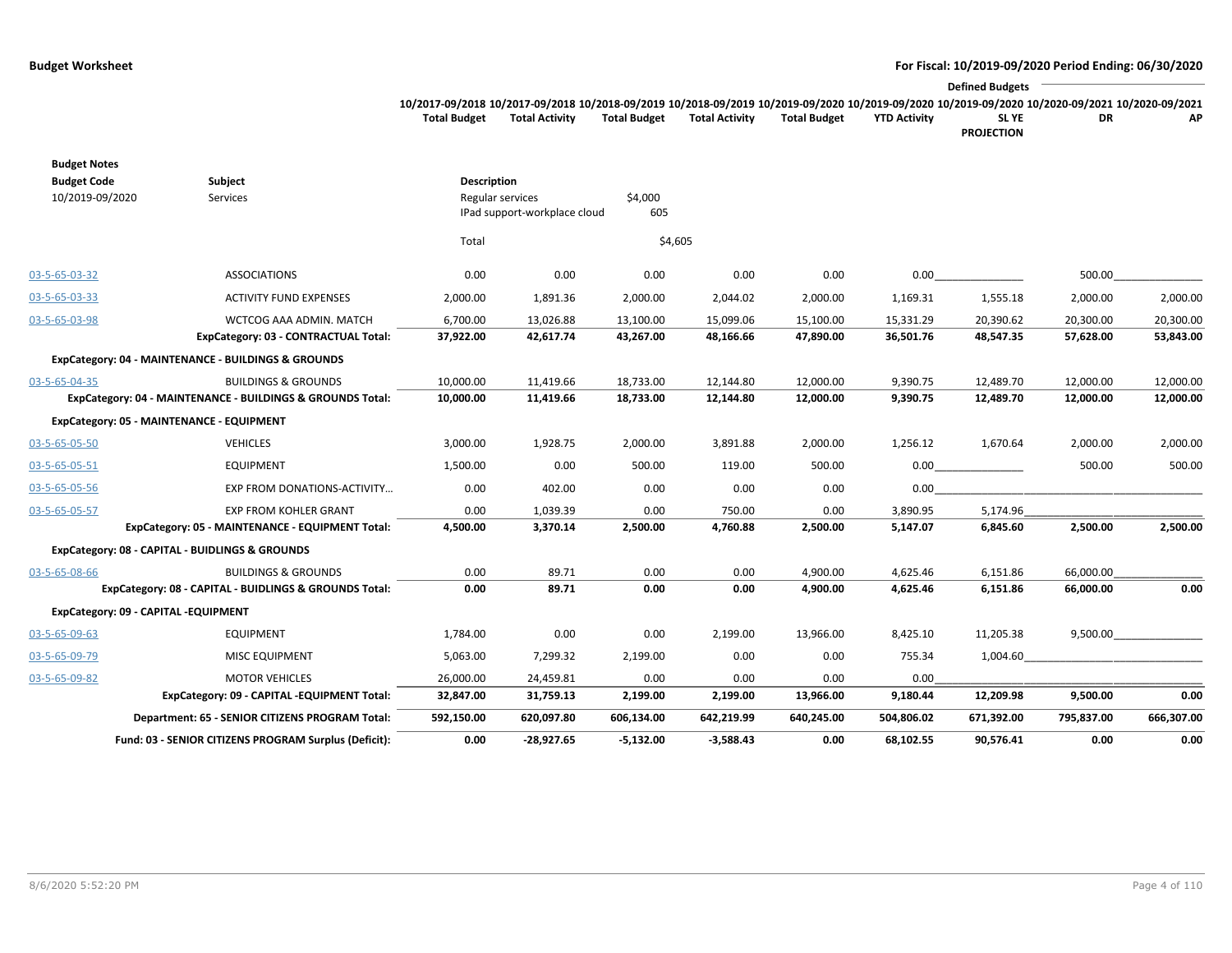**Budget Worksheet**

**For Fiscal: 10/2019-09/2020 Period Ending: 06/30/2020**

| | | 10/2017-09/2018 Total Budget | 10/2017-09/2018 Total Activity | 10/2018-09/2019 Total Budget | 10/2018-09/2019 Total Activity | 10/2019-09/2020 Total Budget | 10/2019-09/2020 YTD Activity | Defined Budgets 10/2019-09/2020 SL YE PROJECTION | 10/2020-09/2021 DR | 10/2020-09/2021 AP |
|---|---|---|---|---|---|---|---|---|---|---|
| **Budget Notes** | | | | | | | | | | |
| **Budget Code** | **Subject** | **Description** | | | | | | | | |
| 10/2019-09/2020 | Services | Regular services | | $4,000 | | | | | | |
| | | IPad support-workplace cloud | | 605 | | | | | | |
| | | Total | | $4,605 | | | | | | |
| 03-5-65-03-32 | ASSOCIATIONS | 0.00 | 0.00 | 0.00 | 0.00 | 0.00 | 0.00 | | 500.00 | |
| 03-5-65-03-33 | ACTIVITY FUND EXPENSES | 2,000.00 | 1,891.36 | 2,000.00 | 2,044.02 | 2,000.00 | 1,169.31 | 1,555.18 | 2,000.00 | 2,000.00 |
| 03-5-65-03-98 | WCTCOG AAA ADMIN. MATCH | 6,700.00 | 13,026.88 | 13,100.00 | 15,099.06 | 15,100.00 | 15,331.29 | 20,390.62 | 20,300.00 | 20,300.00 |
| | **ExpCategory: 03 - CONTRACTUAL Total:** | **37,922.00** | **42,617.74** | **43,267.00** | **48,166.66** | **47,890.00** | **36,501.76** | **48,547.35** | **57,628.00** | **53,843.00** |
| **ExpCategory: 04 - MAINTENANCE - BUILDINGS & GROUNDS** | | | | | | | | | | |
| 03-5-65-04-35 | BUILDINGS & GROUNDS | 10,000.00 | 11,419.66 | 18,733.00 | 12,144.80 | 12,000.00 | 9,390.75 | 12,489.70 | 12,000.00 | 12,000.00 |
| | **ExpCategory: 04 - MAINTENANCE - BUILDINGS & GROUNDS Total:** | **10,000.00** | **11,419.66** | **18,733.00** | **12,144.80** | **12,000.00** | **9,390.75** | **12,489.70** | **12,000.00** | **12,000.00** |
| **ExpCategory: 05 - MAINTENANCE - EQUIPMENT** | | | | | | | | | | |
| 03-5-65-05-50 | VEHICLES | 3,000.00 | 1,928.75 | 2,000.00 | 3,891.88 | 2,000.00 | 1,256.12 | 1,670.64 | 2,000.00 | 2,000.00 |
| 03-5-65-05-51 | EQUIPMENT | 1,500.00 | 0.00 | 500.00 | 119.00 | 500.00 | 0.00 | | 500.00 | 500.00 |
| 03-5-65-05-56 | EXP FROM DONATIONS-ACTIVITY... | 0.00 | 402.00 | 0.00 | 0.00 | 0.00 | 0.00 | | | |
| 03-5-65-05-57 | EXP FROM KOHLER GRANT | 0.00 | 1,039.39 | 0.00 | 750.00 | 0.00 | 3,890.95 | 5,174.96 | | |
| | **ExpCategory: 05 - MAINTENANCE - EQUIPMENT Total:** | **4,500.00** | **3,370.14** | **2,500.00** | **4,760.88** | **2,500.00** | **5,147.07** | **6,845.60** | **2,500.00** | **2,500.00** |
| **ExpCategory: 08 - CAPITAL - BUIDLINGS & GROUNDS** | | | | | | | | | | |
| 03-5-65-08-66 | BUILDINGS & GROUNDS | 0.00 | 89.71 | 0.00 | 0.00 | 4,900.00 | 4,625.46 | 6,151.86 | 66,000.00 | |
| | **ExpCategory: 08 - CAPITAL - BUILDINGS & GROUNDS Total:** | **0.00** | **89.71** | **0.00** | **0.00** | **4,900.00** | **4,625.46** | **6,151.86** | **66,000.00** | **0.00** |
| **ExpCategory: 09 - CAPITAL -EQUIPMENT** | | | | | | | | | | |
| 03-5-65-09-63 | EQUIPMENT | 1,784.00 | 0.00 | 0.00 | 2,199.00 | 13,966.00 | 8,425.10 | 11,205.38 | 9,500.00 | |
| 03-5-65-09-79 | MISC EQUIPMENT | 5,063.00 | 7,299.32 | 2,199.00 | 0.00 | 0.00 | 755.34 | 1,004.60 | | |
| 03-5-65-09-82 | MOTOR VEHICLES | 26,000.00 | 24,459.81 | 0.00 | 0.00 | 0.00 | 0.00 | | | |
| | **ExpCategory: 09 - CAPITAL -EQUIPMENT Total:** | **32,847.00** | **31,759.13** | **2,199.00** | **2,199.00** | **13,966.00** | **9,180.44** | **12,209.98** | **9,500.00** | **0.00** |
| | **Department: 65 - SENIOR CITIZENS PROGRAM Total:** | **592,150.00** | **620,097.80** | **606,134.00** | **642,219.99** | **640,245.00** | **504,806.02** | **671,392.00** | **795,837.00** | **666,307.00** |
| | **Fund: 03 - SENIOR CITIZENS PROGRAM Surplus (Deficit):** | **0.00** | **-28,927.65** | **-5,132.00** | **-3,588.43** | **0.00** | **68,102.55** | **90,576.41** | **0.00** | **0.00** |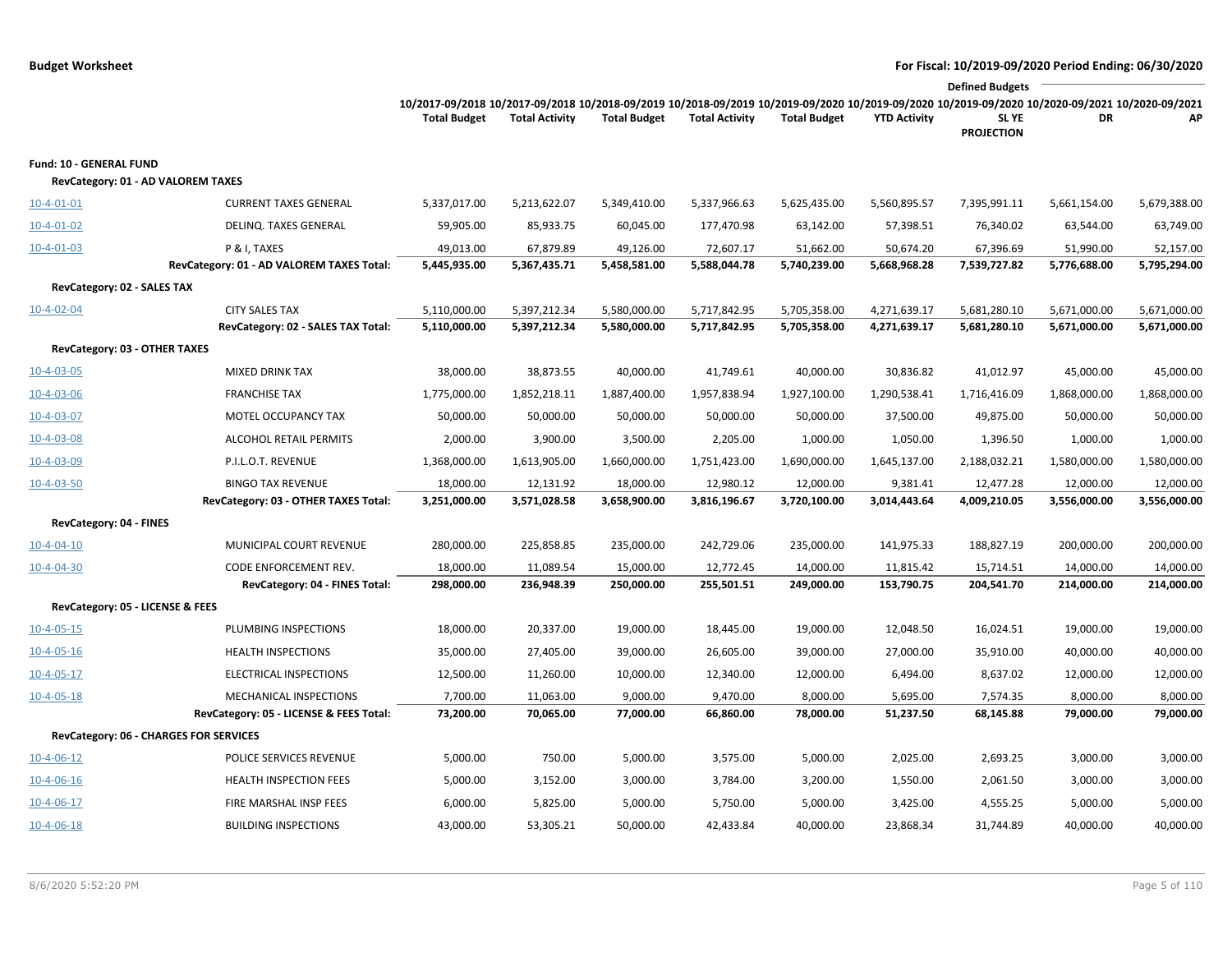**Budget Worksheet** — For Fiscal: 10/2019-09/2020 Period Ending: 06/30/2020

| | | 10/2017-09/2018 Total Budget | 10/2017-09/2018 Total Activity | 10/2018-09/2019 Total Budget | 10/2018-09/2019 Total Activity | 10/2019-09/2020 Total Budget | 10/2019-09/2020 YTD Activity | Defined Budgets 10/2019-09/2020 SL YE PROJECTION | 10/2020-09/2021 DR | 10/2020-09/2021 AP |
|---|---|---|---|---|---|---|---|---|---|---|
| **Fund: 10 - GENERAL FUND** | | | | | | | | | | |
| **RevCategory: 01 - AD VALOREM TAXES** | | | | | | | | | | |
| 10-4-01-01 | CURRENT TAXES GENERAL | 5,337,017.00 | 5,213,622.07 | 5,349,410.00 | 5,337,966.63 | 5,625,435.00 | 5,560,895.57 | 7,395,991.11 | 5,661,154.00 | 5,679,388.00 |
| 10-4-01-02 | DELINQ. TAXES GENERAL | 59,905.00 | 85,933.75 | 60,045.00 | 177,470.98 | 63,142.00 | 57,398.51 | 76,340.02 | 63,544.00 | 63,749.00 |
| 10-4-01-03 | P & I, TAXES | 49,013.00 | 67,879.89 | 49,126.00 | 72,607.17 | 51,662.00 | 50,674.20 | 67,396.69 | 51,990.00 | 52,157.00 |
| | **RevCategory: 01 - AD VALOREM TAXES Total:** | **5,445,935.00** | **5,367,435.71** | **5,458,581.00** | **5,588,044.78** | **5,740,239.00** | **5,668,968.28** | **7,539,727.82** | **5,776,688.00** | **5,795,294.00** |
| **RevCategory: 02 - SALES TAX** | | | | | | | | | | |
| 10-4-02-04 | CITY SALES TAX | 5,110,000.00 | 5,397,212.34 | 5,580,000.00 | 5,717,842.95 | 5,705,358.00 | 4,271,639.17 | 5,681,280.10 | 5,671,000.00 | 5,671,000.00 |
| | **RevCategory: 02 - SALES TAX Total:** | **5,110,000.00** | **5,397,212.34** | **5,580,000.00** | **5,717,842.95** | **5,705,358.00** | **4,271,639.17** | **5,681,280.10** | **5,671,000.00** | **5,671,000.00** |
| **RevCategory: 03 - OTHER TAXES** | | | | | | | | | | |
| 10-4-03-05 | MIXED DRINK TAX | 38,000.00 | 38,873.55 | 40,000.00 | 41,749.61 | 40,000.00 | 30,836.82 | 41,012.97 | 45,000.00 | 45,000.00 |
| 10-4-03-06 | FRANCHISE TAX | 1,775,000.00 | 1,852,218.11 | 1,887,400.00 | 1,957,838.94 | 1,927,100.00 | 1,290,538.41 | 1,716,416.09 | 1,868,000.00 | 1,868,000.00 |
| 10-4-03-07 | MOTEL OCCUPANCY TAX | 50,000.00 | 50,000.00 | 50,000.00 | 50,000.00 | 50,000.00 | 37,500.00 | 49,875.00 | 50,000.00 | 50,000.00 |
| 10-4-03-08 | ALCOHOL RETAIL PERMITS | 2,000.00 | 3,900.00 | 3,500.00 | 2,205.00 | 1,000.00 | 1,050.00 | 1,396.50 | 1,000.00 | 1,000.00 |
| 10-4-03-09 | P.I.L.O.T. REVENUE | 1,368,000.00 | 1,613,905.00 | 1,660,000.00 | 1,751,423.00 | 1,690,000.00 | 1,645,137.00 | 2,188,032.21 | 1,580,000.00 | 1,580,000.00 |
| 10-4-03-50 | BINGO TAX REVENUE | 18,000.00 | 12,131.92 | 18,000.00 | 12,980.12 | 12,000.00 | 9,381.41 | 12,477.28 | 12,000.00 | 12,000.00 |
| | **RevCategory: 03 - OTHER TAXES Total:** | **3,251,000.00** | **3,571,028.58** | **3,658,900.00** | **3,816,196.67** | **3,720,100.00** | **3,014,443.64** | **4,009,210.05** | **3,556,000.00** | **3,556,000.00** |
| **RevCategory: 04 - FINES** | | | | | | | | | | |
| 10-4-04-10 | MUNICIPAL COURT REVENUE | 280,000.00 | 225,858.85 | 235,000.00 | 242,729.06 | 235,000.00 | 141,975.33 | 188,827.19 | 200,000.00 | 200,000.00 |
| 10-4-04-30 | CODE ENFORCEMENT REV. | 18,000.00 | 11,089.54 | 15,000.00 | 12,772.45 | 14,000.00 | 11,815.42 | 15,714.51 | 14,000.00 | 14,000.00 |
| | **RevCategory: 04 - FINES Total:** | **298,000.00** | **236,948.39** | **250,000.00** | **255,501.51** | **249,000.00** | **153,790.75** | **204,541.70** | **214,000.00** | **214,000.00** |
| **RevCategory: 05 - LICENSE & FEES** | | | | | | | | | | |
| 10-4-05-15 | PLUMBING INSPECTIONS | 18,000.00 | 20,337.00 | 19,000.00 | 18,445.00 | 19,000.00 | 12,048.50 | 16,024.51 | 19,000.00 | 19,000.00 |
| 10-4-05-16 | HEALTH INSPECTIONS | 35,000.00 | 27,405.00 | 39,000.00 | 26,605.00 | 39,000.00 | 27,000.00 | 35,910.00 | 40,000.00 | 40,000.00 |
| 10-4-05-17 | ELECTRICAL INSPECTIONS | 12,500.00 | 11,260.00 | 10,000.00 | 12,340.00 | 12,000.00 | 6,494.00 | 8,637.02 | 12,000.00 | 12,000.00 |
| 10-4-05-18 | MECHANICAL INSPECTIONS | 7,700.00 | 11,063.00 | 9,000.00 | 9,470.00 | 8,000.00 | 5,695.00 | 7,574.35 | 8,000.00 | 8,000.00 |
| | **RevCategory: 05 - LICENSE & FEES Total:** | **73,200.00** | **70,065.00** | **77,000.00** | **66,860.00** | **78,000.00** | **51,237.50** | **68,145.88** | **79,000.00** | **79,000.00** |
| **RevCategory: 06 - CHARGES FOR SERVICES** | | | | | | | | | | |
| 10-4-06-12 | POLICE SERVICES REVENUE | 5,000.00 | 750.00 | 5,000.00 | 3,575.00 | 5,000.00 | 2,025.00 | 2,693.25 | 3,000.00 | 3,000.00 |
| 10-4-06-16 | HEALTH INSPECTION FEES | 5,000.00 | 3,152.00 | 3,000.00 | 3,784.00 | 3,200.00 | 1,550.00 | 2,061.50 | 3,000.00 | 3,000.00 |
| 10-4-06-17 | FIRE MARSHAL INSP FEES | 6,000.00 | 5,825.00 | 5,000.00 | 5,750.00 | 5,000.00 | 3,425.00 | 4,555.25 | 5,000.00 | 5,000.00 |
| 10-4-06-18 | BUILDING INSPECTIONS | 43,000.00 | 53,305.21 | 50,000.00 | 42,433.84 | 40,000.00 | 23,868.34 | 31,744.89 | 40,000.00 | 40,000.00 |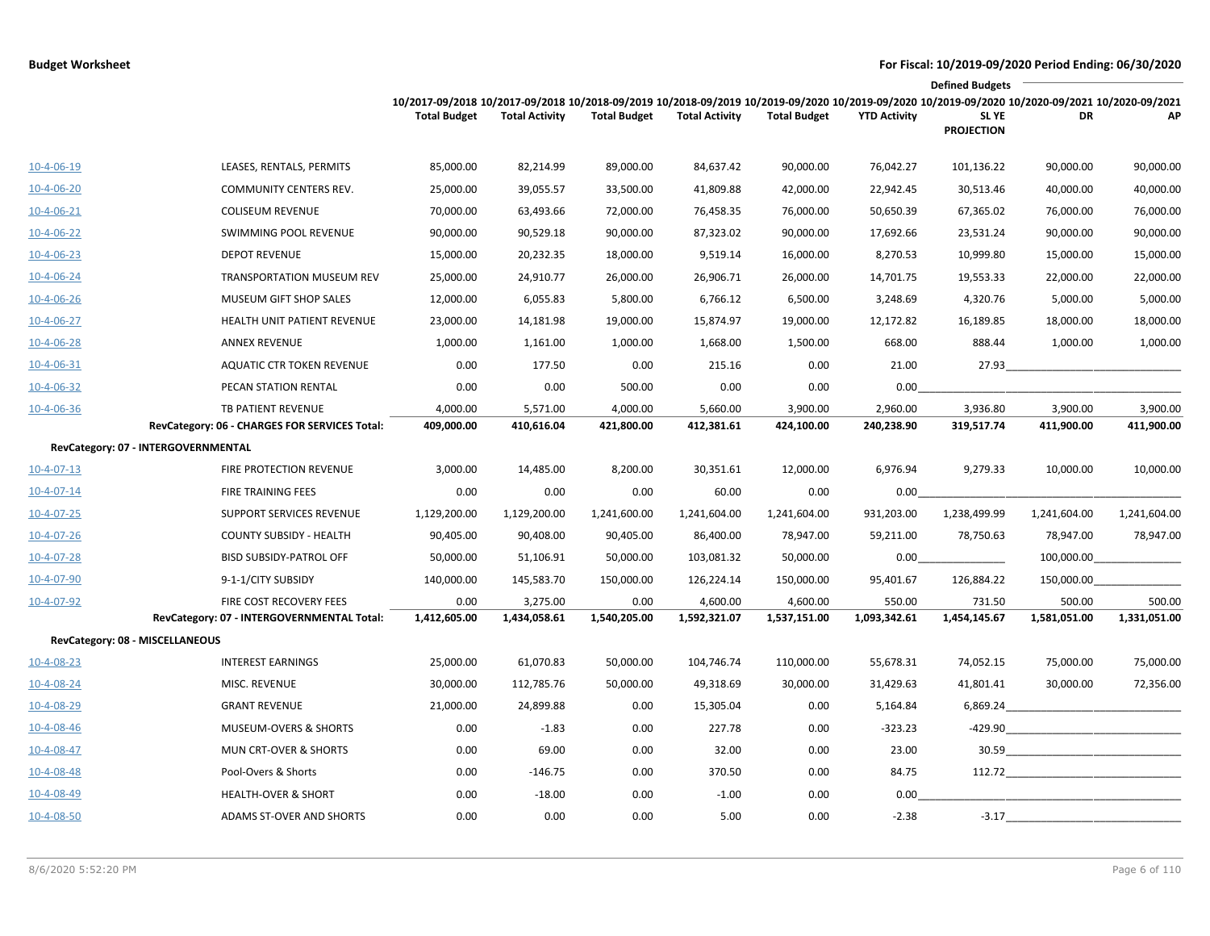**Budget Worksheet** — For Fiscal: 10/2019-09/2020 Period Ending: 06/30/2020

| | | 10/2017-09/2018 Total Budget | 10/2017-09/2018 Total Activity | 10/2018-09/2019 Total Budget | 10/2018-09/2019 Total Activity | 10/2019-09/2020 Total Budget | 10/2019-09/2020 YTD Activity | 10/2019-09/2020 SL YE PROJECTION | 10/2020-09/2021 DR | 10/2020-09/2021 AP |
|---|---|---|---|---|---|---|---|---|---|---|
| | | | | | | | | Defined Budgets | | |
| 10-4-06-19 | LEASES, RENTALS, PERMITS | 85,000.00 | 82,214.99 | 89,000.00 | 84,637.42 | 90,000.00 | 76,042.27 | 101,136.22 | 90,000.00 | 90,000.00 |
| 10-4-06-20 | COMMUNITY CENTERS REV. | 25,000.00 | 39,055.57 | 33,500.00 | 41,809.88 | 42,000.00 | 22,942.45 | 30,513.46 | 40,000.00 | 40,000.00 |
| 10-4-06-21 | COLISEUM REVENUE | 70,000.00 | 63,493.66 | 72,000.00 | 76,458.35 | 76,000.00 | 50,650.39 | 67,365.02 | 76,000.00 | 76,000.00 |
| 10-4-06-22 | SWIMMING POOL REVENUE | 90,000.00 | 90,529.18 | 90,000.00 | 87,323.02 | 90,000.00 | 17,692.66 | 23,531.24 | 90,000.00 | 90,000.00 |
| 10-4-06-23 | DEPOT REVENUE | 15,000.00 | 20,232.35 | 18,000.00 | 9,519.14 | 16,000.00 | 8,270.53 | 10,999.80 | 15,000.00 | 15,000.00 |
| 10-4-06-24 | TRANSPORTATION MUSEUM REV | 25,000.00 | 24,910.77 | 26,000.00 | 26,906.71 | 26,000.00 | 14,701.75 | 19,553.33 | 22,000.00 | 22,000.00 |
| 10-4-06-26 | MUSEUM GIFT SHOP SALES | 12,000.00 | 6,055.83 | 5,800.00 | 6,766.12 | 6,500.00 | 3,248.69 | 4,320.76 | 5,000.00 | 5,000.00 |
| 10-4-06-27 | HEALTH UNIT PATIENT REVENUE | 23,000.00 | 14,181.98 | 19,000.00 | 15,874.97 | 19,000.00 | 12,172.82 | 16,189.85 | 18,000.00 | 18,000.00 |
| 10-4-06-28 | ANNEX REVENUE | 1,000.00 | 1,161.00 | 1,000.00 | 1,668.00 | 1,500.00 | 668.00 | 888.44 | 1,000.00 | 1,000.00 |
| 10-4-06-31 | AQUATIC CTR TOKEN REVENUE | 0.00 | 177.50 | 0.00 | 215.16 | 0.00 | 21.00 | 27.93 | | |
| 10-4-06-32 | PECAN STATION RENTAL | 0.00 | 0.00 | 500.00 | 0.00 | 0.00 | 0.00 | | | |
| 10-4-06-36 | TB PATIENT REVENUE | 4,000.00 | 5,571.00 | 4,000.00 | 5,660.00 | 3,900.00 | 2,960.00 | 3,936.80 | 3,900.00 | 3,900.00 |
| | **RevCategory: 06 - CHARGES FOR SERVICES Total:** | **409,000.00** | **410,616.04** | **421,800.00** | **412,381.61** | **424,100.00** | **240,238.90** | **319,517.74** | **411,900.00** | **411,900.00** |
| **RevCategory: 07 - INTERGOVERNMENTAL** | | | | | | | | | | |
| 10-4-07-13 | FIRE PROTECTION REVENUE | 3,000.00 | 14,485.00 | 8,200.00 | 30,351.61 | 12,000.00 | 6,976.94 | 9,279.33 | 10,000.00 | 10,000.00 |
| 10-4-07-14 | FIRE TRAINING FEES | 0.00 | 0.00 | 0.00 | 60.00 | 0.00 | 0.00 | | | |
| 10-4-07-25 | SUPPORT SERVICES REVENUE | 1,129,200.00 | 1,129,200.00 | 1,241,600.00 | 1,241,604.00 | 1,241,604.00 | 931,203.00 | 1,238,499.99 | 1,241,604.00 | 1,241,604.00 |
| 10-4-07-26 | COUNTY SUBSIDY - HEALTH | 90,405.00 | 90,408.00 | 90,405.00 | 86,400.00 | 78,947.00 | 59,211.00 | 78,750.63 | 78,947.00 | 78,947.00 |
| 10-4-07-28 | BISD SUBSIDY-PATROL OFF | 50,000.00 | 51,106.91 | 50,000.00 | 103,081.32 | 50,000.00 | 0.00 | | 100,000.00 | |
| 10-4-07-90 | 9-1-1/CITY SUBSIDY | 140,000.00 | 145,583.70 | 150,000.00 | 126,224.14 | 150,000.00 | 95,401.67 | 126,884.22 | 150,000.00 | |
| 10-4-07-92 | FIRE COST RECOVERY FEES | 0.00 | 3,275.00 | 0.00 | 4,600.00 | 4,600.00 | 550.00 | 731.50 | 500.00 | 500.00 |
| | **RevCategory: 07 - INTERGOVERNMENTAL Total:** | **1,412,605.00** | **1,434,058.61** | **1,540,205.00** | **1,592,321.07** | **1,537,151.00** | **1,093,342.61** | **1,454,145.67** | **1,581,051.00** | **1,331,051.00** |
| **RevCategory: 08 - MISCELLANEOUS** | | | | | | | | | | |
| 10-4-08-23 | INTEREST EARNINGS | 25,000.00 | 61,070.83 | 50,000.00 | 104,746.74 | 110,000.00 | 55,678.31 | 74,052.15 | 75,000.00 | 75,000.00 |
| 10-4-08-24 | MISC. REVENUE | 30,000.00 | 112,785.76 | 50,000.00 | 49,318.69 | 30,000.00 | 31,429.63 | 41,801.41 | 30,000.00 | 72,356.00 |
| 10-4-08-29 | GRANT REVENUE | 21,000.00 | 24,899.88 | 0.00 | 15,305.04 | 0.00 | 5,164.84 | 6,869.24 | | |
| 10-4-08-46 | MUSEUM-OVERS & SHORTS | 0.00 | -1.83 | 0.00 | 227.78 | 0.00 | -323.23 | -429.90 | | |
| 10-4-08-47 | MUN CRT-OVER & SHORTS | 0.00 | 69.00 | 0.00 | 32.00 | 0.00 | 23.00 | 30.59 | | |
| 10-4-08-48 | Pool-Overs & Shorts | 0.00 | -146.75 | 0.00 | 370.50 | 0.00 | 84.75 | 112.72 | | |
| 10-4-08-49 | HEALTH-OVER & SHORT | 0.00 | -18.00 | 0.00 | -1.00 | 0.00 | 0.00 | | | |
| 10-4-08-50 | ADAMS ST-OVER AND SHORTS | 0.00 | 0.00 | 0.00 | 5.00 | 0.00 | -2.38 | -3.17 | | |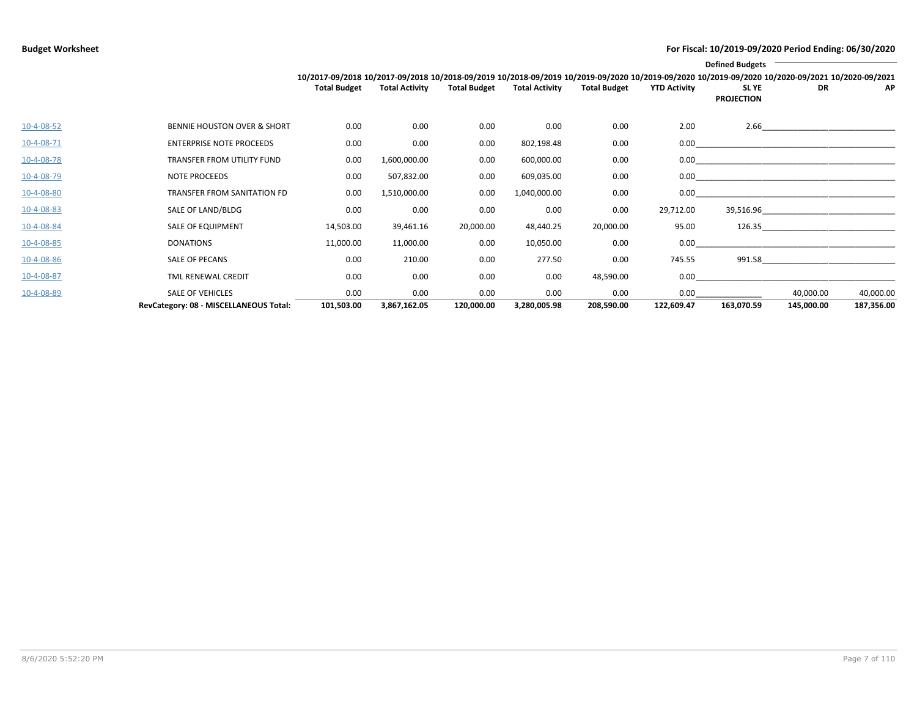**Budget Worksheet**

**For Fiscal: 10/2019-09/2020 Period Ending: 06/30/2020**

| | | 10/2017-09/2018 Total Budget | 10/2017-09/2018 Total Activity | 10/2018-09/2019 Total Budget | 10/2018-09/2019 Total Activity | 10/2019-09/2020 Total Budget | 10/2019-09/2020 YTD Activity | Defined Budgets 10/2019-09/2020 SL YE PROJECTION | 10/2020-09/2021 DR | 10/2020-09/2021 AP |
|---|---|---|---|---|---|---|---|---|---|---|
| 10-4-08-52 | BENNIE HOUSTON OVER & SHORT | 0.00 | 0.00 | 0.00 | 0.00 | 0.00 | 2.00 | 2.66 | | |
| 10-4-08-71 | ENTERPRISE NOTE PROCEEDS | 0.00 | 0.00 | 0.00 | 802,198.48 | 0.00 | 0.00 | | | |
| 10-4-08-78 | TRANSFER FROM UTILITY FUND | 0.00 | 1,600,000.00 | 0.00 | 600,000.00 | 0.00 | 0.00 | | | |
| 10-4-08-79 | NOTE PROCEEDS | 0.00 | 507,832.00 | 0.00 | 609,035.00 | 0.00 | 0.00 | | | |
| 10-4-08-80 | TRANSFER FROM SANITATION FD | 0.00 | 1,510,000.00 | 0.00 | 1,040,000.00 | 0.00 | 0.00 | | | |
| 10-4-08-83 | SALE OF LAND/BLDG | 0.00 | 0.00 | 0.00 | 0.00 | 0.00 | 29,712.00 | 39,516.96 | | |
| 10-4-08-84 | SALE OF EQUIPMENT | 14,503.00 | 39,461.16 | 20,000.00 | 48,440.25 | 20,000.00 | 95.00 | 126.35 | | |
| 10-4-08-85 | DONATIONS | 11,000.00 | 11,000.00 | 0.00 | 10,050.00 | 0.00 | 0.00 | | | |
| 10-4-08-86 | SALE OF PECANS | 0.00 | 210.00 | 0.00 | 277.50 | 0.00 | 745.55 | 991.58 | | |
| 10-4-08-87 | TML RENEWAL CREDIT | 0.00 | 0.00 | 0.00 | 0.00 | 48,590.00 | 0.00 | | | |
| 10-4-08-89 | SALE OF VEHICLES | 0.00 | 0.00 | 0.00 | 0.00 | 0.00 | 0.00 | | 40,000.00 | 40,000.00 |
| | **RevCategory: 08 - MISCELLANEOUS Total:** | **101,503.00** | **3,867,162.05** | **120,000.00** | **3,280,005.98** | **208,590.00** | **122,609.47** | **163,070.59** | **145,000.00** | **187,356.00** |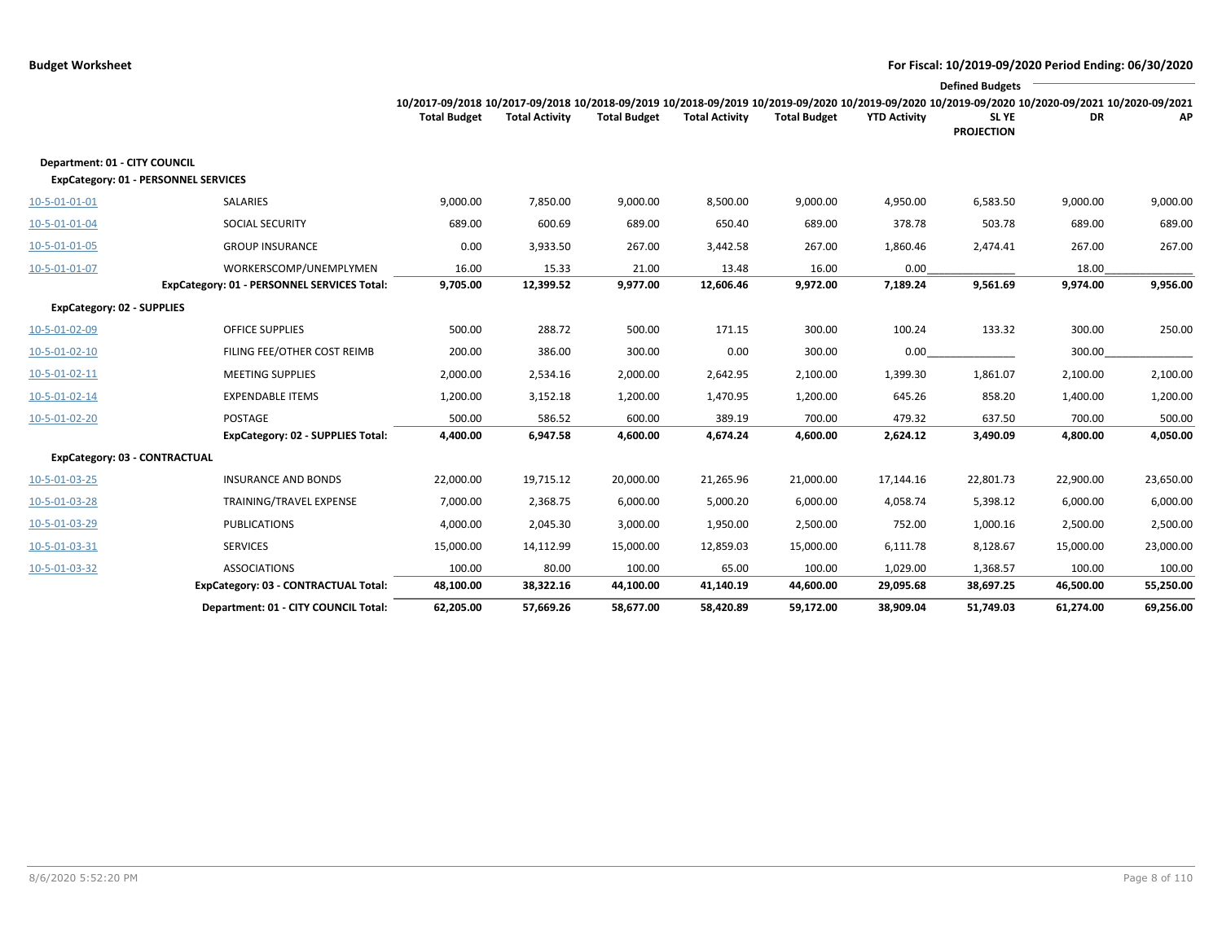**Budget Worksheet** — For Fiscal: 10/2019-09/2020 Period Ending: 06/30/2020

| | | 10/2017-09/2018 Total Budget | 10/2017-09/2018 Total Activity | 10/2018-09/2019 Total Budget | 10/2018-09/2019 Total Activity | 10/2019-09/2020 Total Budget | 10/2019-09/2020 YTD Activity | 10/2019-09/2020 SL YE PROJECTION | Defined Budgets 10/2020-09/2021 DR | Defined Budgets 10/2020-09/2021 AP |
|---|---|---|---|---|---|---|---|---|---|---|
| **Department: 01 - CITY COUNCIL** | | | | | | | | | | |
| **ExpCategory: 01 - PERSONNEL SERVICES** | | | | | | | | | | |
| 10-5-01-01-01 | SALARIES | 9,000.00 | 7,850.00 | 9,000.00 | 8,500.00 | 9,000.00 | 4,950.00 | 6,583.50 | 9,000.00 | 9,000.00 |
| 10-5-01-01-04 | SOCIAL SECURITY | 689.00 | 600.69 | 689.00 | 650.40 | 689.00 | 378.78 | 503.78 | 689.00 | 689.00 |
| 10-5-01-01-05 | GROUP INSURANCE | 0.00 | 3,933.50 | 267.00 | 3,442.58 | 267.00 | 1,860.46 | 2,474.41 | 267.00 | 267.00 |
| 10-5-01-01-07 | WORKERSCOMP/UNEMPLYMEN | 16.00 | 15.33 | 21.00 | 13.48 | 16.00 | 0.00 | | 18.00 | |
| | **ExpCategory: 01 - PERSONNEL SERVICES Total:** | **9,705.00** | **12,399.52** | **9,977.00** | **12,606.46** | **9,972.00** | **7,189.24** | **9,561.69** | **9,974.00** | **9,956.00** |
| **ExpCategory: 02 - SUPPLIES** | | | | | | | | | | |
| 10-5-01-02-09 | OFFICE SUPPLIES | 500.00 | 288.72 | 500.00 | 171.15 | 300.00 | 100.24 | 133.32 | 300.00 | 250.00 |
| 10-5-01-02-10 | FILING FEE/OTHER COST REIMB | 200.00 | 386.00 | 300.00 | 0.00 | 300.00 | 0.00 | | 300.00 | |
| 10-5-01-02-11 | MEETING SUPPLIES | 2,000.00 | 2,534.16 | 2,000.00 | 2,642.95 | 2,100.00 | 1,399.30 | 1,861.07 | 2,100.00 | 2,100.00 |
| 10-5-01-02-14 | EXPENDABLE ITEMS | 1,200.00 | 3,152.18 | 1,200.00 | 1,470.95 | 1,200.00 | 645.26 | 858.20 | 1,400.00 | 1,200.00 |
| 10-5-01-02-20 | POSTAGE | 500.00 | 586.52 | 600.00 | 389.19 | 700.00 | 479.32 | 637.50 | 700.00 | 500.00 |
| | **ExpCategory: 02 - SUPPLIES Total:** | **4,400.00** | **6,947.58** | **4,600.00** | **4,674.24** | **4,600.00** | **2,624.12** | **3,490.09** | **4,800.00** | **4,050.00** |
| **ExpCategory: 03 - CONTRACTUAL** | | | | | | | | | | |
| 10-5-01-03-25 | INSURANCE AND BONDS | 22,000.00 | 19,715.12 | 20,000.00 | 21,265.96 | 21,000.00 | 17,144.16 | 22,801.73 | 22,900.00 | 23,650.00 |
| 10-5-01-03-28 | TRAINING/TRAVEL EXPENSE | 7,000.00 | 2,368.75 | 6,000.00 | 5,000.20 | 6,000.00 | 4,058.74 | 5,398.12 | 6,000.00 | 6,000.00 |
| 10-5-01-03-29 | PUBLICATIONS | 4,000.00 | 2,045.30 | 3,000.00 | 1,950.00 | 2,500.00 | 752.00 | 1,000.16 | 2,500.00 | 2,500.00 |
| 10-5-01-03-31 | SERVICES | 15,000.00 | 14,112.99 | 15,000.00 | 12,859.03 | 15,000.00 | 6,111.78 | 8,128.67 | 15,000.00 | 23,000.00 |
| 10-5-01-03-32 | ASSOCIATIONS | 100.00 | 80.00 | 100.00 | 65.00 | 100.00 | 1,029.00 | 1,368.57 | 100.00 | 100.00 |
| | **ExpCategory: 03 - CONTRACTUAL Total:** | **48,100.00** | **38,322.16** | **44,100.00** | **41,140.19** | **44,600.00** | **29,095.68** | **38,697.25** | **46,500.00** | **55,250.00** |
| | **Department: 01 - CITY COUNCIL Total:** | **62,205.00** | **57,669.26** | **58,677.00** | **58,420.89** | **59,172.00** | **38,909.04** | **51,749.03** | **61,274.00** | **69,256.00** |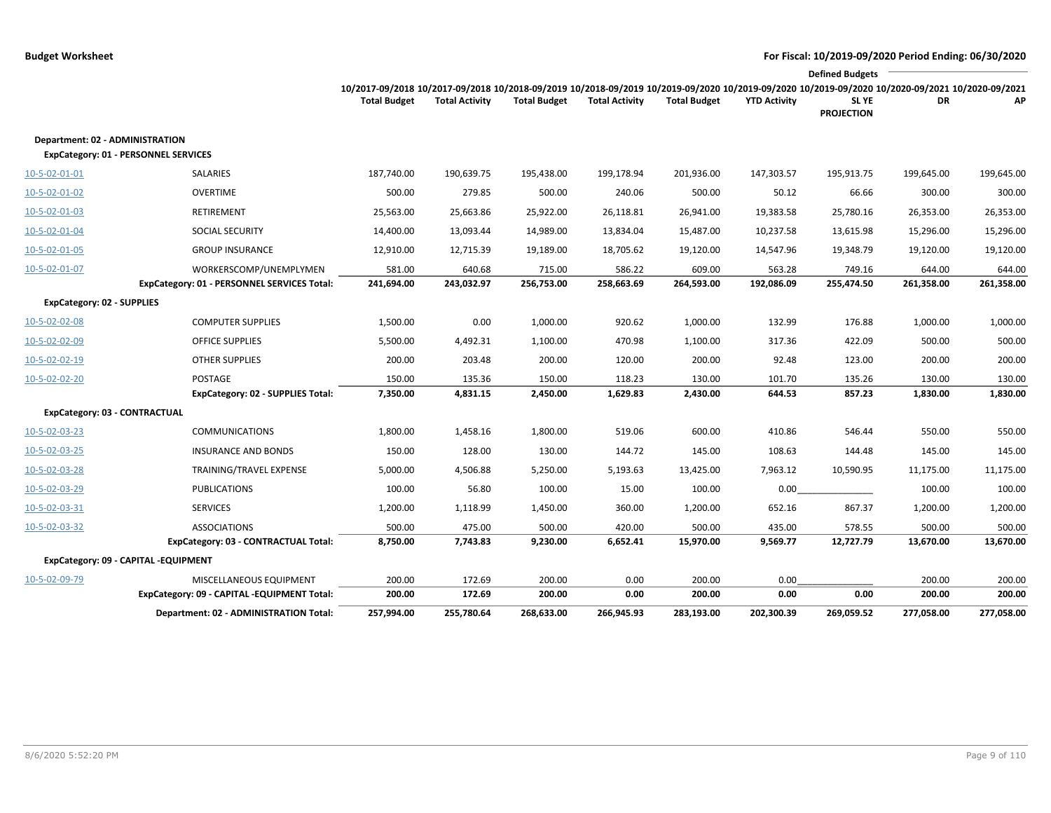**Budget Worksheet** — **For Fiscal: 10/2019-09/2020 Period Ending: 06/30/2020**

| | | 10/2017-09/2018 Total Budget | 10/2017-09/2018 Total Activity | 10/2018-09/2019 Total Budget | 10/2018-09/2019 Total Activity | 10/2019-09/2020 Total Budget | 10/2019-09/2020 YTD Activity | Defined Budgets 10/2019-09/2020 SL YE PROJECTION | Defined Budgets 10/2020-09/2021 DR | Defined Budgets 10/2020-09/2021 AP |
|---|---|---|---|---|---|---|---|---|---|---|
| **Department: 02 - ADMINISTRATION** | | | | | | | | | | |
| **ExpCategory: 01 - PERSONNEL SERVICES** | | | | | | | | | | |
| 10-5-02-01-01 | SALARIES | 187,740.00 | 190,639.75 | 195,438.00 | 199,178.94 | 201,936.00 | 147,303.57 | 195,913.75 | 199,645.00 | 199,645.00 |
| 10-5-02-01-02 | OVERTIME | 500.00 | 279.85 | 500.00 | 240.06 | 500.00 | 50.12 | 66.66 | 300.00 | 300.00 |
| 10-5-02-01-03 | RETIREMENT | 25,563.00 | 25,663.86 | 25,922.00 | 26,118.81 | 26,941.00 | 19,383.58 | 25,780.16 | 26,353.00 | 26,353.00 |
| 10-5-02-01-04 | SOCIAL SECURITY | 14,400.00 | 13,093.44 | 14,989.00 | 13,834.04 | 15,487.00 | 10,237.58 | 13,615.98 | 15,296.00 | 15,296.00 |
| 10-5-02-01-05 | GROUP INSURANCE | 12,910.00 | 12,715.39 | 19,189.00 | 18,705.62 | 19,120.00 | 14,547.96 | 19,348.79 | 19,120.00 | 19,120.00 |
| 10-5-02-01-07 | WORKERSCOMP/UNEMPLYMEN | 581.00 | 640.68 | 715.00 | 586.22 | 609.00 | 563.28 | 749.16 | 644.00 | 644.00 |
| | **ExpCategory: 01 - PERSONNEL SERVICES Total:** | **241,694.00** | **243,032.97** | **256,753.00** | **258,663.69** | **264,593.00** | **192,086.09** | **255,474.50** | **261,358.00** | **261,358.00** |
| **ExpCategory: 02 - SUPPLIES** | | | | | | | | | | |
| 10-5-02-02-08 | COMPUTER SUPPLIES | 1,500.00 | 0.00 | 1,000.00 | 920.62 | 1,000.00 | 132.99 | 176.88 | 1,000.00 | 1,000.00 |
| 10-5-02-02-09 | OFFICE SUPPLIES | 5,500.00 | 4,492.31 | 1,100.00 | 470.98 | 1,100.00 | 317.36 | 422.09 | 500.00 | 500.00 |
| 10-5-02-02-19 | OTHER SUPPLIES | 200.00 | 203.48 | 200.00 | 120.00 | 200.00 | 92.48 | 123.00 | 200.00 | 200.00 |
| 10-5-02-02-20 | POSTAGE | 150.00 | 135.36 | 150.00 | 118.23 | 130.00 | 101.70 | 135.26 | 130.00 | 130.00 |
| | **ExpCategory: 02 - SUPPLIES Total:** | **7,350.00** | **4,831.15** | **2,450.00** | **1,629.83** | **2,430.00** | **644.53** | **857.23** | **1,830.00** | **1,830.00** |
| **ExpCategory: 03 - CONTRACTUAL** | | | | | | | | | | |
| 10-5-02-03-23 | COMMUNICATIONS | 1,800.00 | 1,458.16 | 1,800.00 | 519.06 | 600.00 | 410.86 | 546.44 | 550.00 | 550.00 |
| 10-5-02-03-25 | INSURANCE AND BONDS | 150.00 | 128.00 | 130.00 | 144.72 | 145.00 | 108.63 | 144.48 | 145.00 | 145.00 |
| 10-5-02-03-28 | TRAINING/TRAVEL EXPENSE | 5,000.00 | 4,506.88 | 5,250.00 | 5,193.63 | 13,425.00 | 7,963.12 | 10,590.95 | 11,175.00 | 11,175.00 |
| 10-5-02-03-29 | PUBLICATIONS | 100.00 | 56.80 | 100.00 | 15.00 | 100.00 | 0.00 | | 100.00 | 100.00 |
| 10-5-02-03-31 | SERVICES | 1,200.00 | 1,118.99 | 1,450.00 | 360.00 | 1,200.00 | 652.16 | 867.37 | 1,200.00 | 1,200.00 |
| 10-5-02-03-32 | ASSOCIATIONS | 500.00 | 475.00 | 500.00 | 420.00 | 500.00 | 435.00 | 578.55 | 500.00 | 500.00 |
| | **ExpCategory: 03 - CONTRACTUAL Total:** | **8,750.00** | **7,743.83** | **9,230.00** | **6,652.41** | **15,970.00** | **9,569.77** | **12,727.79** | **13,670.00** | **13,670.00** |
| **ExpCategory: 09 - CAPITAL -EQUIPMENT** | | | | | | | | | | |
| 10-5-02-09-79 | MISCELLANEOUS EQUIPMENT | 200.00 | 172.69 | 200.00 | 0.00 | 200.00 | 0.00 | | 200.00 | 200.00 |
| | **ExpCategory: 09 - CAPITAL -EQUIPMENT Total:** | **200.00** | **172.69** | **200.00** | **0.00** | **200.00** | **0.00** | **0.00** | **200.00** | **200.00** |
| | **Department: 02 - ADMINISTRATION Total:** | **257,994.00** | **255,780.64** | **268,633.00** | **266,945.93** | **283,193.00** | **202,300.39** | **269,059.52** | **277,058.00** | **277,058.00** |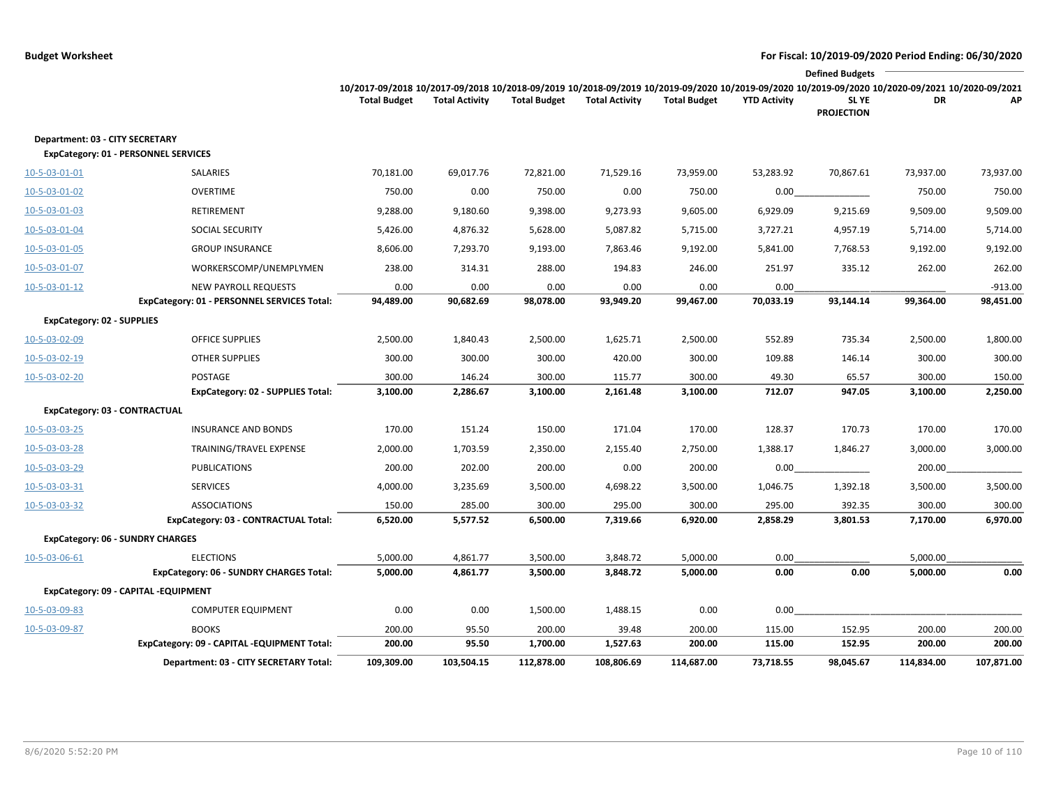**Budget Worksheet**

**For Fiscal: 10/2019-09/2020 Period Ending: 06/30/2020**

| | | 10/2017-09/2018 Total Budget | 10/2017-09/2018 Total Activity | 10/2018-09/2019 Total Budget | 10/2018-09/2019 Total Activity | 10/2019-09/2020 Total Budget | 10/2019-09/2020 YTD Activity | Defined Budgets 10/2019-09/2020 SL YE PROJECTION | Defined Budgets 10/2020-09/2021 DR | Defined Budgets 10/2020-09/2021 AP |
|---|---|---|---|---|---|---|---|---|---|---|
| **Department: 03 - CITY SECRETARY** | | | | | | | | | | |
| **ExpCategory: 01 - PERSONNEL SERVICES** | | | | | | | | | | |
| 10-5-03-01-01 | SALARIES | 70,181.00 | 69,017.76 | 72,821.00 | 71,529.16 | 73,959.00 | 53,283.92 | 70,867.61 | 73,937.00 | 73,937.00 |
| 10-5-03-01-02 | OVERTIME | 750.00 | 0.00 | 750.00 | 0.00 | 750.00 | 0.00 | | 750.00 | 750.00 |
| 10-5-03-01-03 | RETIREMENT | 9,288.00 | 9,180.60 | 9,398.00 | 9,273.93 | 9,605.00 | 6,929.09 | 9,215.69 | 9,509.00 | 9,509.00 |
| 10-5-03-01-04 | SOCIAL SECURITY | 5,426.00 | 4,876.32 | 5,628.00 | 5,087.82 | 5,715.00 | 3,727.21 | 4,957.19 | 5,714.00 | 5,714.00 |
| 10-5-03-01-05 | GROUP INSURANCE | 8,606.00 | 7,293.70 | 9,193.00 | 7,863.46 | 9,192.00 | 5,841.00 | 7,768.53 | 9,192.00 | 9,192.00 |
| 10-5-03-01-07 | WORKERSCOMP/UNEMPLYMEN | 238.00 | 314.31 | 288.00 | 194.83 | 246.00 | 251.97 | 335.12 | 262.00 | 262.00 |
| 10-5-03-01-12 | NEW PAYROLL REQUESTS | 0.00 | 0.00 | 0.00 | 0.00 | 0.00 | 0.00 | | | -913.00 |
| | **ExpCategory: 01 - PERSONNEL SERVICES Total:** | **94,489.00** | **90,682.69** | **98,078.00** | **93,949.20** | **99,467.00** | **70,033.19** | **93,144.14** | **99,364.00** | **98,451.00** |
| **ExpCategory: 02 - SUPPLIES** | | | | | | | | | | |
| 10-5-03-02-09 | OFFICE SUPPLIES | 2,500.00 | 1,840.43 | 2,500.00 | 1,625.71 | 2,500.00 | 552.89 | 735.34 | 2,500.00 | 1,800.00 |
| 10-5-03-02-19 | OTHER SUPPLIES | 300.00 | 300.00 | 300.00 | 420.00 | 300.00 | 109.88 | 146.14 | 300.00 | 300.00 |
| 10-5-03-02-20 | POSTAGE | 300.00 | 146.24 | 300.00 | 115.77 | 300.00 | 49.30 | 65.57 | 300.00 | 150.00 |
| | **ExpCategory: 02 - SUPPLIES Total:** | **3,100.00** | **2,286.67** | **3,100.00** | **2,161.48** | **3,100.00** | **712.07** | **947.05** | **3,100.00** | **2,250.00** |
| **ExpCategory: 03 - CONTRACTUAL** | | | | | | | | | | |
| 10-5-03-03-25 | INSURANCE AND BONDS | 170.00 | 151.24 | 150.00 | 171.04 | 170.00 | 128.37 | 170.73 | 170.00 | 170.00 |
| 10-5-03-03-28 | TRAINING/TRAVEL EXPENSE | 2,000.00 | 1,703.59 | 2,350.00 | 2,155.40 | 2,750.00 | 1,388.17 | 1,846.27 | 3,000.00 | 3,000.00 |
| 10-5-03-03-29 | PUBLICATIONS | 200.00 | 202.00 | 200.00 | 0.00 | 200.00 | 0.00 | | 200.00 | |
| 10-5-03-03-31 | SERVICES | 4,000.00 | 3,235.69 | 3,500.00 | 4,698.22 | 3,500.00 | 1,046.75 | 1,392.18 | 3,500.00 | 3,500.00 |
| 10-5-03-03-32 | ASSOCIATIONS | 150.00 | 285.00 | 300.00 | 295.00 | 300.00 | 295.00 | 392.35 | 300.00 | 300.00 |
| | **ExpCategory: 03 - CONTRACTUAL Total:** | **6,520.00** | **5,577.52** | **6,500.00** | **7,319.66** | **6,920.00** | **2,858.29** | **3,801.53** | **7,170.00** | **6,970.00** |
| **ExpCategory: 06 - SUNDRY CHARGES** | | | | | | | | | | |
| 10-5-03-06-61 | ELECTIONS | 5,000.00 | 4,861.77 | 3,500.00 | 3,848.72 | 5,000.00 | 0.00 | | 5,000.00 | |
| | **ExpCategory: 06 - SUNDRY CHARGES Total:** | **5,000.00** | **4,861.77** | **3,500.00** | **3,848.72** | **5,000.00** | **0.00** | **0.00** | **5,000.00** | **0.00** |
| **ExpCategory: 09 - CAPITAL -EQUIPMENT** | | | | | | | | | | |
| 10-5-03-09-83 | COMPUTER EQUIPMENT | 0.00 | 0.00 | 1,500.00 | 1,488.15 | 0.00 | 0.00 | | | |
| 10-5-03-09-87 | BOOKS | 200.00 | 95.50 | 200.00 | 39.48 | 200.00 | 115.00 | 152.95 | 200.00 | 200.00 |
| | **ExpCategory: 09 - CAPITAL -EQUIPMENT Total:** | **200.00** | **95.50** | **1,700.00** | **1,527.63** | **200.00** | **115.00** | **152.95** | **200.00** | **200.00** |
| | **Department: 03 - CITY SECRETARY Total:** | **109,309.00** | **103,504.15** | **112,878.00** | **108,806.69** | **114,687.00** | **73,718.55** | **98,045.67** | **114,834.00** | **107,871.00** |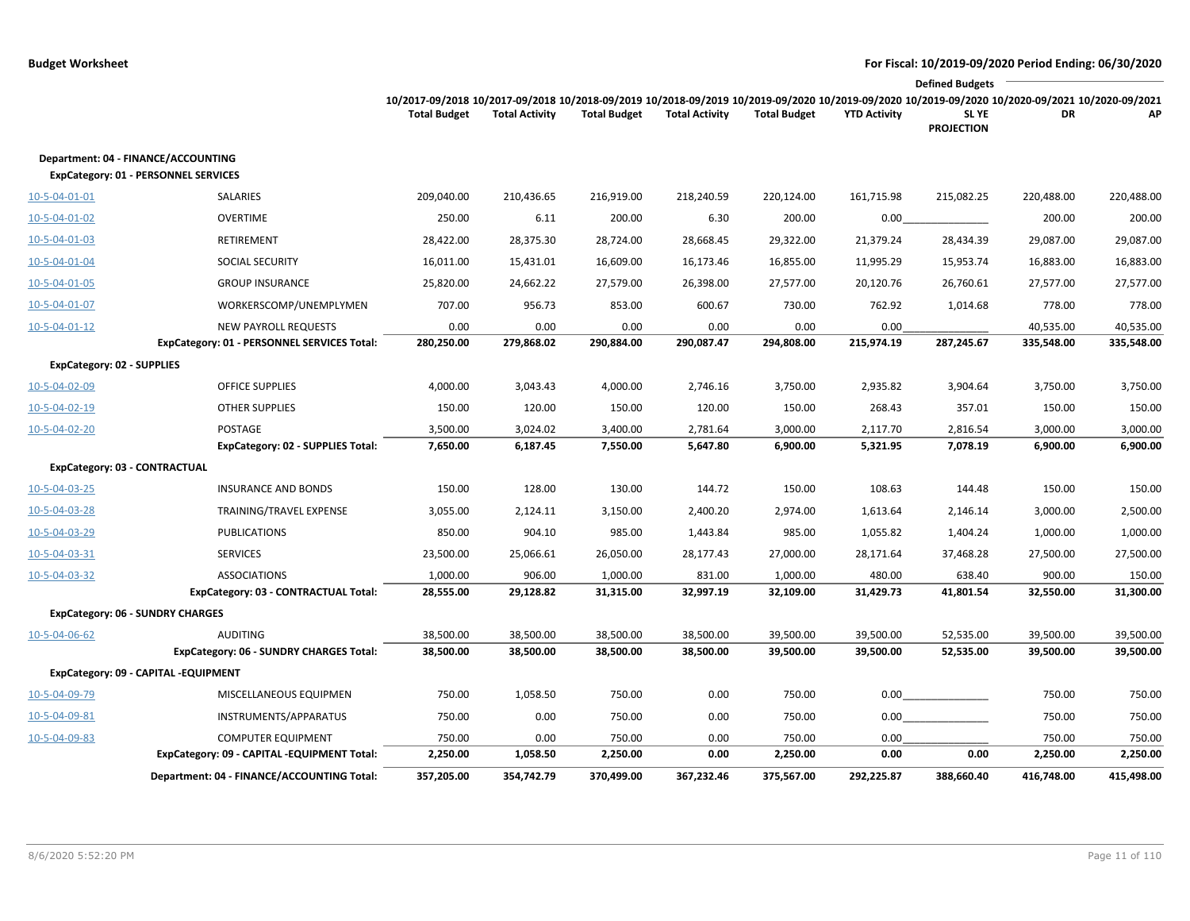**Budget Worksheet** — **For Fiscal: 10/2019-09/2020 Period Ending: 06/30/2020**

| | | 10/2017-09/2018 Total Budget | 10/2017-09/2018 Total Activity | 10/2018-09/2019 Total Budget | 10/2018-09/2019 Total Activity | 10/2019-09/2020 Total Budget | 10/2019-09/2020 YTD Activity | 10/2019-09/2020 SL YE PROJECTION | Defined Budgets 10/2020-09/2021 DR | 10/2020-09/2021 AP |
|---|---|---|---|---|---|---|---|---|---|---|
| **Department: 04 - FINANCE/ACCOUNTING** | | | | | | | | | | |
| **ExpCategory: 01 - PERSONNEL SERVICES** | | | | | | | | | | |
| 10-5-04-01-01 | SALARIES | 209,040.00 | 210,436.65 | 216,919.00 | 218,240.59 | 220,124.00 | 161,715.98 | 215,082.25 | 220,488.00 | 220,488.00 |
| 10-5-04-01-02 | OVERTIME | 250.00 | 6.11 | 200.00 | 6.30 | 200.00 | 0.00 | | 200.00 | 200.00 |
| 10-5-04-01-03 | RETIREMENT | 28,422.00 | 28,375.30 | 28,724.00 | 28,668.45 | 29,322.00 | 21,379.24 | 28,434.39 | 29,087.00 | 29,087.00 |
| 10-5-04-01-04 | SOCIAL SECURITY | 16,011.00 | 15,431.01 | 16,609.00 | 16,173.46 | 16,855.00 | 11,995.29 | 15,953.74 | 16,883.00 | 16,883.00 |
| 10-5-04-01-05 | GROUP INSURANCE | 25,820.00 | 24,662.22 | 27,579.00 | 26,398.00 | 27,577.00 | 20,120.76 | 26,760.61 | 27,577.00 | 27,577.00 |
| 10-5-04-01-07 | WORKERSCOMP/UNEMPLYMEN | 707.00 | 956.73 | 853.00 | 600.67 | 730.00 | 762.92 | 1,014.68 | 778.00 | 778.00 |
| 10-5-04-01-12 | NEW PAYROLL REQUESTS | 0.00 | 0.00 | 0.00 | 0.00 | 0.00 | 0.00 | | 40,535.00 | 40,535.00 |
| | **ExpCategory: 01 - PERSONNEL SERVICES Total:** | **280,250.00** | **279,868.02** | **290,884.00** | **290,087.47** | **294,808.00** | **215,974.19** | **287,245.67** | **335,548.00** | **335,548.00** |
| **ExpCategory: 02 - SUPPLIES** | | | | | | | | | | |
| 10-5-04-02-09 | OFFICE SUPPLIES | 4,000.00 | 3,043.43 | 4,000.00 | 2,746.16 | 3,750.00 | 2,935.82 | 3,904.64 | 3,750.00 | 3,750.00 |
| 10-5-04-02-19 | OTHER SUPPLIES | 150.00 | 120.00 | 150.00 | 120.00 | 150.00 | 268.43 | 357.01 | 150.00 | 150.00 |
| 10-5-04-02-20 | POSTAGE | 3,500.00 | 3,024.02 | 3,400.00 | 2,781.64 | 3,000.00 | 2,117.70 | 2,816.54 | 3,000.00 | 3,000.00 |
| | **ExpCategory: 02 - SUPPLIES Total:** | **7,650.00** | **6,187.45** | **7,550.00** | **5,647.80** | **6,900.00** | **5,321.95** | **7,078.19** | **6,900.00** | **6,900.00** |
| **ExpCategory: 03 - CONTRACTUAL** | | | | | | | | | | |
| 10-5-04-03-25 | INSURANCE AND BONDS | 150.00 | 128.00 | 130.00 | 144.72 | 150.00 | 108.63 | 144.48 | 150.00 | 150.00 |
| 10-5-04-03-28 | TRAINING/TRAVEL EXPENSE | 3,055.00 | 2,124.11 | 3,150.00 | 2,400.20 | 2,974.00 | 1,613.64 | 2,146.14 | 3,000.00 | 2,500.00 |
| 10-5-04-03-29 | PUBLICATIONS | 850.00 | 904.10 | 985.00 | 1,443.84 | 985.00 | 1,055.82 | 1,404.24 | 1,000.00 | 1,000.00 |
| 10-5-04-03-31 | SERVICES | 23,500.00 | 25,066.61 | 26,050.00 | 28,177.43 | 27,000.00 | 28,171.64 | 37,468.28 | 27,500.00 | 27,500.00 |
| 10-5-04-03-32 | ASSOCIATIONS | 1,000.00 | 906.00 | 1,000.00 | 831.00 | 1,000.00 | 480.00 | 638.40 | 900.00 | 150.00 |
| | **ExpCategory: 03 - CONTRACTUAL Total:** | **28,555.00** | **29,128.82** | **31,315.00** | **32,997.19** | **32,109.00** | **31,429.73** | **41,801.54** | **32,550.00** | **31,300.00** |
| **ExpCategory: 06 - SUNDRY CHARGES** | | | | | | | | | | |
| 10-5-04-06-62 | AUDITING | 38,500.00 | 38,500.00 | 38,500.00 | 38,500.00 | 39,500.00 | 39,500.00 | 52,535.00 | 39,500.00 | 39,500.00 |
| | **ExpCategory: 06 - SUNDRY CHARGES Total:** | **38,500.00** | **38,500.00** | **38,500.00** | **38,500.00** | **39,500.00** | **39,500.00** | **52,535.00** | **39,500.00** | **39,500.00** |
| **ExpCategory: 09 - CAPITAL -EQUIPMENT** | | | | | | | | | | |
| 10-5-04-09-79 | MISCELLANEOUS EQUIPMEN | 750.00 | 1,058.50 | 750.00 | 0.00 | 750.00 | 0.00 | | 750.00 | 750.00 |
| 10-5-04-09-81 | INSTRUMENTS/APPARATUS | 750.00 | 0.00 | 750.00 | 0.00 | 750.00 | 0.00 | | 750.00 | 750.00 |
| 10-5-04-09-83 | COMPUTER EQUIPMENT | 750.00 | 0.00 | 750.00 | 0.00 | 750.00 | 0.00 | | 750.00 | 750.00 |
| | **ExpCategory: 09 - CAPITAL -EQUIPMENT Total:** | **2,250.00** | **1,058.50** | **2,250.00** | **0.00** | **2,250.00** | **0.00** | **0.00** | **2,250.00** | **2,250.00** |
| | **Department: 04 - FINANCE/ACCOUNTING Total:** | **357,205.00** | **354,742.79** | **370,499.00** | **367,232.46** | **375,567.00** | **292,225.87** | **388,660.40** | **416,748.00** | **415,498.00** |

8/6/2020 5:52:20 PM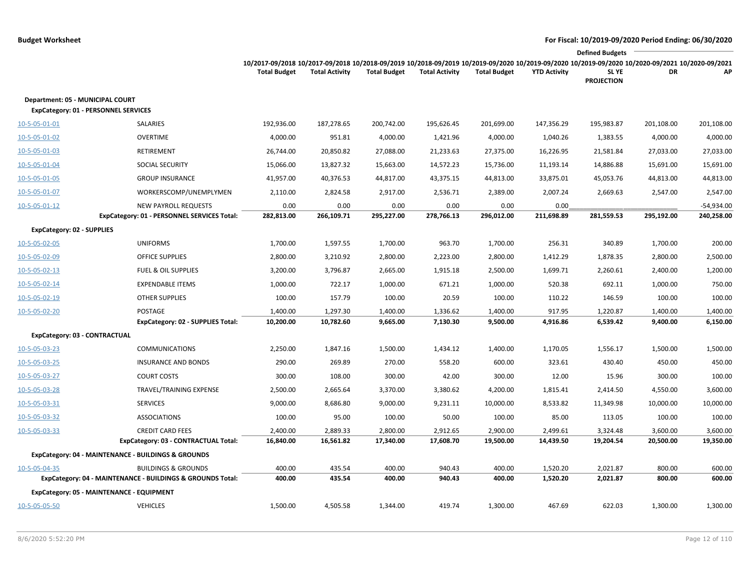**Budget Worksheet**

**For Fiscal: 10/2019-09/2020 Period Ending: 06/30/2020**

| | | 10/2017-09/2018 Total Budget | 10/2017-09/2018 Total Activity | 10/2018-09/2019 Total Budget | 10/2018-09/2019 Total Activity | 10/2019-09/2020 Total Budget | 10/2019-09/2020 YTD Activity | Defined Budgets 10/2019-09/2020 SL YE PROJECTION | Defined Budgets 10/2020-09/2021 DR | Defined Budgets 10/2020-09/2021 AP |
|---|---|---|---|---|---|---|---|---|---|---|
| **Department: 05 - MUNICIPAL COURT** | | | | | | | | | | |
| **ExpCategory: 01 - PERSONNEL SERVICES** | | | | | | | | | | |
| 10-5-05-01-01 | SALARIES | 192,936.00 | 187,278.65 | 200,742.00 | 195,626.45 | 201,699.00 | 147,356.29 | 195,983.87 | 201,108.00 | 201,108.00 |
| 10-5-05-01-02 | OVERTIME | 4,000.00 | 951.81 | 4,000.00 | 1,421.96 | 4,000.00 | 1,040.26 | 1,383.55 | 4,000.00 | 4,000.00 |
| 10-5-05-01-03 | RETIREMENT | 26,744.00 | 20,850.82 | 27,088.00 | 21,233.63 | 27,375.00 | 16,226.95 | 21,581.84 | 27,033.00 | 27,033.00 |
| 10-5-05-01-04 | SOCIAL SECURITY | 15,066.00 | 13,827.32 | 15,663.00 | 14,572.23 | 15,736.00 | 11,193.14 | 14,886.88 | 15,691.00 | 15,691.00 |
| 10-5-05-01-05 | GROUP INSURANCE | 41,957.00 | 40,376.53 | 44,817.00 | 43,375.15 | 44,813.00 | 33,875.01 | 45,053.76 | 44,813.00 | 44,813.00 |
| 10-5-05-01-07 | WORKERSCOMP/UNEMPLYMEN | 2,110.00 | 2,824.58 | 2,917.00 | 2,536.71 | 2,389.00 | 2,007.24 | 2,669.63 | 2,547.00 | 2,547.00 |
| 10-5-05-01-12 | NEW PAYROLL REQUESTS | 0.00 | 0.00 | 0.00 | 0.00 | 0.00 | 0.00 | | | -54,934.00 |
| | **ExpCategory: 01 - PERSONNEL SERVICES Total:** | **282,813.00** | **266,109.71** | **295,227.00** | **278,766.13** | **296,012.00** | **211,698.89** | **281,559.53** | **295,192.00** | **240,258.00** |
| **ExpCategory: 02 - SUPPLIES** | | | | | | | | | | |
| 10-5-05-02-05 | UNIFORMS | 1,700.00 | 1,597.55 | 1,700.00 | 963.70 | 1,700.00 | 256.31 | 340.89 | 1,700.00 | 200.00 |
| 10-5-05-02-09 | OFFICE SUPPLIES | 2,800.00 | 3,210.92 | 2,800.00 | 2,223.00 | 2,800.00 | 1,412.29 | 1,878.35 | 2,800.00 | 2,500.00 |
| 10-5-05-02-13 | FUEL & OIL SUPPLIES | 3,200.00 | 3,796.87 | 2,665.00 | 1,915.18 | 2,500.00 | 1,699.71 | 2,260.61 | 2,400.00 | 1,200.00 |
| 10-5-05-02-14 | EXPENDABLE ITEMS | 1,000.00 | 722.17 | 1,000.00 | 671.21 | 1,000.00 | 520.38 | 692.11 | 1,000.00 | 750.00 |
| 10-5-05-02-19 | OTHER SUPPLIES | 100.00 | 157.79 | 100.00 | 20.59 | 100.00 | 110.22 | 146.59 | 100.00 | 100.00 |
| 10-5-05-02-20 | POSTAGE | 1,400.00 | 1,297.30 | 1,400.00 | 1,336.62 | 1,400.00 | 917.95 | 1,220.87 | 1,400.00 | 1,400.00 |
| | **ExpCategory: 02 - SUPPLIES Total:** | **10,200.00** | **10,782.60** | **9,665.00** | **7,130.30** | **9,500.00** | **4,916.86** | **6,539.42** | **9,400.00** | **6,150.00** |
| **ExpCategory: 03 - CONTRACTUAL** | | | | | | | | | | |
| 10-5-05-03-23 | COMMUNICATIONS | 2,250.00 | 1,847.16 | 1,500.00 | 1,434.12 | 1,400.00 | 1,170.05 | 1,556.17 | 1,500.00 | 1,500.00 |
| 10-5-05-03-25 | INSURANCE AND BONDS | 290.00 | 269.89 | 270.00 | 558.20 | 600.00 | 323.61 | 430.40 | 450.00 | 450.00 |
| 10-5-05-03-27 | COURT COSTS | 300.00 | 108.00 | 300.00 | 42.00 | 300.00 | 12.00 | 15.96 | 300.00 | 100.00 |
| 10-5-05-03-28 | TRAVEL/TRAINING EXPENSE | 2,500.00 | 2,665.64 | 3,370.00 | 3,380.62 | 4,200.00 | 1,815.41 | 2,414.50 | 4,550.00 | 3,600.00 |
| 10-5-05-03-31 | SERVICES | 9,000.00 | 8,686.80 | 9,000.00 | 9,231.11 | 10,000.00 | 8,533.82 | 11,349.98 | 10,000.00 | 10,000.00 |
| 10-5-05-03-32 | ASSOCIATIONS | 100.00 | 95.00 | 100.00 | 50.00 | 100.00 | 85.00 | 113.05 | 100.00 | 100.00 |
| 10-5-05-03-33 | CREDIT CARD FEES | 2,400.00 | 2,889.33 | 2,800.00 | 2,912.65 | 2,900.00 | 2,499.61 | 3,324.48 | 3,600.00 | 3,600.00 |
| | **ExpCategory: 03 - CONTRACTUAL Total:** | **16,840.00** | **16,561.82** | **17,340.00** | **17,608.70** | **19,500.00** | **14,439.50** | **19,204.54** | **20,500.00** | **19,350.00** |
| **ExpCategory: 04 - MAINTENANCE - BUILDINGS & GROUNDS** | | | | | | | | | | |
| 10-5-05-04-35 | BUILDINGS & GROUNDS | 400.00 | 435.54 | 400.00 | 940.43 | 400.00 | 1,520.20 | 2,021.87 | 800.00 | 600.00 |
| | **ExpCategory: 04 - MAINTENANCE - BUILDINGS & GROUNDS Total:** | **400.00** | **435.54** | **400.00** | **940.43** | **400.00** | **1,520.20** | **2,021.87** | **800.00** | **600.00** |
| **ExpCategory: 05 - MAINTENANCE - EQUIPMENT** | | | | | | | | | | |
| 10-5-05-05-50 | VEHICLES | 1,500.00 | 4,505.58 | 1,344.00 | 419.74 | 1,300.00 | 467.69 | 622.03 | 1,300.00 | 1,300.00 |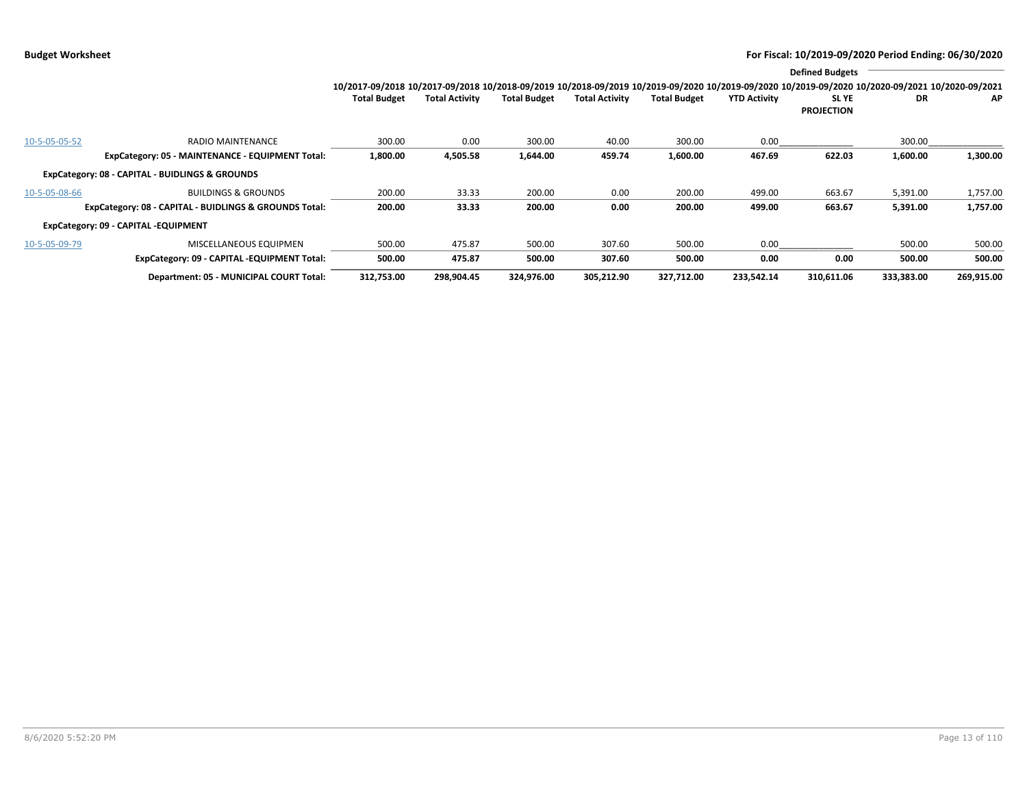| | | 10/2017-09/2018 Total Budget | 10/2017-09/2018 Total Activity | 10/2018-09/2019 Total Budget | 10/2018-09/2019 Total Activity | 10/2019-09/2020 Total Budget | 10/2019-09/2020 YTD Activity | 10/2019-09/2020 SL YE PROJECTION | 10/2020-09/2021 DR | 10/2020-09/2021 AP |
|---|---|---|---|---|---|---|---|---|---|---|
| | | | | | | | | Defined Budgets | | |
| 10-5-05-05-52 | RADIO MAINTENANCE | 300.00 | 0.00 | 300.00 | 40.00 | 300.00 | 0.00 | | 300.00 | |
| | **ExpCategory: 05 - MAINTENANCE - EQUIPMENT Total:** | **1,800.00** | **4,505.58** | **1,644.00** | **459.74** | **1,600.00** | **467.69** | **622.03** | **1,600.00** | **1,300.00** |
| **ExpCategory: 08 - CAPITAL - BUIDLINGS & GROUNDS** | | | | | | | | | | |
| 10-5-05-08-66 | BUILDINGS & GROUNDS | 200.00 | 33.33 | 200.00 | 0.00 | 200.00 | 499.00 | 663.67 | 5,391.00 | 1,757.00 |
| | **ExpCategory: 08 - CAPITAL - BUIDLINGS & GROUNDS Total:** | **200.00** | **33.33** | **200.00** | **0.00** | **200.00** | **499.00** | **663.67** | **5,391.00** | **1,757.00** |
| **ExpCategory: 09 - CAPITAL -EQUIPMENT** | | | | | | | | | | |
| 10-5-05-09-79 | MISCELLANEOUS EQUIPMEN | 500.00 | 475.87 | 500.00 | 307.60 | 500.00 | 0.00 | | 500.00 | 500.00 |
| | **ExpCategory: 09 - CAPITAL -EQUIPMENT Total:** | **500.00** | **475.87** | **500.00** | **307.60** | **500.00** | **0.00** | **0.00** | **500.00** | **500.00** |
| | **Department: 05 - MUNICIPAL COURT Total:** | **312,753.00** | **298,904.45** | **324,976.00** | **305,212.90** | **327,712.00** | **233,542.14** | **310,611.06** | **333,383.00** | **269,915.00** |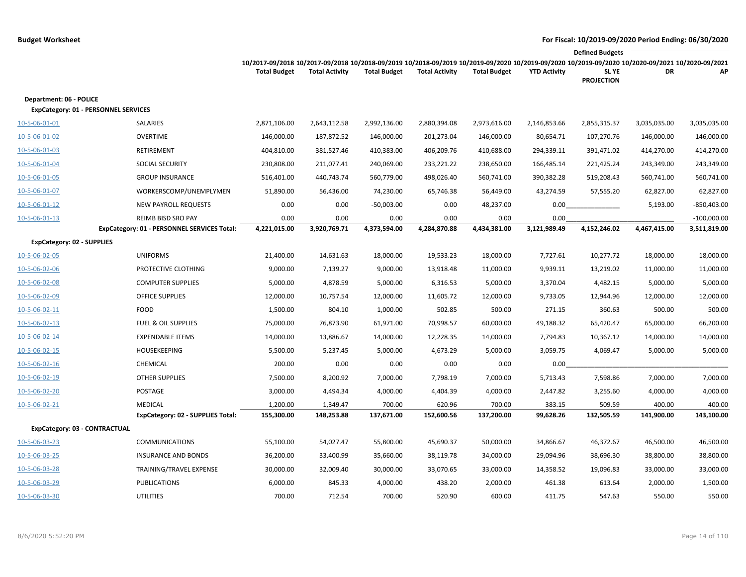**Budget Worksheet** | **For Fiscal: 10/2019-09/2020 Period Ending: 06/30/2020**

| | | 10/2017-09/2018 Total Budget | 10/2017-09/2018 Total Activity | 10/2018-09/2019 Total Budget | 10/2018-09/2019 Total Activity | 10/2019-09/2020 Total Budget | 10/2019-09/2020 YTD Activity | Defined Budgets 10/2019-09/2020 SL YE PROJECTION | 10/2020-09/2021 DR | 10/2020-09/2021 AP |
|---|---|---|---|---|---|---|---|---|---|---|
| **Department: 06 - POLICE** | | | | | | | | | | |
| **ExpCategory: 01 - PERSONNEL SERVICES** | | | | | | | | | | |
| 10-5-06-01-01 | SALARIES | 2,871,106.00 | 2,643,112.58 | 2,992,136.00 | 2,880,394.08 | 2,973,616.00 | 2,146,853.66 | 2,855,315.37 | 3,035,035.00 | 3,035,035.00 |
| 10-5-06-01-02 | OVERTIME | 146,000.00 | 187,872.52 | 146,000.00 | 201,273.04 | 146,000.00 | 80,654.71 | 107,270.76 | 146,000.00 | 146,000.00 |
| 10-5-06-01-03 | RETIREMENT | 404,810.00 | 381,527.46 | 410,383.00 | 406,209.76 | 410,688.00 | 294,339.11 | 391,471.02 | 414,270.00 | 414,270.00 |
| 10-5-06-01-04 | SOCIAL SECURITY | 230,808.00 | 211,077.41 | 240,069.00 | 233,221.22 | 238,650.00 | 166,485.14 | 221,425.24 | 243,349.00 | 243,349.00 |
| 10-5-06-01-05 | GROUP INSURANCE | 516,401.00 | 440,743.74 | 560,779.00 | 498,026.40 | 560,741.00 | 390,382.28 | 519,208.43 | 560,741.00 | 560,741.00 |
| 10-5-06-01-07 | WORKERSCOMP/UNEMPLYMEN | 51,890.00 | 56,436.00 | 74,230.00 | 65,746.38 | 56,449.00 | 43,274.59 | 57,555.20 | 62,827.00 | 62,827.00 |
| 10-5-06-01-12 | NEW PAYROLL REQUESTS | 0.00 | 0.00 | -50,003.00 | 0.00 | 48,237.00 | 0.00 | | 5,193.00 | -850,403.00 |
| 10-5-06-01-13 | REIMB BISD SRO PAY | 0.00 | 0.00 | 0.00 | 0.00 | 0.00 | 0.00 | | | -100,000.00 |
| | **ExpCategory: 01 - PERSONNEL SERVICES Total:** | **4,221,015.00** | **3,920,769.71** | **4,373,594.00** | **4,284,870.88** | **4,434,381.00** | **3,121,989.49** | **4,152,246.02** | **4,467,415.00** | **3,511,819.00** |
| **ExpCategory: 02 - SUPPLIES** | | | | | | | | | | |
| 10-5-06-02-05 | UNIFORMS | 21,400.00 | 14,631.63 | 18,000.00 | 19,533.23 | 18,000.00 | 7,727.61 | 10,277.72 | 18,000.00 | 18,000.00 |
| 10-5-06-02-06 | PROTECTIVE CLOTHING | 9,000.00 | 7,139.27 | 9,000.00 | 13,918.48 | 11,000.00 | 9,939.11 | 13,219.02 | 11,000.00 | 11,000.00 |
| 10-5-06-02-08 | COMPUTER SUPPLIES | 5,000.00 | 4,878.59 | 5,000.00 | 6,316.53 | 5,000.00 | 3,370.04 | 4,482.15 | 5,000.00 | 5,000.00 |
| 10-5-06-02-09 | OFFICE SUPPLIES | 12,000.00 | 10,757.54 | 12,000.00 | 11,605.72 | 12,000.00 | 9,733.05 | 12,944.96 | 12,000.00 | 12,000.00 |
| 10-5-06-02-11 | FOOD | 1,500.00 | 804.10 | 1,000.00 | 502.85 | 500.00 | 271.15 | 360.63 | 500.00 | 500.00 |
| 10-5-06-02-13 | FUEL & OIL SUPPLIES | 75,000.00 | 76,873.90 | 61,971.00 | 70,998.57 | 60,000.00 | 49,188.32 | 65,420.47 | 65,000.00 | 66,200.00 |
| 10-5-06-02-14 | EXPENDABLE ITEMS | 14,000.00 | 13,886.67 | 14,000.00 | 12,228.35 | 14,000.00 | 7,794.83 | 10,367.12 | 14,000.00 | 14,000.00 |
| 10-5-06-02-15 | HOUSEKEEPING | 5,500.00 | 5,237.45 | 5,000.00 | 4,673.29 | 5,000.00 | 3,059.75 | 4,069.47 | 5,000.00 | 5,000.00 |
| 10-5-06-02-16 | CHEMICAL | 200.00 | 0.00 | 0.00 | 0.00 | 0.00 | 0.00 | | | |
| 10-5-06-02-19 | OTHER SUPPLIES | 7,500.00 | 8,200.92 | 7,000.00 | 7,798.19 | 7,000.00 | 5,713.43 | 7,598.86 | 7,000.00 | 7,000.00 |
| 10-5-06-02-20 | POSTAGE | 3,000.00 | 4,494.34 | 4,000.00 | 4,404.39 | 4,000.00 | 2,447.82 | 3,255.60 | 4,000.00 | 4,000.00 |
| 10-5-06-02-21 | MEDICAL | 1,200.00 | 1,349.47 | 700.00 | 620.96 | 700.00 | 383.15 | 509.59 | 400.00 | 400.00 |
| | **ExpCategory: 02 - SUPPLIES Total:** | **155,300.00** | **148,253.88** | **137,671.00** | **152,600.56** | **137,200.00** | **99,628.26** | **132,505.59** | **141,900.00** | **143,100.00** |
| **ExpCategory: 03 - CONTRACTUAL** | | | | | | | | | | |
| 10-5-06-03-23 | COMMUNICATIONS | 55,100.00 | 54,027.47 | 55,800.00 | 45,690.37 | 50,000.00 | 34,866.67 | 46,372.67 | 46,500.00 | 46,500.00 |
| 10-5-06-03-25 | INSURANCE AND BONDS | 36,200.00 | 33,400.99 | 35,660.00 | 38,119.78 | 34,000.00 | 29,094.96 | 38,696.30 | 38,800.00 | 38,800.00 |
| 10-5-06-03-28 | TRAINING/TRAVEL EXPENSE | 30,000.00 | 32,009.40 | 30,000.00 | 33,070.65 | 33,000.00 | 14,358.52 | 19,096.83 | 33,000.00 | 33,000.00 |
| 10-5-06-03-29 | PUBLICATIONS | 6,000.00 | 845.33 | 4,000.00 | 438.20 | 2,000.00 | 461.38 | 613.64 | 2,000.00 | 1,500.00 |
| 10-5-06-03-30 | UTILITIES | 700.00 | 712.54 | 700.00 | 520.90 | 600.00 | 411.75 | 547.63 | 550.00 | 550.00 |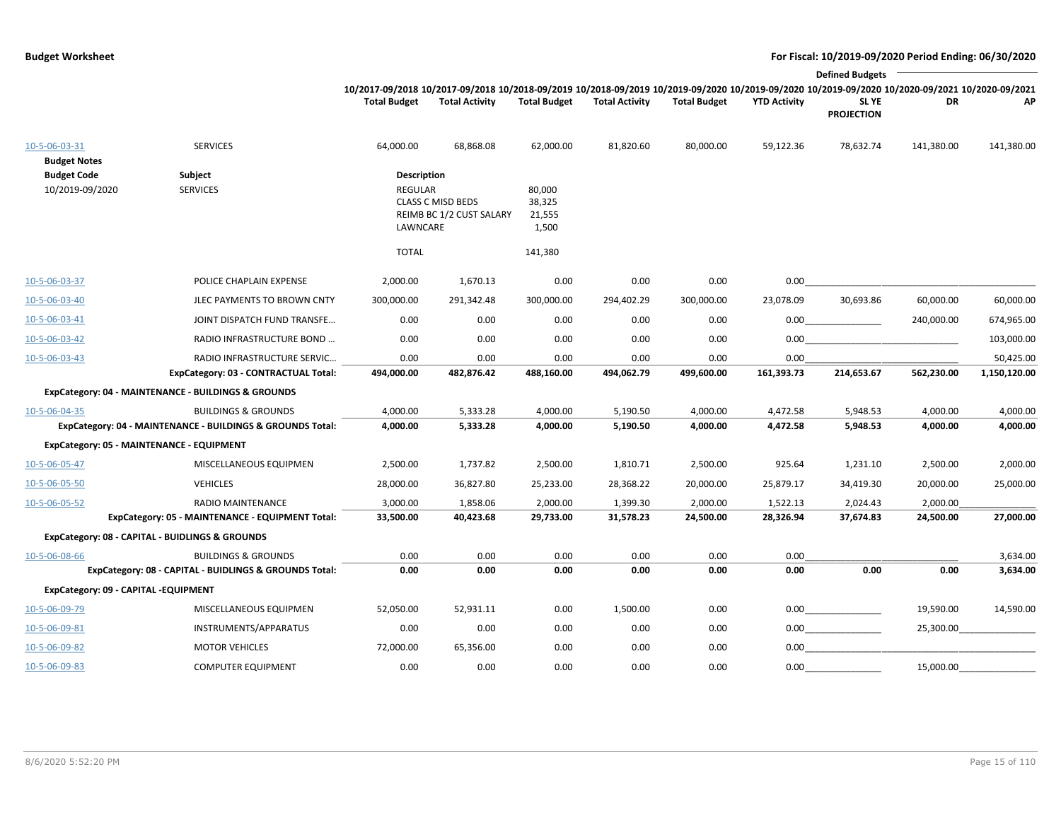**Budget Worksheet**

**For Fiscal: 10/2019-09/2020 Period Ending: 06/30/2020**

| | | 10/2017-09/2018 Total Budget | 10/2017-09/2018 Total Activity | 10/2018-09/2019 Total Budget | 10/2018-09/2019 Total Activity | 10/2019-09/2020 Total Budget | 10/2019-09/2020 YTD Activity | Defined Budgets 10/2019-09/2020 SL YE PROJECTION | 10/2020-09/2021 DR | 10/2020-09/2021 AP |
|---|---|---|---|---|---|---|---|---|---|---|
| 10-5-06-03-31 | SERVICES | 64,000.00 | 68,868.08 | 62,000.00 | 81,820.60 | 80,000.00 | 59,122.36 | 78,632.74 | 141,380.00 | 141,380.00 |

**Budget Notes**

| Budget Code | Subject | Description | |
|---|---|---|---|
| 10/2019-09/2020 | SERVICES | REGULAR | 80,000 |
| | | CLASS C MISD BEDS | 38,325 |
| | | REIMB BC 1/2 CUST SALARY | 21,555 |
| | | LAWNCARE | 1,500 |
| | | TOTAL | 141,380 |

| | | 10/2017-09/2018 Total Budget | 10/2017-09/2018 Total Activity | 10/2018-09/2019 Total Budget | 10/2018-09/2019 Total Activity | 10/2019-09/2020 Total Budget | 10/2019-09/2020 YTD Activity | 10/2019-09/2020 SL YE PROJECTION | 10/2020-09/2021 DR | 10/2020-09/2021 AP |
|---|---|---|---|---|---|---|---|---|---|---|
| 10-5-06-03-37 | POLICE CHAPLAIN EXPENSE | 2,000.00 | 1,670.13 | 0.00 | 0.00 | 0.00 | 0.00 | | | |
| 10-5-06-03-40 | JLEC PAYMENTS TO BROWN CNTY | 300,000.00 | 291,342.48 | 300,000.00 | 294,402.29 | 300,000.00 | 23,078.09 | 30,693.86 | 60,000.00 | 60,000.00 |
| 10-5-06-03-41 | JOINT DISPATCH FUND TRANSFE… | 0.00 | 0.00 | 0.00 | 0.00 | 0.00 | 0.00 | | 240,000.00 | 674,965.00 |
| 10-5-06-03-42 | RADIO INFRASTRUCTURE BOND … | 0.00 | 0.00 | 0.00 | 0.00 | 0.00 | 0.00 | | | 103,000.00 |
| 10-5-06-03-43 | RADIO INFRASTRUCTURE SERVIC… | 0.00 | 0.00 | 0.00 | 0.00 | 0.00 | 0.00 | | | 50,425.00 |
| | **ExpCategory: 03 - CONTRACTUAL Total:** | **494,000.00** | **482,876.42** | **488,160.00** | **494,062.79** | **499,600.00** | **161,393.73** | **214,653.67** | **562,230.00** | **1,150,120.00** |
| **ExpCategory: 04 - MAINTENANCE - BUILDINGS & GROUNDS** | | | | | | | | | | |
| 10-5-06-04-35 | BUILDINGS & GROUNDS | 4,000.00 | 5,333.28 | 4,000.00 | 5,190.50 | 4,000.00 | 4,472.58 | 5,948.53 | 4,000.00 | 4,000.00 |
| | **ExpCategory: 04 - MAINTENANCE - BUILDINGS & GROUNDS Total:** | **4,000.00** | **5,333.28** | **4,000.00** | **5,190.50** | **4,000.00** | **4,472.58** | **5,948.53** | **4,000.00** | **4,000.00** |
| **ExpCategory: 05 - MAINTENANCE - EQUIPMENT** | | | | | | | | | | |
| 10-5-06-05-47 | MISCELLANEOUS EQUIPMEN | 2,500.00 | 1,737.82 | 2,500.00 | 1,810.71 | 2,500.00 | 925.64 | 1,231.10 | 2,500.00 | 2,000.00 |
| 10-5-06-05-50 | VEHICLES | 28,000.00 | 36,827.80 | 25,233.00 | 28,368.22 | 20,000.00 | 25,879.17 | 34,419.30 | 20,000.00 | 25,000.00 |
| 10-5-06-05-52 | RADIO MAINTENANCE | 3,000.00 | 1,858.06 | 2,000.00 | 1,399.30 | 2,000.00 | 1,522.13 | 2,024.43 | 2,000.00 | |
| | **ExpCategory: 05 - MAINTENANCE - EQUIPMENT Total:** | **33,500.00** | **40,423.68** | **29,733.00** | **31,578.23** | **24,500.00** | **28,326.94** | **37,674.83** | **24,500.00** | **27,000.00** |
| **ExpCategory: 08 - CAPITAL - BUIDLINGS & GROUNDS** | | | | | | | | | | |
| 10-5-06-08-66 | BUILDINGS & GROUNDS | 0.00 | 0.00 | 0.00 | 0.00 | 0.00 | 0.00 | | | 3,634.00 |
| | **ExpCategory: 08 - CAPITAL - BUIDLINGS & GROUNDS Total:** | **0.00** | **0.00** | **0.00** | **0.00** | **0.00** | **0.00** | **0.00** | **0.00** | **3,634.00** |
| **ExpCategory: 09 - CAPITAL -EQUIPMENT** | | | | | | | | | | |
| 10-5-06-09-79 | MISCELLANEOUS EQUIPMEN | 52,050.00 | 52,931.11 | 0.00 | 1,500.00 | 0.00 | 0.00 | | 19,590.00 | 14,590.00 |
| 10-5-06-09-81 | INSTRUMENTS/APPARATUS | 0.00 | 0.00 | 0.00 | 0.00 | 0.00 | 0.00 | | 25,300.00 | |
| 10-5-06-09-82 | MOTOR VEHICLES | 72,000.00 | 65,356.00 | 0.00 | 0.00 | 0.00 | 0.00 | | | |
| 10-5-06-09-83 | COMPUTER EQUIPMENT | 0.00 | 0.00 | 0.00 | 0.00 | 0.00 | 0.00 | | 15,000.00 | |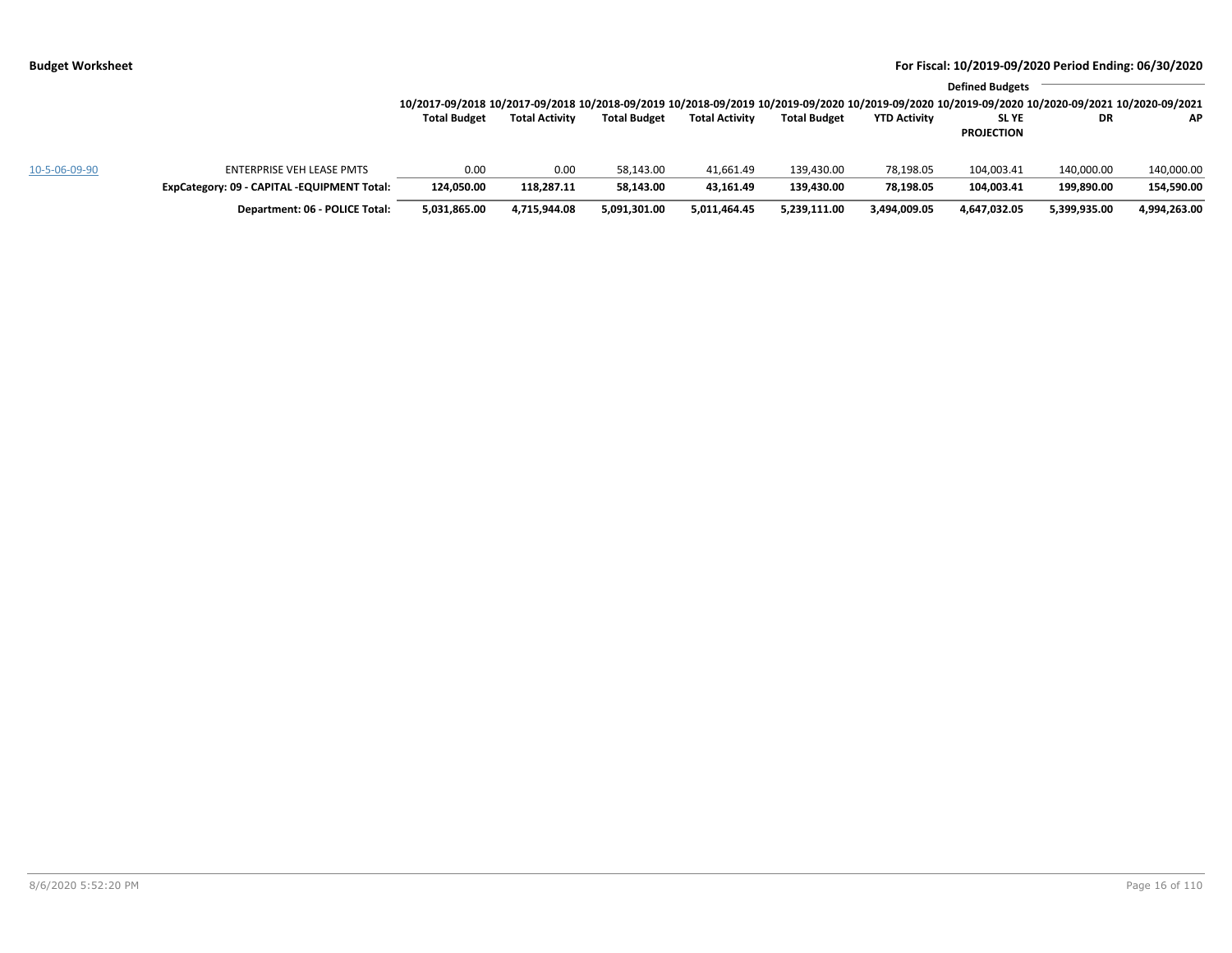**Budget Worksheet**

**For Fiscal: 10/2019-09/2020 Period Ending: 06/30/2020**

| | | 10/2017-09/2018 Total Budget | 10/2017-09/2018 Total Activity | 10/2018-09/2019 Total Budget | 10/2018-09/2019 Total Activity | 10/2019-09/2020 Total Budget | 10/2019-09/2020 YTD Activity | Defined Budgets 10/2019-09/2020 SL YE PROJECTION | 10/2020-09/2021 DR | 10/2020-09/2021 AP |
|---|---|---|---|---|---|---|---|---|---|---|
| 10-5-06-09-90 | ENTERPRISE VEH LEASE PMTS | 0.00 | 0.00 | 58,143.00 | 41,661.49 | 139,430.00 | 78,198.05 | 104,003.41 | 140,000.00 | 140,000.00 |
| | **ExpCategory: 09 - CAPITAL -EQUIPMENT Total:** | **124,050.00** | **118,287.11** | **58,143.00** | **43,161.49** | **139,430.00** | **78,198.05** | **104,003.41** | **199,890.00** | **154,590.00** |
| | **Department: 06 - POLICE Total:** | **5,031,865.00** | **4,715,944.08** | **5,091,301.00** | **5,011,464.45** | **5,239,111.00** | **3,494,009.05** | **4,647,032.05** | **5,399,935.00** | **4,994,263.00** |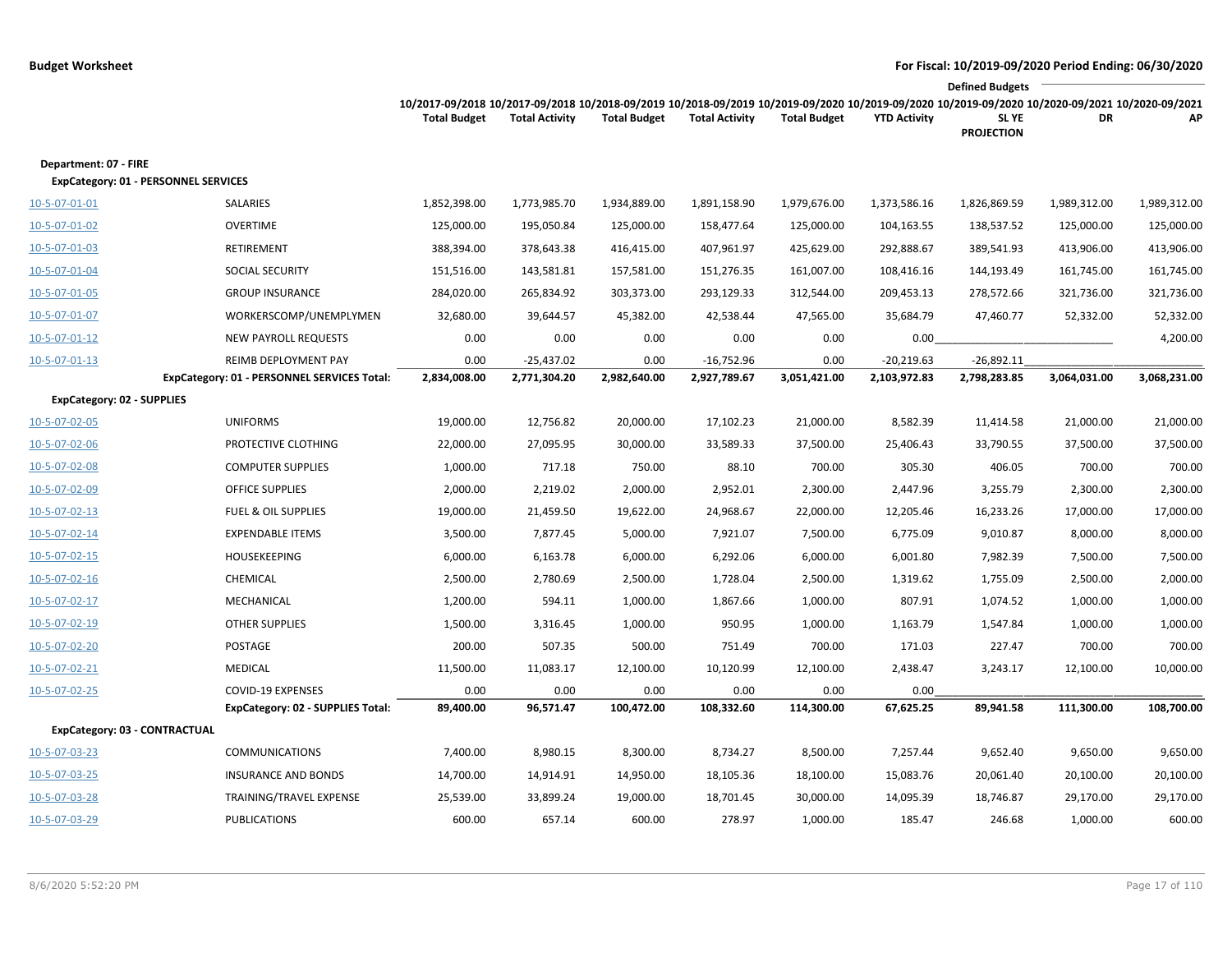**Budget Worksheet** — For Fiscal: 10/2019-09/2020 Period Ending: 06/30/2020

| | | 10/2017-09/2018 Total Budget | 10/2017-09/2018 Total Activity | 10/2018-09/2019 Total Budget | 10/2018-09/2019 Total Activity | 10/2019-09/2020 Total Budget | 10/2019-09/2020 YTD Activity | 10/2019-09/2020 SL YE PROJECTION | 10/2020-09/2021 DR | 10/2020-09/2021 AP |
|---|---|---|---|---|---|---|---|---|---|---|
| | | | | | | | | Defined Budgets | | |
| **Department: 07 - FIRE** | | | | | | | | | | |
| **ExpCategory: 01 - PERSONNEL SERVICES** | | | | | | | | | | |
| 10-5-07-01-01 | SALARIES | 1,852,398.00 | 1,773,985.70 | 1,934,889.00 | 1,891,158.90 | 1,979,676.00 | 1,373,586.16 | 1,826,869.59 | 1,989,312.00 | 1,989,312.00 |
| 10-5-07-01-02 | OVERTIME | 125,000.00 | 195,050.84 | 125,000.00 | 158,477.64 | 125,000.00 | 104,163.55 | 138,537.52 | 125,000.00 | 125,000.00 |
| 10-5-07-01-03 | RETIREMENT | 388,394.00 | 378,643.38 | 416,415.00 | 407,961.97 | 425,629.00 | 292,888.67 | 389,541.93 | 413,906.00 | 413,906.00 |
| 10-5-07-01-04 | SOCIAL SECURITY | 151,516.00 | 143,581.81 | 157,581.00 | 151,276.35 | 161,007.00 | 108,416.16 | 144,193.49 | 161,745.00 | 161,745.00 |
| 10-5-07-01-05 | GROUP INSURANCE | 284,020.00 | 265,834.92 | 303,373.00 | 293,129.33 | 312,544.00 | 209,453.13 | 278,572.66 | 321,736.00 | 321,736.00 |
| 10-5-07-01-07 | WORKERSCOMP/UNEMPLYMEN | 32,680.00 | 39,644.57 | 45,382.00 | 42,538.44 | 47,565.00 | 35,684.79 | 47,460.77 | 52,332.00 | 52,332.00 |
| 10-5-07-01-12 | NEW PAYROLL REQUESTS | 0.00 | 0.00 | 0.00 | 0.00 | 0.00 | 0.00 | | | 4,200.00 |
| 10-5-07-01-13 | REIMB DEPLOYMENT PAY | 0.00 | -25,437.02 | 0.00 | -16,752.96 | 0.00 | -20,219.63 | -26,892.11 | | |
| | **ExpCategory: 01 - PERSONNEL SERVICES Total:** | **2,834,008.00** | **2,771,304.20** | **2,982,640.00** | **2,927,789.67** | **3,051,421.00** | **2,103,972.83** | **2,798,283.85** | **3,064,031.00** | **3,068,231.00** |
| **ExpCategory: 02 - SUPPLIES** | | | | | | | | | | |
| 10-5-07-02-05 | UNIFORMS | 19,000.00 | 12,756.82 | 20,000.00 | 17,102.23 | 21,000.00 | 8,582.39 | 11,414.58 | 21,000.00 | 21,000.00 |
| 10-5-07-02-06 | PROTECTIVE CLOTHING | 22,000.00 | 27,095.95 | 30,000.00 | 33,589.33 | 37,500.00 | 25,406.43 | 33,790.55 | 37,500.00 | 37,500.00 |
| 10-5-07-02-08 | COMPUTER SUPPLIES | 1,000.00 | 717.18 | 750.00 | 88.10 | 700.00 | 305.30 | 406.05 | 700.00 | 700.00 |
| 10-5-07-02-09 | OFFICE SUPPLIES | 2,000.00 | 2,219.02 | 2,000.00 | 2,952.01 | 2,300.00 | 2,447.96 | 3,255.79 | 2,300.00 | 2,300.00 |
| 10-5-07-02-13 | FUEL & OIL SUPPLIES | 19,000.00 | 21,459.50 | 19,622.00 | 24,968.67 | 22,000.00 | 12,205.46 | 16,233.26 | 17,000.00 | 17,000.00 |
| 10-5-07-02-14 | EXPENDABLE ITEMS | 3,500.00 | 7,877.45 | 5,000.00 | 7,921.07 | 7,500.00 | 6,775.09 | 9,010.87 | 8,000.00 | 8,000.00 |
| 10-5-07-02-15 | HOUSEKEEPING | 6,000.00 | 6,163.78 | 6,000.00 | 6,292.06 | 6,000.00 | 6,001.80 | 7,982.39 | 7,500.00 | 7,500.00 |
| 10-5-07-02-16 | CHEMICAL | 2,500.00 | 2,780.69 | 2,500.00 | 1,728.04 | 2,500.00 | 1,319.62 | 1,755.09 | 2,500.00 | 2,000.00 |
| 10-5-07-02-17 | MECHANICAL | 1,200.00 | 594.11 | 1,000.00 | 1,867.66 | 1,000.00 | 807.91 | 1,074.52 | 1,000.00 | 1,000.00 |
| 10-5-07-02-19 | OTHER SUPPLIES | 1,500.00 | 3,316.45 | 1,000.00 | 950.95 | 1,000.00 | 1,163.79 | 1,547.84 | 1,000.00 | 1,000.00 |
| 10-5-07-02-20 | POSTAGE | 200.00 | 507.35 | 500.00 | 751.49 | 700.00 | 171.03 | 227.47 | 700.00 | 700.00 |
| 10-5-07-02-21 | MEDICAL | 11,500.00 | 11,083.17 | 12,100.00 | 10,120.99 | 12,100.00 | 2,438.47 | 3,243.17 | 12,100.00 | 10,000.00 |
| 10-5-07-02-25 | COVID-19 EXPENSES | 0.00 | 0.00 | 0.00 | 0.00 | 0.00 | 0.00 | | | |
| | **ExpCategory: 02 - SUPPLIES Total:** | **89,400.00** | **96,571.47** | **100,472.00** | **108,332.60** | **114,300.00** | **67,625.25** | **89,941.58** | **111,300.00** | **108,700.00** |
| **ExpCategory: 03 - CONTRACTUAL** | | | | | | | | | | |
| 10-5-07-03-23 | COMMUNICATIONS | 7,400.00 | 8,980.15 | 8,300.00 | 8,734.27 | 8,500.00 | 7,257.44 | 9,652.40 | 9,650.00 | 9,650.00 |
| 10-5-07-03-25 | INSURANCE AND BONDS | 14,700.00 | 14,914.91 | 14,950.00 | 18,105.36 | 18,100.00 | 15,083.76 | 20,061.40 | 20,100.00 | 20,100.00 |
| 10-5-07-03-28 | TRAINING/TRAVEL EXPENSE | 25,539.00 | 33,899.24 | 19,000.00 | 18,701.45 | 30,000.00 | 14,095.39 | 18,746.87 | 29,170.00 | 29,170.00 |
| 10-5-07-03-29 | PUBLICATIONS | 600.00 | 657.14 | 600.00 | 278.97 | 1,000.00 | 185.47 | 246.68 | 1,000.00 | 600.00 |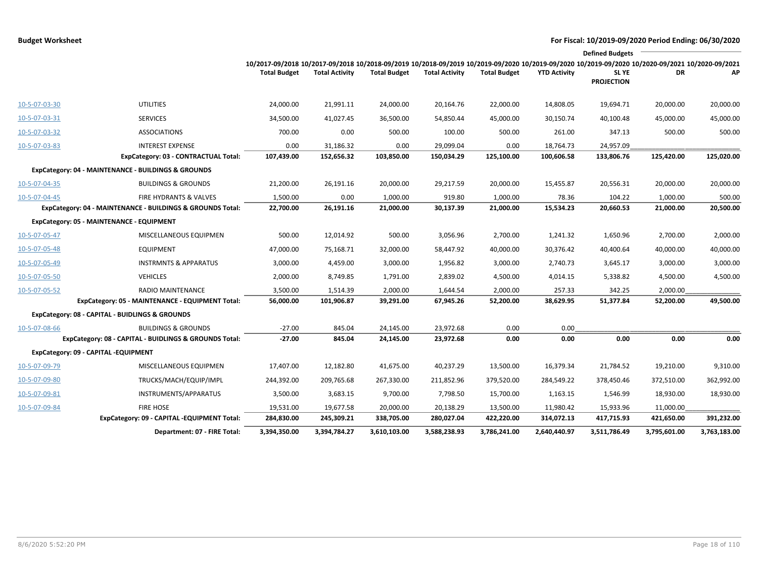**Budget Worksheet**

**For Fiscal: 10/2019-09/2020 Period Ending: 06/30/2020**

| | | 10/2017-09/2018 Total Budget | 10/2017-09/2018 Total Activity | 10/2018-09/2019 Total Budget | 10/2018-09/2019 Total Activity | 10/2019-09/2020 Total Budget | 10/2019-09/2020 YTD Activity | Defined Budgets 10/2019-09/2020 SL YE PROJECTION | Defined Budgets 10/2020-09/2021 DR | Defined Budgets 10/2020-09/2021 AP |
|---|---|---|---|---|---|---|---|---|---|---|
| 10-5-07-03-30 | UTILITIES | 24,000.00 | 21,991.11 | 24,000.00 | 20,164.76 | 22,000.00 | 14,808.05 | 19,694.71 | 20,000.00 | 20,000.00 |
| 10-5-07-03-31 | SERVICES | 34,500.00 | 41,027.45 | 36,500.00 | 54,850.44 | 45,000.00 | 30,150.74 | 40,100.48 | 45,000.00 | 45,000.00 |
| 10-5-07-03-32 | ASSOCIATIONS | 700.00 | 0.00 | 500.00 | 100.00 | 500.00 | 261.00 | 347.13 | 500.00 | 500.00 |
| 10-5-07-03-83 | INTEREST EXPENSE | 0.00 | 31,186.32 | 0.00 | 29,099.04 | 0.00 | 18,764.73 | 24,957.09 | | |
| | **ExpCategory: 03 - CONTRACTUAL Total:** | **107,439.00** | **152,656.32** | **103,850.00** | **150,034.29** | **125,100.00** | **100,606.58** | **133,806.76** | **125,420.00** | **125,020.00** |
| **ExpCategory: 04 - MAINTENANCE - BUILDINGS & GROUNDS** | | | | | | | | | | |
| 10-5-07-04-35 | BUILDINGS & GROUNDS | 21,200.00 | 26,191.16 | 20,000.00 | 29,217.59 | 20,000.00 | 15,455.87 | 20,556.31 | 20,000.00 | 20,000.00 |
| 10-5-07-04-45 | FIRE HYDRANTS & VALVES | 1,500.00 | 0.00 | 1,000.00 | 919.80 | 1,000.00 | 78.36 | 104.22 | 1,000.00 | 500.00 |
| | **ExpCategory: 04 - MAINTENANCE - BUILDINGS & GROUNDS Total:** | **22,700.00** | **26,191.16** | **21,000.00** | **30,137.39** | **21,000.00** | **15,534.23** | **20,660.53** | **21,000.00** | **20,500.00** |
| **ExpCategory: 05 - MAINTENANCE - EQUIPMENT** | | | | | | | | | | |
| 10-5-07-05-47 | MISCELLANEOUS EQUIPMEN | 500.00 | 12,014.92 | 500.00 | 3,056.96 | 2,700.00 | 1,241.32 | 1,650.96 | 2,700.00 | 2,000.00 |
| 10-5-07-05-48 | EQUIPMENT | 47,000.00 | 75,168.71 | 32,000.00 | 58,447.92 | 40,000.00 | 30,376.42 | 40,400.64 | 40,000.00 | 40,000.00 |
| 10-5-07-05-49 | INSTRMNTS & APPARATUS | 3,000.00 | 4,459.00 | 3,000.00 | 1,956.82 | 3,000.00 | 2,740.73 | 3,645.17 | 3,000.00 | 3,000.00 |
| 10-5-07-05-50 | VEHICLES | 2,000.00 | 8,749.85 | 1,791.00 | 2,839.02 | 4,500.00 | 4,014.15 | 5,338.82 | 4,500.00 | 4,500.00 |
| 10-5-07-05-52 | RADIO MAINTENANCE | 3,500.00 | 1,514.39 | 2,000.00 | 1,644.54 | 2,000.00 | 257.33 | 342.25 | 2,000.00 | |
| | **ExpCategory: 05 - MAINTENANCE - EQUIPMENT Total:** | **56,000.00** | **101,906.87** | **39,291.00** | **67,945.26** | **52,200.00** | **38,629.95** | **51,377.84** | **52,200.00** | **49,500.00** |
| **ExpCategory: 08 - CAPITAL - BUIDLINGS & GROUNDS** | | | | | | | | | | |
| 10-5-07-08-66 | BUILDINGS & GROUNDS | -27.00 | 845.04 | 24,145.00 | 23,972.68 | 0.00 | 0.00 | | | |
| | **ExpCategory: 08 - CAPITAL - BUIDLINGS & GROUNDS Total:** | **-27.00** | **845.04** | **24,145.00** | **23,972.68** | **0.00** | **0.00** | **0.00** | **0.00** | **0.00** |
| **ExpCategory: 09 - CAPITAL -EQUIPMENT** | | | | | | | | | | |
| 10-5-07-09-79 | MISCELLANEOUS EQUIPMEN | 17,407.00 | 12,182.80 | 41,675.00 | 40,237.29 | 13,500.00 | 16,379.34 | 21,784.52 | 19,210.00 | 9,310.00 |
| 10-5-07-09-80 | TRUCKS/MACH/EQUIP/IMPL | 244,392.00 | 209,765.68 | 267,330.00 | 211,852.96 | 379,520.00 | 284,549.22 | 378,450.46 | 372,510.00 | 362,992.00 |
| 10-5-07-09-81 | INSTRUMENTS/APPARATUS | 3,500.00 | 3,683.15 | 9,700.00 | 7,798.50 | 15,700.00 | 1,163.15 | 1,546.99 | 18,930.00 | 18,930.00 |
| 10-5-07-09-84 | FIRE HOSE | 19,531.00 | 19,677.58 | 20,000.00 | 20,138.29 | 13,500.00 | 11,980.42 | 15,933.96 | 11,000.00 | |
| | **ExpCategory: 09 - CAPITAL -EQUIPMENT Total:** | **284,830.00** | **245,309.21** | **338,705.00** | **280,027.04** | **422,220.00** | **314,072.13** | **417,715.93** | **421,650.00** | **391,232.00** |
| | **Department: 07 - FIRE Total:** | **3,394,350.00** | **3,394,784.27** | **3,610,103.00** | **3,588,238.93** | **3,786,241.00** | **2,640,440.97** | **3,511,786.49** | **3,795,601.00** | **3,763,183.00** |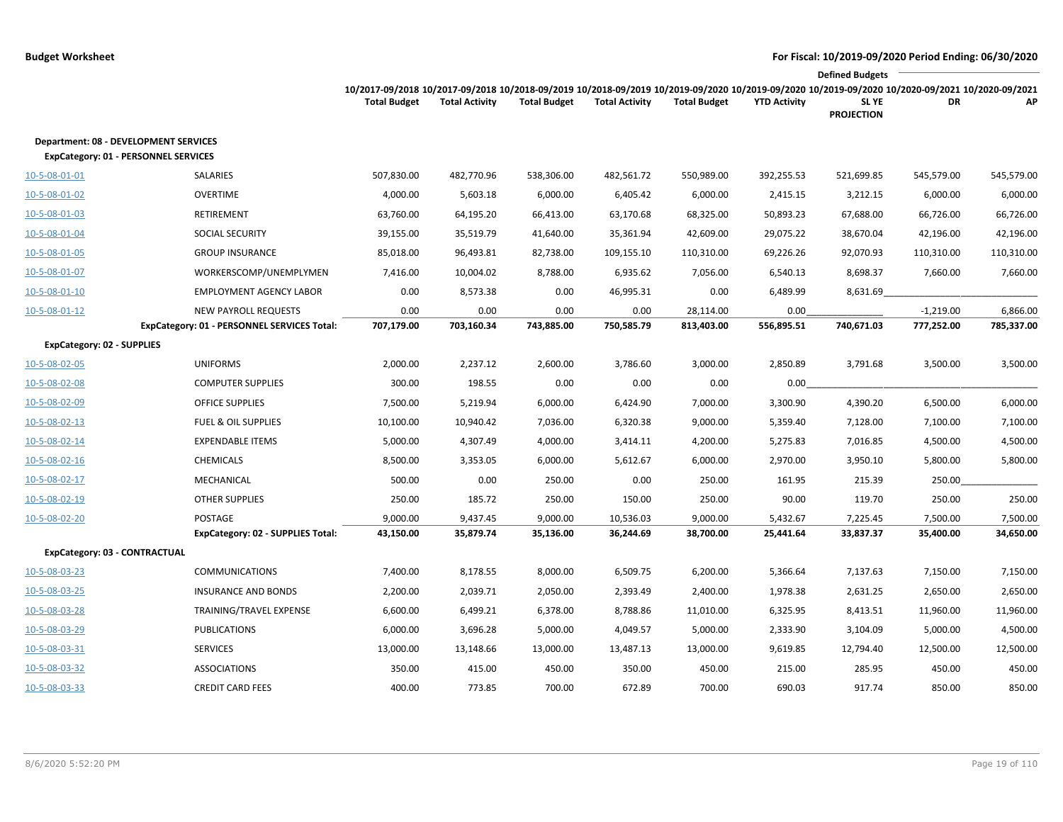**Budget Worksheet**

**For Fiscal: 10/2019-09/2020 Period Ending: 06/30/2020**

| | | 10/2017-09/2018 Total Budget | 10/2017-09/2018 Total Activity | 10/2018-09/2019 Total Budget | 10/2018-09/2019 Total Activity | 10/2019-09/2020 Total Budget | 10/2019-09/2020 YTD Activity | 10/2019-09/2020 SL YE PROJECTION | Defined Budgets 10/2020-09/2021 DR | 10/2020-09/2021 AP |
|---|---|---|---|---|---|---|---|---|---|---|
| **Department: 08 - DEVELOPMENT SERVICES** | | | | | | | | | | |
| **ExpCategory: 01 - PERSONNEL SERVICES** | | | | | | | | | | |
| 10-5-08-01-01 | SALARIES | 507,830.00 | 482,770.96 | 538,306.00 | 482,561.72 | 550,989.00 | 392,255.53 | 521,699.85 | 545,579.00 | 545,579.00 |
| 10-5-08-01-02 | OVERTIME | 4,000.00 | 5,603.18 | 6,000.00 | 6,405.42 | 6,000.00 | 2,415.15 | 3,212.15 | 6,000.00 | 6,000.00 |
| 10-5-08-01-03 | RETIREMENT | 63,760.00 | 64,195.20 | 66,413.00 | 63,170.68 | 68,325.00 | 50,893.23 | 67,688.00 | 66,726.00 | 66,726.00 |
| 10-5-08-01-04 | SOCIAL SECURITY | 39,155.00 | 35,519.79 | 41,640.00 | 35,361.94 | 42,609.00 | 29,075.22 | 38,670.04 | 42,196.00 | 42,196.00 |
| 10-5-08-01-05 | GROUP INSURANCE | 85,018.00 | 96,493.81 | 82,738.00 | 109,155.10 | 110,310.00 | 69,226.26 | 92,070.93 | 110,310.00 | 110,310.00 |
| 10-5-08-01-07 | WORKERSCOMP/UNEMPLYMEN | 7,416.00 | 10,004.02 | 8,788.00 | 6,935.62 | 7,056.00 | 6,540.13 | 8,698.37 | 7,660.00 | 7,660.00 |
| 10-5-08-01-10 | EMPLOYMENT AGENCY LABOR | 0.00 | 8,573.38 | 0.00 | 46,995.31 | 0.00 | 6,489.99 | 8,631.69 | | |
| 10-5-08-01-12 | NEW PAYROLL REQUESTS | 0.00 | 0.00 | 0.00 | 0.00 | 28,114.00 | 0.00 | | -1,219.00 | 6,866.00 |
| | **ExpCategory: 01 - PERSONNEL SERVICES Total:** | **707,179.00** | **703,160.34** | **743,885.00** | **750,585.79** | **813,403.00** | **556,895.51** | **740,671.03** | **777,252.00** | **785,337.00** |
| **ExpCategory: 02 - SUPPLIES** | | | | | | | | | | |
| 10-5-08-02-05 | UNIFORMS | 2,000.00 | 2,237.12 | 2,600.00 | 3,786.60 | 3,000.00 | 2,850.89 | 3,791.68 | 3,500.00 | 3,500.00 |
| 10-5-08-02-08 | COMPUTER SUPPLIES | 300.00 | 198.55 | 0.00 | 0.00 | 0.00 | 0.00 | | | |
| 10-5-08-02-09 | OFFICE SUPPLIES | 7,500.00 | 5,219.94 | 6,000.00 | 6,424.90 | 7,000.00 | 3,300.90 | 4,390.20 | 6,500.00 | 6,000.00 |
| 10-5-08-02-13 | FUEL & OIL SUPPLIES | 10,100.00 | 10,940.42 | 7,036.00 | 6,320.38 | 9,000.00 | 5,359.40 | 7,128.00 | 7,100.00 | 7,100.00 |
| 10-5-08-02-14 | EXPENDABLE ITEMS | 5,000.00 | 4,307.49 | 4,000.00 | 3,414.11 | 4,200.00 | 5,275.83 | 7,016.85 | 4,500.00 | 4,500.00 |
| 10-5-08-02-16 | CHEMICALS | 8,500.00 | 3,353.05 | 6,000.00 | 5,612.67 | 6,000.00 | 2,970.00 | 3,950.10 | 5,800.00 | 5,800.00 |
| 10-5-08-02-17 | MECHANICAL | 500.00 | 0.00 | 250.00 | 0.00 | 250.00 | 161.95 | 215.39 | 250.00 | |
| 10-5-08-02-19 | OTHER SUPPLIES | 250.00 | 185.72 | 250.00 | 150.00 | 250.00 | 90.00 | 119.70 | 250.00 | 250.00 |
| 10-5-08-02-20 | POSTAGE | 9,000.00 | 9,437.45 | 9,000.00 | 10,536.03 | 9,000.00 | 5,432.67 | 7,225.45 | 7,500.00 | 7,500.00 |
| | **ExpCategory: 02 - SUPPLIES Total:** | **43,150.00** | **35,879.74** | **35,136.00** | **36,244.69** | **38,700.00** | **25,441.64** | **33,837.37** | **35,400.00** | **34,650.00** |
| **ExpCategory: 03 - CONTRACTUAL** | | | | | | | | | | |
| 10-5-08-03-23 | COMMUNICATIONS | 7,400.00 | 8,178.55 | 8,000.00 | 6,509.75 | 6,200.00 | 5,366.64 | 7,137.63 | 7,150.00 | 7,150.00 |
| 10-5-08-03-25 | INSURANCE AND BONDS | 2,200.00 | 2,039.71 | 2,050.00 | 2,393.49 | 2,400.00 | 1,978.38 | 2,631.25 | 2,650.00 | 2,650.00 |
| 10-5-08-03-28 | TRAINING/TRAVEL EXPENSE | 6,600.00 | 6,499.21 | 6,378.00 | 8,788.86 | 11,010.00 | 6,325.95 | 8,413.51 | 11,960.00 | 11,960.00 |
| 10-5-08-03-29 | PUBLICATIONS | 6,000.00 | 3,696.28 | 5,000.00 | 4,049.57 | 5,000.00 | 2,333.90 | 3,104.09 | 5,000.00 | 4,500.00 |
| 10-5-08-03-31 | SERVICES | 13,000.00 | 13,148.66 | 13,000.00 | 13,487.13 | 13,000.00 | 9,619.85 | 12,794.40 | 12,500.00 | 12,500.00 |
| 10-5-08-03-32 | ASSOCIATIONS | 350.00 | 415.00 | 450.00 | 350.00 | 450.00 | 215.00 | 285.95 | 450.00 | 450.00 |
| 10-5-08-03-33 | CREDIT CARD FEES | 400.00 | 773.85 | 700.00 | 672.89 | 700.00 | 690.03 | 917.74 | 850.00 | 850.00 |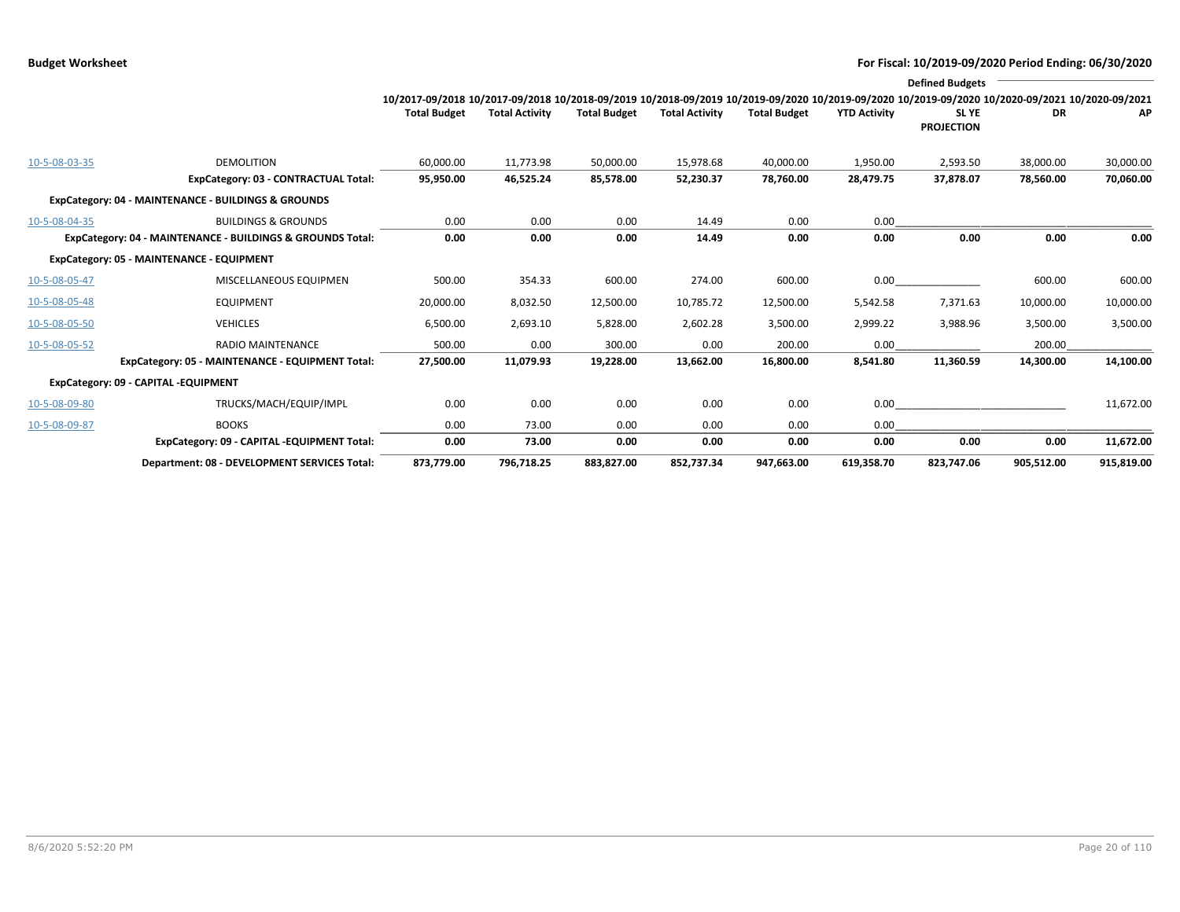| | | 10/2017-09/2018 Total Budget | 10/2017-09/2018 Total Activity | 10/2018-09/2019 Total Budget | 10/2018-09/2019 Total Activity | 10/2019-09/2020 Total Budget | 10/2019-09/2020 YTD Activity | 10/2019-09/2020 SL YE PROJECTION | 10/2020-09/2021 DR | 10/2020-09/2021 AP |
|---|---|---|---|---|---|---|---|---|---|---|
| | | | | | | | | Defined Budgets | | |
| 10-5-08-03-35 | DEMOLITION | 60,000.00 | 11,773.98 | 50,000.00 | 15,978.68 | 40,000.00 | 1,950.00 | 2,593.50 | 38,000.00 | 30,000.00 |
| | **ExpCategory: 03 - CONTRACTUAL Total:** | **95,950.00** | **46,525.24** | **85,578.00** | **52,230.37** | **78,760.00** | **28,479.75** | **37,878.07** | **78,560.00** | **70,060.00** |
| **ExpCategory: 04 - MAINTENANCE - BUILDINGS & GROUNDS** | | | | | | | | | | |
| 10-5-08-04-35 | BUILDINGS & GROUNDS | 0.00 | 0.00 | 0.00 | 14.49 | 0.00 | 0.00 | | | |
| | **ExpCategory: 04 - MAINTENANCE - BUILDINGS & GROUNDS Total:** | **0.00** | **0.00** | **0.00** | **14.49** | **0.00** | **0.00** | **0.00** | **0.00** | **0.00** |
| **ExpCategory: 05 - MAINTENANCE - EQUIPMENT** | | | | | | | | | | |
| 10-5-08-05-47 | MISCELLANEOUS EQUIPMEN | 500.00 | 354.33 | 600.00 | 274.00 | 600.00 | 0.00 | | 600.00 | 600.00 |
| 10-5-08-05-48 | EQUIPMENT | 20,000.00 | 8,032.50 | 12,500.00 | 10,785.72 | 12,500.00 | 5,542.58 | 7,371.63 | 10,000.00 | 10,000.00 |
| 10-5-08-05-50 | VEHICLES | 6,500.00 | 2,693.10 | 5,828.00 | 2,602.28 | 3,500.00 | 2,999.22 | 3,988.96 | 3,500.00 | 3,500.00 |
| 10-5-08-05-52 | RADIO MAINTENANCE | 500.00 | 0.00 | 300.00 | 0.00 | 200.00 | 0.00 | | 200.00 | |
| | **ExpCategory: 05 - MAINTENANCE - EQUIPMENT Total:** | **27,500.00** | **11,079.93** | **19,228.00** | **13,662.00** | **16,800.00** | **8,541.80** | **11,360.59** | **14,300.00** | **14,100.00** |
| **ExpCategory: 09 - CAPITAL -EQUIPMENT** | | | | | | | | | | |
| 10-5-08-09-80 | TRUCKS/MACH/EQUIP/IMPL | 0.00 | 0.00 | 0.00 | 0.00 | 0.00 | 0.00 | | | 11,672.00 |
| 10-5-08-09-87 | BOOKS | 0.00 | 73.00 | 0.00 | 0.00 | 0.00 | 0.00 | | | |
| | **ExpCategory: 09 - CAPITAL -EQUIPMENT Total:** | **0.00** | **73.00** | **0.00** | **0.00** | **0.00** | **0.00** | **0.00** | **0.00** | **11,672.00** |
| | **Department: 08 - DEVELOPMENT SERVICES Total:** | **873,779.00** | **796,718.25** | **883,827.00** | **852,737.34** | **947,663.00** | **619,358.70** | **823,747.06** | **905,512.00** | **915,819.00** |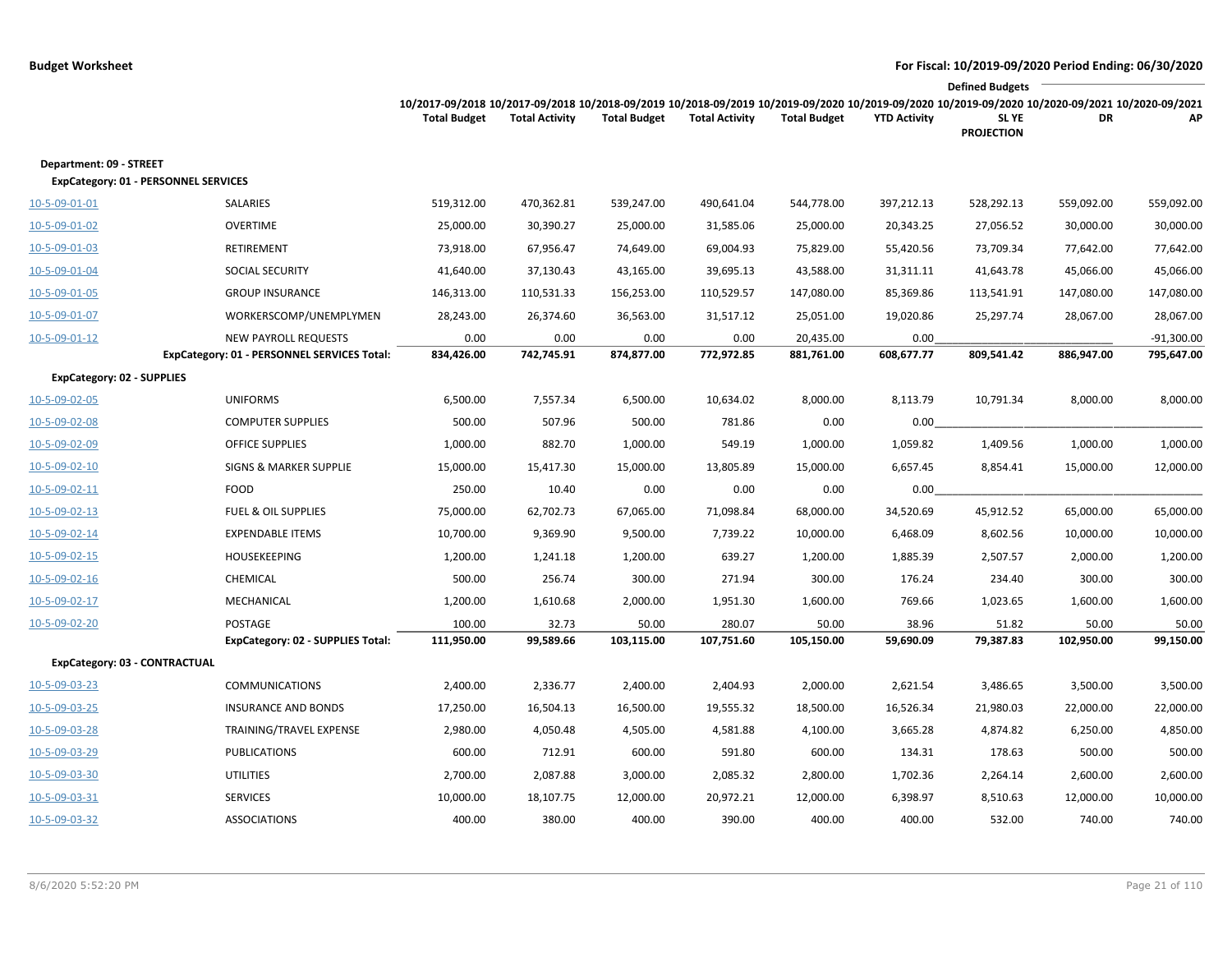**Budget Worksheet**

**For Fiscal: 10/2019-09/2020 Period Ending: 06/30/2020**

| | | 10/2017-09/2018 Total Budget | 10/2017-09/2018 Total Activity | 10/2018-09/2019 Total Budget | 10/2018-09/2019 Total Activity | 10/2019-09/2020 Total Budget | 10/2019-09/2020 YTD Activity | Defined Budgets 10/2019-09/2020 SL YE PROJECTION | 10/2020-09/2021 DR | 10/2020-09/2021 AP |
|---|---|---|---|---|---|---|---|---|---|---|
| **Department: 09 - STREET** | | | | | | | | | | |
| **ExpCategory: 01 - PERSONNEL SERVICES** | | | | | | | | | | |
| 10-5-09-01-01 | SALARIES | 519,312.00 | 470,362.81 | 539,247.00 | 490,641.04 | 544,778.00 | 397,212.13 | 528,292.13 | 559,092.00 | 559,092.00 |
| 10-5-09-01-02 | OVERTIME | 25,000.00 | 30,390.27 | 25,000.00 | 31,585.06 | 25,000.00 | 20,343.25 | 27,056.52 | 30,000.00 | 30,000.00 |
| 10-5-09-01-03 | RETIREMENT | 73,918.00 | 67,956.47 | 74,649.00 | 69,004.93 | 75,829.00 | 55,420.56 | 73,709.34 | 77,642.00 | 77,642.00 |
| 10-5-09-01-04 | SOCIAL SECURITY | 41,640.00 | 37,130.43 | 43,165.00 | 39,695.13 | 43,588.00 | 31,311.11 | 41,643.78 | 45,066.00 | 45,066.00 |
| 10-5-09-01-05 | GROUP INSURANCE | 146,313.00 | 110,531.33 | 156,253.00 | 110,529.57 | 147,080.00 | 85,369.86 | 113,541.91 | 147,080.00 | 147,080.00 |
| 10-5-09-01-07 | WORKERSCOMP/UNEMPLYMEN | 28,243.00 | 26,374.60 | 36,563.00 | 31,517.12 | 25,051.00 | 19,020.86 | 25,297.74 | 28,067.00 | 28,067.00 |
| 10-5-09-01-12 | NEW PAYROLL REQUESTS | 0.00 | 0.00 | 0.00 | 0.00 | 20,435.00 | 0.00 | | | -91,300.00 |
| | **ExpCategory: 01 - PERSONNEL SERVICES Total:** | **834,426.00** | **742,745.91** | **874,877.00** | **772,972.85** | **881,761.00** | **608,677.77** | **809,541.42** | **886,947.00** | **795,647.00** |
| **ExpCategory: 02 - SUPPLIES** | | | | | | | | | | |
| 10-5-09-02-05 | UNIFORMS | 6,500.00 | 7,557.34 | 6,500.00 | 10,634.02 | 8,000.00 | 8,113.79 | 10,791.34 | 8,000.00 | 8,000.00 |
| 10-5-09-02-08 | COMPUTER SUPPLIES | 500.00 | 507.96 | 500.00 | 781.86 | 0.00 | 0.00 | | | |
| 10-5-09-02-09 | OFFICE SUPPLIES | 1,000.00 | 882.70 | 1,000.00 | 549.19 | 1,000.00 | 1,059.82 | 1,409.56 | 1,000.00 | 1,000.00 |
| 10-5-09-02-10 | SIGNS & MARKER SUPPLIE | 15,000.00 | 15,417.30 | 15,000.00 | 13,805.89 | 15,000.00 | 6,657.45 | 8,854.41 | 15,000.00 | 12,000.00 |
| 10-5-09-02-11 | FOOD | 250.00 | 10.40 | 0.00 | 0.00 | 0.00 | 0.00 | | | |
| 10-5-09-02-13 | FUEL & OIL SUPPLIES | 75,000.00 | 62,702.73 | 67,065.00 | 71,098.84 | 68,000.00 | 34,520.69 | 45,912.52 | 65,000.00 | 65,000.00 |
| 10-5-09-02-14 | EXPENDABLE ITEMS | 10,700.00 | 9,369.90 | 9,500.00 | 7,739.22 | 10,000.00 | 6,468.09 | 8,602.56 | 10,000.00 | 10,000.00 |
| 10-5-09-02-15 | HOUSEKEEPING | 1,200.00 | 1,241.18 | 1,200.00 | 639.27 | 1,200.00 | 1,885.39 | 2,507.57 | 2,000.00 | 1,200.00 |
| 10-5-09-02-16 | CHEMICAL | 500.00 | 256.74 | 300.00 | 271.94 | 300.00 | 176.24 | 234.40 | 300.00 | 300.00 |
| 10-5-09-02-17 | MECHANICAL | 1,200.00 | 1,610.68 | 2,000.00 | 1,951.30 | 1,600.00 | 769.66 | 1,023.65 | 1,600.00 | 1,600.00 |
| 10-5-09-02-20 | POSTAGE | 100.00 | 32.73 | 50.00 | 280.07 | 50.00 | 38.96 | 51.82 | 50.00 | 50.00 |
| | **ExpCategory: 02 - SUPPLIES Total:** | **111,950.00** | **99,589.66** | **103,115.00** | **107,751.60** | **105,150.00** | **59,690.09** | **79,387.83** | **102,950.00** | **99,150.00** |
| **ExpCategory: 03 - CONTRACTUAL** | | | | | | | | | | |
| 10-5-09-03-23 | COMMUNICATIONS | 2,400.00 | 2,336.77 | 2,400.00 | 2,404.93 | 2,000.00 | 2,621.54 | 3,486.65 | 3,500.00 | 3,500.00 |
| 10-5-09-03-25 | INSURANCE AND BONDS | 17,250.00 | 16,504.13 | 16,500.00 | 19,555.32 | 18,500.00 | 16,526.34 | 21,980.03 | 22,000.00 | 22,000.00 |
| 10-5-09-03-28 | TRAINING/TRAVEL EXPENSE | 2,980.00 | 4,050.48 | 4,505.00 | 4,581.88 | 4,100.00 | 3,665.28 | 4,874.82 | 6,250.00 | 4,850.00 |
| 10-5-09-03-29 | PUBLICATIONS | 600.00 | 712.91 | 600.00 | 591.80 | 600.00 | 134.31 | 178.63 | 500.00 | 500.00 |
| 10-5-09-03-30 | UTILITIES | 2,700.00 | 2,087.88 | 3,000.00 | 2,085.32 | 2,800.00 | 1,702.36 | 2,264.14 | 2,600.00 | 2,600.00 |
| 10-5-09-03-31 | SERVICES | 10,000.00 | 18,107.75 | 12,000.00 | 20,972.21 | 12,000.00 | 6,398.97 | 8,510.63 | 12,000.00 | 10,000.00 |
| 10-5-09-03-32 | ASSOCIATIONS | 400.00 | 380.00 | 400.00 | 390.00 | 400.00 | 400.00 | 532.00 | 740.00 | 740.00 |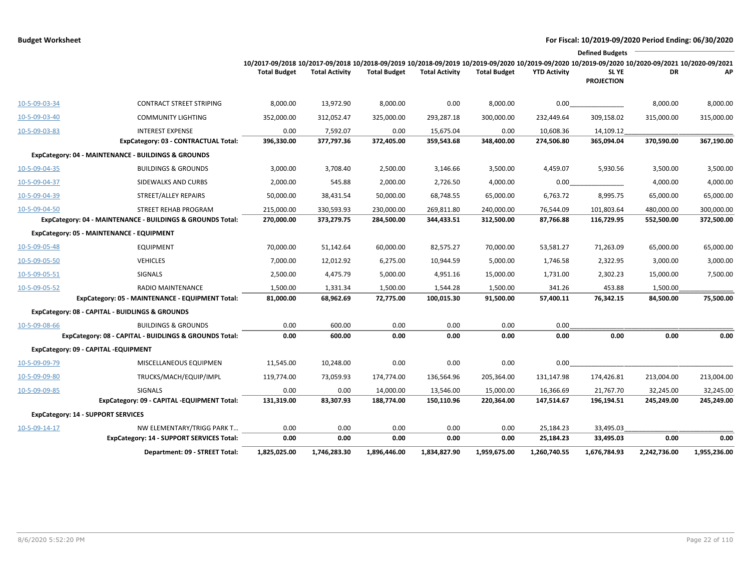**Budget Worksheet** — **For Fiscal: 10/2019-09/2020 Period Ending: 06/30/2020**

| | | 10/2017-09/2018 Total Budget | 10/2017-09/2018 Total Activity | 10/2018-09/2019 Total Budget | 10/2018-09/2019 Total Activity | 10/2019-09/2020 Total Budget | 10/2019-09/2020 YTD Activity | Defined Budgets 10/2019-09/2020 SL YE PROJECTION | 10/2020-09/2021 DR | 10/2020-09/2021 AP |
|---|---|---|---|---|---|---|---|---|---|---|
| 10-5-09-03-34 | CONTRACT STREET STRIPING | 8,000.00 | 13,972.90 | 8,000.00 | 0.00 | 8,000.00 | 0.00 | | 8,000.00 | 8,000.00 |
| 10-5-09-03-40 | COMMUNITY LIGHTING | 352,000.00 | 312,052.47 | 325,000.00 | 293,287.18 | 300,000.00 | 232,449.64 | 309,158.02 | 315,000.00 | 315,000.00 |
| 10-5-09-03-83 | INTEREST EXPENSE | 0.00 | 7,592.07 | 0.00 | 15,675.04 | 0.00 | 10,608.36 | 14,109.12 | | |
| | **ExpCategory: 03 - CONTRACTUAL Total:** | **396,330.00** | **377,797.36** | **372,405.00** | **359,543.68** | **348,400.00** | **274,506.80** | **365,094.04** | **370,590.00** | **367,190.00** |
| **ExpCategory: 04 - MAINTENANCE - BUILDINGS & GROUNDS** | | | | | | | | | | |
| 10-5-09-04-35 | BUILDINGS & GROUNDS | 3,000.00 | 3,708.40 | 2,500.00 | 3,146.66 | 3,500.00 | 4,459.07 | 5,930.56 | 3,500.00 | 3,500.00 |
| 10-5-09-04-37 | SIDEWALKS AND CURBS | 2,000.00 | 545.88 | 2,000.00 | 2,726.50 | 4,000.00 | 0.00 | | 4,000.00 | 4,000.00 |
| 10-5-09-04-39 | STREET/ALLEY REPAIRS | 50,000.00 | 38,431.54 | 50,000.00 | 68,748.55 | 65,000.00 | 6,763.72 | 8,995.75 | 65,000.00 | 65,000.00 |
| 10-5-09-04-50 | STREET REHAB PROGRAM | 215,000.00 | 330,593.93 | 230,000.00 | 269,811.80 | 240,000.00 | 76,544.09 | 101,803.64 | 480,000.00 | 300,000.00 |
| | **ExpCategory: 04 - MAINTENANCE - BUILDINGS & GROUNDS Total:** | **270,000.00** | **373,279.75** | **284,500.00** | **344,433.51** | **312,500.00** | **87,766.88** | **116,729.95** | **552,500.00** | **372,500.00** |
| **ExpCategory: 05 - MAINTENANCE - EQUIPMENT** | | | | | | | | | | |
| 10-5-09-05-48 | EQUIPMENT | 70,000.00 | 51,142.64 | 60,000.00 | 82,575.27 | 70,000.00 | 53,581.27 | 71,263.09 | 65,000.00 | 65,000.00 |
| 10-5-09-05-50 | VEHICLES | 7,000.00 | 12,012.92 | 6,275.00 | 10,944.59 | 5,000.00 | 1,746.58 | 2,322.95 | 3,000.00 | 3,000.00 |
| 10-5-09-05-51 | SIGNALS | 2,500.00 | 4,475.79 | 5,000.00 | 4,951.16 | 15,000.00 | 1,731.00 | 2,302.23 | 15,000.00 | 7,500.00 |
| 10-5-09-05-52 | RADIO MAINTENANCE | 1,500.00 | 1,331.34 | 1,500.00 | 1,544.28 | 1,500.00 | 341.26 | 453.88 | 1,500.00 | |
| | **ExpCategory: 05 - MAINTENANCE - EQUIPMENT Total:** | **81,000.00** | **68,962.69** | **72,775.00** | **100,015.30** | **91,500.00** | **57,400.11** | **76,342.15** | **84,500.00** | **75,500.00** |
| **ExpCategory: 08 - CAPITAL - BUIDLINGS & GROUNDS** | | | | | | | | | | |
| 10-5-09-08-66 | BUILDINGS & GROUNDS | 0.00 | 600.00 | 0.00 | 0.00 | 0.00 | 0.00 | | | |
| | **ExpCategory: 08 - CAPITAL - BUIDLINGS & GROUNDS Total:** | **0.00** | **600.00** | **0.00** | **0.00** | **0.00** | **0.00** | **0.00** | **0.00** | **0.00** |
| **ExpCategory: 09 - CAPITAL -EQUIPMENT** | | | | | | | | | | |
| 10-5-09-09-79 | MISCELLANEOUS EQUIPMEN | 11,545.00 | 10,248.00 | 0.00 | 0.00 | 0.00 | 0.00 | | | |
| 10-5-09-09-80 | TRUCKS/MACH/EQUIP/IMPL | 119,774.00 | 73,059.93 | 174,774.00 | 136,564.96 | 205,364.00 | 131,147.98 | 174,426.81 | 213,004.00 | 213,004.00 |
| 10-5-09-09-85 | SIGNALS | 0.00 | 0.00 | 14,000.00 | 13,546.00 | 15,000.00 | 16,366.69 | 21,767.70 | 32,245.00 | 32,245.00 |
| | **ExpCategory: 09 - CAPITAL -EQUIPMENT Total:** | **131,319.00** | **83,307.93** | **188,774.00** | **150,110.96** | **220,364.00** | **147,514.67** | **196,194.51** | **245,249.00** | **245,249.00** |
| **ExpCategory: 14 - SUPPORT SERVICES** | | | | | | | | | | |
| 10-5-09-14-17 | NW ELEMENTARY/TRIGG PARK T... | 0.00 | 0.00 | 0.00 | 0.00 | 0.00 | 25,184.23 | 33,495.03 | | |
| | **ExpCategory: 14 - SUPPORT SERVICES Total:** | **0.00** | **0.00** | **0.00** | **0.00** | **0.00** | **25,184.23** | **33,495.03** | **0.00** | **0.00** |
| | **Department: 09 - STREET Total:** | **1,825,025.00** | **1,746,283.30** | **1,896,446.00** | **1,834,827.90** | **1,959,675.00** | **1,260,740.55** | **1,676,784.93** | **2,242,736.00** | **1,955,236.00** |

8/6/2020 5:52:20 PM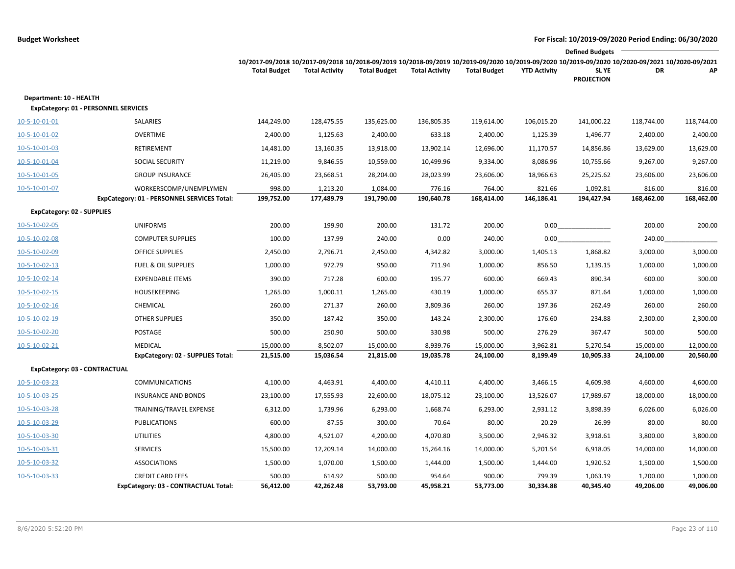**Budget Worksheet**

**For Fiscal: 10/2019-09/2020 Period Ending: 06/30/2020**

| | | 10/2017-09/2018 Total Budget | 10/2017-09/2018 Total Activity | 10/2018-09/2019 Total Budget | 10/2018-09/2019 Total Activity | 10/2019-09/2020 Total Budget | 10/2019-09/2020 YTD Activity | Defined Budgets 10/2019-09/2020 SL YE PROJECTION | 10/2020-09/2021 DR | 10/2020-09/2021 AP |
|---|---|---|---|---|---|---|---|---|---|---|
| **Department: 10 - HEALTH** | | | | | | | | | | |
| **ExpCategory: 01 - PERSONNEL SERVICES** | | | | | | | | | | |
| 10-5-10-01-01 | SALARIES | 144,249.00 | 128,475.55 | 135,625.00 | 136,805.35 | 119,614.00 | 106,015.20 | 141,000.22 | 118,744.00 | 118,744.00 |
| 10-5-10-01-02 | OVERTIME | 2,400.00 | 1,125.63 | 2,400.00 | 633.18 | 2,400.00 | 1,125.39 | 1,496.77 | 2,400.00 | 2,400.00 |
| 10-5-10-01-03 | RETIREMENT | 14,481.00 | 13,160.35 | 13,918.00 | 13,902.14 | 12,696.00 | 11,170.57 | 14,856.86 | 13,629.00 | 13,629.00 |
| 10-5-10-01-04 | SOCIAL SECURITY | 11,219.00 | 9,846.55 | 10,559.00 | 10,499.96 | 9,334.00 | 8,086.96 | 10,755.66 | 9,267.00 | 9,267.00 |
| 10-5-10-01-05 | GROUP INSURANCE | 26,405.00 | 23,668.51 | 28,204.00 | 28,023.99 | 23,606.00 | 18,966.63 | 25,225.62 | 23,606.00 | 23,606.00 |
| 10-5-10-01-07 | WORKERSCOMP/UNEMPLYMEN | 998.00 | 1,213.20 | 1,084.00 | 776.16 | 764.00 | 821.66 | 1,092.81 | 816.00 | 816.00 |
| | **ExpCategory: 01 - PERSONNEL SERVICES Total:** | **199,752.00** | **177,489.79** | **191,790.00** | **190,640.78** | **168,414.00** | **146,186.41** | **194,427.94** | **168,462.00** | **168,462.00** |
| **ExpCategory: 02 - SUPPLIES** | | | | | | | | | | |
| 10-5-10-02-05 | UNIFORMS | 200.00 | 199.90 | 200.00 | 131.72 | 200.00 | 0.00 | | 200.00 | 200.00 |
| 10-5-10-02-08 | COMPUTER SUPPLIES | 100.00 | 137.99 | 240.00 | 0.00 | 240.00 | 0.00 | | 240.00 | |
| 10-5-10-02-09 | OFFICE SUPPLIES | 2,450.00 | 2,796.71 | 2,450.00 | 4,342.82 | 3,000.00 | 1,405.13 | 1,868.82 | 3,000.00 | 3,000.00 |
| 10-5-10-02-13 | FUEL & OIL SUPPLIES | 1,000.00 | 972.79 | 950.00 | 711.94 | 1,000.00 | 856.50 | 1,139.15 | 1,000.00 | 1,000.00 |
| 10-5-10-02-14 | EXPENDABLE ITEMS | 390.00 | 717.28 | 600.00 | 195.77 | 600.00 | 669.43 | 890.34 | 600.00 | 300.00 |
| 10-5-10-02-15 | HOUSEKEEPING | 1,265.00 | 1,000.11 | 1,265.00 | 430.19 | 1,000.00 | 655.37 | 871.64 | 1,000.00 | 1,000.00 |
| 10-5-10-02-16 | CHEMICAL | 260.00 | 271.37 | 260.00 | 3,809.36 | 260.00 | 197.36 | 262.49 | 260.00 | 260.00 |
| 10-5-10-02-19 | OTHER SUPPLIES | 350.00 | 187.42 | 350.00 | 143.24 | 2,300.00 | 176.60 | 234.88 | 2,300.00 | 2,300.00 |
| 10-5-10-02-20 | POSTAGE | 500.00 | 250.90 | 500.00 | 330.98 | 500.00 | 276.29 | 367.47 | 500.00 | 500.00 |
| 10-5-10-02-21 | MEDICAL | 15,000.00 | 8,502.07 | 15,000.00 | 8,939.76 | 15,000.00 | 3,962.81 | 5,270.54 | 15,000.00 | 12,000.00 |
| | **ExpCategory: 02 - SUPPLIES Total:** | **21,515.00** | **15,036.54** | **21,815.00** | **19,035.78** | **24,100.00** | **8,199.49** | **10,905.33** | **24,100.00** | **20,560.00** |
| **ExpCategory: 03 - CONTRACTUAL** | | | | | | | | | | |
| 10-5-10-03-23 | COMMUNICATIONS | 4,100.00 | 4,463.91 | 4,400.00 | 4,410.11 | 4,400.00 | 3,466.15 | 4,609.98 | 4,600.00 | 4,600.00 |
| 10-5-10-03-25 | INSURANCE AND BONDS | 23,100.00 | 17,555.93 | 22,600.00 | 18,075.12 | 23,100.00 | 13,526.07 | 17,989.67 | 18,000.00 | 18,000.00 |
| 10-5-10-03-28 | TRAINING/TRAVEL EXPENSE | 6,312.00 | 1,739.96 | 6,293.00 | 1,668.74 | 6,293.00 | 2,931.12 | 3,898.39 | 6,026.00 | 6,026.00 |
| 10-5-10-03-29 | PUBLICATIONS | 600.00 | 87.55 | 300.00 | 70.64 | 80.00 | 20.29 | 26.99 | 80.00 | 80.00 |
| 10-5-10-03-30 | UTILITIES | 4,800.00 | 4,521.07 | 4,200.00 | 4,070.80 | 3,500.00 | 2,946.32 | 3,918.61 | 3,800.00 | 3,800.00 |
| 10-5-10-03-31 | SERVICES | 15,500.00 | 12,209.14 | 14,000.00 | 15,264.16 | 14,000.00 | 5,201.54 | 6,918.05 | 14,000.00 | 14,000.00 |
| 10-5-10-03-32 | ASSOCIATIONS | 1,500.00 | 1,070.00 | 1,500.00 | 1,444.00 | 1,500.00 | 1,444.00 | 1,920.52 | 1,500.00 | 1,500.00 |
| 10-5-10-03-33 | CREDIT CARD FEES | 500.00 | 614.92 | 500.00 | 954.64 | 900.00 | 799.39 | 1,063.19 | 1,200.00 | 1,000.00 |
| | **ExpCategory: 03 - CONTRACTUAL Total:** | **56,412.00** | **42,262.48** | **53,793.00** | **45,958.21** | **53,773.00** | **30,334.88** | **40,345.40** | **49,206.00** | **49,006.00** |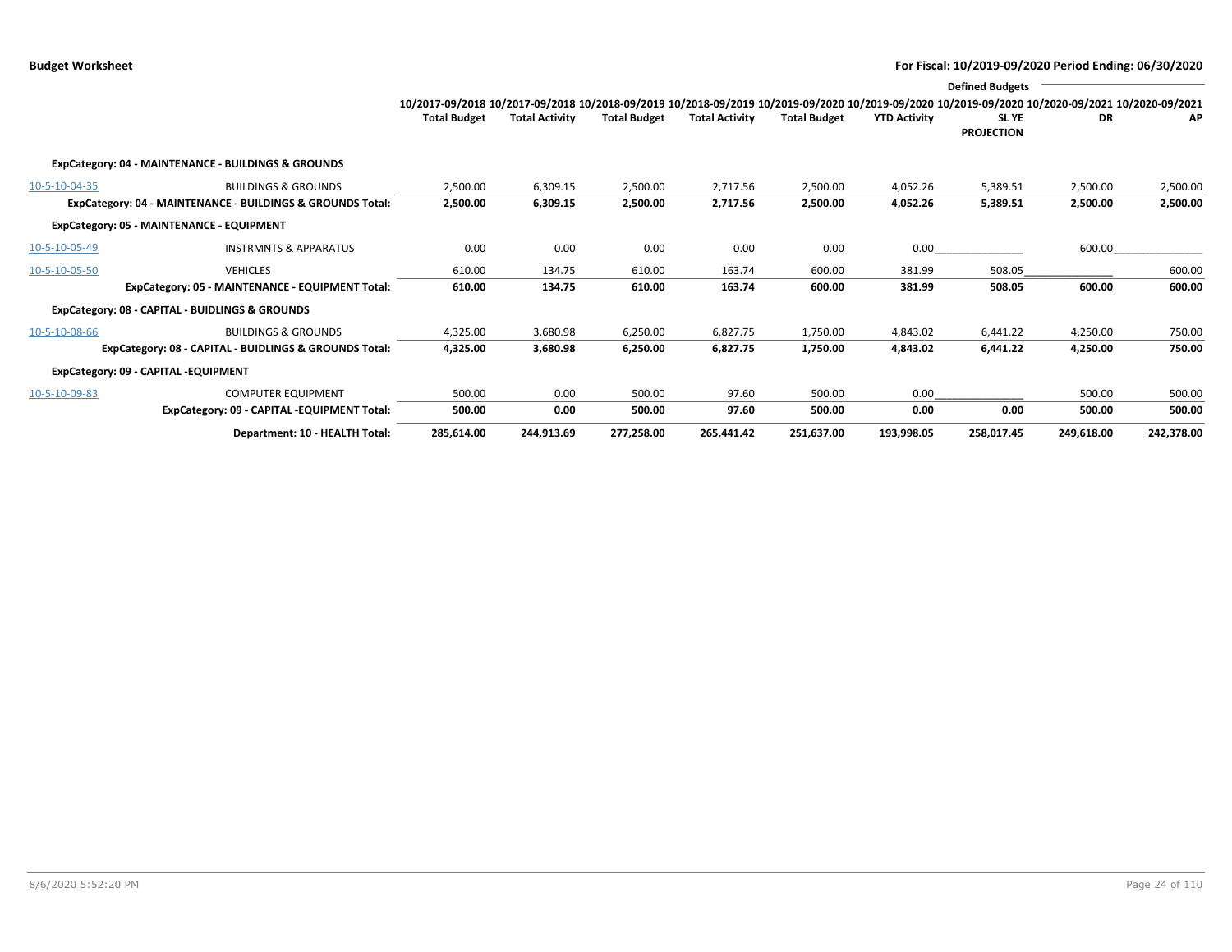**Budget Worksheet**

**For Fiscal: 10/2019-09/2020 Period Ending: 06/30/2020**

| | | 10/2017-09/2018 Total Budget | 10/2017-09/2018 Total Activity | 10/2018-09/2019 Total Budget | 10/2018-09/2019 Total Activity | 10/2019-09/2020 Total Budget | 10/2019-09/2020 YTD Activity | Defined Budgets 10/2019-09/2020 SL YE PROJECTION | Defined Budgets 10/2020-09/2021 DR | Defined Budgets 10/2020-09/2021 AP |
|---|---|---|---|---|---|---|---|---|---|---|
| **ExpCategory: 04 - MAINTENANCE - BUILDINGS & GROUNDS** | | | | | | | | | | |
| 10-5-10-04-35 | BUILDINGS & GROUNDS | 2,500.00 | 6,309.15 | 2,500.00 | 2,717.56 | 2,500.00 | 4,052.26 | 5,389.51 | 2,500.00 | 2,500.00 |
| | **ExpCategory: 04 - MAINTENANCE - BUILDINGS & GROUNDS Total:** | **2,500.00** | **6,309.15** | **2,500.00** | **2,717.56** | **2,500.00** | **4,052.26** | **5,389.51** | **2,500.00** | **2,500.00** |
| **ExpCategory: 05 - MAINTENANCE - EQUIPMENT** | | | | | | | | | | |
| 10-5-10-05-49 | INSTRMNTS & APPARATUS | 0.00 | 0.00 | 0.00 | 0.00 | 0.00 | 0.00 | | 600.00 | |
| 10-5-10-05-50 | VEHICLES | 610.00 | 134.75 | 610.00 | 163.74 | 600.00 | 381.99 | 508.05 | | 600.00 |
| | **ExpCategory: 05 - MAINTENANCE - EQUIPMENT Total:** | **610.00** | **134.75** | **610.00** | **163.74** | **600.00** | **381.99** | **508.05** | **600.00** | **600.00** |
| **ExpCategory: 08 - CAPITAL - BUIDLINGS & GROUNDS** | | | | | | | | | | |
| 10-5-10-08-66 | BUILDINGS & GROUNDS | 4,325.00 | 3,680.98 | 6,250.00 | 6,827.75 | 1,750.00 | 4,843.02 | 6,441.22 | 4,250.00 | 750.00 |
| | **ExpCategory: 08 - CAPITAL - BUIDLINGS & GROUNDS Total:** | **4,325.00** | **3,680.98** | **6,250.00** | **6,827.75** | **1,750.00** | **4,843.02** | **6,441.22** | **4,250.00** | **750.00** |
| **ExpCategory: 09 - CAPITAL -EQUIPMENT** | | | | | | | | | | |
| 10-5-10-09-83 | COMPUTER EQUIPMENT | 500.00 | 0.00 | 500.00 | 97.60 | 500.00 | 0.00 | | 500.00 | 500.00 |
| | **ExpCategory: 09 - CAPITAL -EQUIPMENT Total:** | **500.00** | **0.00** | **500.00** | **97.60** | **500.00** | **0.00** | **0.00** | **500.00** | **500.00** |
| | **Department: 10 - HEALTH Total:** | **285,614.00** | **244,913.69** | **277,258.00** | **265,441.42** | **251,637.00** | **193,998.05** | **258,017.45** | **249,618.00** | **242,378.00** |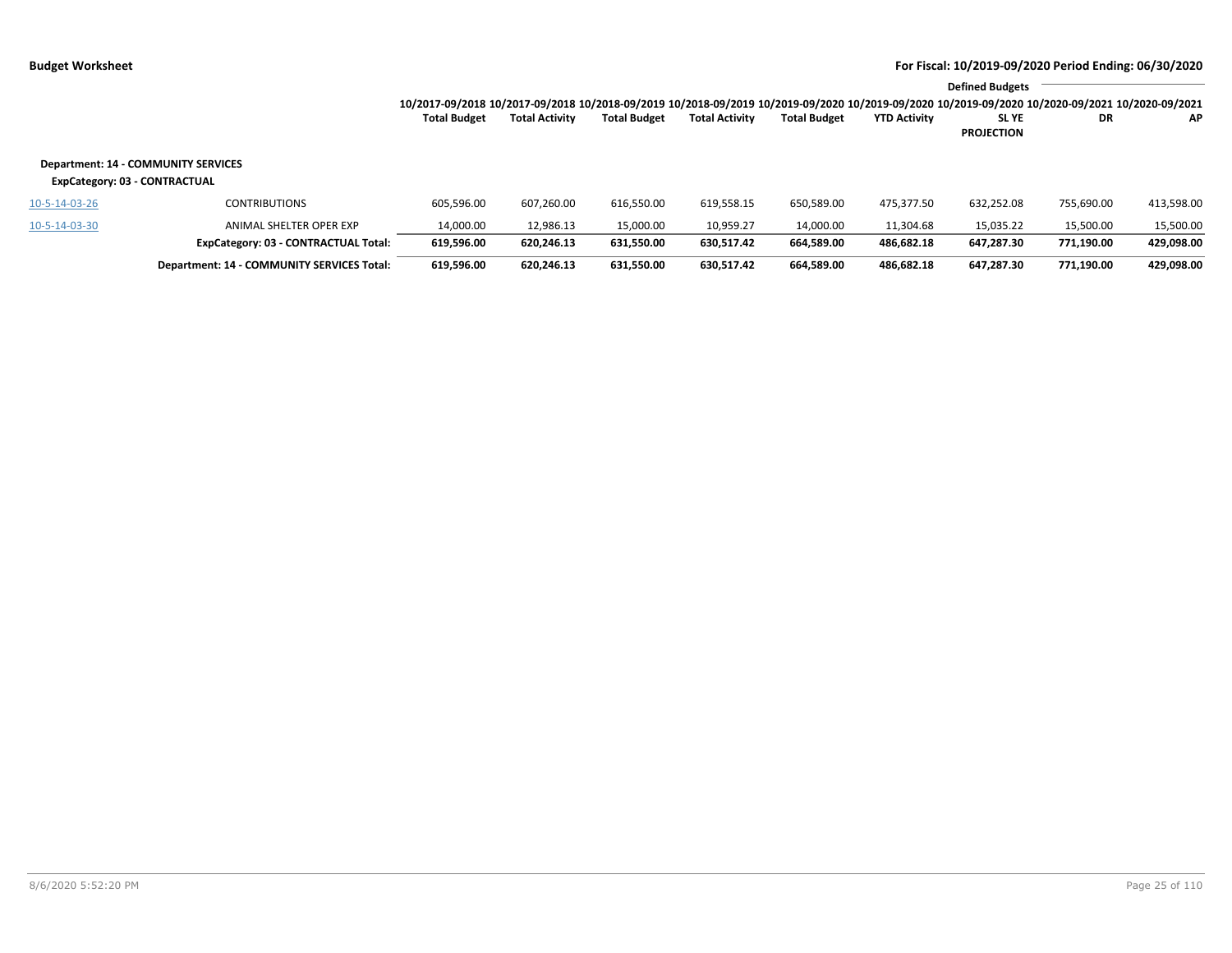**Budget Worksheet**

**For Fiscal: 10/2019-09/2020 Period Ending: 06/30/2020**

| | | 10/2017-09/2018 Total Budget | 10/2017-09/2018 Total Activity | 10/2018-09/2019 Total Budget | 10/2018-09/2019 Total Activity | 10/2019-09/2020 Total Budget | 10/2019-09/2020 YTD Activity | 10/2019-09/2020 SL YE PROJECTION | Defined Budgets 10/2020-09/2021 DR | Defined Budgets 10/2020-09/2021 AP |
|---|---|---|---|---|---|---|---|---|---|---|
| **Department: 14 - COMMUNITY SERVICES** | | | | | | | | | | |
| **ExpCategory: 03 - CONTRACTUAL** | | | | | | | | | | |
| 10-5-14-03-26 | CONTRIBUTIONS | 605,596.00 | 607,260.00 | 616,550.00 | 619,558.15 | 650,589.00 | 475,377.50 | 632,252.08 | 755,690.00 | 413,598.00 |
| 10-5-14-03-30 | ANIMAL SHELTER OPER EXP | 14,000.00 | 12,986.13 | 15,000.00 | 10,959.27 | 14,000.00 | 11,304.68 | 15,035.22 | 15,500.00 | 15,500.00 |
| | **ExpCategory: 03 - CONTRACTUAL Total:** | **619,596.00** | **620,246.13** | **631,550.00** | **630,517.42** | **664,589.00** | **486,682.18** | **647,287.30** | **771,190.00** | **429,098.00** |
| | **Department: 14 - COMMUNITY SERVICES Total:** | **619,596.00** | **620,246.13** | **631,550.00** | **630,517.42** | **664,589.00** | **486,682.18** | **647,287.30** | **771,190.00** | **429,098.00** |

8/6/2020 5:52:20 PM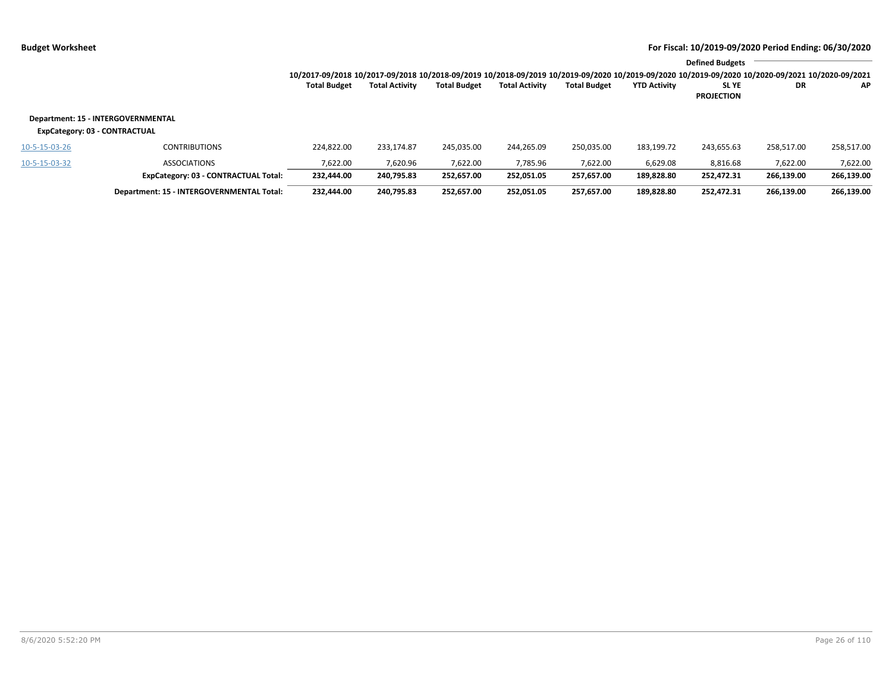**Budget Worksheet** — For Fiscal: 10/2019-09/2020 Period Ending: 06/30/2020

| | | 10/2017-09/2018 Total Budget | 10/2017-09/2018 Total Activity | 10/2018-09/2019 Total Budget | 10/2018-09/2019 Total Activity | 10/2019-09/2020 Total Budget | 10/2019-09/2020 YTD Activity | Defined Budgets 10/2019-09/2020 SL YE PROJECTION | 10/2020-09/2021 DR | 10/2020-09/2021 AP |
|---|---|---|---|---|---|---|---|---|---|---|
| **Department: 15 - INTERGOVERNMENTAL** | | | | | | | | | | |
| **ExpCategory: 03 - CONTRACTUAL** | | | | | | | | | | |
| 10-5-15-03-26 | CONTRIBUTIONS | 224,822.00 | 233,174.87 | 245,035.00 | 244,265.09 | 250,035.00 | 183,199.72 | 243,655.63 | 258,517.00 | 258,517.00 |
| 10-5-15-03-32 | ASSOCIATIONS | 7,622.00 | 7,620.96 | 7,622.00 | 7,785.96 | 7,622.00 | 6,629.08 | 8,816.68 | 7,622.00 | 7,622.00 |
| | **ExpCategory: 03 - CONTRACTUAL Total:** | **232,444.00** | **240,795.83** | **252,657.00** | **252,051.05** | **257,657.00** | **189,828.80** | **252,472.31** | **266,139.00** | **266,139.00** |
| | **Department: 15 - INTERGOVERNMENTAL Total:** | **232,444.00** | **240,795.83** | **252,657.00** | **252,051.05** | **257,657.00** | **189,828.80** | **252,472.31** | **266,139.00** | **266,139.00** |

8/6/2020 5:52:20 PM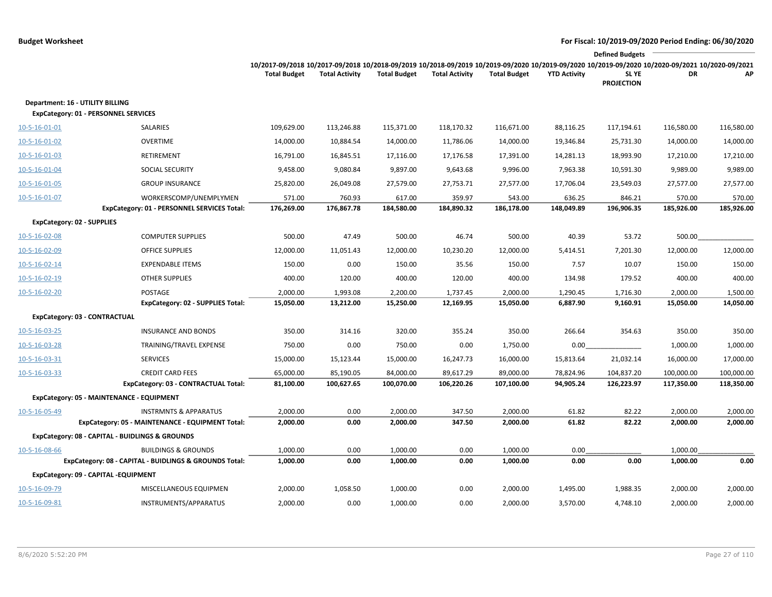**Budget Worksheet**

**For Fiscal: 10/2019-09/2020 Period Ending: 06/30/2020**

| | | 10/2017-09/2018 Total Budget | 10/2017-09/2018 Total Activity | 10/2018-09/2019 Total Budget | 10/2018-09/2019 Total Activity | 10/2019-09/2020 Total Budget | 10/2019-09/2020 YTD Activity | Defined Budgets 10/2019-09/2020 SL YE PROJECTION | 10/2020-09/2021 DR | 10/2020-09/2021 AP |
|---|---|---|---|---|---|---|---|---|---|---|
| **Department: 16 - UTILITY BILLING** | | | | | | | | | | |
| **ExpCategory: 01 - PERSONNEL SERVICES** | | | | | | | | | | |
| 10-5-16-01-01 | SALARIES | 109,629.00 | 113,246.88 | 115,371.00 | 118,170.32 | 116,671.00 | 88,116.25 | 117,194.61 | 116,580.00 | 116,580.00 |
| 10-5-16-01-02 | OVERTIME | 14,000.00 | 10,884.54 | 14,000.00 | 11,786.06 | 14,000.00 | 19,346.84 | 25,731.30 | 14,000.00 | 14,000.00 |
| 10-5-16-01-03 | RETIREMENT | 16,791.00 | 16,845.51 | 17,116.00 | 17,176.58 | 17,391.00 | 14,281.13 | 18,993.90 | 17,210.00 | 17,210.00 |
| 10-5-16-01-04 | SOCIAL SECURITY | 9,458.00 | 9,080.84 | 9,897.00 | 9,643.68 | 9,996.00 | 7,963.38 | 10,591.30 | 9,989.00 | 9,989.00 |
| 10-5-16-01-05 | GROUP INSURANCE | 25,820.00 | 26,049.08 | 27,579.00 | 27,753.71 | 27,577.00 | 17,706.04 | 23,549.03 | 27,577.00 | 27,577.00 |
| 10-5-16-01-07 | WORKERSCOMP/UNEMPLYMEN | 571.00 | 760.93 | 617.00 | 359.97 | 543.00 | 636.25 | 846.21 | 570.00 | 570.00 |
| | **ExpCategory: 01 - PERSONNEL SERVICES Total:** | **176,269.00** | **176,867.78** | **184,580.00** | **184,890.32** | **186,178.00** | **148,049.89** | **196,906.35** | **185,926.00** | **185,926.00** |
| **ExpCategory: 02 - SUPPLIES** | | | | | | | | | | |
| 10-5-16-02-08 | COMPUTER SUPPLIES | 500.00 | 47.49 | 500.00 | 46.74 | 500.00 | 40.39 | 53.72 | 500.00 | |
| 10-5-16-02-09 | OFFICE SUPPLIES | 12,000.00 | 11,051.43 | 12,000.00 | 10,230.20 | 12,000.00 | 5,414.51 | 7,201.30 | 12,000.00 | 12,000.00 |
| 10-5-16-02-14 | EXPENDABLE ITEMS | 150.00 | 0.00 | 150.00 | 35.56 | 150.00 | 7.57 | 10.07 | 150.00 | 150.00 |
| 10-5-16-02-19 | OTHER SUPPLIES | 400.00 | 120.00 | 400.00 | 120.00 | 400.00 | 134.98 | 179.52 | 400.00 | 400.00 |
| 10-5-16-02-20 | POSTAGE | 2,000.00 | 1,993.08 | 2,200.00 | 1,737.45 | 2,000.00 | 1,290.45 | 1,716.30 | 2,000.00 | 1,500.00 |
| | **ExpCategory: 02 - SUPPLIES Total:** | **15,050.00** | **13,212.00** | **15,250.00** | **12,169.95** | **15,050.00** | **6,887.90** | **9,160.91** | **15,050.00** | **14,050.00** |
| **ExpCategory: 03 - CONTRACTUAL** | | | | | | | | | | |
| 10-5-16-03-25 | INSURANCE AND BONDS | 350.00 | 314.16 | 320.00 | 355.24 | 350.00 | 266.64 | 354.63 | 350.00 | 350.00 |
| 10-5-16-03-28 | TRAINING/TRAVEL EXPENSE | 750.00 | 0.00 | 750.00 | 0.00 | 1,750.00 | 0.00 | | 1,000.00 | 1,000.00 |
| 10-5-16-03-31 | SERVICES | 15,000.00 | 15,123.44 | 15,000.00 | 16,247.73 | 16,000.00 | 15,813.64 | 21,032.14 | 16,000.00 | 17,000.00 |
| 10-5-16-03-33 | CREDIT CARD FEES | 65,000.00 | 85,190.05 | 84,000.00 | 89,617.29 | 89,000.00 | 78,824.96 | 104,837.20 | 100,000.00 | 100,000.00 |
| | **ExpCategory: 03 - CONTRACTUAL Total:** | **81,100.00** | **100,627.65** | **100,070.00** | **106,220.26** | **107,100.00** | **94,905.24** | **126,223.97** | **117,350.00** | **118,350.00** |
| **ExpCategory: 05 - MAINTENANCE - EQUIPMENT** | | | | | | | | | | |
| 10-5-16-05-49 | INSTRMNTS & APPARATUS | 2,000.00 | 0.00 | 2,000.00 | 347.50 | 2,000.00 | 61.82 | 82.22 | 2,000.00 | 2,000.00 |
| | **ExpCategory: 05 - MAINTENANCE - EQUIPMENT Total:** | **2,000.00** | **0.00** | **2,000.00** | **347.50** | **2,000.00** | **61.82** | **82.22** | **2,000.00** | **2,000.00** |
| **ExpCategory: 08 - CAPITAL - BUIDLINGS & GROUNDS** | | | | | | | | | | |
| 10-5-16-08-66 | BUILDINGS & GROUNDS | 1,000.00 | 0.00 | 1,000.00 | 0.00 | 1,000.00 | 0.00 | | 1,000.00 | |
| | **ExpCategory: 08 - CAPITAL - BUIDLINGS & GROUNDS Total:** | **1,000.00** | **0.00** | **1,000.00** | **0.00** | **1,000.00** | **0.00** | **0.00** | **1,000.00** | **0.00** |
| **ExpCategory: 09 - CAPITAL -EQUIPMENT** | | | | | | | | | | |
| 10-5-16-09-79 | MISCELLANEOUS EQUIPMEN | 2,000.00 | 1,058.50 | 1,000.00 | 0.00 | 2,000.00 | 1,495.00 | 1,988.35 | 2,000.00 | 2,000.00 |
| 10-5-16-09-81 | INSTRUMENTS/APPARATUS | 2,000.00 | 0.00 | 1,000.00 | 0.00 | 2,000.00 | 3,570.00 | 4,748.10 | 2,000.00 | 2,000.00 |

8/6/2020 5:52:20 PM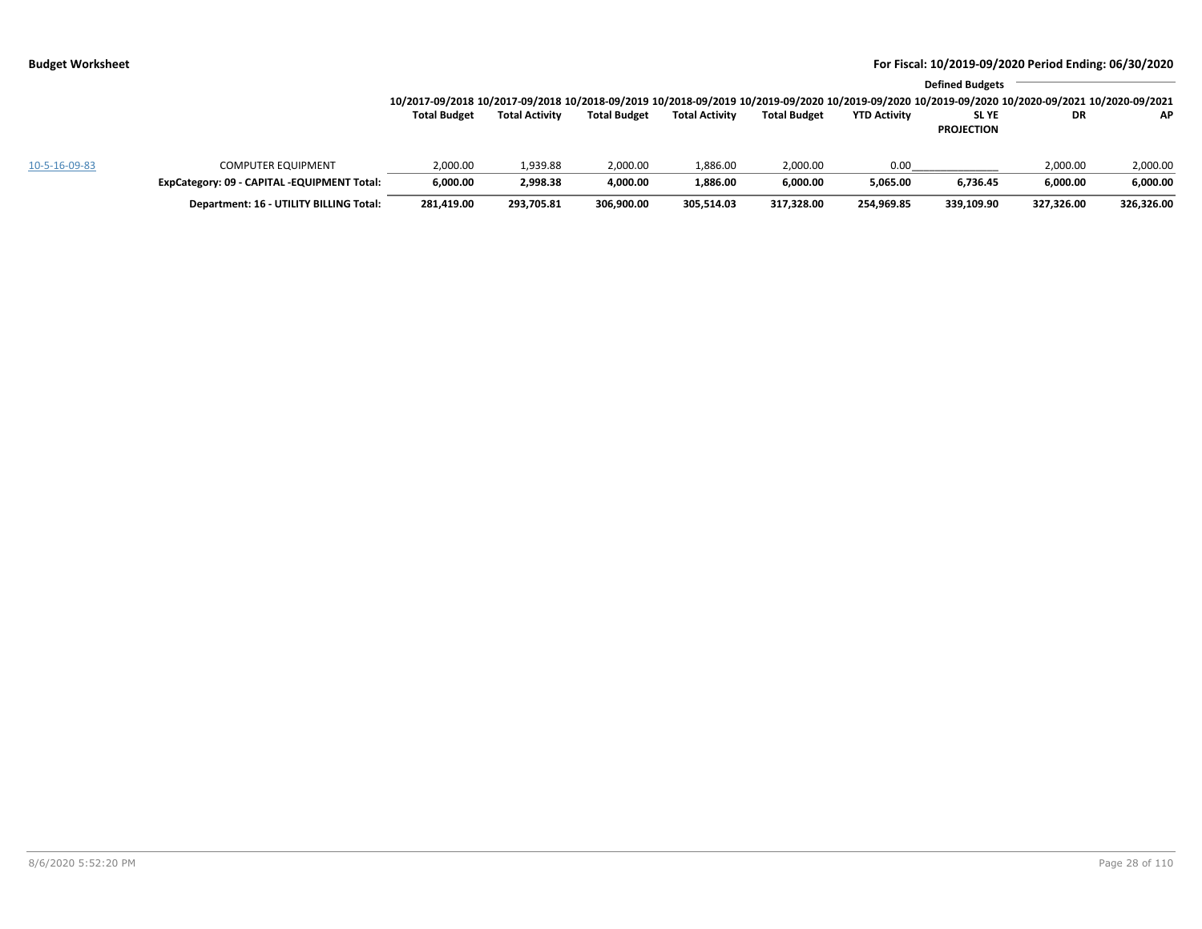**Budget Worksheet**

**For Fiscal: 10/2019-09/2020 Period Ending: 06/30/2020**

| | | 10/2017-09/2018 Total Budget | 10/2017-09/2018 Total Activity | 10/2018-09/2019 Total Budget | 10/2018-09/2019 Total Activity | 10/2019-09/2020 Total Budget | 10/2019-09/2020 YTD Activity | Defined Budgets 10/2019-09/2020 SL YE PROJECTION | 10/2020-09/2021 DR | 10/2020-09/2021 AP |
|---|---|---|---|---|---|---|---|---|---|---|
| 10-5-16-09-83 | COMPUTER EQUIPMENT | 2,000.00 | 1,939.88 | 2,000.00 | 1,886.00 | 2,000.00 | 0.00 | | 2,000.00 | 2,000.00 |
| | **ExpCategory: 09 - CAPITAL -EQUIPMENT Total:** | **6,000.00** | **2,998.38** | **4,000.00** | **1,886.00** | **6,000.00** | **5,065.00** | **6,736.45** | **6,000.00** | **6,000.00** |
| | **Department: 16 - UTILITY BILLING Total:** | **281,419.00** | **293,705.81** | **306,900.00** | **305,514.03** | **317,328.00** | **254,969.85** | **339,109.90** | **327,326.00** | **326,326.00** |

8/6/2020 5:52:20 PM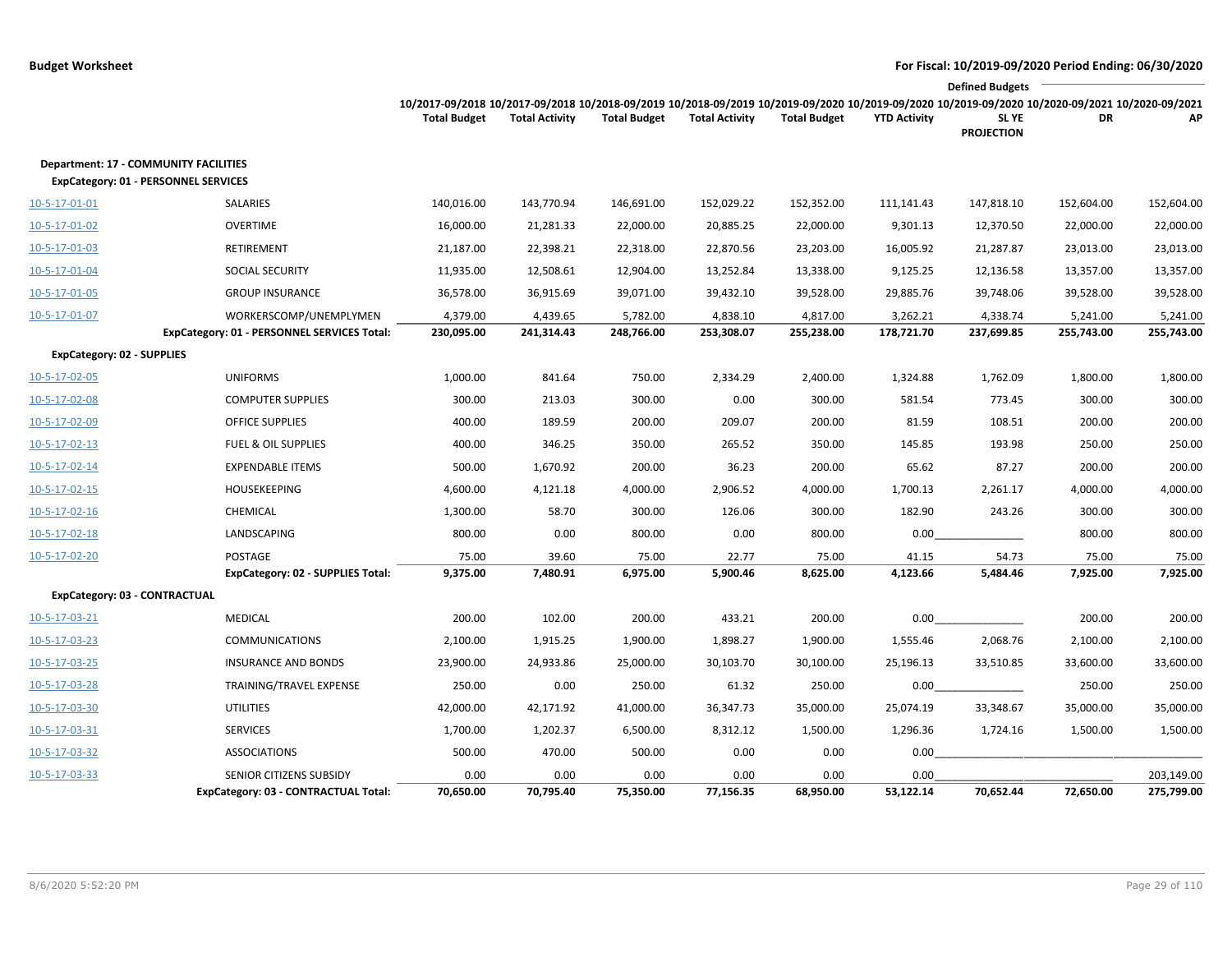**Budget Worksheet** — For Fiscal: 10/2019-09/2020 Period Ending: 06/30/2020

| Account | Description | 10/2017-09/2018 Total Budget | 10/2017-09/2018 Total Activity | 10/2018-09/2019 Total Budget | 10/2018-09/2019 Total Activity | 10/2019-09/2020 Total Budget | 10/2019-09/2020 YTD Activity | Defined Budgets 10/2019-09/2020 SL YE PROJECTION | 10/2020-09/2021 DR | 10/2020-09/2021 AP |
|---|---|---|---|---|---|---|---|---|---|---|
| **Department: 17 - COMMUNITY FACILITIES** | | | | | | | | | | |
| **ExpCategory: 01 - PERSONNEL SERVICES** | | | | | | | | | | |
| 10-5-17-01-01 | SALARIES | 140,016.00 | 143,770.94 | 146,691.00 | 152,029.22 | 152,352.00 | 111,141.43 | 147,818.10 | 152,604.00 | 152,604.00 |
| 10-5-17-01-02 | OVERTIME | 16,000.00 | 21,281.33 | 22,000.00 | 20,885.25 | 22,000.00 | 9,301.13 | 12,370.50 | 22,000.00 | 22,000.00 |
| 10-5-17-01-03 | RETIREMENT | 21,187.00 | 22,398.21 | 22,318.00 | 22,870.56 | 23,203.00 | 16,005.92 | 21,287.87 | 23,013.00 | 23,013.00 |
| 10-5-17-01-04 | SOCIAL SECURITY | 11,935.00 | 12,508.61 | 12,904.00 | 13,252.84 | 13,338.00 | 9,125.25 | 12,136.58 | 13,357.00 | 13,357.00 |
| 10-5-17-01-05 | GROUP INSURANCE | 36,578.00 | 36,915.69 | 39,071.00 | 39,432.10 | 39,528.00 | 29,885.76 | 39,748.06 | 39,528.00 | 39,528.00 |
| 10-5-17-01-07 | WORKERSCOMP/UNEMPLYMEN | 4,379.00 | 4,439.65 | 5,782.00 | 4,838.10 | 4,817.00 | 3,262.21 | 4,338.74 | 5,241.00 | 5,241.00 |
| | **ExpCategory: 01 - PERSONNEL SERVICES Total:** | **230,095.00** | **241,314.43** | **248,766.00** | **253,308.07** | **255,238.00** | **178,721.70** | **237,699.85** | **255,743.00** | **255,743.00** |
| **ExpCategory: 02 - SUPPLIES** | | | | | | | | | | |
| 10-5-17-02-05 | UNIFORMS | 1,000.00 | 841.64 | 750.00 | 2,334.29 | 2,400.00 | 1,324.88 | 1,762.09 | 1,800.00 | 1,800.00 |
| 10-5-17-02-08 | COMPUTER SUPPLIES | 300.00 | 213.03 | 300.00 | 0.00 | 300.00 | 581.54 | 773.45 | 300.00 | 300.00 |
| 10-5-17-02-09 | OFFICE SUPPLIES | 400.00 | 189.59 | 200.00 | 209.07 | 200.00 | 81.59 | 108.51 | 200.00 | 200.00 |
| 10-5-17-02-13 | FUEL & OIL SUPPLIES | 400.00 | 346.25 | 350.00 | 265.52 | 350.00 | 145.85 | 193.98 | 250.00 | 250.00 |
| 10-5-17-02-14 | EXPENDABLE ITEMS | 500.00 | 1,670.92 | 200.00 | 36.23 | 200.00 | 65.62 | 87.27 | 200.00 | 200.00 |
| 10-5-17-02-15 | HOUSEKEEPING | 4,600.00 | 4,121.18 | 4,000.00 | 2,906.52 | 4,000.00 | 1,700.13 | 2,261.17 | 4,000.00 | 4,000.00 |
| 10-5-17-02-16 | CHEMICAL | 1,300.00 | 58.70 | 300.00 | 126.06 | 300.00 | 182.90 | 243.26 | 300.00 | 300.00 |
| 10-5-17-02-18 | LANDSCAPING | 800.00 | 0.00 | 800.00 | 0.00 | 800.00 | 0.00 | | 800.00 | 800.00 |
| 10-5-17-02-20 | POSTAGE | 75.00 | 39.60 | 75.00 | 22.77 | 75.00 | 41.15 | 54.73 | 75.00 | 75.00 |
| | **ExpCategory: 02 - SUPPLIES Total:** | **9,375.00** | **7,480.91** | **6,975.00** | **5,900.46** | **8,625.00** | **4,123.66** | **5,484.46** | **7,925.00** | **7,925.00** |
| **ExpCategory: 03 - CONTRACTUAL** | | | | | | | | | | |
| 10-5-17-03-21 | MEDICAL | 200.00 | 102.00 | 200.00 | 433.21 | 200.00 | 0.00 | | 200.00 | 200.00 |
| 10-5-17-03-23 | COMMUNICATIONS | 2,100.00 | 1,915.25 | 1,900.00 | 1,898.27 | 1,900.00 | 1,555.46 | 2,068.76 | 2,100.00 | 2,100.00 |
| 10-5-17-03-25 | INSURANCE AND BONDS | 23,900.00 | 24,933.86 | 25,000.00 | 30,103.70 | 30,100.00 | 25,196.13 | 33,510.85 | 33,600.00 | 33,600.00 |
| 10-5-17-03-28 | TRAINING/TRAVEL EXPENSE | 250.00 | 0.00 | 250.00 | 61.32 | 250.00 | 0.00 | | 250.00 | 250.00 |
| 10-5-17-03-30 | UTILITIES | 42,000.00 | 42,171.92 | 41,000.00 | 36,347.73 | 35,000.00 | 25,074.19 | 33,348.67 | 35,000.00 | 35,000.00 |
| 10-5-17-03-31 | SERVICES | 1,700.00 | 1,202.37 | 6,500.00 | 8,312.12 | 1,500.00 | 1,296.36 | 1,724.16 | 1,500.00 | 1,500.00 |
| 10-5-17-03-32 | ASSOCIATIONS | 500.00 | 470.00 | 500.00 | 0.00 | 0.00 | 0.00 | | | |
| 10-5-17-03-33 | SENIOR CITIZENS SUBSIDY | 0.00 | 0.00 | 0.00 | 0.00 | 0.00 | 0.00 | | | 203,149.00 |
| | **ExpCategory: 03 - CONTRACTUAL Total:** | **70,650.00** | **70,795.40** | **75,350.00** | **77,156.35** | **68,950.00** | **53,122.14** | **70,652.44** | **72,650.00** | **275,799.00** |

8/6/2020 5:52:20 PM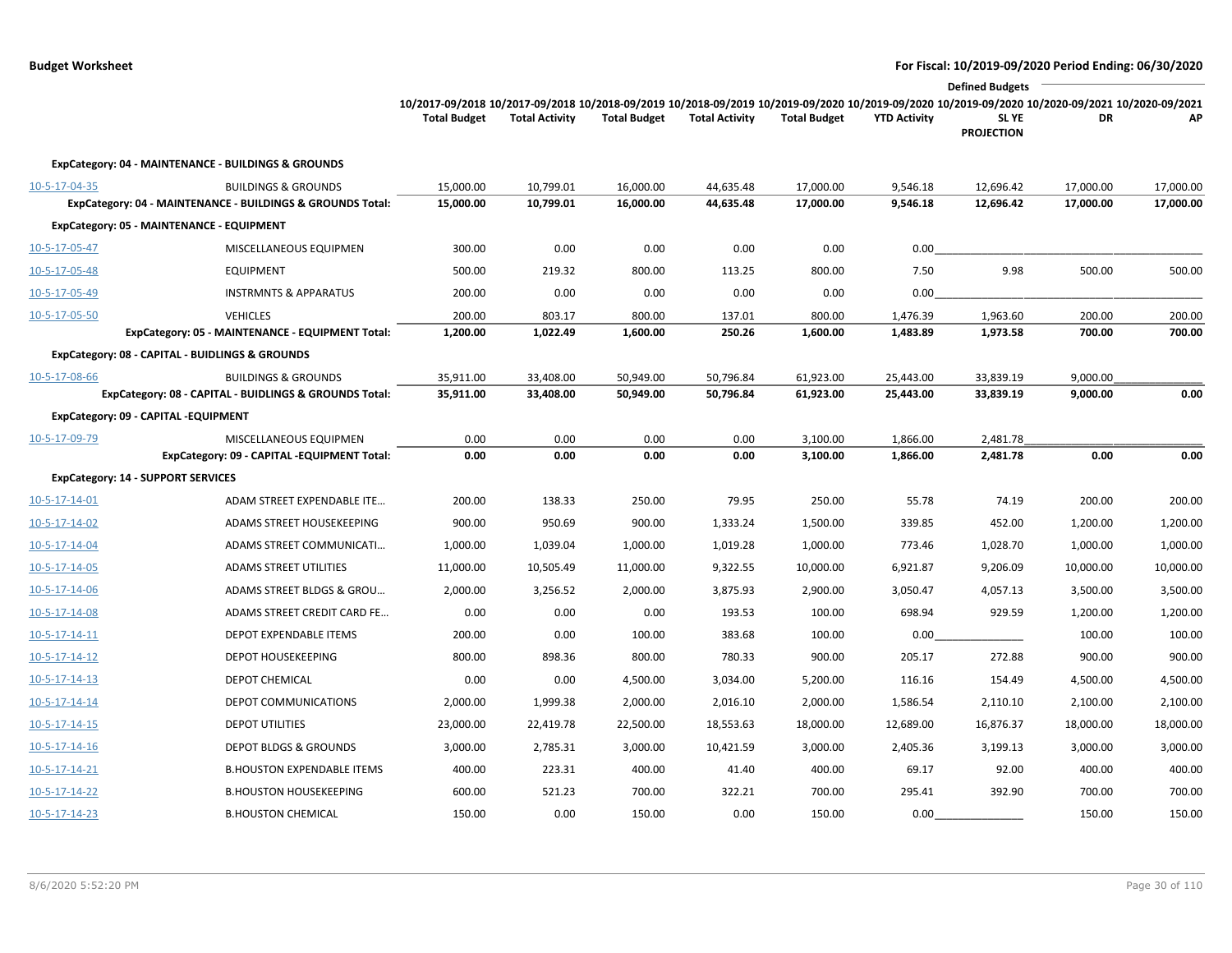**Budget Worksheet**

**For Fiscal: 10/2019-09/2020 Period Ending: 06/30/2020**

| | | 10/2017-09/2018 Total Budget | 10/2017-09/2018 Total Activity | 10/2018-09/2019 Total Budget | 10/2018-09/2019 Total Activity | 10/2019-09/2020 Total Budget | 10/2019-09/2020 YTD Activity | 10/2019-09/2020 SL YE PROJECTION (Defined Budgets) | 10/2020-09/2021 DR (Defined Budgets) | 10/2020-09/2021 AP (Defined Budgets) |
|---|---|---|---|---|---|---|---|---|---|---|
| **ExpCategory: 04 - MAINTENANCE - BUILDINGS & GROUNDS** | | | | | | | | | | |
| 10-5-17-04-35 | BUILDINGS & GROUNDS | 15,000.00 | 10,799.01 | 16,000.00 | 44,635.48 | 17,000.00 | 9,546.18 | 12,696.42 | 17,000.00 | 17,000.00 |
| | **ExpCategory: 04 - MAINTENANCE - BUILDINGS & GROUNDS Total:** | **15,000.00** | **10,799.01** | **16,000.00** | **44,635.48** | **17,000.00** | **9,546.18** | **12,696.42** | **17,000.00** | **17,000.00** |
| **ExpCategory: 05 - MAINTENANCE - EQUIPMENT** | | | | | | | | | | |
| 10-5-17-05-47 | MISCELLANEOUS EQUIPMEN | 300.00 | 0.00 | 0.00 | 0.00 | 0.00 | 0.00 | | | |
| 10-5-17-05-48 | EQUIPMENT | 500.00 | 219.32 | 800.00 | 113.25 | 800.00 | 7.50 | 9.98 | 500.00 | 500.00 |
| 10-5-17-05-49 | INSTRMNTS & APPARATUS | 200.00 | 0.00 | 0.00 | 0.00 | 0.00 | 0.00 | | | |
| 10-5-17-05-50 | VEHICLES | 200.00 | 803.17 | 800.00 | 137.01 | 800.00 | 1,476.39 | 1,963.60 | 200.00 | 200.00 |
| | **ExpCategory: 05 - MAINTENANCE - EQUIPMENT Total:** | **1,200.00** | **1,022.49** | **1,600.00** | **250.26** | **1,600.00** | **1,483.89** | **1,973.58** | **700.00** | **700.00** |
| **ExpCategory: 08 - CAPITAL - BUIDLINGS & GROUNDS** | | | | | | | | | | |
| 10-5-17-08-66 | BUILDINGS & GROUNDS | 35,911.00 | 33,408.00 | 50,949.00 | 50,796.84 | 61,923.00 | 25,443.00 | 33,839.19 | 9,000.00 | |
| | **ExpCategory: 08 - CAPITAL - BUIDLINGS & GROUNDS Total:** | **35,911.00** | **33,408.00** | **50,949.00** | **50,796.84** | **61,923.00** | **25,443.00** | **33,839.19** | **9,000.00** | **0.00** |
| **ExpCategory: 09 - CAPITAL -EQUIPMENT** | | | | | | | | | | |
| 10-5-17-09-79 | MISCELLANEOUS EQUIPMEN | 0.00 | 0.00 | 0.00 | 0.00 | 3,100.00 | 1,866.00 | 2,481.78 | | |
| | **ExpCategory: 09 - CAPITAL -EQUIPMENT Total:** | **0.00** | **0.00** | **0.00** | **0.00** | **3,100.00** | **1,866.00** | **2,481.78** | **0.00** | **0.00** |
| **ExpCategory: 14 - SUPPORT SERVICES** | | | | | | | | | | |
| 10-5-17-14-01 | ADAM STREET EXPENDABLE ITE... | 200.00 | 138.33 | 250.00 | 79.95 | 250.00 | 55.78 | 74.19 | 200.00 | 200.00 |
| 10-5-17-14-02 | ADAMS STREET HOUSEKEEPING | 900.00 | 950.69 | 900.00 | 1,333.24 | 1,500.00 | 339.85 | 452.00 | 1,200.00 | 1,200.00 |
| 10-5-17-14-04 | ADAMS STREET COMMUNICATI... | 1,000.00 | 1,039.04 | 1,000.00 | 1,019.28 | 1,000.00 | 773.46 | 1,028.70 | 1,000.00 | 1,000.00 |
| 10-5-17-14-05 | ADAMS STREET UTILITIES | 11,000.00 | 10,505.49 | 11,000.00 | 9,322.55 | 10,000.00 | 6,921.87 | 9,206.09 | 10,000.00 | 10,000.00 |
| 10-5-17-14-06 | ADAMS STREET BLDGS & GROU... | 2,000.00 | 3,256.52 | 2,000.00 | 3,875.93 | 2,900.00 | 3,050.47 | 4,057.13 | 3,500.00 | 3,500.00 |
| 10-5-17-14-08 | ADAMS STREET CREDIT CARD FE... | 0.00 | 0.00 | 0.00 | 193.53 | 100.00 | 698.94 | 929.59 | 1,200.00 | 1,200.00 |
| 10-5-17-14-11 | DEPOT EXPENDABLE ITEMS | 200.00 | 0.00 | 100.00 | 383.68 | 100.00 | 0.00 | | 100.00 | 100.00 |
| 10-5-17-14-12 | DEPOT HOUSEKEEPING | 800.00 | 898.36 | 800.00 | 780.33 | 900.00 | 205.17 | 272.88 | 900.00 | 900.00 |
| 10-5-17-14-13 | DEPOT CHEMICAL | 0.00 | 0.00 | 4,500.00 | 3,034.00 | 5,200.00 | 116.16 | 154.49 | 4,500.00 | 4,500.00 |
| 10-5-17-14-14 | DEPOT COMMUNICATIONS | 2,000.00 | 1,999.38 | 2,000.00 | 2,016.10 | 2,000.00 | 1,586.54 | 2,110.10 | 2,100.00 | 2,100.00 |
| 10-5-17-14-15 | DEPOT UTILITIES | 23,000.00 | 22,419.78 | 22,500.00 | 18,553.63 | 18,000.00 | 12,689.00 | 16,876.37 | 18,000.00 | 18,000.00 |
| 10-5-17-14-16 | DEPOT BLDGS & GROUNDS | 3,000.00 | 2,785.31 | 3,000.00 | 10,421.59 | 3,000.00 | 2,405.36 | 3,199.13 | 3,000.00 | 3,000.00 |
| 10-5-17-14-21 | B.HOUSTON EXPENDABLE ITEMS | 400.00 | 223.31 | 400.00 | 41.40 | 400.00 | 69.17 | 92.00 | 400.00 | 400.00 |
| 10-5-17-14-22 | B.HOUSTON HOUSEKEEPING | 600.00 | 521.23 | 700.00 | 322.21 | 700.00 | 295.41 | 392.90 | 700.00 | 700.00 |
| 10-5-17-14-23 | B.HOUSTON CHEMICAL | 150.00 | 0.00 | 150.00 | 0.00 | 150.00 | 0.00 | | 150.00 | 150.00 |

8/6/2020 5:52:20 PM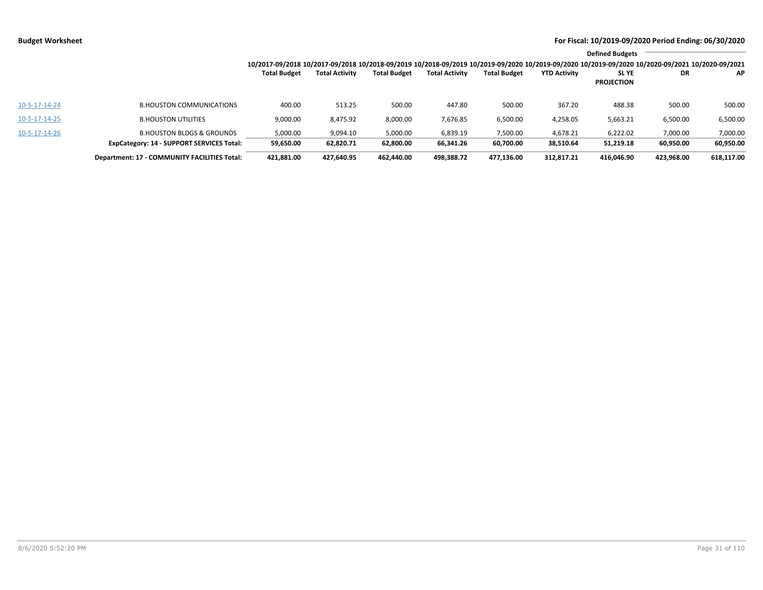**Budget Worksheet** **For Fiscal: 10/2019-09/2020 Period Ending: 06/30/2020**

| | | 10/2017-09/2018 Total Budget | 10/2017-09/2018 Total Activity | 10/2018-09/2019 Total Budget | 10/2018-09/2019 Total Activity | 10/2019-09/2020 Total Budget | 10/2019-09/2020 YTD Activity | Defined Budgets 10/2019-09/2020 SL YE PROJECTION | 10/2020-09/2021 DR | 10/2020-09/2021 AP |
|---|---|---|---|---|---|---|---|---|---|---|
| 10-5-17-14-24 | B.HOUSTON COMMUNICATIONS | 400.00 | 513.25 | 500.00 | 447.80 | 500.00 | 367.20 | 488.38 | 500.00 | 500.00 |
| 10-5-17-14-25 | B.HOUSTON UTILITIES | 9,000.00 | 8,475.92 | 8,000.00 | 7,676.85 | 6,500.00 | 4,258.05 | 5,663.21 | 6,500.00 | 6,500.00 |
| 10-5-17-14-26 | B.HOUSTON BLDGS & GROUNDS | 5,000.00 | 9,094.10 | 5,000.00 | 6,839.19 | 7,500.00 | 4,678.21 | 6,222.02 | 7,000.00 | 7,000.00 |
| | **ExpCategory: 14 - SUPPORT SERVICES Total:** | **59,650.00** | **62,820.71** | **62,800.00** | **66,341.26** | **60,700.00** | **38,510.64** | **51,219.18** | **60,950.00** | **60,950.00** |
| | **Department: 17 - COMMUNITY FACILITIES Total:** | **421,881.00** | **427,640.95** | **462,440.00** | **498,388.72** | **477,136.00** | **312,817.21** | **416,046.90** | **423,968.00** | **618,117.00** |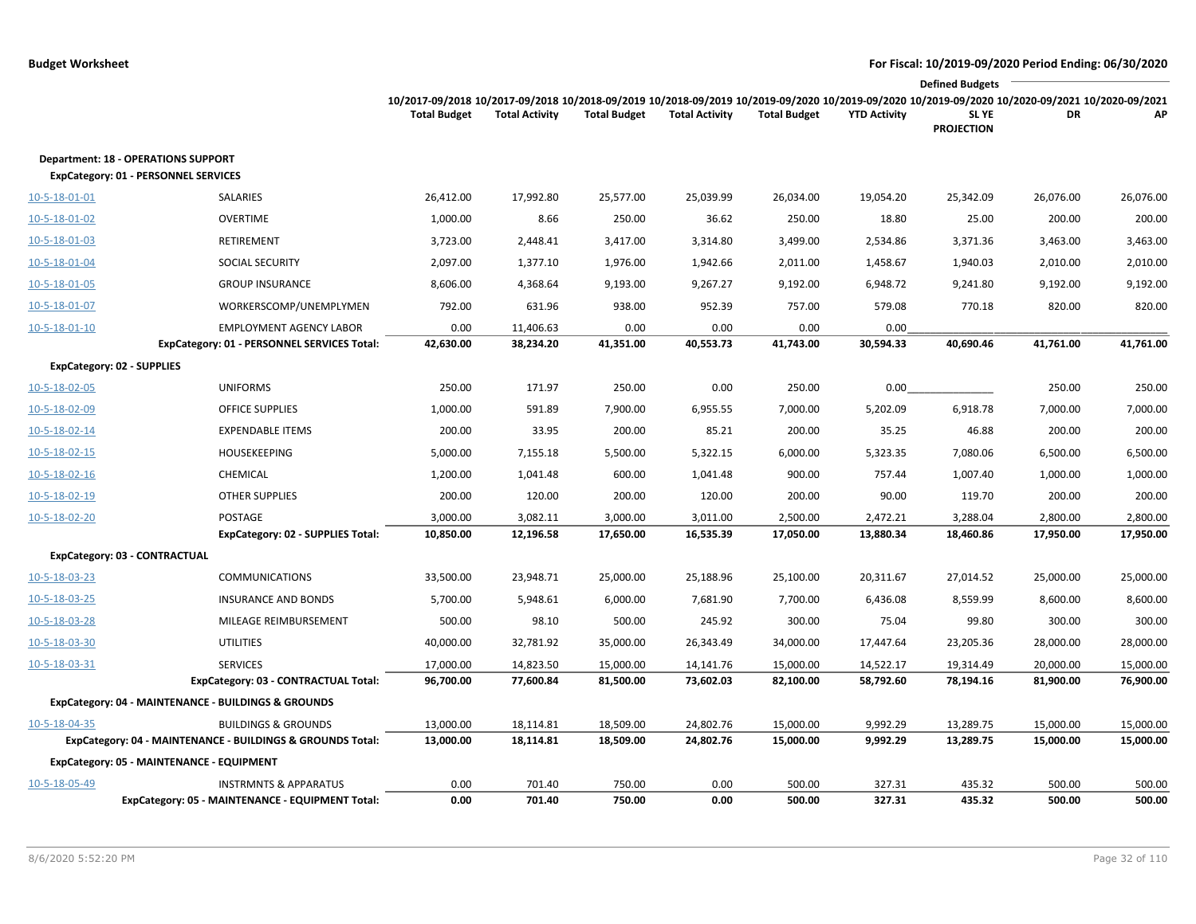**Budget Worksheet**

**For Fiscal: 10/2019-09/2020 Period Ending: 06/30/2020**

| | | 10/2017-09/2018 Total Budget | 10/2017-09/2018 Total Activity | 10/2018-09/2019 Total Budget | 10/2018-09/2019 Total Activity | 10/2019-09/2020 Total Budget | 10/2019-09/2020 YTD Activity | Defined Budgets 10/2019-09/2020 SL YE PROJECTION | Defined Budgets 10/2020-09/2021 DR | Defined Budgets 10/2020-09/2021 AP |
|---|---|---|---|---|---|---|---|---|---|---|
| **Department: 18 - OPERATIONS SUPPORT** | | | | | | | | | | |
| **ExpCategory: 01 - PERSONNEL SERVICES** | | | | | | | | | | |
| 10-5-18-01-01 | SALARIES | 26,412.00 | 17,992.80 | 25,577.00 | 25,039.99 | 26,034.00 | 19,054.20 | 25,342.09 | 26,076.00 | 26,076.00 |
| 10-5-18-01-02 | OVERTIME | 1,000.00 | 8.66 | 250.00 | 36.62 | 250.00 | 18.80 | 25.00 | 200.00 | 200.00 |
| 10-5-18-01-03 | RETIREMENT | 3,723.00 | 2,448.41 | 3,417.00 | 3,314.80 | 3,499.00 | 2,534.86 | 3,371.36 | 3,463.00 | 3,463.00 |
| 10-5-18-01-04 | SOCIAL SECURITY | 2,097.00 | 1,377.10 | 1,976.00 | 1,942.66 | 2,011.00 | 1,458.67 | 1,940.03 | 2,010.00 | 2,010.00 |
| 10-5-18-01-05 | GROUP INSURANCE | 8,606.00 | 4,368.64 | 9,193.00 | 9,267.27 | 9,192.00 | 6,948.72 | 9,241.80 | 9,192.00 | 9,192.00 |
| 10-5-18-01-07 | WORKERSCOMP/UNEMPLYMEN | 792.00 | 631.96 | 938.00 | 952.39 | 757.00 | 579.08 | 770.18 | 820.00 | 820.00 |
| 10-5-18-01-10 | EMPLOYMENT AGENCY LABOR | 0.00 | 11,406.63 | 0.00 | 0.00 | 0.00 | 0.00 | | | |
| | **ExpCategory: 01 - PERSONNEL SERVICES Total:** | **42,630.00** | **38,234.20** | **41,351.00** | **40,553.73** | **41,743.00** | **30,594.33** | **40,690.46** | **41,761.00** | **41,761.00** |
| **ExpCategory: 02 - SUPPLIES** | | | | | | | | | | |
| 10-5-18-02-05 | UNIFORMS | 250.00 | 171.97 | 250.00 | 0.00 | 250.00 | 0.00 | | 250.00 | 250.00 |
| 10-5-18-02-09 | OFFICE SUPPLIES | 1,000.00 | 591.89 | 7,900.00 | 6,955.55 | 7,000.00 | 5,202.09 | 6,918.78 | 7,000.00 | 7,000.00 |
| 10-5-18-02-14 | EXPENDABLE ITEMS | 200.00 | 33.95 | 200.00 | 85.21 | 200.00 | 35.25 | 46.88 | 200.00 | 200.00 |
| 10-5-18-02-15 | HOUSEKEEPING | 5,000.00 | 7,155.18 | 5,500.00 | 5,322.15 | 6,000.00 | 5,323.35 | 7,080.06 | 6,500.00 | 6,500.00 |
| 10-5-18-02-16 | CHEMICAL | 1,200.00 | 1,041.48 | 600.00 | 1,041.48 | 900.00 | 757.44 | 1,007.40 | 1,000.00 | 1,000.00 |
| 10-5-18-02-19 | OTHER SUPPLIES | 200.00 | 120.00 | 200.00 | 120.00 | 200.00 | 90.00 | 119.70 | 200.00 | 200.00 |
| 10-5-18-02-20 | POSTAGE | 3,000.00 | 3,082.11 | 3,000.00 | 3,011.00 | 2,500.00 | 2,472.21 | 3,288.04 | 2,800.00 | 2,800.00 |
| | **ExpCategory: 02 - SUPPLIES Total:** | **10,850.00** | **12,196.58** | **17,650.00** | **16,535.39** | **17,050.00** | **13,880.34** | **18,460.86** | **17,950.00** | **17,950.00** |
| **ExpCategory: 03 - CONTRACTUAL** | | | | | | | | | | |
| 10-5-18-03-23 | COMMUNICATIONS | 33,500.00 | 23,948.71 | 25,000.00 | 25,188.96 | 25,100.00 | 20,311.67 | 27,014.52 | 25,000.00 | 25,000.00 |
| 10-5-18-03-25 | INSURANCE AND BONDS | 5,700.00 | 5,948.61 | 6,000.00 | 7,681.90 | 7,700.00 | 6,436.08 | 8,559.99 | 8,600.00 | 8,600.00 |
| 10-5-18-03-28 | MILEAGE REIMBURSEMENT | 500.00 | 98.10 | 500.00 | 245.92 | 300.00 | 75.04 | 99.80 | 300.00 | 300.00 |
| 10-5-18-03-30 | UTILITIES | 40,000.00 | 32,781.92 | 35,000.00 | 26,343.49 | 34,000.00 | 17,447.64 | 23,205.36 | 28,000.00 | 28,000.00 |
| 10-5-18-03-31 | SERVICES | 17,000.00 | 14,823.50 | 15,000.00 | 14,141.76 | 15,000.00 | 14,522.17 | 19,314.49 | 20,000.00 | 15,000.00 |
| | **ExpCategory: 03 - CONTRACTUAL Total:** | **96,700.00** | **77,600.84** | **81,500.00** | **73,602.03** | **82,100.00** | **58,792.60** | **78,194.16** | **81,900.00** | **76,900.00** |
| **ExpCategory: 04 - MAINTENANCE - BUILDINGS & GROUNDS** | | | | | | | | | | |
| 10-5-18-04-35 | BUILDINGS & GROUNDS | 13,000.00 | 18,114.81 | 18,509.00 | 24,802.76 | 15,000.00 | 9,992.29 | 13,289.75 | 15,000.00 | 15,000.00 |
| | **ExpCategory: 04 - MAINTENANCE - BUILDINGS & GROUNDS Total:** | **13,000.00** | **18,114.81** | **18,509.00** | **24,802.76** | **15,000.00** | **9,992.29** | **13,289.75** | **15,000.00** | **15,000.00** |
| **ExpCategory: 05 - MAINTENANCE - EQUIPMENT** | | | | | | | | | | |
| 10-5-18-05-49 | INSTRMNTS & APPARATUS | 0.00 | 701.40 | 750.00 | 0.00 | 500.00 | 327.31 | 435.32 | 500.00 | 500.00 |
| | **ExpCategory: 05 - MAINTENANCE - EQUIPMENT Total:** | **0.00** | **701.40** | **750.00** | **0.00** | **500.00** | **327.31** | **435.32** | **500.00** | **500.00** |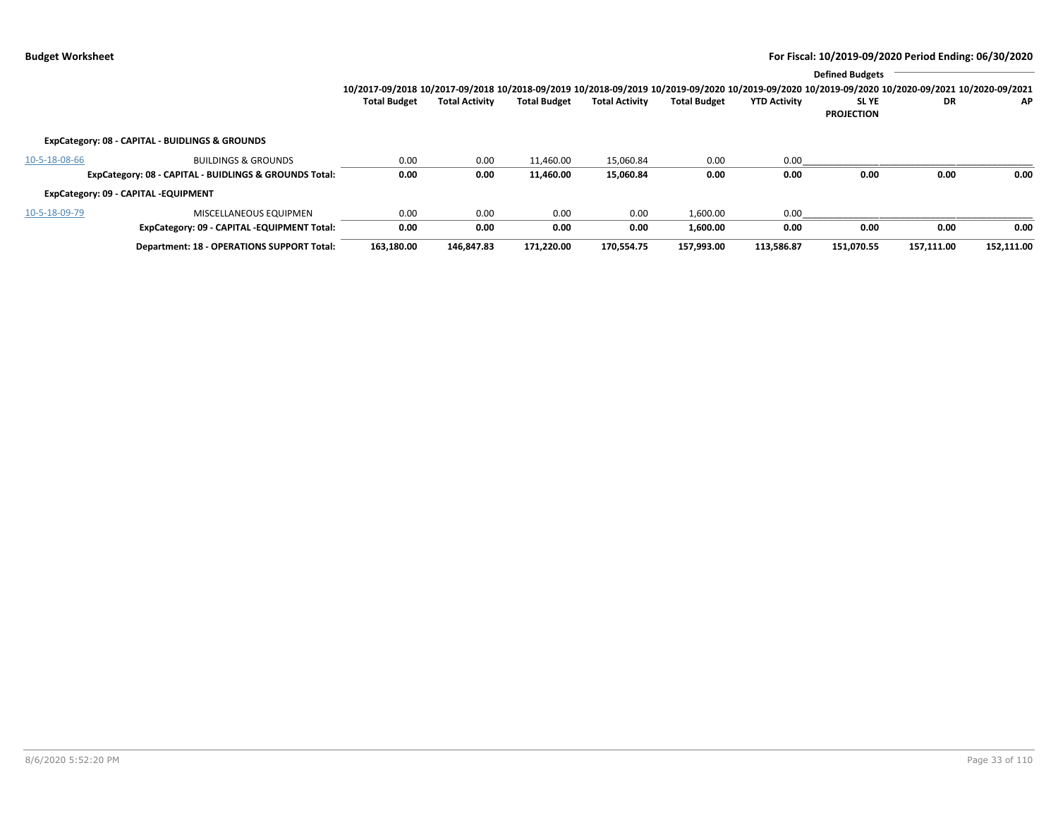**Budget Worksheet** — For Fiscal: 10/2019-09/2020 Period Ending: 06/30/2020

| | | 10/2017-09/2018 Total Budget | 10/2017-09/2018 Total Activity | 10/2018-09/2019 Total Budget | 10/2018-09/2019 Total Activity | 10/2019-09/2020 Total Budget | 10/2019-09/2020 YTD Activity | Defined Budgets 10/2019-09/2020 SL YE PROJECTION | 10/2020-09/2021 DR | 10/2020-09/2021 AP |
|---|---|---|---|---|---|---|---|---|---|---|
| **ExpCategory: 08 - CAPITAL - BUIDLINGS & GROUNDS** | | | | | | | | | | |
| 10-5-18-08-66 | BUILDINGS & GROUNDS | 0.00 | 0.00 | 11,460.00 | 15,060.84 | 0.00 | 0.00 | | | |
| | **ExpCategory: 08 - CAPITAL - BUIDLINGS & GROUNDS Total:** | **0.00** | **0.00** | **11,460.00** | **15,060.84** | **0.00** | **0.00** | **0.00** | **0.00** | **0.00** |
| **ExpCategory: 09 - CAPITAL -EQUIPMENT** | | | | | | | | | | |
| 10-5-18-09-79 | MISCELLANEOUS EQUIPMEN | 0.00 | 0.00 | 0.00 | 0.00 | 1,600.00 | 0.00 | | | |
| | **ExpCategory: 09 - CAPITAL -EQUIPMENT Total:** | **0.00** | **0.00** | **0.00** | **0.00** | **1,600.00** | **0.00** | **0.00** | **0.00** | **0.00** |
| | **Department: 18 - OPERATIONS SUPPORT Total:** | **163,180.00** | **146,847.83** | **171,220.00** | **170,554.75** | **157,993.00** | **113,586.87** | **151,070.55** | **157,111.00** | **152,111.00** |

8/6/2020 5:52:20 PM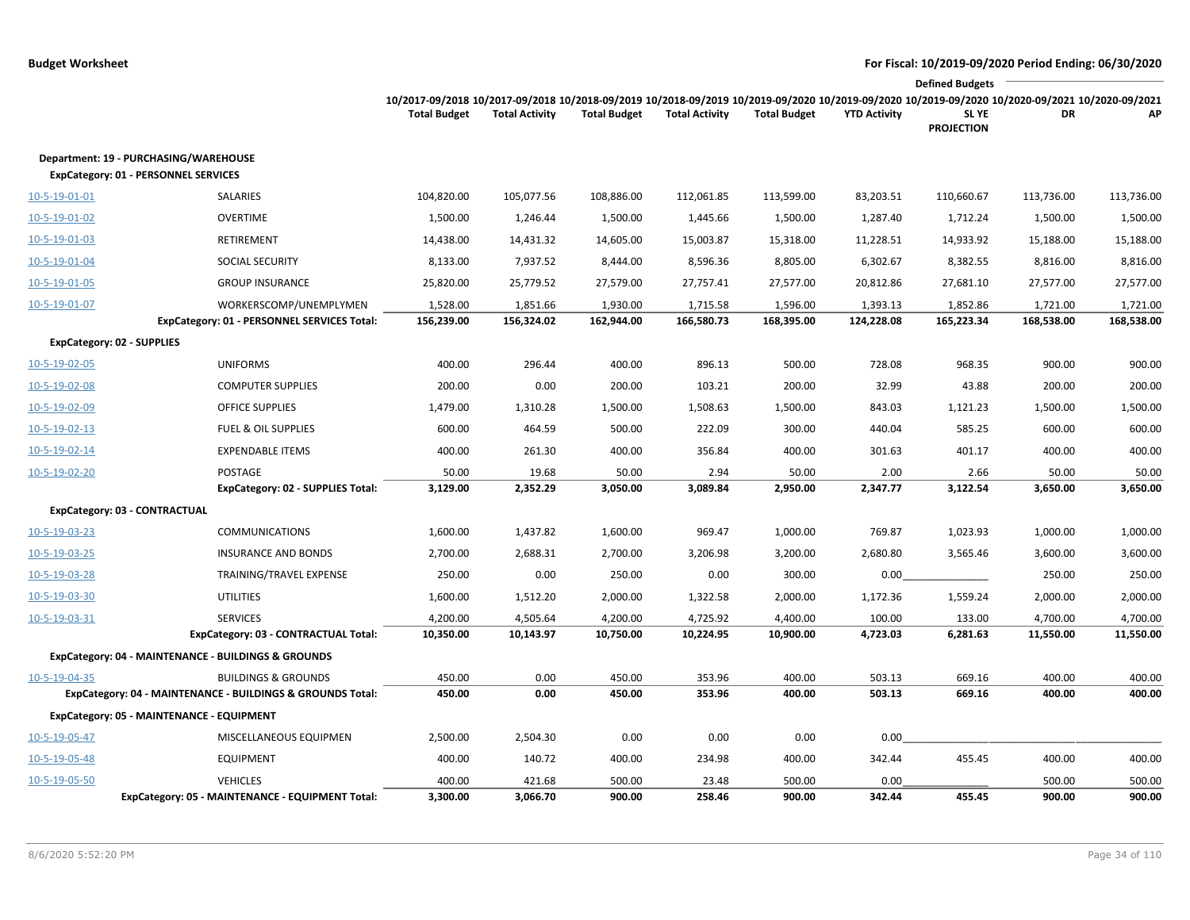**Budget Worksheet**

**For Fiscal: 10/2019-09/2020 Period Ending: 06/30/2020**

| | | 10/2017-09/2018 Total Budget | 10/2017-09/2018 Total Activity | 10/2018-09/2019 Total Budget | 10/2018-09/2019 Total Activity | 10/2019-09/2020 Total Budget | 10/2019-09/2020 YTD Activity | 10/2019-09/2020 SL YE PROJECTION | Defined Budgets 10/2020-09/2021 DR | 10/2020-09/2021 AP |
|---|---|---|---|---|---|---|---|---|---|---|
| **Department: 19 - PURCHASING/WAREHOUSE** | | | | | | | | | | |
| **ExpCategory: 01 - PERSONNEL SERVICES** | | | | | | | | | | |
| 10-5-19-01-01 | SALARIES | 104,820.00 | 105,077.56 | 108,886.00 | 112,061.85 | 113,599.00 | 83,203.51 | 110,660.67 | 113,736.00 | 113,736.00 |
| 10-5-19-01-02 | OVERTIME | 1,500.00 | 1,246.44 | 1,500.00 | 1,445.66 | 1,500.00 | 1,287.40 | 1,712.24 | 1,500.00 | 1,500.00 |
| 10-5-19-01-03 | RETIREMENT | 14,438.00 | 14,431.32 | 14,605.00 | 15,003.87 | 15,318.00 | 11,228.51 | 14,933.92 | 15,188.00 | 15,188.00 |
| 10-5-19-01-04 | SOCIAL SECURITY | 8,133.00 | 7,937.52 | 8,444.00 | 8,596.36 | 8,805.00 | 6,302.67 | 8,382.55 | 8,816.00 | 8,816.00 |
| 10-5-19-01-05 | GROUP INSURANCE | 25,820.00 | 25,779.52 | 27,579.00 | 27,757.41 | 27,577.00 | 20,812.86 | 27,681.10 | 27,577.00 | 27,577.00 |
| 10-5-19-01-07 | WORKERSCOMP/UNEMPLYMEN | 1,528.00 | 1,851.66 | 1,930.00 | 1,715.58 | 1,596.00 | 1,393.13 | 1,852.86 | 1,721.00 | 1,721.00 |
| | **ExpCategory: 01 - PERSONNEL SERVICES Total:** | **156,239.00** | **156,324.02** | **162,944.00** | **166,580.73** | **168,395.00** | **124,228.08** | **165,223.34** | **168,538.00** | **168,538.00** |
| **ExpCategory: 02 - SUPPLIES** | | | | | | | | | | |
| 10-5-19-02-05 | UNIFORMS | 400.00 | 296.44 | 400.00 | 896.13 | 500.00 | 728.08 | 968.35 | 900.00 | 900.00 |
| 10-5-19-02-08 | COMPUTER SUPPLIES | 200.00 | 0.00 | 200.00 | 103.21 | 200.00 | 32.99 | 43.88 | 200.00 | 200.00 |
| 10-5-19-02-09 | OFFICE SUPPLIES | 1,479.00 | 1,310.28 | 1,500.00 | 1,508.63 | 1,500.00 | 843.03 | 1,121.23 | 1,500.00 | 1,500.00 |
| 10-5-19-02-13 | FUEL & OIL SUPPLIES | 600.00 | 464.59 | 500.00 | 222.09 | 300.00 | 440.04 | 585.25 | 600.00 | 600.00 |
| 10-5-19-02-14 | EXPENDABLE ITEMS | 400.00 | 261.30 | 400.00 | 356.84 | 400.00 | 301.63 | 401.17 | 400.00 | 400.00 |
| 10-5-19-02-20 | POSTAGE | 50.00 | 19.68 | 50.00 | 2.94 | 50.00 | 2.00 | 2.66 | 50.00 | 50.00 |
| | **ExpCategory: 02 - SUPPLIES Total:** | **3,129.00** | **2,352.29** | **3,050.00** | **3,089.84** | **2,950.00** | **2,347.77** | **3,122.54** | **3,650.00** | **3,650.00** |
| **ExpCategory: 03 - CONTRACTUAL** | | | | | | | | | | |
| 10-5-19-03-23 | COMMUNICATIONS | 1,600.00 | 1,437.82 | 1,600.00 | 969.47 | 1,000.00 | 769.87 | 1,023.93 | 1,000.00 | 1,000.00 |
| 10-5-19-03-25 | INSURANCE AND BONDS | 2,700.00 | 2,688.31 | 2,700.00 | 3,206.98 | 3,200.00 | 2,680.80 | 3,565.46 | 3,600.00 | 3,600.00 |
| 10-5-19-03-28 | TRAINING/TRAVEL EXPENSE | 250.00 | 0.00 | 250.00 | 0.00 | 300.00 | 0.00 | | 250.00 | 250.00 |
| 10-5-19-03-30 | UTILITIES | 1,600.00 | 1,512.20 | 2,000.00 | 1,322.58 | 2,000.00 | 1,172.36 | 1,559.24 | 2,000.00 | 2,000.00 |
| 10-5-19-03-31 | SERVICES | 4,200.00 | 4,505.64 | 4,200.00 | 4,725.92 | 4,400.00 | 100.00 | 133.00 | 4,700.00 | 4,700.00 |
| | **ExpCategory: 03 - CONTRACTUAL Total:** | **10,350.00** | **10,143.97** | **10,750.00** | **10,224.95** | **10,900.00** | **4,723.03** | **6,281.63** | **11,550.00** | **11,550.00** |
| **ExpCategory: 04 - MAINTENANCE - BUILDINGS & GROUNDS** | | | | | | | | | | |
| 10-5-19-04-35 | BUILDINGS & GROUNDS | 450.00 | 0.00 | 450.00 | 353.96 | 400.00 | 503.13 | 669.16 | 400.00 | 400.00 |
| | **ExpCategory: 04 - MAINTENANCE - BUILDINGS & GROUNDS Total:** | **450.00** | **0.00** | **450.00** | **353.96** | **400.00** | **503.13** | **669.16** | **400.00** | **400.00** |
| **ExpCategory: 05 - MAINTENANCE - EQUIPMENT** | | | | | | | | | | |
| 10-5-19-05-47 | MISCELLANEOUS EQUIPMEN | 2,500.00 | 2,504.30 | 0.00 | 0.00 | 0.00 | 0.00 | | | |
| 10-5-19-05-48 | EQUIPMENT | 400.00 | 140.72 | 400.00 | 234.98 | 400.00 | 342.44 | 455.45 | 400.00 | 400.00 |
| 10-5-19-05-50 | VEHICLES | 400.00 | 421.68 | 500.00 | 23.48 | 500.00 | 0.00 | | 500.00 | 500.00 |
| | **ExpCategory: 05 - MAINTENANCE - EQUIPMENT Total:** | **3,300.00** | **3,066.70** | **900.00** | **258.46** | **900.00** | **342.44** | **455.45** | **900.00** | **900.00** |

8/6/2020 5:52:20 PM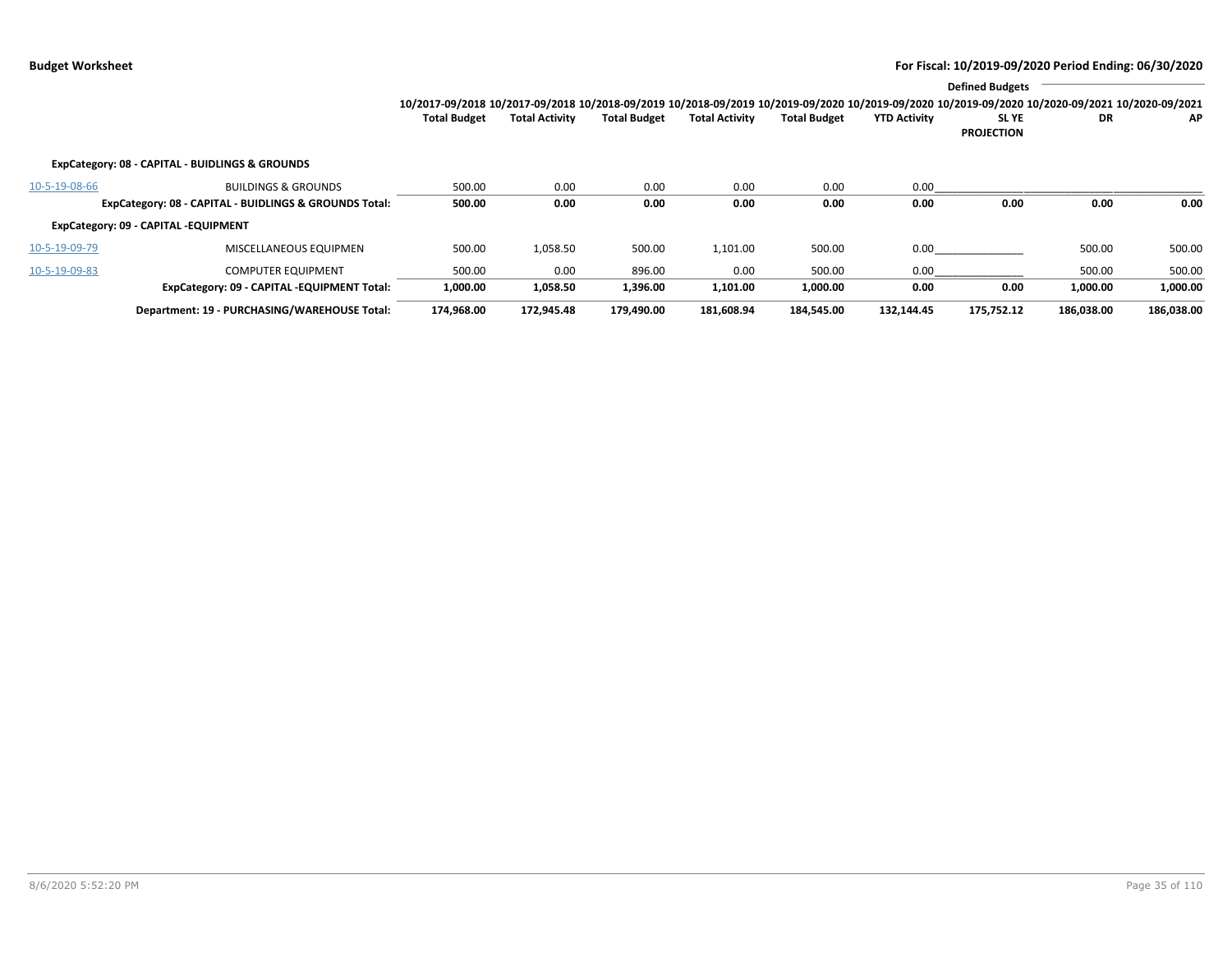**Budget Worksheet** — **For Fiscal: 10/2019-09/2020 Period Ending: 06/30/2020**

| | | 10/2017-09/2018 Total Budget | 10/2017-09/2018 Total Activity | 10/2018-09/2019 Total Budget | 10/2018-09/2019 Total Activity | 10/2019-09/2020 Total Budget | 10/2019-09/2020 YTD Activity | Defined Budgets 10/2019-09/2020 SL YE PROJECTION | 10/2020-09/2021 DR | 10/2020-09/2021 AP |
|---|---|---|---|---|---|---|---|---|---|---|
| **ExpCategory: 08 - CAPITAL - BUIDLINGS & GROUNDS** | | | | | | | | | | |
| 10-5-19-08-66 | BUILDINGS & GROUNDS | 500.00 | 0.00 | 0.00 | 0.00 | 0.00 | 0.00 | | | |
| | **ExpCategory: 08 - CAPITAL - BUIDLINGS & GROUNDS Total:** | **500.00** | **0.00** | **0.00** | **0.00** | **0.00** | **0.00** | **0.00** | **0.00** | **0.00** |
| **ExpCategory: 09 - CAPITAL -EQUIPMENT** | | | | | | | | | | |
| 10-5-19-09-79 | MISCELLANEOUS EQUIPMEN | 500.00 | 1,058.50 | 500.00 | 1,101.00 | 500.00 | 0.00 | | 500.00 | 500.00 |
| 10-5-19-09-83 | COMPUTER EQUIPMENT | 500.00 | 0.00 | 896.00 | 0.00 | 500.00 | 0.00 | | 500.00 | 500.00 |
| | **ExpCategory: 09 - CAPITAL -EQUIPMENT Total:** | **1,000.00** | **1,058.50** | **1,396.00** | **1,101.00** | **1,000.00** | **0.00** | **0.00** | **1,000.00** | **1,000.00** |
| | **Department: 19 - PURCHASING/WAREHOUSE Total:** | **174,968.00** | **172,945.48** | **179,490.00** | **181,608.94** | **184,545.00** | **132,144.45** | **175,752.12** | **186,038.00** | **186,038.00** |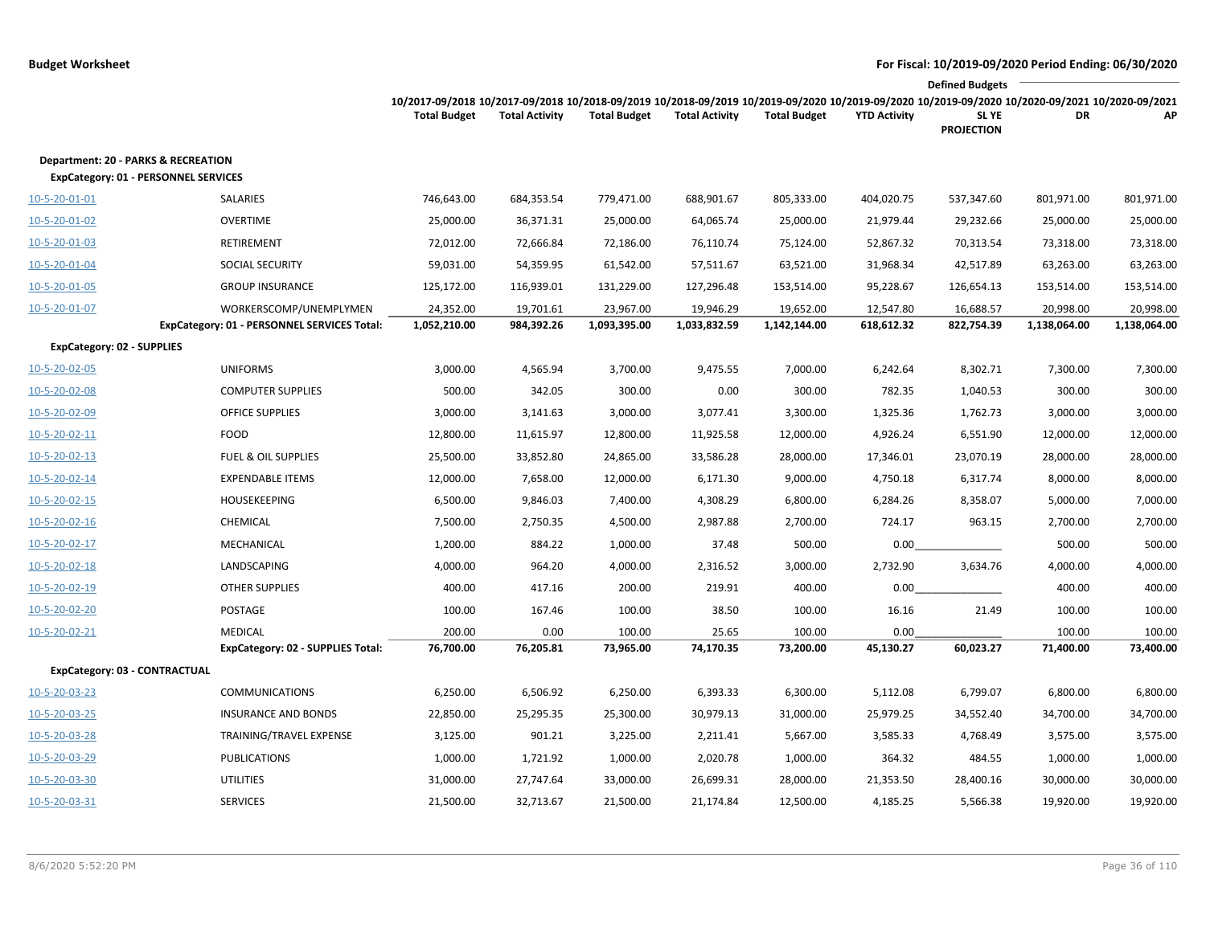**Budget Worksheet**

**For Fiscal: 10/2019-09/2020 Period Ending: 06/30/2020**

| | | 10/2017-09/2018 Total Budget | 10/2017-09/2018 Total Activity | 10/2018-09/2019 Total Budget | 10/2018-09/2019 Total Activity | 10/2019-09/2020 Total Budget | 10/2019-09/2020 YTD Activity | Defined Budgets 10/2019-09/2020 SL YE PROJECTION | 10/2020-09/2021 DR | 10/2020-09/2021 AP |
|---|---|---|---|---|---|---|---|---|---|---|
| **Department: 20 - PARKS & RECREATION** | | | | | | | | | | |
| **ExpCategory: 01 - PERSONNEL SERVICES** | | | | | | | | | | |
| 10-5-20-01-01 | SALARIES | 746,643.00 | 684,353.54 | 779,471.00 | 688,901.67 | 805,333.00 | 404,020.75 | 537,347.60 | 801,971.00 | 801,971.00 |
| 10-5-20-01-02 | OVERTIME | 25,000.00 | 36,371.31 | 25,000.00 | 64,065.74 | 25,000.00 | 21,979.44 | 29,232.66 | 25,000.00 | 25,000.00 |
| 10-5-20-01-03 | RETIREMENT | 72,012.00 | 72,666.84 | 72,186.00 | 76,110.74 | 75,124.00 | 52,867.32 | 70,313.54 | 73,318.00 | 73,318.00 |
| 10-5-20-01-04 | SOCIAL SECURITY | 59,031.00 | 54,359.95 | 61,542.00 | 57,511.67 | 63,521.00 | 31,968.34 | 42,517.89 | 63,263.00 | 63,263.00 |
| 10-5-20-01-05 | GROUP INSURANCE | 125,172.00 | 116,939.01 | 131,229.00 | 127,296.48 | 153,514.00 | 95,228.67 | 126,654.13 | 153,514.00 | 153,514.00 |
| 10-5-20-01-07 | WORKERSCOMP/UNEMPLYMEN | 24,352.00 | 19,701.61 | 23,967.00 | 19,946.29 | 19,652.00 | 12,547.80 | 16,688.57 | 20,998.00 | 20,998.00 |
| | **ExpCategory: 01 - PERSONNEL SERVICES Total:** | **1,052,210.00** | **984,392.26** | **1,093,395.00** | **1,033,832.59** | **1,142,144.00** | **618,612.32** | **822,754.39** | **1,138,064.00** | **1,138,064.00** |
| **ExpCategory: 02 - SUPPLIES** | | | | | | | | | | |
| 10-5-20-02-05 | UNIFORMS | 3,000.00 | 4,565.94 | 3,700.00 | 9,475.55 | 7,000.00 | 6,242.64 | 8,302.71 | 7,300.00 | 7,300.00 |
| 10-5-20-02-08 | COMPUTER SUPPLIES | 500.00 | 342.05 | 300.00 | 0.00 | 300.00 | 782.35 | 1,040.53 | 300.00 | 300.00 |
| 10-5-20-02-09 | OFFICE SUPPLIES | 3,000.00 | 3,141.63 | 3,000.00 | 3,077.41 | 3,300.00 | 1,325.36 | 1,762.73 | 3,000.00 | 3,000.00 |
| 10-5-20-02-11 | FOOD | 12,800.00 | 11,615.97 | 12,800.00 | 11,925.58 | 12,000.00 | 4,926.24 | 6,551.90 | 12,000.00 | 12,000.00 |
| 10-5-20-02-13 | FUEL & OIL SUPPLIES | 25,500.00 | 33,852.80 | 24,865.00 | 33,586.28 | 28,000.00 | 17,346.01 | 23,070.19 | 28,000.00 | 28,000.00 |
| 10-5-20-02-14 | EXPENDABLE ITEMS | 12,000.00 | 7,658.00 | 12,000.00 | 6,171.30 | 9,000.00 | 4,750.18 | 6,317.74 | 8,000.00 | 8,000.00 |
| 10-5-20-02-15 | HOUSEKEEPING | 6,500.00 | 9,846.03 | 7,400.00 | 4,308.29 | 6,800.00 | 6,284.26 | 8,358.07 | 5,000.00 | 7,000.00 |
| 10-5-20-02-16 | CHEMICAL | 7,500.00 | 2,750.35 | 4,500.00 | 2,987.88 | 2,700.00 | 724.17 | 963.15 | 2,700.00 | 2,700.00 |
| 10-5-20-02-17 | MECHANICAL | 1,200.00 | 884.22 | 1,000.00 | 37.48 | 500.00 | 0.00 | | 500.00 | 500.00 |
| 10-5-20-02-18 | LANDSCAPING | 4,000.00 | 964.20 | 4,000.00 | 2,316.52 | 3,000.00 | 2,732.90 | 3,634.76 | 4,000.00 | 4,000.00 |
| 10-5-20-02-19 | OTHER SUPPLIES | 400.00 | 417.16 | 200.00 | 219.91 | 400.00 | 0.00 | | 400.00 | 400.00 |
| 10-5-20-02-20 | POSTAGE | 100.00 | 167.46 | 100.00 | 38.50 | 100.00 | 16.16 | 21.49 | 100.00 | 100.00 |
| 10-5-20-02-21 | MEDICAL | 200.00 | 0.00 | 100.00 | 25.65 | 100.00 | 0.00 | | 100.00 | 100.00 |
| | **ExpCategory: 02 - SUPPLIES Total:** | **76,700.00** | **76,205.81** | **73,965.00** | **74,170.35** | **73,200.00** | **45,130.27** | **60,023.27** | **71,400.00** | **73,400.00** |
| **ExpCategory: 03 - CONTRACTUAL** | | | | | | | | | | |
| 10-5-20-03-23 | COMMUNICATIONS | 6,250.00 | 6,506.92 | 6,250.00 | 6,393.33 | 6,300.00 | 5,112.08 | 6,799.07 | 6,800.00 | 6,800.00 |
| 10-5-20-03-25 | INSURANCE AND BONDS | 22,850.00 | 25,295.35 | 25,300.00 | 30,979.13 | 31,000.00 | 25,979.25 | 34,552.40 | 34,700.00 | 34,700.00 |
| 10-5-20-03-28 | TRAINING/TRAVEL EXPENSE | 3,125.00 | 901.21 | 3,225.00 | 2,211.41 | 5,667.00 | 3,585.33 | 4,768.49 | 3,575.00 | 3,575.00 |
| 10-5-20-03-29 | PUBLICATIONS | 1,000.00 | 1,721.92 | 1,000.00 | 2,020.78 | 1,000.00 | 364.32 | 484.55 | 1,000.00 | 1,000.00 |
| 10-5-20-03-30 | UTILITIES | 31,000.00 | 27,747.64 | 33,000.00 | 26,699.31 | 28,000.00 | 21,353.50 | 28,400.16 | 30,000.00 | 30,000.00 |
| 10-5-20-03-31 | SERVICES | 21,500.00 | 32,713.67 | 21,500.00 | 21,174.84 | 12,500.00 | 4,185.25 | 5,566.38 | 19,920.00 | 19,920.00 |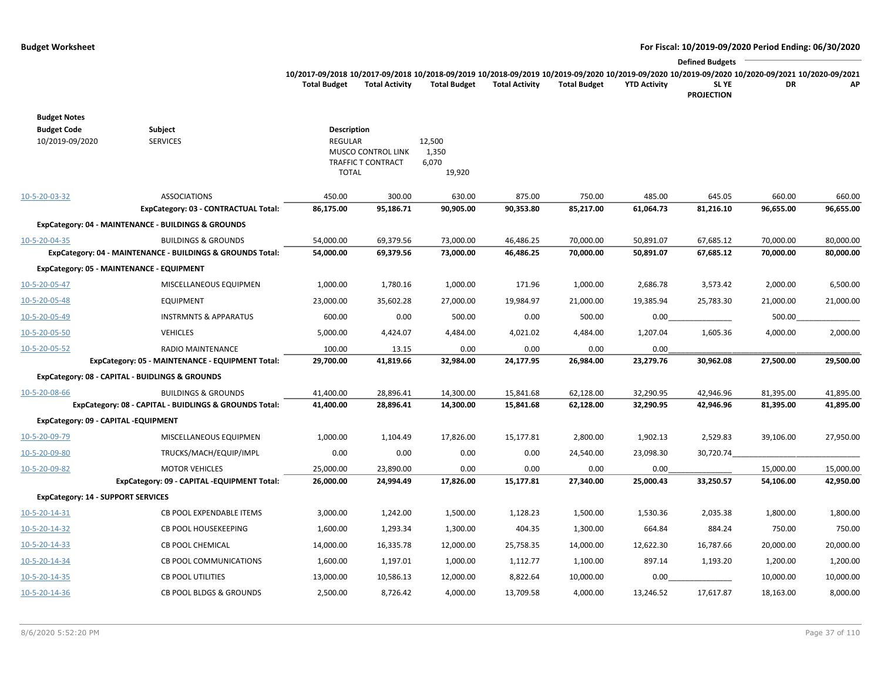**Budget Worksheet** — **For Fiscal: 10/2019-09/2020 Period Ending: 06/30/2020**

| | | 10/2017-09/2018 Total Budget | 10/2017-09/2018 Total Activity | 10/2018-09/2019 Total Budget | 10/2018-09/2019 Total Activity | 10/2019-09/2020 Total Budget | 10/2019-09/2020 YTD Activity | Defined Budgets 10/2019-09/2020 SL YE PROJECTION | Defined Budgets 10/2020-09/2021 DR | Defined Budgets 10/2020-09/2021 AP |
|---|---|---|---|---|---|---|---|---|---|---|

**Budget Notes**

| Budget Code | Subject | Description | |
|---|---|---|---|
| 10/2019-09/2020 | SERVICES | REGULAR | 12,500 |
| | | MUSCO CONTROL LINK | 1,350 |
| | | TRAFFIC T CONTRACT | 6,070 |
| | | TOTAL | 19,920 |

| Account | Description | 10/2017-09/2018 Total Budget | 10/2017-09/2018 Total Activity | 10/2018-09/2019 Total Budget | 10/2018-09/2019 Total Activity | 10/2019-09/2020 Total Budget | 10/2019-09/2020 YTD Activity | 10/2019-09/2020 SL YE PROJECTION | 10/2020-09/2021 DR | 10/2020-09/2021 AP |
|---|---|---|---|---|---|---|---|---|---|---|
| 10-5-20-03-32 | ASSOCIATIONS | 450.00 | 300.00 | 630.00 | 875.00 | 750.00 | 485.00 | 645.05 | 660.00 | 660.00 |
| | **ExpCategory: 03 - CONTRACTUAL Total:** | **86,175.00** | **95,186.71** | **90,905.00** | **90,353.80** | **85,217.00** | **61,064.73** | **81,216.10** | **96,655.00** | **96,655.00** |
| **ExpCategory: 04 - MAINTENANCE - BUILDINGS & GROUNDS** | | | | | | | | | | |
| 10-5-20-04-35 | BUILDINGS & GROUNDS | 54,000.00 | 69,379.56 | 73,000.00 | 46,486.25 | 70,000.00 | 50,891.07 | 67,685.12 | 70,000.00 | 80,000.00 |
| | **ExpCategory: 04 - MAINTENANCE - BUILDINGS & GROUNDS Total:** | **54,000.00** | **69,379.56** | **73,000.00** | **46,486.25** | **70,000.00** | **50,891.07** | **67,685.12** | **70,000.00** | **80,000.00** |
| **ExpCategory: 05 - MAINTENANCE - EQUIPMENT** | | | | | | | | | | |
| 10-5-20-05-47 | MISCELLANEOUS EQUIPMEN | 1,000.00 | 1,780.16 | 1,000.00 | 171.96 | 1,000.00 | 2,686.78 | 3,573.42 | 2,000.00 | 6,500.00 |
| 10-5-20-05-48 | EQUIPMENT | 23,000.00 | 35,602.28 | 27,000.00 | 19,984.97 | 21,000.00 | 19,385.94 | 25,783.30 | 21,000.00 | 21,000.00 |
| 10-5-20-05-49 | INSTRMNTS & APPARATUS | 600.00 | 0.00 | 500.00 | 0.00 | 500.00 | 0.00 | | 500.00 | |
| 10-5-20-05-50 | VEHICLES | 5,000.00 | 4,424.07 | 4,484.00 | 4,021.02 | 4,484.00 | 1,207.04 | 1,605.36 | 4,000.00 | 2,000.00 |
| 10-5-20-05-52 | RADIO MAINTENANCE | 100.00 | 13.15 | 0.00 | 0.00 | 0.00 | 0.00 | | | |
| | **ExpCategory: 05 - MAINTENANCE - EQUIPMENT Total:** | **29,700.00** | **41,819.66** | **32,984.00** | **24,177.95** | **26,984.00** | **23,279.76** | **30,962.08** | **27,500.00** | **29,500.00** |
| **ExpCategory: 08 - CAPITAL - BUIDLINGS & GROUNDS** | | | | | | | | | | |
| 10-5-20-08-66 | BUILDINGS & GROUNDS | 41,400.00 | 28,896.41 | 14,300.00 | 15,841.68 | 62,128.00 | 32,290.95 | 42,946.96 | 81,395.00 | 41,895.00 |
| | **ExpCategory: 08 - CAPITAL - BUIDLINGS & GROUNDS Total:** | **41,400.00** | **28,896.41** | **14,300.00** | **15,841.68** | **62,128.00** | **32,290.95** | **42,946.96** | **81,395.00** | **41,895.00** |
| **ExpCategory: 09 - CAPITAL -EQUIPMENT** | | | | | | | | | | |
| 10-5-20-09-79 | MISCELLANEOUS EQUIPMEN | 1,000.00 | 1,104.49 | 17,826.00 | 15,177.81 | 2,800.00 | 1,902.13 | 2,529.83 | 39,106.00 | 27,950.00 |
| 10-5-20-09-80 | TRUCKS/MACH/EQUIP/IMPL | 0.00 | 0.00 | 0.00 | 0.00 | 24,540.00 | 23,098.30 | 30,720.74 | | |
| 10-5-20-09-82 | MOTOR VEHICLES | 25,000.00 | 23,890.00 | 0.00 | 0.00 | 0.00 | 0.00 | | 15,000.00 | 15,000.00 |
| | **ExpCategory: 09 - CAPITAL -EQUIPMENT Total:** | **26,000.00** | **24,994.49** | **17,826.00** | **15,177.81** | **27,340.00** | **25,000.43** | **33,250.57** | **54,106.00** | **42,950.00** |
| **ExpCategory: 14 - SUPPORT SERVICES** | | | | | | | | | | |
| 10-5-20-14-31 | CB POOL EXPENDABLE ITEMS | 3,000.00 | 1,242.00 | 1,500.00 | 1,128.23 | 1,500.00 | 1,530.36 | 2,035.38 | 1,800.00 | 1,800.00 |
| 10-5-20-14-32 | CB POOL HOUSEKEEPING | 1,600.00 | 1,293.34 | 1,300.00 | 404.35 | 1,300.00 | 664.84 | 884.24 | 750.00 | 750.00 |
| 10-5-20-14-33 | CB POOL CHEMICAL | 14,000.00 | 16,335.78 | 12,000.00 | 25,758.35 | 14,000.00 | 12,622.30 | 16,787.66 | 20,000.00 | 20,000.00 |
| 10-5-20-14-34 | CB POOL COMMUNICATIONS | 1,600.00 | 1,197.01 | 1,000.00 | 1,112.77 | 1,100.00 | 897.14 | 1,193.20 | 1,200.00 | 1,200.00 |
| 10-5-20-14-35 | CB POOL UTILITIES | 13,000.00 | 10,586.13 | 12,000.00 | 8,822.64 | 10,000.00 | 0.00 | | 10,000.00 | 10,000.00 |
| 10-5-20-14-36 | CB POOL BLDGS & GROUNDS | 2,500.00 | 8,726.42 | 4,000.00 | 13,709.58 | 4,000.00 | 13,246.52 | 17,617.87 | 18,163.00 | 8,000.00 |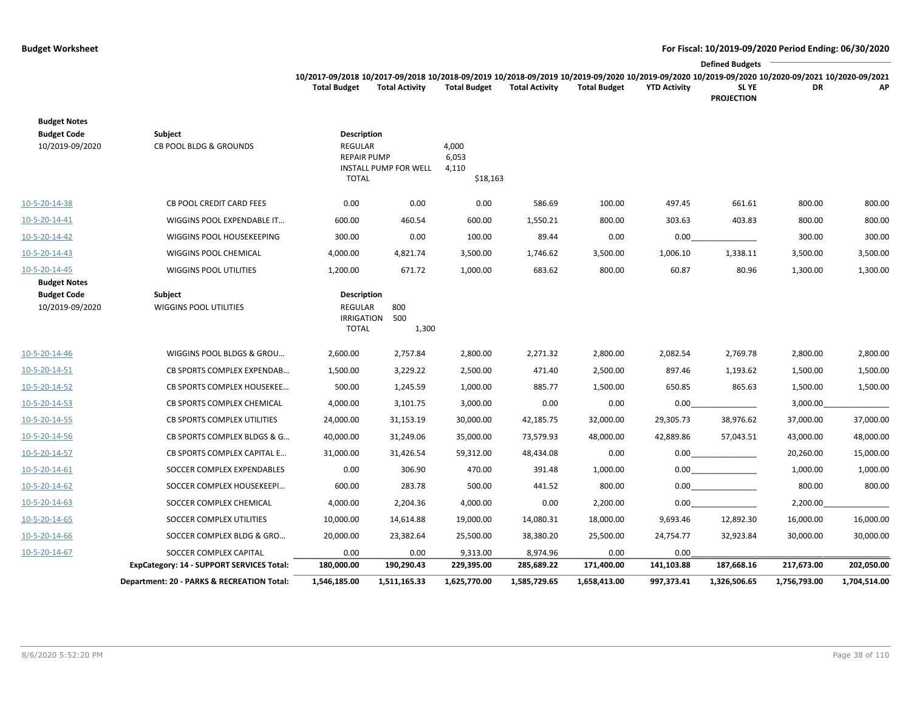**Budget Worksheet** — **For Fiscal: 10/2019-09/2020 Period Ending: 06/30/2020**

| | | 10/2017-09/2018 Total Budget | 10/2017-09/2018 Total Activity | 10/2018-09/2019 Total Budget | 10/2018-09/2019 Total Activity | 10/2019-09/2020 Total Budget | 10/2019-09/2020 YTD Activity | Defined Budgets 10/2019-09/2020 SL YE PROJECTION | 10/2020-09/2021 DR | 10/2020-09/2021 AP |
|---|---|---|---|---|---|---|---|---|---|---|

**Budget Notes**

| Budget Code | Subject | Description | |
|---|---|---|---|
| 10/2019-09/2020 | CB POOL BLDG & GROUNDS | REGULAR | 4,000 |
| | | REPAIR PUMP | 6,053 |
| | | INSTALL PUMP FOR WELL | 4,110 |
| | | TOTAL | $18,163 |

| | | 10/2017-09/2018 Total Budget | 10/2017-09/2018 Total Activity | 10/2018-09/2019 Total Budget | 10/2018-09/2019 Total Activity | 10/2019-09/2020 Total Budget | 10/2019-09/2020 YTD Activity | 10/2019-09/2020 SL YE PROJECTION | 10/2020-09/2021 DR | 10/2020-09/2021 AP |
|---|---|---|---|---|---|---|---|---|---|---|
| 10-5-20-14-38 | CB POOL CREDIT CARD FEES | 0.00 | 0.00 | 0.00 | 586.69 | 100.00 | 497.45 | 661.61 | 800.00 | 800.00 |
| 10-5-20-14-41 | WIGGINS POOL EXPENDABLE IT… | 600.00 | 460.54 | 600.00 | 1,550.21 | 800.00 | 303.63 | 403.83 | 800.00 | 800.00 |
| 10-5-20-14-42 | WIGGINS POOL HOUSEKEEPING | 300.00 | 0.00 | 100.00 | 89.44 | 0.00 | 0.00 | | 300.00 | 300.00 |
| 10-5-20-14-43 | WIGGINS POOL CHEMICAL | 4,000.00 | 4,821.74 | 3,500.00 | 1,746.62 | 3,500.00 | 1,006.10 | 1,338.11 | 3,500.00 | 3,500.00 |
| 10-5-20-14-45 | WIGGINS POOL UTILITIES | 1,200.00 | 671.72 | 1,000.00 | 683.62 | 800.00 | 60.87 | 80.96 | 1,300.00 | 1,300.00 |

**Budget Notes**

| Budget Code | Subject | Description | |
|---|---|---|---|
| 10/2019-09/2020 | WIGGINS POOL UTILITIES | REGULAR | 800 |
| | | IRRIGATION | 500 |
| | | TOTAL | 1,300 |

| | | 10/2017-09/2018 Total Budget | 10/2017-09/2018 Total Activity | 10/2018-09/2019 Total Budget | 10/2018-09/2019 Total Activity | 10/2019-09/2020 Total Budget | 10/2019-09/2020 YTD Activity | 10/2019-09/2020 SL YE PROJECTION | 10/2020-09/2021 DR | 10/2020-09/2021 AP |
|---|---|---|---|---|---|---|---|---|---|---|
| 10-5-20-14-46 | WIGGINS POOL BLDGS & GROU… | 2,600.00 | 2,757.84 | 2,800.00 | 2,271.32 | 2,800.00 | 2,082.54 | 2,769.78 | 2,800.00 | 2,800.00 |
| 10-5-20-14-51 | CB SPORTS COMPLEX EXPENDAB… | 1,500.00 | 3,229.22 | 2,500.00 | 471.40 | 2,500.00 | 897.46 | 1,193.62 | 1,500.00 | 1,500.00 |
| 10-5-20-14-52 | CB SPORTS COMPLEX HOUSEKEE… | 500.00 | 1,245.59 | 1,000.00 | 885.77 | 1,500.00 | 650.85 | 865.63 | 1,500.00 | 1,500.00 |
| 10-5-20-14-53 | CB SPORTS COMPLEX CHEMICAL | 4,000.00 | 3,101.75 | 3,000.00 | 0.00 | 0.00 | 0.00 | | 3,000.00 | |
| 10-5-20-14-55 | CB SPORTS COMPLEX UTILITIES | 24,000.00 | 31,153.19 | 30,000.00 | 42,185.75 | 32,000.00 | 29,305.73 | 38,976.62 | 37,000.00 | 37,000.00 |
| 10-5-20-14-56 | CB SPORTS COMPLEX BLDGS & G… | 40,000.00 | 31,249.06 | 35,000.00 | 73,579.93 | 48,000.00 | 42,889.86 | 57,043.51 | 43,000.00 | 48,000.00 |
| 10-5-20-14-57 | CB SPORTS COMPLEX CAPITAL E… | 31,000.00 | 31,426.54 | 59,312.00 | 48,434.08 | 0.00 | 0.00 | | 20,260.00 | 15,000.00 |
| 10-5-20-14-61 | SOCCER COMPLEX EXPENDABLES | 0.00 | 306.90 | 470.00 | 391.48 | 1,000.00 | 0.00 | | 1,000.00 | 1,000.00 |
| 10-5-20-14-62 | SOCCER COMPLEX HOUSEKEEPI… | 600.00 | 283.78 | 500.00 | 441.52 | 800.00 | 0.00 | | 800.00 | 800.00 |
| 10-5-20-14-63 | SOCCER COMPLEX CHEMICAL | 4,000.00 | 2,204.36 | 4,000.00 | 0.00 | 2,200.00 | 0.00 | | 2,200.00 | |
| 10-5-20-14-65 | SOCCER COMPLEX UTILITIES | 10,000.00 | 14,614.88 | 19,000.00 | 14,080.31 | 18,000.00 | 9,693.46 | 12,892.30 | 16,000.00 | 16,000.00 |
| 10-5-20-14-66 | SOCCER COMPLEX BLDG & GRO… | 20,000.00 | 23,382.64 | 25,500.00 | 38,380.20 | 25,500.00 | 24,754.77 | 32,923.84 | 30,000.00 | 30,000.00 |
| 10-5-20-14-67 | SOCCER COMPLEX CAPITAL | 0.00 | 0.00 | 9,313.00 | 8,974.96 | 0.00 | 0.00 | | | |
| | **ExpCategory: 14 - SUPPORT SERVICES Total:** | **180,000.00** | **190,290.43** | **229,395.00** | **285,689.22** | **171,400.00** | **141,103.88** | **187,668.16** | **217,673.00** | **202,050.00** |
| | **Department: 20 - PARKS & RECREATION Total:** | **1,546,185.00** | **1,511,165.33** | **1,625,770.00** | **1,585,729.65** | **1,658,413.00** | **997,373.41** | **1,326,506.65** | **1,756,793.00** | **1,704,514.00** |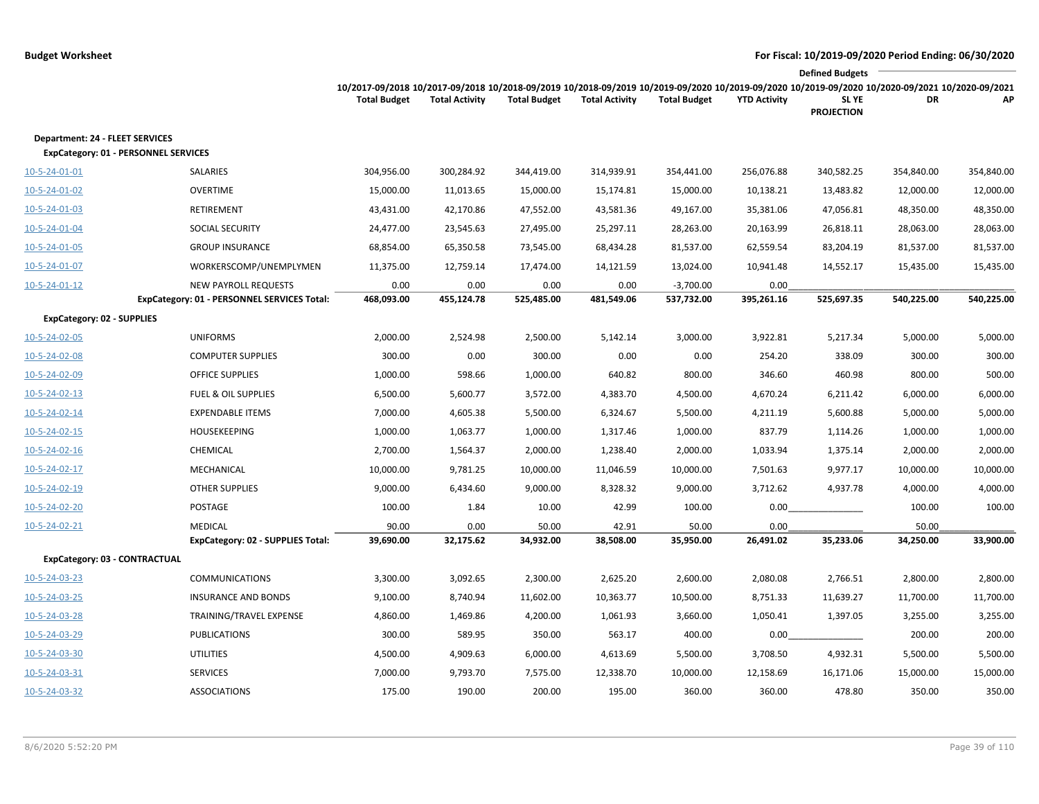**Budget Worksheet** — For Fiscal: 10/2019-09/2020 Period Ending: 06/30/2020

| | | 10/2017-09/2018 Total Budget | 10/2017-09/2018 Total Activity | 10/2018-09/2019 Total Budget | 10/2018-09/2019 Total Activity | 10/2019-09/2020 Total Budget | 10/2019-09/2020 YTD Activity | 10/2019-09/2020 SL YE PROJECTION | Defined Budgets 10/2020-09/2021 DR | 10/2020-09/2021 AP |
|---|---|---|---|---|---|---|---|---|---|---|
| **Department: 24 - FLEET SERVICES** | | | | | | | | | | |
| **ExpCategory: 01 - PERSONNEL SERVICES** | | | | | | | | | | |
| 10-5-24-01-01 | SALARIES | 304,956.00 | 300,284.92 | 344,419.00 | 314,939.91 | 354,441.00 | 256,076.88 | 340,582.25 | 354,840.00 | 354,840.00 |
| 10-5-24-01-02 | OVERTIME | 15,000.00 | 11,013.65 | 15,000.00 | 15,174.81 | 15,000.00 | 10,138.21 | 13,483.82 | 12,000.00 | 12,000.00 |
| 10-5-24-01-03 | RETIREMENT | 43,431.00 | 42,170.86 | 47,552.00 | 43,581.36 | 49,167.00 | 35,381.06 | 47,056.81 | 48,350.00 | 48,350.00 |
| 10-5-24-01-04 | SOCIAL SECURITY | 24,477.00 | 23,545.63 | 27,495.00 | 25,297.11 | 28,263.00 | 20,163.99 | 26,818.11 | 28,063.00 | 28,063.00 |
| 10-5-24-01-05 | GROUP INSURANCE | 68,854.00 | 65,350.58 | 73,545.00 | 68,434.28 | 81,537.00 | 62,559.54 | 83,204.19 | 81,537.00 | 81,537.00 |
| 10-5-24-01-07 | WORKERSCOMP/UNEMPLYMEN | 11,375.00 | 12,759.14 | 17,474.00 | 14,121.59 | 13,024.00 | 10,941.48 | 14,552.17 | 15,435.00 | 15,435.00 |
| 10-5-24-01-12 | NEW PAYROLL REQUESTS | 0.00 | 0.00 | 0.00 | 0.00 | -3,700.00 | 0.00 | | | |
| | **ExpCategory: 01 - PERSONNEL SERVICES Total:** | **468,093.00** | **455,124.78** | **525,485.00** | **481,549.06** | **537,732.00** | **395,261.16** | **525,697.35** | **540,225.00** | **540,225.00** |
| **ExpCategory: 02 - SUPPLIES** | | | | | | | | | | |
| 10-5-24-02-05 | UNIFORMS | 2,000.00 | 2,524.98 | 2,500.00 | 5,142.14 | 3,000.00 | 3,922.81 | 5,217.34 | 5,000.00 | 5,000.00 |
| 10-5-24-02-08 | COMPUTER SUPPLIES | 300.00 | 0.00 | 300.00 | 0.00 | 0.00 | 254.20 | 338.09 | 300.00 | 300.00 |
| 10-5-24-02-09 | OFFICE SUPPLIES | 1,000.00 | 598.66 | 1,000.00 | 640.82 | 800.00 | 346.60 | 460.98 | 800.00 | 500.00 |
| 10-5-24-02-13 | FUEL & OIL SUPPLIES | 6,500.00 | 5,600.77 | 3,572.00 | 4,383.70 | 4,500.00 | 4,670.24 | 6,211.42 | 6,000.00 | 6,000.00 |
| 10-5-24-02-14 | EXPENDABLE ITEMS | 7,000.00 | 4,605.38 | 5,500.00 | 6,324.67 | 5,500.00 | 4,211.19 | 5,600.88 | 5,000.00 | 5,000.00 |
| 10-5-24-02-15 | HOUSEKEEPING | 1,000.00 | 1,063.77 | 1,000.00 | 1,317.46 | 1,000.00 | 837.79 | 1,114.26 | 1,000.00 | 1,000.00 |
| 10-5-24-02-16 | CHEMICAL | 2,700.00 | 1,564.37 | 2,000.00 | 1,238.40 | 2,000.00 | 1,033.94 | 1,375.14 | 2,000.00 | 2,000.00 |
| 10-5-24-02-17 | MECHANICAL | 10,000.00 | 9,781.25 | 10,000.00 | 11,046.59 | 10,000.00 | 7,501.63 | 9,977.17 | 10,000.00 | 10,000.00 |
| 10-5-24-02-19 | OTHER SUPPLIES | 9,000.00 | 6,434.60 | 9,000.00 | 8,328.32 | 9,000.00 | 3,712.62 | 4,937.78 | 4,000.00 | 4,000.00 |
| 10-5-24-02-20 | POSTAGE | 100.00 | 1.84 | 10.00 | 42.99 | 100.00 | 0.00 | | 100.00 | 100.00 |
| 10-5-24-02-21 | MEDICAL | 90.00 | 0.00 | 50.00 | 42.91 | 50.00 | 0.00 | | 50.00 | |
| | **ExpCategory: 02 - SUPPLIES Total:** | **39,690.00** | **32,175.62** | **34,932.00** | **38,508.00** | **35,950.00** | **26,491.02** | **35,233.06** | **34,250.00** | **33,900.00** |
| **ExpCategory: 03 - CONTRACTUAL** | | | | | | | | | | |
| 10-5-24-03-23 | COMMUNICATIONS | 3,300.00 | 3,092.65 | 2,300.00 | 2,625.20 | 2,600.00 | 2,080.08 | 2,766.51 | 2,800.00 | 2,800.00 |
| 10-5-24-03-25 | INSURANCE AND BONDS | 9,100.00 | 8,740.94 | 11,602.00 | 10,363.77 | 10,500.00 | 8,751.33 | 11,639.27 | 11,700.00 | 11,700.00 |
| 10-5-24-03-28 | TRAINING/TRAVEL EXPENSE | 4,860.00 | 1,469.86 | 4,200.00 | 1,061.93 | 3,660.00 | 1,050.41 | 1,397.05 | 3,255.00 | 3,255.00 |
| 10-5-24-03-29 | PUBLICATIONS | 300.00 | 589.95 | 350.00 | 563.17 | 400.00 | 0.00 | | 200.00 | 200.00 |
| 10-5-24-03-30 | UTILITIES | 4,500.00 | 4,909.63 | 6,000.00 | 4,613.69 | 5,500.00 | 3,708.50 | 4,932.31 | 5,500.00 | 5,500.00 |
| 10-5-24-03-31 | SERVICES | 7,000.00 | 9,793.70 | 7,575.00 | 12,338.70 | 10,000.00 | 12,158.69 | 16,171.06 | 15,000.00 | 15,000.00 |
| 10-5-24-03-32 | ASSOCIATIONS | 175.00 | 190.00 | 200.00 | 195.00 | 360.00 | 360.00 | 478.80 | 350.00 | 350.00 |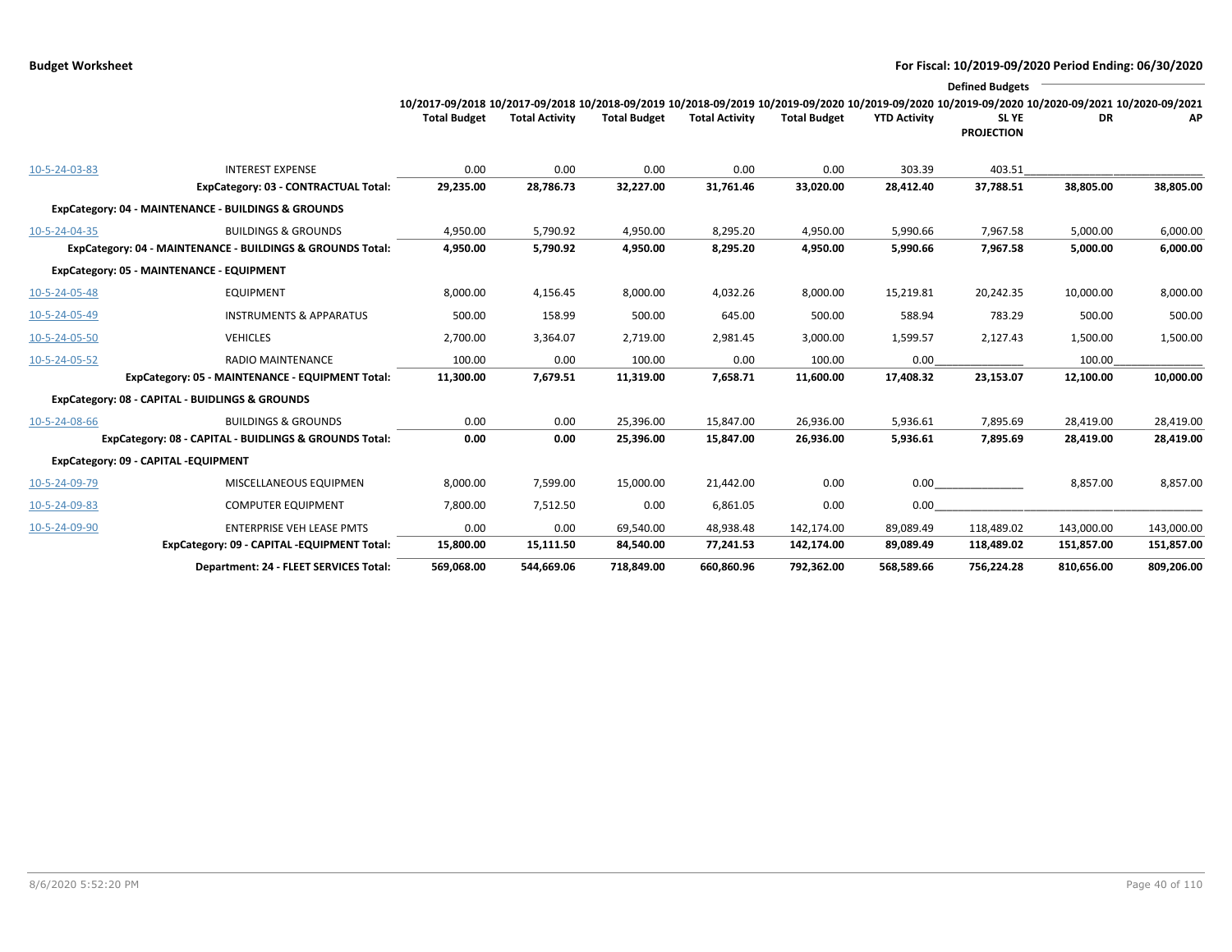**Budget Worksheet** — For Fiscal: 10/2019-09/2020 Period Ending: 06/30/2020

| | | 10/2017-09/2018 Total Budget | 10/2017-09/2018 Total Activity | 10/2018-09/2019 Total Budget | 10/2018-09/2019 Total Activity | 10/2019-09/2020 Total Budget | 10/2019-09/2020 YTD Activity | 10/2019-09/2020 SL YE PROJECTION | Defined Budgets 10/2020-09/2021 DR | Defined Budgets 10/2020-09/2021 AP |
|---|---|---|---|---|---|---|---|---|---|---|
| 10-5-24-03-83 | INTEREST EXPENSE | 0.00 | 0.00 | 0.00 | 0.00 | 0.00 | 303.39 | 403.51 | | |
| | **ExpCategory: 03 - CONTRACTUAL Total:** | **29,235.00** | **28,786.73** | **32,227.00** | **31,761.46** | **33,020.00** | **28,412.40** | **37,788.51** | **38,805.00** | **38,805.00** |
| **ExpCategory: 04 - MAINTENANCE - BUILDINGS & GROUNDS** | | | | | | | | | | |
| 10-5-24-04-35 | BUILDINGS & GROUNDS | 4,950.00 | 5,790.92 | 4,950.00 | 8,295.20 | 4,950.00 | 5,990.66 | 7,967.58 | 5,000.00 | 6,000.00 |
| | **ExpCategory: 04 - MAINTENANCE - BUILDINGS & GROUNDS Total:** | **4,950.00** | **5,790.92** | **4,950.00** | **8,295.20** | **4,950.00** | **5,990.66** | **7,967.58** | **5,000.00** | **6,000.00** |
| **ExpCategory: 05 - MAINTENANCE - EQUIPMENT** | | | | | | | | | | |
| 10-5-24-05-48 | EQUIPMENT | 8,000.00 | 4,156.45 | 8,000.00 | 4,032.26 | 8,000.00 | 15,219.81 | 20,242.35 | 10,000.00 | 8,000.00 |
| 10-5-24-05-49 | INSTRUMENTS & APPARATUS | 500.00 | 158.99 | 500.00 | 645.00 | 500.00 | 588.94 | 783.29 | 500.00 | 500.00 |
| 10-5-24-05-50 | VEHICLES | 2,700.00 | 3,364.07 | 2,719.00 | 2,981.45 | 3,000.00 | 1,599.57 | 2,127.43 | 1,500.00 | 1,500.00 |
| 10-5-24-05-52 | RADIO MAINTENANCE | 100.00 | 0.00 | 100.00 | 0.00 | 100.00 | 0.00 | | 100.00 | |
| | **ExpCategory: 05 - MAINTENANCE - EQUIPMENT Total:** | **11,300.00** | **7,679.51** | **11,319.00** | **7,658.71** | **11,600.00** | **17,408.32** | **23,153.07** | **12,100.00** | **10,000.00** |
| **ExpCategory: 08 - CAPITAL - BUIDLINGS & GROUNDS** | | | | | | | | | | |
| 10-5-24-08-66 | BUILDINGS & GROUNDS | 0.00 | 0.00 | 25,396.00 | 15,847.00 | 26,936.00 | 5,936.61 | 7,895.69 | 28,419.00 | 28,419.00 |
| | **ExpCategory: 08 - CAPITAL - BUIDLINGS & GROUNDS Total:** | **0.00** | **0.00** | **25,396.00** | **15,847.00** | **26,936.00** | **5,936.61** | **7,895.69** | **28,419.00** | **28,419.00** |
| **ExpCategory: 09 - CAPITAL -EQUIPMENT** | | | | | | | | | | |
| 10-5-24-09-79 | MISCELLANEOUS EQUIPMEN | 8,000.00 | 7,599.00 | 15,000.00 | 21,442.00 | 0.00 | 0.00 | | 8,857.00 | 8,857.00 |
| 10-5-24-09-83 | COMPUTER EQUIPMENT | 7,800.00 | 7,512.50 | 0.00 | 6,861.05 | 0.00 | 0.00 | | | |
| 10-5-24-09-90 | ENTERPRISE VEH LEASE PMTS | 0.00 | 0.00 | 69,540.00 | 48,938.48 | 142,174.00 | 89,089.49 | 118,489.02 | 143,000.00 | 143,000.00 |
| | **ExpCategory: 09 - CAPITAL -EQUIPMENT Total:** | **15,800.00** | **15,111.50** | **84,540.00** | **77,241.53** | **142,174.00** | **89,089.49** | **118,489.02** | **151,857.00** | **151,857.00** |
| | **Department: 24 - FLEET SERVICES Total:** | **569,068.00** | **544,669.06** | **718,849.00** | **660,860.96** | **792,362.00** | **568,589.66** | **756,224.28** | **810,656.00** | **809,206.00** |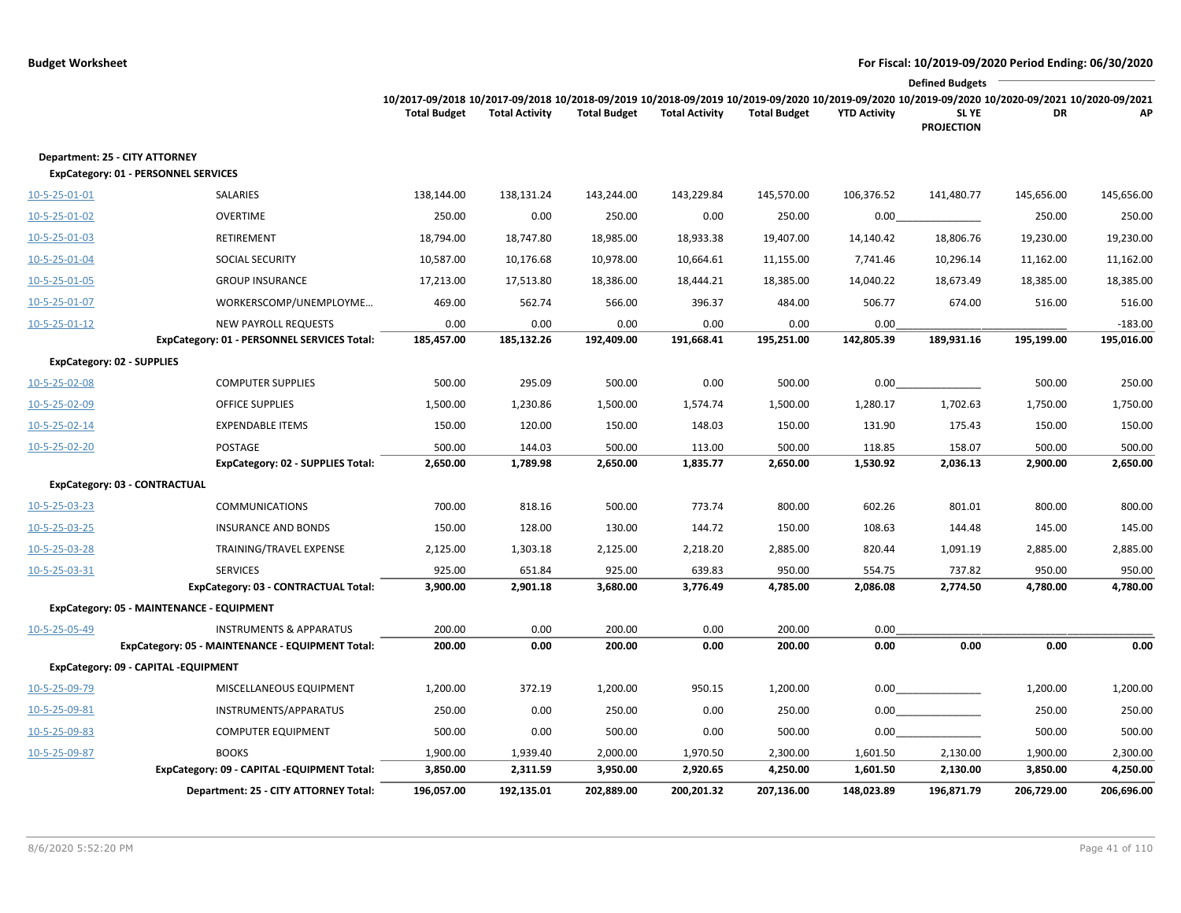**Budget Worksheet**

**For Fiscal: 10/2019-09/2020 Period Ending: 06/30/2020**

| | | 10/2017-09/2018 Total Budget | 10/2017-09/2018 Total Activity | 10/2018-09/2019 Total Budget | 10/2018-09/2019 Total Activity | 10/2019-09/2020 Total Budget | 10/2019-09/2020 YTD Activity | Defined Budgets 10/2019-09/2020 SL YE PROJECTION | Defined Budgets 10/2020-09/2021 DR | Defined Budgets 10/2020-09/2021 AP |
|---|---|---|---|---|---|---|---|---|---|---|
| **Department: 25 - CITY ATTORNEY** | | | | | | | | | | |
| **ExpCategory: 01 - PERSONNEL SERVICES** | | | | | | | | | | |
| 10-5-25-01-01 | SALARIES | 138,144.00 | 138,131.24 | 143,244.00 | 143,229.84 | 145,570.00 | 106,376.52 | 141,480.77 | 145,656.00 | 145,656.00 |
| 10-5-25-01-02 | OVERTIME | 250.00 | 0.00 | 250.00 | 0.00 | 250.00 | 0.00 | | 250.00 | 250.00 |
| 10-5-25-01-03 | RETIREMENT | 18,794.00 | 18,747.80 | 18,985.00 | 18,933.38 | 19,407.00 | 14,140.42 | 18,806.76 | 19,230.00 | 19,230.00 |
| 10-5-25-01-04 | SOCIAL SECURITY | 10,587.00 | 10,176.68 | 10,978.00 | 10,664.61 | 11,155.00 | 7,741.46 | 10,296.14 | 11,162.00 | 11,162.00 |
| 10-5-25-01-05 | GROUP INSURANCE | 17,213.00 | 17,513.80 | 18,386.00 | 18,444.21 | 18,385.00 | 14,040.22 | 18,673.49 | 18,385.00 | 18,385.00 |
| 10-5-25-01-07 | WORKERSCOMP/UNEMPLOYME… | 469.00 | 562.74 | 566.00 | 396.37 | 484.00 | 506.77 | 674.00 | 516.00 | 516.00 |
| 10-5-25-01-12 | NEW PAYROLL REQUESTS | 0.00 | 0.00 | 0.00 | 0.00 | 0.00 | 0.00 | | | -183.00 |
| | **ExpCategory: 01 - PERSONNEL SERVICES Total:** | **185,457.00** | **185,132.26** | **192,409.00** | **191,668.41** | **195,251.00** | **142,805.39** | **189,931.16** | **195,199.00** | **195,016.00** |
| **ExpCategory: 02 - SUPPLIES** | | | | | | | | | | |
| 10-5-25-02-08 | COMPUTER SUPPLIES | 500.00 | 295.09 | 500.00 | 0.00 | 500.00 | 0.00 | | 500.00 | 250.00 |
| 10-5-25-02-09 | OFFICE SUPPLIES | 1,500.00 | 1,230.86 | 1,500.00 | 1,574.74 | 1,500.00 | 1,280.17 | 1,702.63 | 1,750.00 | 1,750.00 |
| 10-5-25-02-14 | EXPENDABLE ITEMS | 150.00 | 120.00 | 150.00 | 148.03 | 150.00 | 131.90 | 175.43 | 150.00 | 150.00 |
| 10-5-25-02-20 | POSTAGE | 500.00 | 144.03 | 500.00 | 113.00 | 500.00 | 118.85 | 158.07 | 500.00 | 500.00 |
| | **ExpCategory: 02 - SUPPLIES Total:** | **2,650.00** | **1,789.98** | **2,650.00** | **1,835.77** | **2,650.00** | **1,530.92** | **2,036.13** | **2,900.00** | **2,650.00** |
| **ExpCategory: 03 - CONTRACTUAL** | | | | | | | | | | |
| 10-5-25-03-23 | COMMUNICATIONS | 700.00 | 818.16 | 500.00 | 773.74 | 800.00 | 602.26 | 801.01 | 800.00 | 800.00 |
| 10-5-25-03-25 | INSURANCE AND BONDS | 150.00 | 128.00 | 130.00 | 144.72 | 150.00 | 108.63 | 144.48 | 145.00 | 145.00 |
| 10-5-25-03-28 | TRAINING/TRAVEL EXPENSE | 2,125.00 | 1,303.18 | 2,125.00 | 2,218.20 | 2,885.00 | 820.44 | 1,091.19 | 2,885.00 | 2,885.00 |
| 10-5-25-03-31 | SERVICES | 925.00 | 651.84 | 925.00 | 639.83 | 950.00 | 554.75 | 737.82 | 950.00 | 950.00 |
| | **ExpCategory: 03 - CONTRACTUAL Total:** | **3,900.00** | **2,901.18** | **3,680.00** | **3,776.49** | **4,785.00** | **2,086.08** | **2,774.50** | **4,780.00** | **4,780.00** |
| **ExpCategory: 05 - MAINTENANCE - EQUIPMENT** | | | | | | | | | | |
| 10-5-25-05-49 | INSTRUMENTS & APPARATUS | 200.00 | 0.00 | 200.00 | 0.00 | 200.00 | 0.00 | | | |
| | **ExpCategory: 05 - MAINTENANCE - EQUIPMENT Total:** | **200.00** | **0.00** | **200.00** | **0.00** | **200.00** | **0.00** | **0.00** | **0.00** | **0.00** |
| **ExpCategory: 09 - CAPITAL -EQUIPMENT** | | | | | | | | | | |
| 10-5-25-09-79 | MISCELLANEOUS EQUIPMENT | 1,200.00 | 372.19 | 1,200.00 | 950.15 | 1,200.00 | 0.00 | | 1,200.00 | 1,200.00 |
| 10-5-25-09-81 | INSTRUMENTS/APPARATUS | 250.00 | 0.00 | 250.00 | 0.00 | 250.00 | 0.00 | | 250.00 | 250.00 |
| 10-5-25-09-83 | COMPUTER EQUIPMENT | 500.00 | 0.00 | 500.00 | 0.00 | 500.00 | 0.00 | | 500.00 | 500.00 |
| 10-5-25-09-87 | BOOKS | 1,900.00 | 1,939.40 | 2,000.00 | 1,970.50 | 2,300.00 | 1,601.50 | 2,130.00 | 1,900.00 | 2,300.00 |
| | **ExpCategory: 09 - CAPITAL -EQUIPMENT Total:** | **3,850.00** | **2,311.59** | **3,950.00** | **2,920.65** | **4,250.00** | **1,601.50** | **2,130.00** | **3,850.00** | **4,250.00** |
| | **Department: 25 - CITY ATTORNEY Total:** | **196,057.00** | **192,135.01** | **202,889.00** | **200,201.32** | **207,136.00** | **148,023.89** | **196,871.79** | **206,729.00** | **206,696.00** |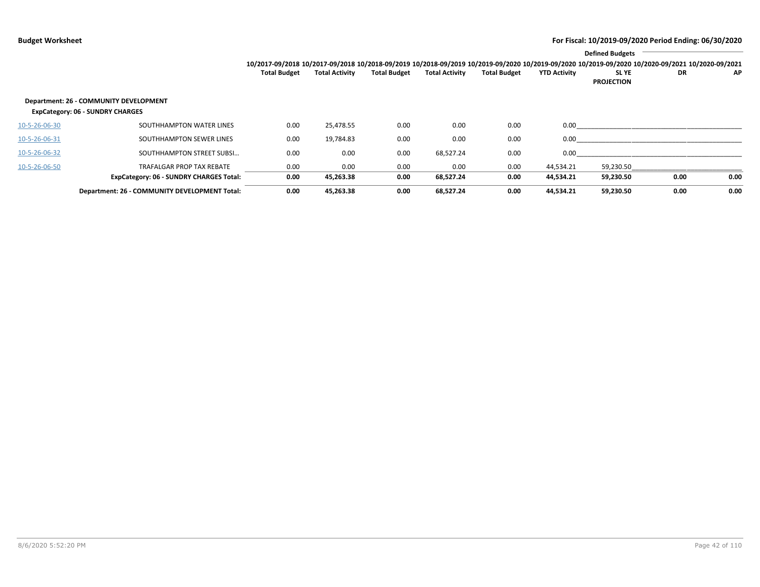**Budget Worksheet** — For Fiscal: 10/2019-09/2020 Period Ending: 06/30/2020

| | | 10/2017-09/2018 Total Budget | 10/2017-09/2018 Total Activity | 10/2018-09/2019 Total Budget | 10/2018-09/2019 Total Activity | 10/2019-09/2020 Total Budget | 10/2019-09/2020 YTD Activity | Defined Budgets 10/2019-09/2020 SL YE PROJECTION | 10/2020-09/2021 DR | 10/2020-09/2021 AP |
|---|---|---|---|---|---|---|---|---|---|---|
| **Department: 26 - COMMUNITY DEVELOPMENT** | | | | | | | | | | |
| **ExpCategory: 06 - SUNDRY CHARGES** | | | | | | | | | | |
| 10-5-26-06-30 | SOUTHHAMPTON WATER LINES | 0.00 | 25,478.55 | 0.00 | 0.00 | 0.00 | 0.00 | | | |
| 10-5-26-06-31 | SOUTHHAMPTON SEWER LINES | 0.00 | 19,784.83 | 0.00 | 0.00 | 0.00 | 0.00 | | | |
| 10-5-26-06-32 | SOUTHHAMPTON STREET SUBSI… | 0.00 | 0.00 | 0.00 | 68,527.24 | 0.00 | 0.00 | | | |
| 10-5-26-06-50 | TRAFALGAR PROP TAX REBATE | 0.00 | 0.00 | 0.00 | 0.00 | 0.00 | 44,534.21 | 59,230.50 | | |
| | **ExpCategory: 06 - SUNDRY CHARGES Total:** | **0.00** | **45,263.38** | **0.00** | **68,527.24** | **0.00** | **44,534.21** | **59,230.50** | **0.00** | **0.00** |
| | **Department: 26 - COMMUNITY DEVELOPMENT Total:** | **0.00** | **45,263.38** | **0.00** | **68,527.24** | **0.00** | **44,534.21** | **59,230.50** | **0.00** | **0.00** |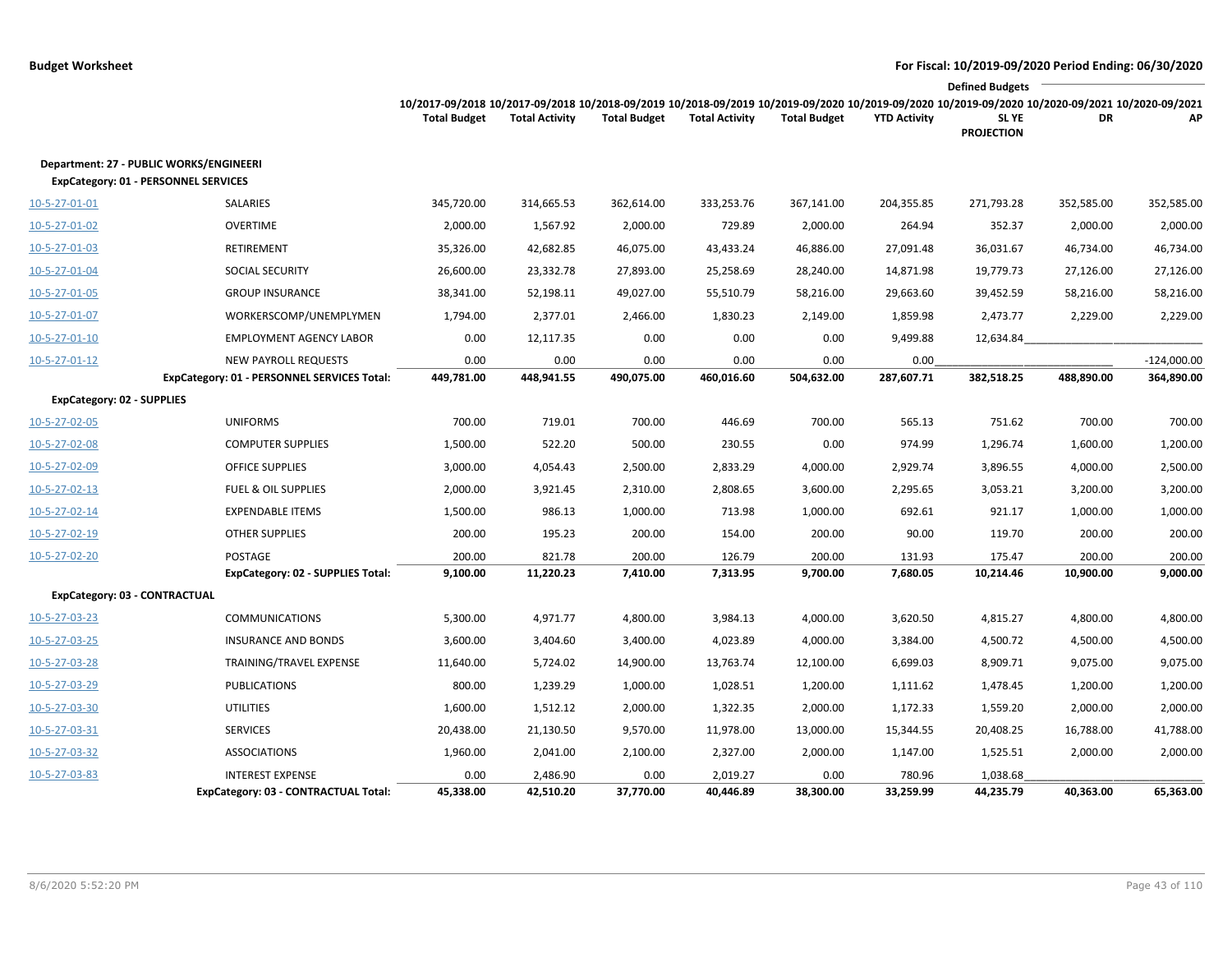**Budget Worksheet** | **For Fiscal: 10/2019-09/2020 Period Ending: 06/30/2020**

| | | 10/2017-09/2018 Total Budget | 10/2017-09/2018 Total Activity | 10/2018-09/2019 Total Budget | 10/2018-09/2019 Total Activity | 10/2019-09/2020 Total Budget | 10/2019-09/2020 YTD Activity | Defined Budgets 10/2019-09/2020 SL YE PROJECTION | 10/2020-09/2021 DR | 10/2020-09/2021 AP |
|---|---|---|---|---|---|---|---|---|---|---|
| **Department: 27 - PUBLIC WORKS/ENGINEERI** | | | | | | | | | | |
| **ExpCategory: 01 - PERSONNEL SERVICES** | | | | | | | | | | |
| 10-5-27-01-01 | SALARIES | 345,720.00 | 314,665.53 | 362,614.00 | 333,253.76 | 367,141.00 | 204,355.85 | 271,793.28 | 352,585.00 | 352,585.00 |
| 10-5-27-01-02 | OVERTIME | 2,000.00 | 1,567.92 | 2,000.00 | 729.89 | 2,000.00 | 264.94 | 352.37 | 2,000.00 | 2,000.00 |
| 10-5-27-01-03 | RETIREMENT | 35,326.00 | 42,682.85 | 46,075.00 | 43,433.24 | 46,886.00 | 27,091.48 | 36,031.67 | 46,734.00 | 46,734.00 |
| 10-5-27-01-04 | SOCIAL SECURITY | 26,600.00 | 23,332.78 | 27,893.00 | 25,258.69 | 28,240.00 | 14,871.98 | 19,779.73 | 27,126.00 | 27,126.00 |
| 10-5-27-01-05 | GROUP INSURANCE | 38,341.00 | 52,198.11 | 49,027.00 | 55,510.79 | 58,216.00 | 29,663.60 | 39,452.59 | 58,216.00 | 58,216.00 |
| 10-5-27-01-07 | WORKERSCOMP/UNEMPLYMEN | 1,794.00 | 2,377.01 | 2,466.00 | 1,830.23 | 2,149.00 | 1,859.98 | 2,473.77 | 2,229.00 | 2,229.00 |
| 10-5-27-01-10 | EMPLOYMENT AGENCY LABOR | 0.00 | 12,117.35 | 0.00 | 0.00 | 0.00 | 9,499.88 | 12,634.84 | | |
| 10-5-27-01-12 | NEW PAYROLL REQUESTS | 0.00 | 0.00 | 0.00 | 0.00 | 0.00 | 0.00 | | | -124,000.00 |
| | **ExpCategory: 01 - PERSONNEL SERVICES Total:** | **449,781.00** | **448,941.55** | **490,075.00** | **460,016.60** | **504,632.00** | **287,607.71** | **382,518.25** | **488,890.00** | **364,890.00** |
| **ExpCategory: 02 - SUPPLIES** | | | | | | | | | | |
| 10-5-27-02-05 | UNIFORMS | 700.00 | 719.01 | 700.00 | 446.69 | 700.00 | 565.13 | 751.62 | 700.00 | 700.00 |
| 10-5-27-02-08 | COMPUTER SUPPLIES | 1,500.00 | 522.20 | 500.00 | 230.55 | 0.00 | 974.99 | 1,296.74 | 1,600.00 | 1,200.00 |
| 10-5-27-02-09 | OFFICE SUPPLIES | 3,000.00 | 4,054.43 | 2,500.00 | 2,833.29 | 4,000.00 | 2,929.74 | 3,896.55 | 4,000.00 | 2,500.00 |
| 10-5-27-02-13 | FUEL & OIL SUPPLIES | 2,000.00 | 3,921.45 | 2,310.00 | 2,808.65 | 3,600.00 | 2,295.65 | 3,053.21 | 3,200.00 | 3,200.00 |
| 10-5-27-02-14 | EXPENDABLE ITEMS | 1,500.00 | 986.13 | 1,000.00 | 713.98 | 1,000.00 | 692.61 | 921.17 | 1,000.00 | 1,000.00 |
| 10-5-27-02-19 | OTHER SUPPLIES | 200.00 | 195.23 | 200.00 | 154.00 | 200.00 | 90.00 | 119.70 | 200.00 | 200.00 |
| 10-5-27-02-20 | POSTAGE | 200.00 | 821.78 | 200.00 | 126.79 | 200.00 | 131.93 | 175.47 | 200.00 | 200.00 |
| | **ExpCategory: 02 - SUPPLIES Total:** | **9,100.00** | **11,220.23** | **7,410.00** | **7,313.95** | **9,700.00** | **7,680.05** | **10,214.46** | **10,900.00** | **9,000.00** |
| **ExpCategory: 03 - CONTRACTUAL** | | | | | | | | | | |
| 10-5-27-03-23 | COMMUNICATIONS | 5,300.00 | 4,971.77 | 4,800.00 | 3,984.13 | 4,000.00 | 3,620.50 | 4,815.27 | 4,800.00 | 4,800.00 |
| 10-5-27-03-25 | INSURANCE AND BONDS | 3,600.00 | 3,404.60 | 3,400.00 | 4,023.89 | 4,000.00 | 3,384.00 | 4,500.72 | 4,500.00 | 4,500.00 |
| 10-5-27-03-28 | TRAINING/TRAVEL EXPENSE | 11,640.00 | 5,724.02 | 14,900.00 | 13,763.74 | 12,100.00 | 6,699.03 | 8,909.71 | 9,075.00 | 9,075.00 |
| 10-5-27-03-29 | PUBLICATIONS | 800.00 | 1,239.29 | 1,000.00 | 1,028.51 | 1,200.00 | 1,111.62 | 1,478.45 | 1,200.00 | 1,200.00 |
| 10-5-27-03-30 | UTILITIES | 1,600.00 | 1,512.12 | 2,000.00 | 1,322.35 | 2,000.00 | 1,172.33 | 1,559.20 | 2,000.00 | 2,000.00 |
| 10-5-27-03-31 | SERVICES | 20,438.00 | 21,130.50 | 9,570.00 | 11,978.00 | 13,000.00 | 15,344.55 | 20,408.25 | 16,788.00 | 41,788.00 |
| 10-5-27-03-32 | ASSOCIATIONS | 1,960.00 | 2,041.00 | 2,100.00 | 2,327.00 | 2,000.00 | 1,147.00 | 1,525.51 | 2,000.00 | 2,000.00 |
| 10-5-27-03-83 | INTEREST EXPENSE | 0.00 | 2,486.90 | 0.00 | 2,019.27 | 0.00 | 780.96 | 1,038.68 | | |
| | **ExpCategory: 03 - CONTRACTUAL Total:** | **45,338.00** | **42,510.20** | **37,770.00** | **40,446.89** | **38,300.00** | **33,259.99** | **44,235.79** | **40,363.00** | **65,363.00** |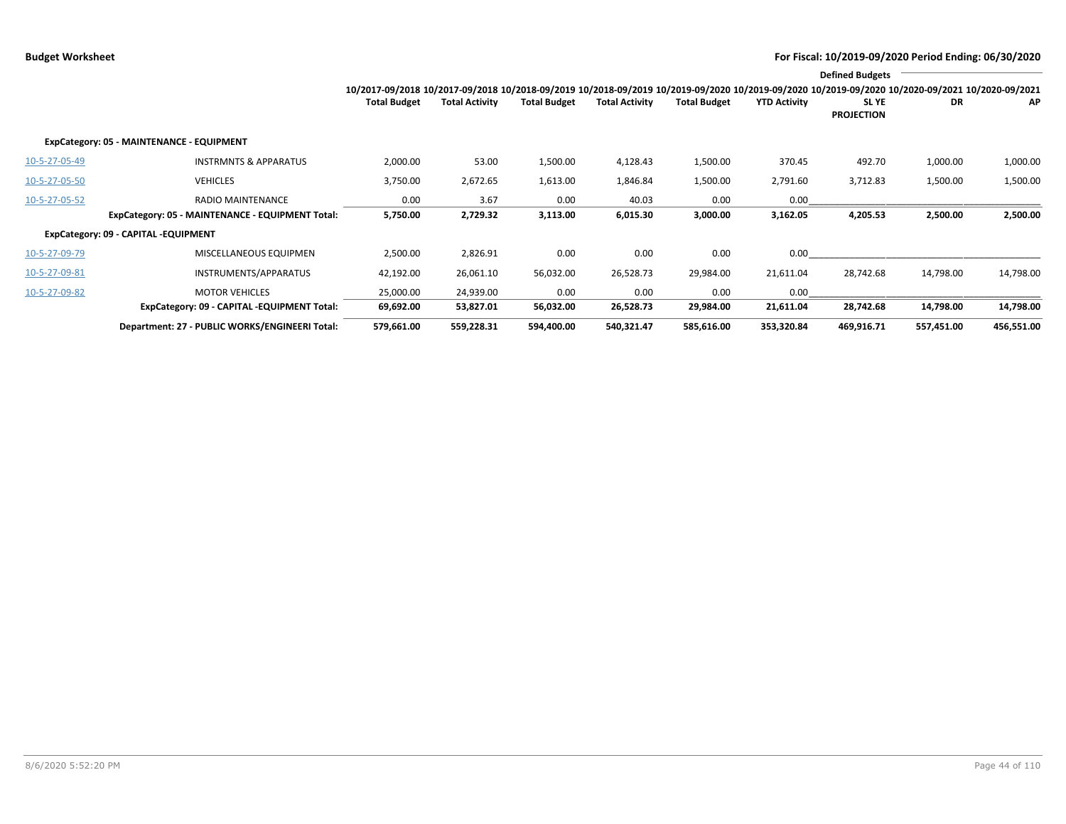**Budget Worksheet** — For Fiscal: 10/2019-09/2020 Period Ending: 06/30/2020

| | | 10/2017-09/2018 Total Budget | 10/2017-09/2018 Total Activity | 10/2018-09/2019 Total Budget | 10/2018-09/2019 Total Activity | 10/2019-09/2020 Total Budget | 10/2019-09/2020 YTD Activity | Defined Budgets 10/2019-09/2020 SL YE PROJECTION | 10/2020-09/2021 DR | 10/2020-09/2021 AP |
|---|---|---|---|---|---|---|---|---|---|---|
| **ExpCategory: 05 - MAINTENANCE - EQUIPMENT** | | | | | | | | | | |
| 10-5-27-05-49 | INSTRMNTS & APPARATUS | 2,000.00 | 53.00 | 1,500.00 | 4,128.43 | 1,500.00 | 370.45 | 492.70 | 1,000.00 | 1,000.00 |
| 10-5-27-05-50 | VEHICLES | 3,750.00 | 2,672.65 | 1,613.00 | 1,846.84 | 1,500.00 | 2,791.60 | 3,712.83 | 1,500.00 | 1,500.00 |
| 10-5-27-05-52 | RADIO MAINTENANCE | 0.00 | 3.67 | 0.00 | 40.03 | 0.00 | 0.00 | | | |
| | **ExpCategory: 05 - MAINTENANCE - EQUIPMENT Total:** | **5,750.00** | **2,729.32** | **3,113.00** | **6,015.30** | **3,000.00** | **3,162.05** | **4,205.53** | **2,500.00** | **2,500.00** |
| **ExpCategory: 09 - CAPITAL -EQUIPMENT** | | | | | | | | | | |
| 10-5-27-09-79 | MISCELLANEOUS EQUIPMEN | 2,500.00 | 2,826.91 | 0.00 | 0.00 | 0.00 | 0.00 | | | |
| 10-5-27-09-81 | INSTRUMENTS/APPARATUS | 42,192.00 | 26,061.10 | 56,032.00 | 26,528.73 | 29,984.00 | 21,611.04 | 28,742.68 | 14,798.00 | 14,798.00 |
| 10-5-27-09-82 | MOTOR VEHICLES | 25,000.00 | 24,939.00 | 0.00 | 0.00 | 0.00 | 0.00 | | | |
| | **ExpCategory: 09 - CAPITAL -EQUIPMENT Total:** | **69,692.00** | **53,827.01** | **56,032.00** | **26,528.73** | **29,984.00** | **21,611.04** | **28,742.68** | **14,798.00** | **14,798.00** |
| | **Department: 27 - PUBLIC WORKS/ENGINEERI Total:** | **579,661.00** | **559,228.31** | **594,400.00** | **540,321.47** | **585,616.00** | **353,320.84** | **469,916.71** | **557,451.00** | **456,551.00** |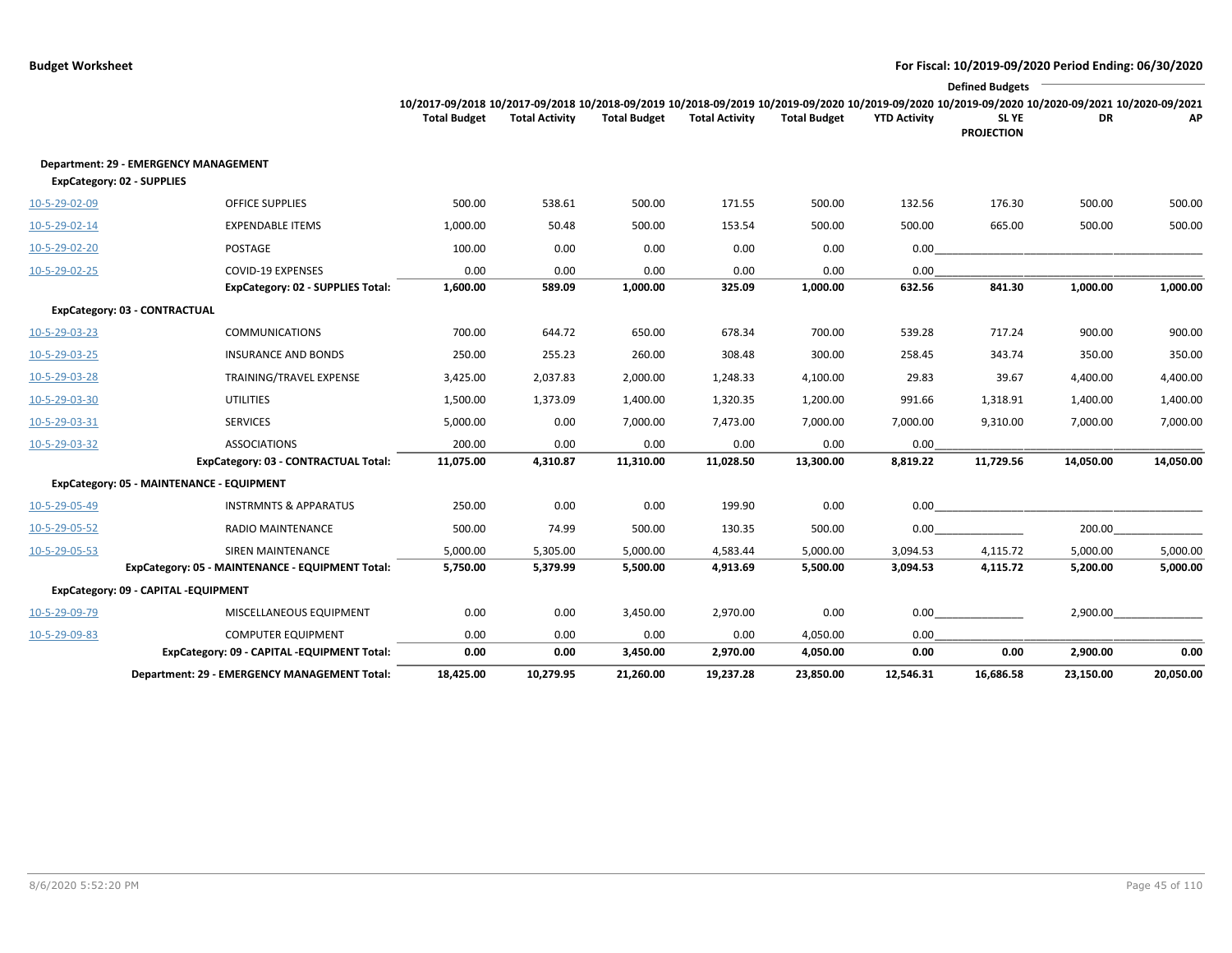**Budget Worksheet** — For Fiscal: 10/2019-09/2020 Period Ending: 06/30/2020

| | | 10/2017-09/2018 Total Budget | 10/2017-09/2018 Total Activity | 10/2018-09/2019 Total Budget | 10/2018-09/2019 Total Activity | 10/2019-09/2020 Total Budget | 10/2019-09/2020 YTD Activity | Defined Budgets 10/2019-09/2020 SL YE PROJECTION | Defined Budgets 10/2020-09/2021 DR | Defined Budgets 10/2020-09/2021 AP |
|---|---|---|---|---|---|---|---|---|---|---|
| **Department: 29 - EMERGENCY MANAGEMENT** | | | | | | | | | | |
| **ExpCategory: 02 - SUPPLIES** | | | | | | | | | | |
| 10-5-29-02-09 | OFFICE SUPPLIES | 500.00 | 538.61 | 500.00 | 171.55 | 500.00 | 132.56 | 176.30 | 500.00 | 500.00 |
| 10-5-29-02-14 | EXPENDABLE ITEMS | 1,000.00 | 50.48 | 500.00 | 153.54 | 500.00 | 500.00 | 665.00 | 500.00 | 500.00 |
| 10-5-29-02-20 | POSTAGE | 100.00 | 0.00 | 0.00 | 0.00 | 0.00 | 0.00 | | | |
| 10-5-29-02-25 | COVID-19 EXPENSES | 0.00 | 0.00 | 0.00 | 0.00 | 0.00 | 0.00 | | | |
| | **ExpCategory: 02 - SUPPLIES Total:** | **1,600.00** | **589.09** | **1,000.00** | **325.09** | **1,000.00** | **632.56** | **841.30** | **1,000.00** | **1,000.00** |
| **ExpCategory: 03 - CONTRACTUAL** | | | | | | | | | | |
| 10-5-29-03-23 | COMMUNICATIONS | 700.00 | 644.72 | 650.00 | 678.34 | 700.00 | 539.28 | 717.24 | 900.00 | 900.00 |
| 10-5-29-03-25 | INSURANCE AND BONDS | 250.00 | 255.23 | 260.00 | 308.48 | 300.00 | 258.45 | 343.74 | 350.00 | 350.00 |
| 10-5-29-03-28 | TRAINING/TRAVEL EXPENSE | 3,425.00 | 2,037.83 | 2,000.00 | 1,248.33 | 4,100.00 | 29.83 | 39.67 | 4,400.00 | 4,400.00 |
| 10-5-29-03-30 | UTILITIES | 1,500.00 | 1,373.09 | 1,400.00 | 1,320.35 | 1,200.00 | 991.66 | 1,318.91 | 1,400.00 | 1,400.00 |
| 10-5-29-03-31 | SERVICES | 5,000.00 | 0.00 | 7,000.00 | 7,473.00 | 7,000.00 | 7,000.00 | 9,310.00 | 7,000.00 | 7,000.00 |
| 10-5-29-03-32 | ASSOCIATIONS | 200.00 | 0.00 | 0.00 | 0.00 | 0.00 | 0.00 | | | |
| | **ExpCategory: 03 - CONTRACTUAL Total:** | **11,075.00** | **4,310.87** | **11,310.00** | **11,028.50** | **13,300.00** | **8,819.22** | **11,729.56** | **14,050.00** | **14,050.00** |
| **ExpCategory: 05 - MAINTENANCE - EQUIPMENT** | | | | | | | | | | |
| 10-5-29-05-49 | INSTRMNTS & APPARATUS | 250.00 | 0.00 | 0.00 | 199.90 | 0.00 | 0.00 | | | |
| 10-5-29-05-52 | RADIO MAINTENANCE | 500.00 | 74.99 | 500.00 | 130.35 | 500.00 | 0.00 | | 200.00 | |
| 10-5-29-05-53 | SIREN MAINTENANCE | 5,000.00 | 5,305.00 | 5,000.00 | 4,583.44 | 5,000.00 | 3,094.53 | 4,115.72 | 5,000.00 | 5,000.00 |
| | **ExpCategory: 05 - MAINTENANCE - EQUIPMENT Total:** | **5,750.00** | **5,379.99** | **5,500.00** | **4,913.69** | **5,500.00** | **3,094.53** | **4,115.72** | **5,200.00** | **5,000.00** |
| **ExpCategory: 09 - CAPITAL -EQUIPMENT** | | | | | | | | | | |
| 10-5-29-09-79 | MISCELLANEOUS EQUIPMENT | 0.00 | 0.00 | 3,450.00 | 2,970.00 | 0.00 | 0.00 | | 2,900.00 | |
| 10-5-29-09-83 | COMPUTER EQUIPMENT | 0.00 | 0.00 | 0.00 | 0.00 | 4,050.00 | 0.00 | | | |
| | **ExpCategory: 09 - CAPITAL -EQUIPMENT Total:** | **0.00** | **0.00** | **3,450.00** | **2,970.00** | **4,050.00** | **0.00** | **0.00** | **2,900.00** | **0.00** |
| | **Department: 29 - EMERGENCY MANAGEMENT Total:** | **18,425.00** | **10,279.95** | **21,260.00** | **19,237.28** | **23,850.00** | **12,546.31** | **16,686.58** | **23,150.00** | **20,050.00** |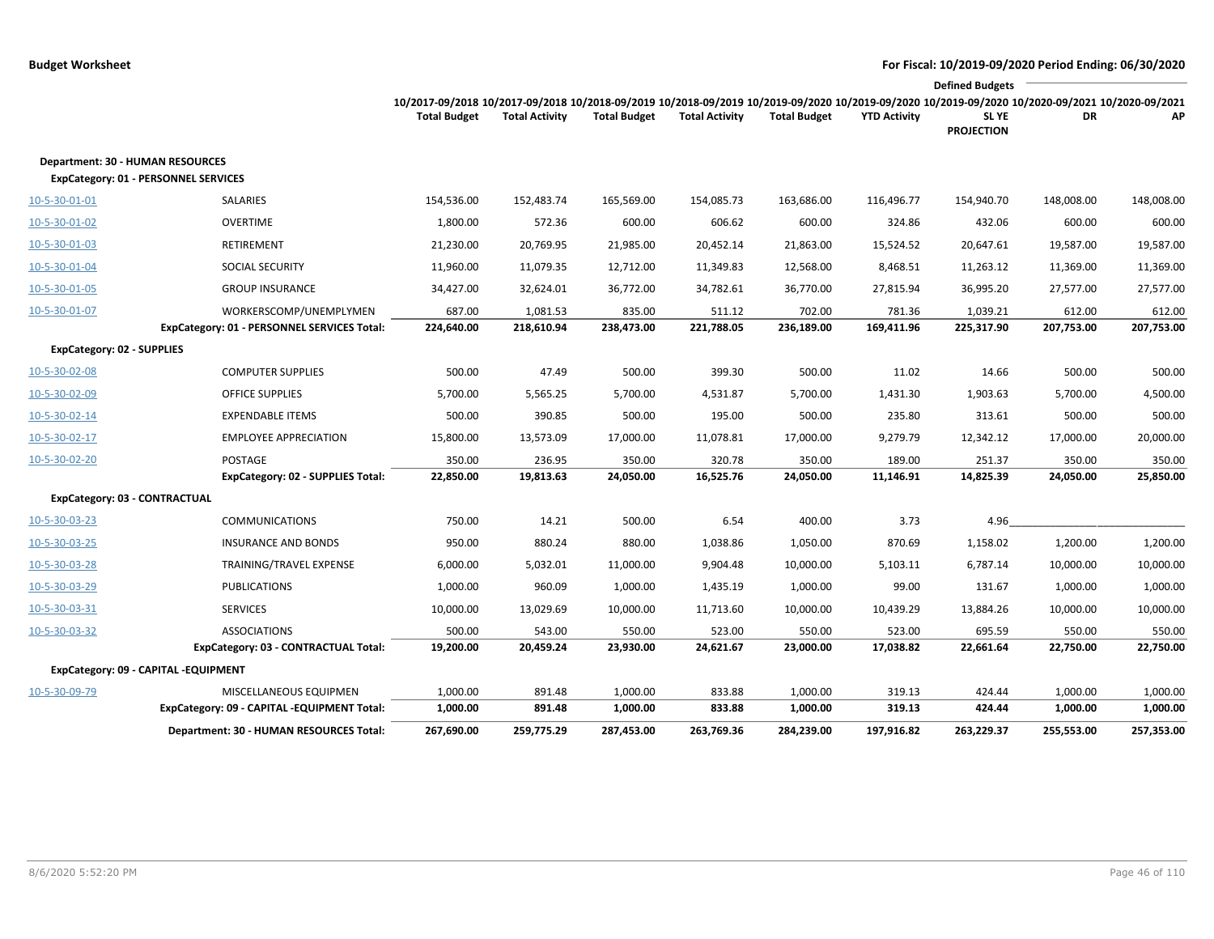**Budget Worksheet** — **For Fiscal: 10/2019-09/2020 Period Ending: 06/30/2020**

| | | 10/2017-09/2018 Total Budget | 10/2017-09/2018 Total Activity | 10/2018-09/2019 Total Budget | 10/2018-09/2019 Total Activity | 10/2019-09/2020 Total Budget | 10/2019-09/2020 YTD Activity | 10/2019-09/2020 SL YE PROJECTION | 10/2020-09/2021 DR | 10/2020-09/2021 AP |
|---|---|---|---|---|---|---|---|---|---|---|
| | | | | | | | | Defined Budgets | | |
| **Department: 30 - HUMAN RESOURCES** | | | | | | | | | | |
| **ExpCategory: 01 - PERSONNEL SERVICES** | | | | | | | | | | |
| 10-5-30-01-01 | SALARIES | 154,536.00 | 152,483.74 | 165,569.00 | 154,085.73 | 163,686.00 | 116,496.77 | 154,940.70 | 148,008.00 | 148,008.00 |
| 10-5-30-01-02 | OVERTIME | 1,800.00 | 572.36 | 600.00 | 606.62 | 600.00 | 324.86 | 432.06 | 600.00 | 600.00 |
| 10-5-30-01-03 | RETIREMENT | 21,230.00 | 20,769.95 | 21,985.00 | 20,452.14 | 21,863.00 | 15,524.52 | 20,647.61 | 19,587.00 | 19,587.00 |
| 10-5-30-01-04 | SOCIAL SECURITY | 11,960.00 | 11,079.35 | 12,712.00 | 11,349.83 | 12,568.00 | 8,468.51 | 11,263.12 | 11,369.00 | 11,369.00 |
| 10-5-30-01-05 | GROUP INSURANCE | 34,427.00 | 32,624.01 | 36,772.00 | 34,782.61 | 36,770.00 | 27,815.94 | 36,995.20 | 27,577.00 | 27,577.00 |
| 10-5-30-01-07 | WORKERSCOMP/UNEMPLYMEN | 687.00 | 1,081.53 | 835.00 | 511.12 | 702.00 | 781.36 | 1,039.21 | 612.00 | 612.00 |
| | **ExpCategory: 01 - PERSONNEL SERVICES Total:** | **224,640.00** | **218,610.94** | **238,473.00** | **221,788.05** | **236,189.00** | **169,411.96** | **225,317.90** | **207,753.00** | **207,753.00** |
| **ExpCategory: 02 - SUPPLIES** | | | | | | | | | | |
| 10-5-30-02-08 | COMPUTER SUPPLIES | 500.00 | 47.49 | 500.00 | 399.30 | 500.00 | 11.02 | 14.66 | 500.00 | 500.00 |
| 10-5-30-02-09 | OFFICE SUPPLIES | 5,700.00 | 5,565.25 | 5,700.00 | 4,531.87 | 5,700.00 | 1,431.30 | 1,903.63 | 5,700.00 | 4,500.00 |
| 10-5-30-02-14 | EXPENDABLE ITEMS | 500.00 | 390.85 | 500.00 | 195.00 | 500.00 | 235.80 | 313.61 | 500.00 | 500.00 |
| 10-5-30-02-17 | EMPLOYEE APPRECIATION | 15,800.00 | 13,573.09 | 17,000.00 | 11,078.81 | 17,000.00 | 9,279.79 | 12,342.12 | 17,000.00 | 20,000.00 |
| 10-5-30-02-20 | POSTAGE | 350.00 | 236.95 | 350.00 | 320.78 | 350.00 | 189.00 | 251.37 | 350.00 | 350.00 |
| | **ExpCategory: 02 - SUPPLIES Total:** | **22,850.00** | **19,813.63** | **24,050.00** | **16,525.76** | **24,050.00** | **11,146.91** | **14,825.39** | **24,050.00** | **25,850.00** |
| **ExpCategory: 03 - CONTRACTUAL** | | | | | | | | | | |
| 10-5-30-03-23 | COMMUNICATIONS | 750.00 | 14.21 | 500.00 | 6.54 | 400.00 | 3.73 | 4.96 | | |
| 10-5-30-03-25 | INSURANCE AND BONDS | 950.00 | 880.24 | 880.00 | 1,038.86 | 1,050.00 | 870.69 | 1,158.02 | 1,200.00 | 1,200.00 |
| 10-5-30-03-28 | TRAINING/TRAVEL EXPENSE | 6,000.00 | 5,032.01 | 11,000.00 | 9,904.48 | 10,000.00 | 5,103.11 | 6,787.14 | 10,000.00 | 10,000.00 |
| 10-5-30-03-29 | PUBLICATIONS | 1,000.00 | 960.09 | 1,000.00 | 1,435.19 | 1,000.00 | 99.00 | 131.67 | 1,000.00 | 1,000.00 |
| 10-5-30-03-31 | SERVICES | 10,000.00 | 13,029.69 | 10,000.00 | 11,713.60 | 10,000.00 | 10,439.29 | 13,884.26 | 10,000.00 | 10,000.00 |
| 10-5-30-03-32 | ASSOCIATIONS | 500.00 | 543.00 | 550.00 | 523.00 | 550.00 | 523.00 | 695.59 | 550.00 | 550.00 |
| | **ExpCategory: 03 - CONTRACTUAL Total:** | **19,200.00** | **20,459.24** | **23,930.00** | **24,621.67** | **23,000.00** | **17,038.82** | **22,661.64** | **22,750.00** | **22,750.00** |
| **ExpCategory: 09 - CAPITAL -EQUIPMENT** | | | | | | | | | | |
| 10-5-30-09-79 | MISCELLANEOUS EQUIPMEN | 1,000.00 | 891.48 | 1,000.00 | 833.88 | 1,000.00 | 319.13 | 424.44 | 1,000.00 | 1,000.00 |
| | **ExpCategory: 09 - CAPITAL -EQUIPMENT Total:** | **1,000.00** | **891.48** | **1,000.00** | **833.88** | **1,000.00** | **319.13** | **424.44** | **1,000.00** | **1,000.00** |
| | **Department: 30 - HUMAN RESOURCES Total:** | **267,690.00** | **259,775.29** | **287,453.00** | **263,769.36** | **284,239.00** | **197,916.82** | **263,229.37** | **255,553.00** | **257,353.00** |

8/6/2020 5:52:20 PM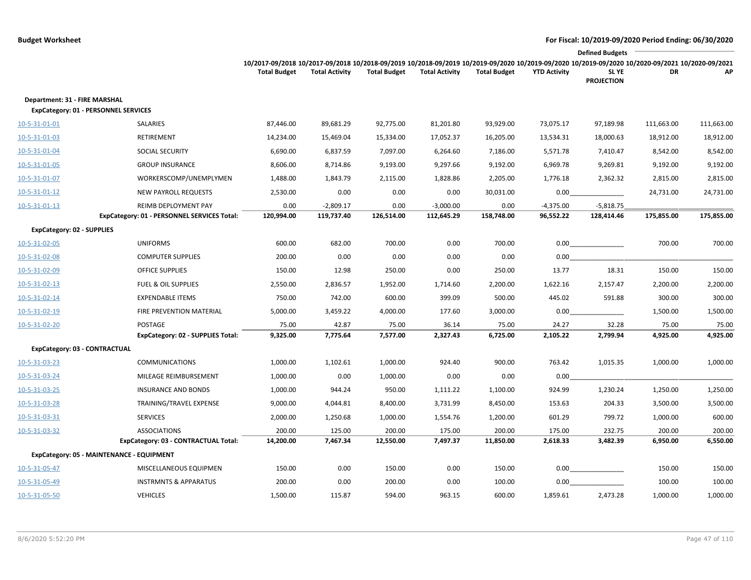**Budget Worksheet**

**For Fiscal: 10/2019-09/2020 Period Ending: 06/30/2020**

| | | 10/2017-09/2018 Total Budget | 10/2017-09/2018 Total Activity | 10/2018-09/2019 Total Budget | 10/2018-09/2019 Total Activity | 10/2019-09/2020 Total Budget | 10/2019-09/2020 YTD Activity | Defined Budgets 10/2019-09/2020 SL YE PROJECTION | Defined Budgets 10/2020-09/2021 DR | Defined Budgets 10/2020-09/2021 AP |
|---|---|---|---|---|---|---|---|---|---|---|
| **Department: 31 - FIRE MARSHAL** | | | | | | | | | | |
| **ExpCategory: 01 - PERSONNEL SERVICES** | | | | | | | | | | |
| 10-5-31-01-01 | SALARIES | 87,446.00 | 89,681.29 | 92,775.00 | 81,201.80 | 93,929.00 | 73,075.17 | 97,189.98 | 111,663.00 | 111,663.00 |
| 10-5-31-01-03 | RETIREMENT | 14,234.00 | 15,469.04 | 15,334.00 | 17,052.37 | 16,205.00 | 13,534.31 | 18,000.63 | 18,912.00 | 18,912.00 |
| 10-5-31-01-04 | SOCIAL SECURITY | 6,690.00 | 6,837.59 | 7,097.00 | 6,264.60 | 7,186.00 | 5,571.78 | 7,410.47 | 8,542.00 | 8,542.00 |
| 10-5-31-01-05 | GROUP INSURANCE | 8,606.00 | 8,714.86 | 9,193.00 | 9,297.66 | 9,192.00 | 6,969.78 | 9,269.81 | 9,192.00 | 9,192.00 |
| 10-5-31-01-07 | WORKERSCOMP/UNEMPLYMEN | 1,488.00 | 1,843.79 | 2,115.00 | 1,828.86 | 2,205.00 | 1,776.18 | 2,362.32 | 2,815.00 | 2,815.00 |
| 10-5-31-01-12 | NEW PAYROLL REQUESTS | 2,530.00 | 0.00 | 0.00 | 0.00 | 30,031.00 | 0.00 | | 24,731.00 | 24,731.00 |
| 10-5-31-01-13 | REIMB DEPLOYMENT PAY | 0.00 | -2,809.17 | 0.00 | -3,000.00 | 0.00 | -4,375.00 | -5,818.75 | | |
| | **ExpCategory: 01 - PERSONNEL SERVICES Total:** | **120,994.00** | **119,737.40** | **126,514.00** | **112,645.29** | **158,748.00** | **96,552.22** | **128,414.46** | **175,855.00** | **175,855.00** |
| **ExpCategory: 02 - SUPPLIES** | | | | | | | | | | |
| 10-5-31-02-05 | UNIFORMS | 600.00 | 682.00 | 700.00 | 0.00 | 700.00 | 0.00 | | 700.00 | 700.00 |
| 10-5-31-02-08 | COMPUTER SUPPLIES | 200.00 | 0.00 | 0.00 | 0.00 | 0.00 | 0.00 | | | |
| 10-5-31-02-09 | OFFICE SUPPLIES | 150.00 | 12.98 | 250.00 | 0.00 | 250.00 | 13.77 | 18.31 | 150.00 | 150.00 |
| 10-5-31-02-13 | FUEL & OIL SUPPLIES | 2,550.00 | 2,836.57 | 1,952.00 | 1,714.60 | 2,200.00 | 1,622.16 | 2,157.47 | 2,200.00 | 2,200.00 |
| 10-5-31-02-14 | EXPENDABLE ITEMS | 750.00 | 742.00 | 600.00 | 399.09 | 500.00 | 445.02 | 591.88 | 300.00 | 300.00 |
| 10-5-31-02-19 | FIRE PREVENTION MATERIAL | 5,000.00 | 3,459.22 | 4,000.00 | 177.60 | 3,000.00 | 0.00 | | 1,500.00 | 1,500.00 |
| 10-5-31-02-20 | POSTAGE | 75.00 | 42.87 | 75.00 | 36.14 | 75.00 | 24.27 | 32.28 | 75.00 | 75.00 |
| | **ExpCategory: 02 - SUPPLIES Total:** | **9,325.00** | **7,775.64** | **7,577.00** | **2,327.43** | **6,725.00** | **2,105.22** | **2,799.94** | **4,925.00** | **4,925.00** |
| **ExpCategory: 03 - CONTRACTUAL** | | | | | | | | | | |
| 10-5-31-03-23 | COMMUNICATIONS | 1,000.00 | 1,102.61 | 1,000.00 | 924.40 | 900.00 | 763.42 | 1,015.35 | 1,000.00 | 1,000.00 |
| 10-5-31-03-24 | MILEAGE REIMBURSEMENT | 1,000.00 | 0.00 | 1,000.00 | 0.00 | 0.00 | 0.00 | | | |
| 10-5-31-03-25 | INSURANCE AND BONDS | 1,000.00 | 944.24 | 950.00 | 1,111.22 | 1,100.00 | 924.99 | 1,230.24 | 1,250.00 | 1,250.00 |
| 10-5-31-03-28 | TRAINING/TRAVEL EXPENSE | 9,000.00 | 4,044.81 | 8,400.00 | 3,731.99 | 8,450.00 | 153.63 | 204.33 | 3,500.00 | 3,500.00 |
| 10-5-31-03-31 | SERVICES | 2,000.00 | 1,250.68 | 1,000.00 | 1,554.76 | 1,200.00 | 601.29 | 799.72 | 1,000.00 | 600.00 |
| 10-5-31-03-32 | ASSOCIATIONS | 200.00 | 125.00 | 200.00 | 175.00 | 200.00 | 175.00 | 232.75 | 200.00 | 200.00 |
| | **ExpCategory: 03 - CONTRACTUAL Total:** | **14,200.00** | **7,467.34** | **12,550.00** | **7,497.37** | **11,850.00** | **2,618.33** | **3,482.39** | **6,950.00** | **6,550.00** |
| **ExpCategory: 05 - MAINTENANCE - EQUIPMENT** | | | | | | | | | | |
| 10-5-31-05-47 | MISCELLANEOUS EQUIPMEN | 150.00 | 0.00 | 150.00 | 0.00 | 150.00 | 0.00 | | 150.00 | 150.00 |
| 10-5-31-05-49 | INSTRMNTS & APPARATUS | 200.00 | 0.00 | 200.00 | 0.00 | 100.00 | 0.00 | | 100.00 | 100.00 |
| 10-5-31-05-50 | VEHICLES | 1,500.00 | 115.87 | 594.00 | 963.15 | 600.00 | 1,859.61 | 2,473.28 | 1,000.00 | 1,000.00 |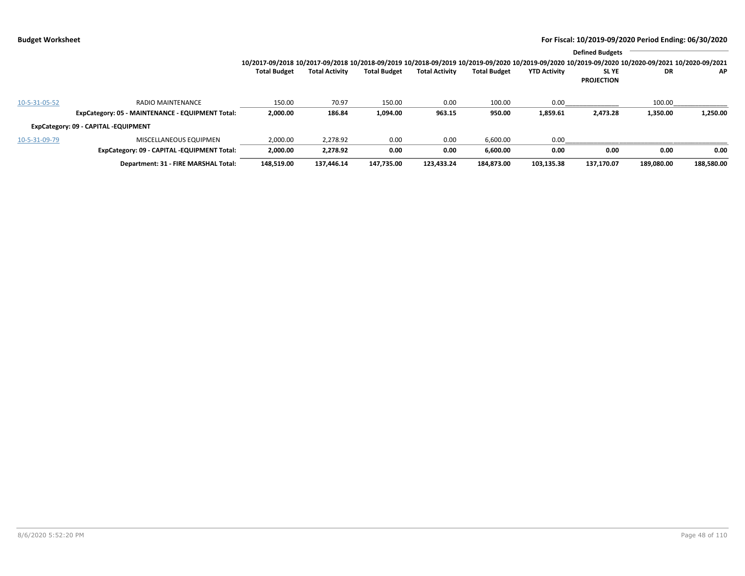**Budget Worksheet** — For Fiscal: 10/2019-09/2020 Period Ending: 06/30/2020

| | | 10/2017-09/2018 Total Budget | 10/2017-09/2018 Total Activity | 10/2018-09/2019 Total Budget | 10/2018-09/2019 Total Activity | 10/2019-09/2020 Total Budget | 10/2019-09/2020 YTD Activity | Defined Budgets 10/2019-09/2020 SL YE PROJECTION | 10/2020-09/2021 DR | 10/2020-09/2021 AP |
|---|---|---|---|---|---|---|---|---|---|---|
| 10-5-31-05-52 | RADIO MAINTENANCE | 150.00 | 70.97 | 150.00 | 0.00 | 100.00 | 0.00 | | 100.00 | |
| | **ExpCategory: 05 - MAINTENANCE - EQUIPMENT Total:** | **2,000.00** | **186.84** | **1,094.00** | **963.15** | **950.00** | **1,859.61** | **2,473.28** | **1,350.00** | **1,250.00** |
| **ExpCategory: 09 - CAPITAL -EQUIPMENT** | | | | | | | | | | |
| 10-5-31-09-79 | MISCELLANEOUS EQUIPMEN | 2,000.00 | 2,278.92 | 0.00 | 0.00 | 6,600.00 | 0.00 | | | |
| | **ExpCategory: 09 - CAPITAL -EQUIPMENT Total:** | **2,000.00** | **2,278.92** | **0.00** | **0.00** | **6,600.00** | **0.00** | **0.00** | **0.00** | **0.00** |
| | **Department: 31 - FIRE MARSHAL Total:** | **148,519.00** | **137,446.14** | **147,735.00** | **123,433.24** | **184,873.00** | **103,135.38** | **137,170.07** | **189,080.00** | **188,580.00** |

8/6/2020 5:52:20 PM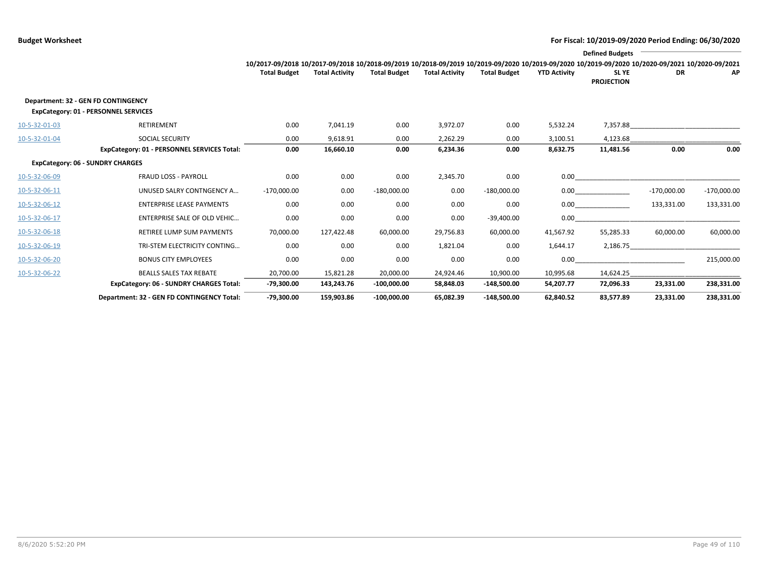| | | 10/2017-09/2018 | 10/2017-09/2018 | 10/2018-09/2019 | 10/2018-09/2019 | 10/2019-09/2020 | 10/2019-09/2020 | 10/2019-09/2020 | 10/2020-09/2021 | 10/2020-09/2021 |
|---|---|---|---|---|---|---|---|---|---|---|
| | | | | | | | | Defined Budgets | | |
| | | Total Budget | Total Activity | Total Budget | Total Activity | Total Budget | YTD Activity | SL YE PROJECTION | DR | AP |
| **Department: 32 - GEN FD CONTINGENCY** | | | | | | | | | | |
| **ExpCategory: 01 - PERSONNEL SERVICES** | | | | | | | | | | |
| 10-5-32-01-03 | RETIREMENT | 0.00 | 7,041.19 | 0.00 | 3,972.07 | 0.00 | 5,532.24 | 7,357.88 | | |
| 10-5-32-01-04 | SOCIAL SECURITY | 0.00 | 9,618.91 | 0.00 | 2,262.29 | 0.00 | 3,100.51 | 4,123.68 | | |
| | **ExpCategory: 01 - PERSONNEL SERVICES Total:** | **0.00** | **16,660.10** | **0.00** | **6,234.36** | **0.00** | **8,632.75** | **11,481.56** | **0.00** | **0.00** |
| **ExpCategory: 06 - SUNDRY CHARGES** | | | | | | | | | | |
| 10-5-32-06-09 | FRAUD LOSS - PAYROLL | 0.00 | 0.00 | 0.00 | 2,345.70 | 0.00 | 0.00 | | | |
| 10-5-32-06-11 | UNUSED SALRY CONTNGENCY A... | -170,000.00 | 0.00 | -180,000.00 | 0.00 | -180,000.00 | 0.00 | | -170,000.00 | -170,000.00 |
| 10-5-32-06-12 | ENTERPRISE LEASE PAYMENTS | 0.00 | 0.00 | 0.00 | 0.00 | 0.00 | 0.00 | | 133,331.00 | 133,331.00 |
| 10-5-32-06-17 | ENTERPRISE SALE OF OLD VEHIC... | 0.00 | 0.00 | 0.00 | 0.00 | -39,400.00 | 0.00 | | | |
| 10-5-32-06-18 | RETIREE LUMP SUM PAYMENTS | 70,000.00 | 127,422.48 | 60,000.00 | 29,756.83 | 60,000.00 | 41,567.92 | 55,285.33 | 60,000.00 | 60,000.00 |
| 10-5-32-06-19 | TRI-STEM ELECTRICITY CONTING... | 0.00 | 0.00 | 0.00 | 1,821.04 | 0.00 | 1,644.17 | 2,186.75 | | |
| 10-5-32-06-20 | BONUS CITY EMPLOYEES | 0.00 | 0.00 | 0.00 | 0.00 | 0.00 | 0.00 | | | 215,000.00 |
| 10-5-32-06-22 | BEALLS SALES TAX REBATE | 20,700.00 | 15,821.28 | 20,000.00 | 24,924.46 | 10,900.00 | 10,995.68 | 14,624.25 | | |
| | **ExpCategory: 06 - SUNDRY CHARGES Total:** | **-79,300.00** | **143,243.76** | **-100,000.00** | **58,848.03** | **-148,500.00** | **54,207.77** | **72,096.33** | **23,331.00** | **238,331.00** |
| | **Department: 32 - GEN FD CONTINGENCY Total:** | **-79,300.00** | **159,903.86** | **-100,000.00** | **65,082.39** | **-148,500.00** | **62,840.52** | **83,577.89** | **23,331.00** | **238,331.00** |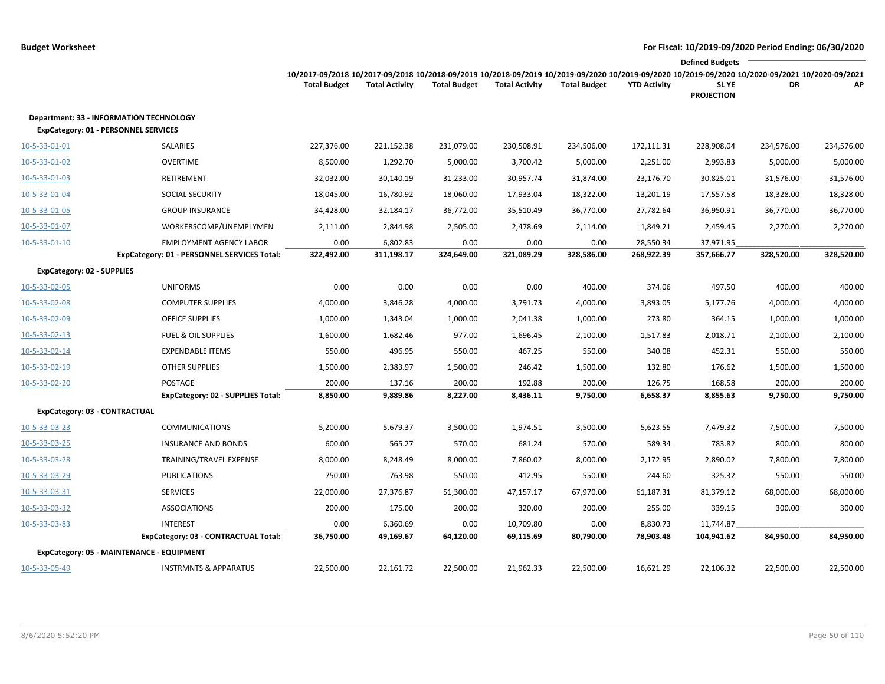**Budget Worksheet** | **For Fiscal: 10/2019-09/2020 Period Ending: 06/30/2020**

| | | 10/2017-09/2018 Total Budget | 10/2017-09/2018 Total Activity | 10/2018-09/2019 Total Budget | 10/2018-09/2019 Total Activity | 10/2019-09/2020 Total Budget | 10/2019-09/2020 YTD Activity | 10/2019-09/2020 SL YE PROJECTION | Defined Budgets 10/2020-09/2021 DR | Defined Budgets 10/2020-09/2021 AP |
|---|---|---|---|---|---|---|---|---|---|---|
| **Department: 33 - INFORMATION TECHNOLOGY** | | | | | | | | | | |
| **ExpCategory: 01 - PERSONNEL SERVICES** | | | | | | | | | | |
| 10-5-33-01-01 | SALARIES | 227,376.00 | 221,152.38 | 231,079.00 | 230,508.91 | 234,506.00 | 172,111.31 | 228,908.04 | 234,576.00 | 234,576.00 |
| 10-5-33-01-02 | OVERTIME | 8,500.00 | 1,292.70 | 5,000.00 | 3,700.42 | 5,000.00 | 2,251.00 | 2,993.83 | 5,000.00 | 5,000.00 |
| 10-5-33-01-03 | RETIREMENT | 32,032.00 | 30,140.19 | 31,233.00 | 30,957.74 | 31,874.00 | 23,176.70 | 30,825.01 | 31,576.00 | 31,576.00 |
| 10-5-33-01-04 | SOCIAL SECURITY | 18,045.00 | 16,780.92 | 18,060.00 | 17,933.04 | 18,322.00 | 13,201.19 | 17,557.58 | 18,328.00 | 18,328.00 |
| 10-5-33-01-05 | GROUP INSURANCE | 34,428.00 | 32,184.17 | 36,772.00 | 35,510.49 | 36,770.00 | 27,782.64 | 36,950.91 | 36,770.00 | 36,770.00 |
| 10-5-33-01-07 | WORKERSCOMP/UNEMPLYMEN | 2,111.00 | 2,844.98 | 2,505.00 | 2,478.69 | 2,114.00 | 1,849.21 | 2,459.45 | 2,270.00 | 2,270.00 |
| 10-5-33-01-10 | EMPLOYMENT AGENCY LABOR | 0.00 | 6,802.83 | 0.00 | 0.00 | 0.00 | 28,550.34 | 37,971.95 | | |
| | **ExpCategory: 01 - PERSONNEL SERVICES Total:** | **322,492.00** | **311,198.17** | **324,649.00** | **321,089.29** | **328,586.00** | **268,922.39** | **357,666.77** | **328,520.00** | **328,520.00** |
| **ExpCategory: 02 - SUPPLIES** | | | | | | | | | | |
| 10-5-33-02-05 | UNIFORMS | 0.00 | 0.00 | 0.00 | 0.00 | 400.00 | 374.06 | 497.50 | 400.00 | 400.00 |
| 10-5-33-02-08 | COMPUTER SUPPLIES | 4,000.00 | 3,846.28 | 4,000.00 | 3,791.73 | 4,000.00 | 3,893.05 | 5,177.76 | 4,000.00 | 4,000.00 |
| 10-5-33-02-09 | OFFICE SUPPLIES | 1,000.00 | 1,343.04 | 1,000.00 | 2,041.38 | 1,000.00 | 273.80 | 364.15 | 1,000.00 | 1,000.00 |
| 10-5-33-02-13 | FUEL & OIL SUPPLIES | 1,600.00 | 1,682.46 | 977.00 | 1,696.45 | 2,100.00 | 1,517.83 | 2,018.71 | 2,100.00 | 2,100.00 |
| 10-5-33-02-14 | EXPENDABLE ITEMS | 550.00 | 496.95 | 550.00 | 467.25 | 550.00 | 340.08 | 452.31 | 550.00 | 550.00 |
| 10-5-33-02-19 | OTHER SUPPLIES | 1,500.00 | 2,383.97 | 1,500.00 | 246.42 | 1,500.00 | 132.80 | 176.62 | 1,500.00 | 1,500.00 |
| 10-5-33-02-20 | POSTAGE | 200.00 | 137.16 | 200.00 | 192.88 | 200.00 | 126.75 | 168.58 | 200.00 | 200.00 |
| | **ExpCategory: 02 - SUPPLIES Total:** | **8,850.00** | **9,889.86** | **8,227.00** | **8,436.11** | **9,750.00** | **6,658.37** | **8,855.63** | **9,750.00** | **9,750.00** |
| **ExpCategory: 03 - CONTRACTUAL** | | | | | | | | | | |
| 10-5-33-03-23 | COMMUNICATIONS | 5,200.00 | 5,679.37 | 3,500.00 | 1,974.51 | 3,500.00 | 5,623.55 | 7,479.32 | 7,500.00 | 7,500.00 |
| 10-5-33-03-25 | INSURANCE AND BONDS | 600.00 | 565.27 | 570.00 | 681.24 | 570.00 | 589.34 | 783.82 | 800.00 | 800.00 |
| 10-5-33-03-28 | TRAINING/TRAVEL EXPENSE | 8,000.00 | 8,248.49 | 8,000.00 | 7,860.02 | 8,000.00 | 2,172.95 | 2,890.02 | 7,800.00 | 7,800.00 |
| 10-5-33-03-29 | PUBLICATIONS | 750.00 | 763.98 | 550.00 | 412.95 | 550.00 | 244.60 | 325.32 | 550.00 | 550.00 |
| 10-5-33-03-31 | SERVICES | 22,000.00 | 27,376.87 | 51,300.00 | 47,157.17 | 67,970.00 | 61,187.31 | 81,379.12 | 68,000.00 | 68,000.00 |
| 10-5-33-03-32 | ASSOCIATIONS | 200.00 | 175.00 | 200.00 | 320.00 | 200.00 | 255.00 | 339.15 | 300.00 | 300.00 |
| 10-5-33-03-83 | INTEREST | 0.00 | 6,360.69 | 0.00 | 10,709.80 | 0.00 | 8,830.73 | 11,744.87 | | |
| | **ExpCategory: 03 - CONTRACTUAL Total:** | **36,750.00** | **49,169.67** | **64,120.00** | **69,115.69** | **80,790.00** | **78,903.48** | **104,941.62** | **84,950.00** | **84,950.00** |
| **ExpCategory: 05 - MAINTENANCE - EQUIPMENT** | | | | | | | | | | |
| 10-5-33-05-49 | INSTRMNTS & APPARATUS | 22,500.00 | 22,161.72 | 22,500.00 | 21,962.33 | 22,500.00 | 16,621.29 | 22,106.32 | 22,500.00 | 22,500.00 |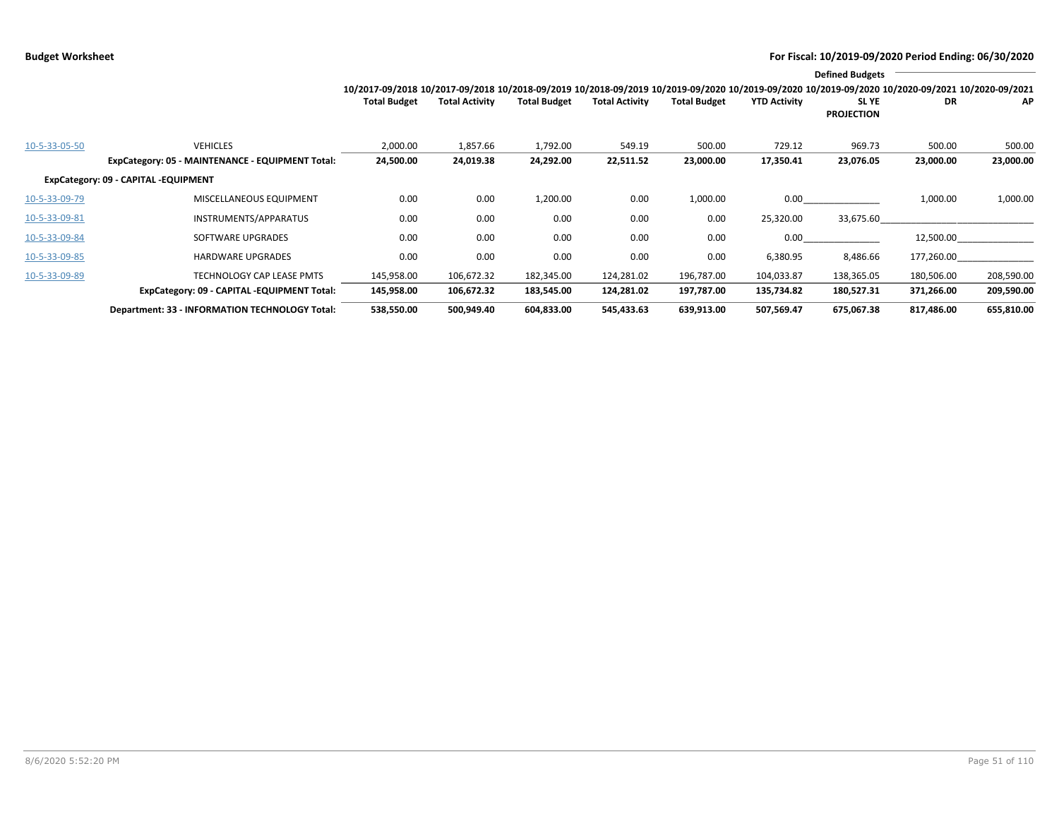**Budget Worksheet** — For Fiscal: 10/2019-09/2020 Period Ending: 06/30/2020

| | | 10/2017-09/2018 Total Budget | 10/2017-09/2018 Total Activity | 10/2018-09/2019 Total Budget | 10/2018-09/2019 Total Activity | 10/2019-09/2020 Total Budget | 10/2019-09/2020 YTD Activity | 10/2019-09/2020 SL YE PROJECTION | 10/2020-09/2021 DR | 10/2020-09/2021 AP |
|---|---|---|---|---|---|---|---|---|---|---|
| | | | | | | | | Defined Budgets | | |
| 10-5-33-05-50 | VEHICLES | 2,000.00 | 1,857.66 | 1,792.00 | 549.19 | 500.00 | 729.12 | 969.73 | 500.00 | 500.00 |
| | **ExpCategory: 05 - MAINTENANCE - EQUIPMENT Total:** | **24,500.00** | **24,019.38** | **24,292.00** | **22,511.52** | **23,000.00** | **17,350.41** | **23,076.05** | **23,000.00** | **23,000.00** |
| **ExpCategory: 09 - CAPITAL -EQUIPMENT** | | | | | | | | | | |
| 10-5-33-09-79 | MISCELLANEOUS EQUIPMENT | 0.00 | 0.00 | 1,200.00 | 0.00 | 1,000.00 | 0.00 | | 1,000.00 | 1,000.00 |
| 10-5-33-09-81 | INSTRUMENTS/APPARATUS | 0.00 | 0.00 | 0.00 | 0.00 | 0.00 | 25,320.00 | 33,675.60 | | |
| 10-5-33-09-84 | SOFTWARE UPGRADES | 0.00 | 0.00 | 0.00 | 0.00 | 0.00 | 0.00 | | 12,500.00 | |
| 10-5-33-09-85 | HARDWARE UPGRADES | 0.00 | 0.00 | 0.00 | 0.00 | 0.00 | 6,380.95 | 8,486.66 | 177,260.00 | |
| 10-5-33-09-89 | TECHNOLOGY CAP LEASE PMTS | 145,958.00 | 106,672.32 | 182,345.00 | 124,281.02 | 196,787.00 | 104,033.87 | 138,365.05 | 180,506.00 | 208,590.00 |
| | **ExpCategory: 09 - CAPITAL -EQUIPMENT Total:** | **145,958.00** | **106,672.32** | **183,545.00** | **124,281.02** | **197,787.00** | **135,734.82** | **180,527.31** | **371,266.00** | **209,590.00** |
| | **Department: 33 - INFORMATION TECHNOLOGY Total:** | **538,550.00** | **500,949.40** | **604,833.00** | **545,433.63** | **639,913.00** | **507,569.47** | **675,067.38** | **817,486.00** | **655,810.00** |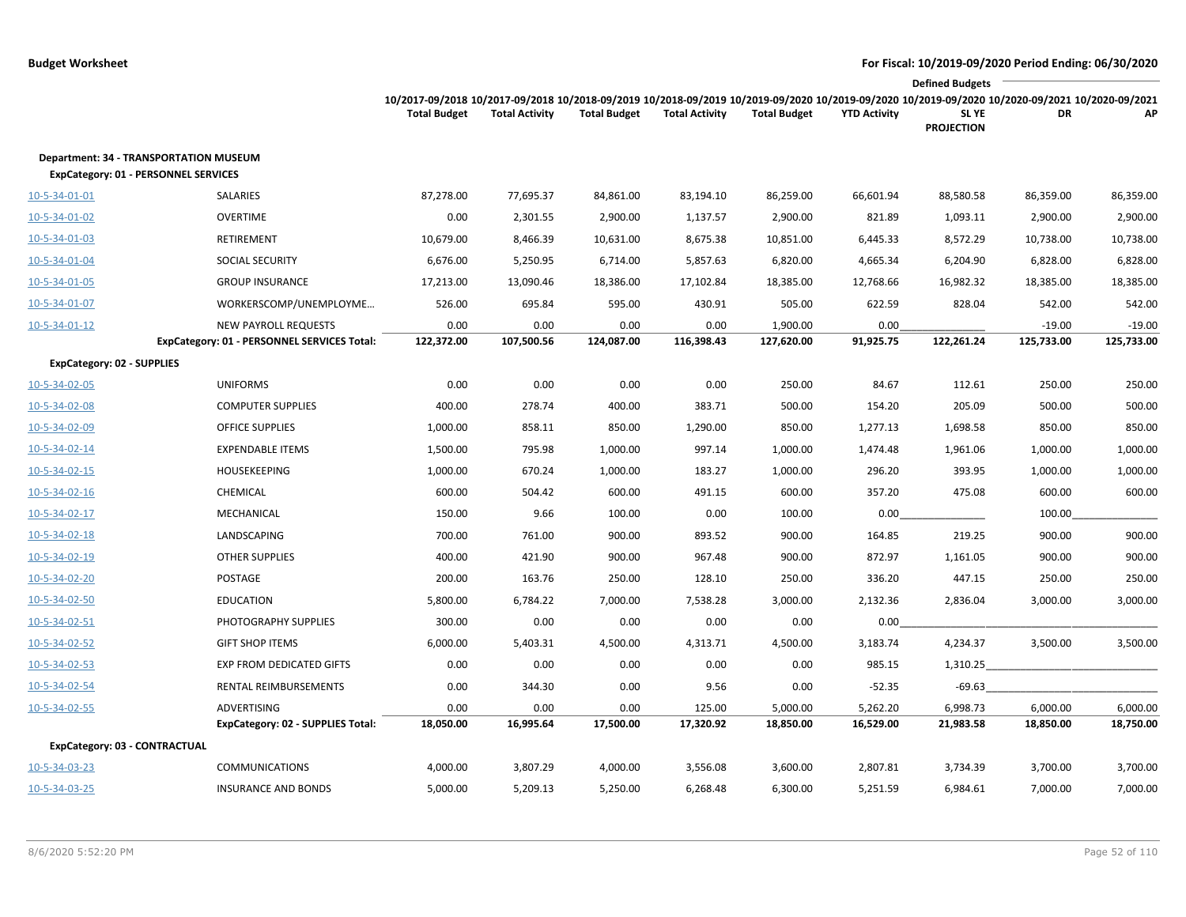**Budget Worksheet**

**For Fiscal: 10/2019-09/2020 Period Ending: 06/30/2020**

| | | 10/2017-09/2018 Total Budget | 10/2017-09/2018 Total Activity | 10/2018-09/2019 Total Budget | 10/2018-09/2019 Total Activity | 10/2019-09/2020 Total Budget | 10/2019-09/2020 YTD Activity | Defined Budgets 10/2019-09/2020 SL YE PROJECTION | 10/2020-09/2021 DR | 10/2020-09/2021 AP |
|---|---|---|---|---|---|---|---|---|---|---|
| **Department: 34 - TRANSPORTATION MUSEUM** | | | | | | | | | | |
| **ExpCategory: 01 - PERSONNEL SERVICES** | | | | | | | | | | |
| 10-5-34-01-01 | SALARIES | 87,278.00 | 77,695.37 | 84,861.00 | 83,194.10 | 86,259.00 | 66,601.94 | 88,580.58 | 86,359.00 | 86,359.00 |
| 10-5-34-01-02 | OVERTIME | 0.00 | 2,301.55 | 2,900.00 | 1,137.57 | 2,900.00 | 821.89 | 1,093.11 | 2,900.00 | 2,900.00 |
| 10-5-34-01-03 | RETIREMENT | 10,679.00 | 8,466.39 | 10,631.00 | 8,675.38 | 10,851.00 | 6,445.33 | 8,572.29 | 10,738.00 | 10,738.00 |
| 10-5-34-01-04 | SOCIAL SECURITY | 6,676.00 | 5,250.95 | 6,714.00 | 5,857.63 | 6,820.00 | 4,665.34 | 6,204.90 | 6,828.00 | 6,828.00 |
| 10-5-34-01-05 | GROUP INSURANCE | 17,213.00 | 13,090.46 | 18,386.00 | 17,102.84 | 18,385.00 | 12,768.66 | 16,982.32 | 18,385.00 | 18,385.00 |
| 10-5-34-01-07 | WORKERSCOMP/UNEMPLOYME... | 526.00 | 695.84 | 595.00 | 430.91 | 505.00 | 622.59 | 828.04 | 542.00 | 542.00 |
| 10-5-34-01-12 | NEW PAYROLL REQUESTS | 0.00 | 0.00 | 0.00 | 0.00 | 1,900.00 | 0.00 | | -19.00 | -19.00 |
| | **ExpCategory: 01 - PERSONNEL SERVICES Total:** | **122,372.00** | **107,500.56** | **124,087.00** | **116,398.43** | **127,620.00** | **91,925.75** | **122,261.24** | **125,733.00** | **125,733.00** |
| **ExpCategory: 02 - SUPPLIES** | | | | | | | | | | |
| 10-5-34-02-05 | UNIFORMS | 0.00 | 0.00 | 0.00 | 0.00 | 250.00 | 84.67 | 112.61 | 250.00 | 250.00 |
| 10-5-34-02-08 | COMPUTER SUPPLIES | 400.00 | 278.74 | 400.00 | 383.71 | 500.00 | 154.20 | 205.09 | 500.00 | 500.00 |
| 10-5-34-02-09 | OFFICE SUPPLIES | 1,000.00 | 858.11 | 850.00 | 1,290.00 | 850.00 | 1,277.13 | 1,698.58 | 850.00 | 850.00 |
| 10-5-34-02-14 | EXPENDABLE ITEMS | 1,500.00 | 795.98 | 1,000.00 | 997.14 | 1,000.00 | 1,474.48 | 1,961.06 | 1,000.00 | 1,000.00 |
| 10-5-34-02-15 | HOUSEKEEPING | 1,000.00 | 670.24 | 1,000.00 | 183.27 | 1,000.00 | 296.20 | 393.95 | 1,000.00 | 1,000.00 |
| 10-5-34-02-16 | CHEMICAL | 600.00 | 504.42 | 600.00 | 491.15 | 600.00 | 357.20 | 475.08 | 600.00 | 600.00 |
| 10-5-34-02-17 | MECHANICAL | 150.00 | 9.66 | 100.00 | 0.00 | 100.00 | 0.00 | | 100.00 | |
| 10-5-34-02-18 | LANDSCAPING | 700.00 | 761.00 | 900.00 | 893.52 | 900.00 | 164.85 | 219.25 | 900.00 | 900.00 |
| 10-5-34-02-19 | OTHER SUPPLIES | 400.00 | 421.90 | 900.00 | 967.48 | 900.00 | 872.97 | 1,161.05 | 900.00 | 900.00 |
| 10-5-34-02-20 | POSTAGE | 200.00 | 163.76 | 250.00 | 128.10 | 250.00 | 336.20 | 447.15 | 250.00 | 250.00 |
| 10-5-34-02-50 | EDUCATION | 5,800.00 | 6,784.22 | 7,000.00 | 7,538.28 | 3,000.00 | 2,132.36 | 2,836.04 | 3,000.00 | 3,000.00 |
| 10-5-34-02-51 | PHOTOGRAPHY SUPPLIES | 300.00 | 0.00 | 0.00 | 0.00 | 0.00 | 0.00 | | | |
| 10-5-34-02-52 | GIFT SHOP ITEMS | 6,000.00 | 5,403.31 | 4,500.00 | 4,313.71 | 4,500.00 | 3,183.74 | 4,234.37 | 3,500.00 | 3,500.00 |
| 10-5-34-02-53 | EXP FROM DEDICATED GIFTS | 0.00 | 0.00 | 0.00 | 0.00 | 0.00 | 985.15 | 1,310.25 | | |
| 10-5-34-02-54 | RENTAL REIMBURSEMENTS | 0.00 | 344.30 | 0.00 | 9.56 | 0.00 | -52.35 | -69.63 | | |
| 10-5-34-02-55 | ADVERTISING | 0.00 | 0.00 | 0.00 | 125.00 | 5,000.00 | 5,262.20 | 6,998.73 | 6,000.00 | 6,000.00 |
| | **ExpCategory: 02 - SUPPLIES Total:** | **18,050.00** | **16,995.64** | **17,500.00** | **17,320.92** | **18,850.00** | **16,529.00** | **21,983.58** | **18,850.00** | **18,750.00** |
| **ExpCategory: 03 - CONTRACTUAL** | | | | | | | | | | |
| 10-5-34-03-23 | COMMUNICATIONS | 4,000.00 | 3,807.29 | 4,000.00 | 3,556.08 | 3,600.00 | 2,807.81 | 3,734.39 | 3,700.00 | 3,700.00 |
| 10-5-34-03-25 | INSURANCE AND BONDS | 5,000.00 | 5,209.13 | 5,250.00 | 6,268.48 | 6,300.00 | 5,251.59 | 6,984.61 | 7,000.00 | 7,000.00 |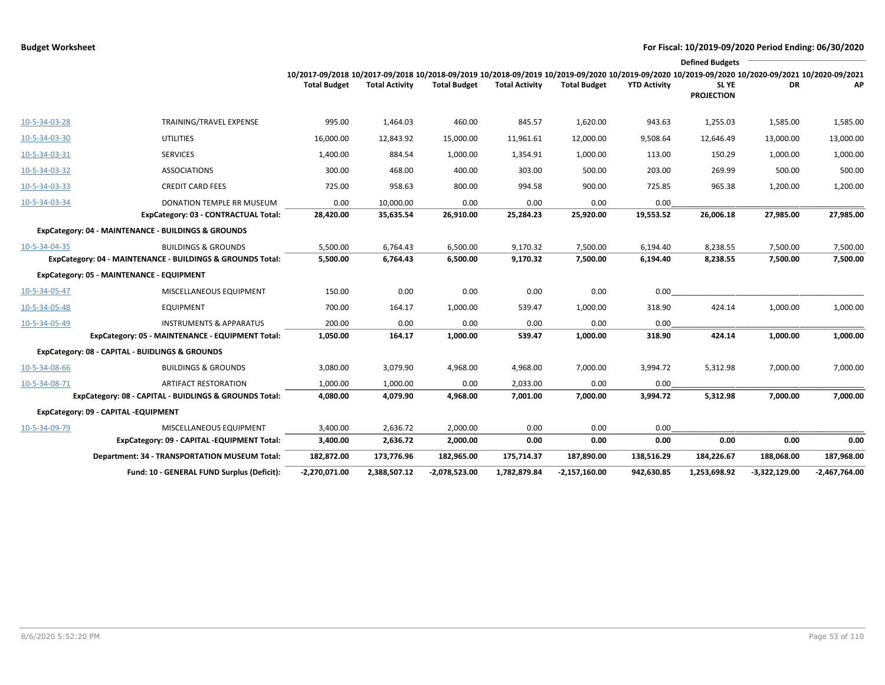**Budget Worksheet**

**For Fiscal: 10/2019-09/2020 Period Ending: 06/30/2020**

| | | 10/2017-09/2018 Total Budget | 10/2017-09/2018 Total Activity | 10/2018-09/2019 Total Budget | 10/2018-09/2019 Total Activity | 10/2019-09/2020 Total Budget | 10/2019-09/2020 YTD Activity | Defined Budgets 10/2019-09/2020 SL YE PROJECTION | 10/2020-09/2021 DR | 10/2020-09/2021 AP |
|---|---|---|---|---|---|---|---|---|---|---|
| 10-5-34-03-28 | TRAINING/TRAVEL EXPENSE | 995.00 | 1,464.03 | 460.00 | 845.57 | 1,620.00 | 943.63 | 1,255.03 | 1,585.00 | 1,585.00 |
| 10-5-34-03-30 | UTILITIES | 16,000.00 | 12,843.92 | 15,000.00 | 11,961.61 | 12,000.00 | 9,508.64 | 12,646.49 | 13,000.00 | 13,000.00 |
| 10-5-34-03-31 | SERVICES | 1,400.00 | 884.54 | 1,000.00 | 1,354.91 | 1,000.00 | 113.00 | 150.29 | 1,000.00 | 1,000.00 |
| 10-5-34-03-32 | ASSOCIATIONS | 300.00 | 468.00 | 400.00 | 303.00 | 500.00 | 203.00 | 269.99 | 500.00 | 500.00 |
| 10-5-34-03-33 | CREDIT CARD FEES | 725.00 | 958.63 | 800.00 | 994.58 | 900.00 | 725.85 | 965.38 | 1,200.00 | 1,200.00 |
| 10-5-34-03-34 | DONATION TEMPLE RR MUSEUM | 0.00 | 10,000.00 | 0.00 | 0.00 | 0.00 | 0.00 | | | |
| | **ExpCategory: 03 - CONTRACTUAL Total:** | **28,420.00** | **35,635.54** | **26,910.00** | **25,284.23** | **25,920.00** | **19,553.52** | **26,006.18** | **27,985.00** | **27,985.00** |
| **ExpCategory: 04 - MAINTENANCE - BUILDINGS & GROUNDS** | | | | | | | | | | |
| 10-5-34-04-35 | BUILDINGS & GROUNDS | 5,500.00 | 6,764.43 | 6,500.00 | 9,170.32 | 7,500.00 | 6,194.40 | 8,238.55 | 7,500.00 | 7,500.00 |
| | **ExpCategory: 04 - MAINTENANCE - BUILDINGS & GROUNDS Total:** | **5,500.00** | **6,764.43** | **6,500.00** | **9,170.32** | **7,500.00** | **6,194.40** | **8,238.55** | **7,500.00** | **7,500.00** |
| **ExpCategory: 05 - MAINTENANCE - EQUIPMENT** | | | | | | | | | | |
| 10-5-34-05-47 | MISCELLANEOUS EQUIPMENT | 150.00 | 0.00 | 0.00 | 0.00 | 0.00 | 0.00 | | | |
| 10-5-34-05-48 | EQUIPMENT | 700.00 | 164.17 | 1,000.00 | 539.47 | 1,000.00 | 318.90 | 424.14 | 1,000.00 | 1,000.00 |
| 10-5-34-05-49 | INSTRUMENTS & APPARATUS | 200.00 | 0.00 | 0.00 | 0.00 | 0.00 | 0.00 | | | |
| | **ExpCategory: 05 - MAINTENANCE - EQUIPMENT Total:** | **1,050.00** | **164.17** | **1,000.00** | **539.47** | **1,000.00** | **318.90** | **424.14** | **1,000.00** | **1,000.00** |
| **ExpCategory: 08 - CAPITAL - BUIDLINGS & GROUNDS** | | | | | | | | | | |
| 10-5-34-08-66 | BUILDINGS & GROUNDS | 3,080.00 | 3,079.90 | 4,968.00 | 4,968.00 | 7,000.00 | 3,994.72 | 5,312.98 | 7,000.00 | 7,000.00 |
| 10-5-34-08-71 | ARTIFACT RESTORATION | 1,000.00 | 1,000.00 | 0.00 | 2,033.00 | 0.00 | 0.00 | | | |
| | **ExpCategory: 08 - CAPITAL - BUIDLINGS & GROUNDS Total:** | **4,080.00** | **4,079.90** | **4,968.00** | **7,001.00** | **7,000.00** | **3,994.72** | **5,312.98** | **7,000.00** | **7,000.00** |
| **ExpCategory: 09 - CAPITAL -EQUIPMENT** | | | | | | | | | | |
| 10-5-34-09-79 | MISCELLANEOUS EQUIPMENT | 3,400.00 | 2,636.72 | 2,000.00 | 0.00 | 0.00 | 0.00 | | | |
| | **ExpCategory: 09 - CAPITAL -EQUIPMENT Total:** | **3,400.00** | **2,636.72** | **2,000.00** | **0.00** | **0.00** | **0.00** | **0.00** | **0.00** | **0.00** |
| | **Department: 34 - TRANSPORTATION MUSEUM Total:** | **182,872.00** | **173,776.96** | **182,965.00** | **175,714.37** | **187,890.00** | **138,516.29** | **184,226.67** | **188,068.00** | **187,968.00** |
| | **Fund: 10 - GENERAL FUND Surplus (Deficit):** | **-2,270,071.00** | **2,388,507.12** | **-2,078,523.00** | **1,782,879.84** | **-2,157,160.00** | **942,630.85** | **1,253,698.92** | **-3,322,129.00** | **-2,467,764.00** |

8/6/2020 5:52:20 PM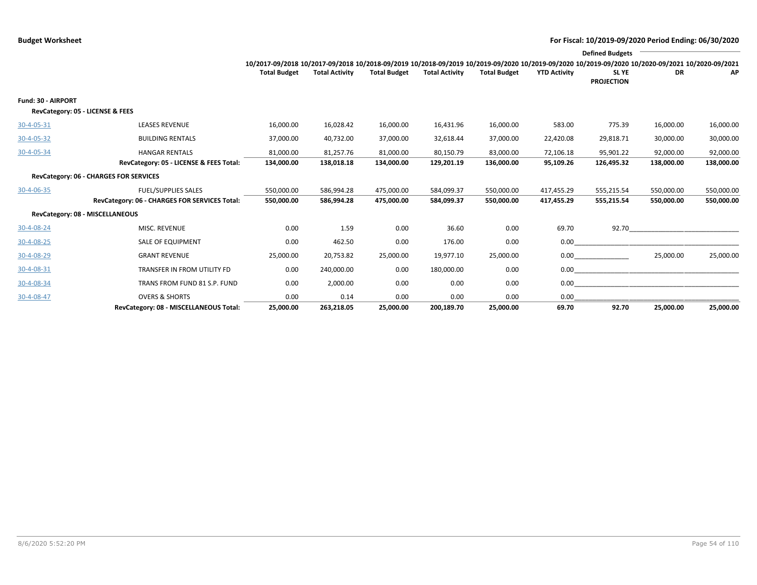| | | 10/2017-09/2018 Total Budget | 10/2017-09/2018 Total Activity | 10/2018-09/2019 Total Budget | 10/2018-09/2019 Total Activity | 10/2019-09/2020 Total Budget | 10/2019-09/2020 YTD Activity | Defined Budgets 10/2019-09/2020 SL YE PROJECTION | 10/2020-09/2021 DR | 10/2020-09/2021 AP |
|---|---|---|---|---|---|---|---|---|---|---|
| **Fund: 30 - AIRPORT** | | | | | | | | | | |
| **RevCategory: 05 - LICENSE & FEES** | | | | | | | | | | |
| 30-4-05-31 | LEASES REVENUE | 16,000.00 | 16,028.42 | 16,000.00 | 16,431.96 | 16,000.00 | 583.00 | 775.39 | 16,000.00 | 16,000.00 |
| 30-4-05-32 | BUILDING RENTALS | 37,000.00 | 40,732.00 | 37,000.00 | 32,618.44 | 37,000.00 | 22,420.08 | 29,818.71 | 30,000.00 | 30,000.00 |
| 30-4-05-34 | HANGAR RENTALS | 81,000.00 | 81,257.76 | 81,000.00 | 80,150.79 | 83,000.00 | 72,106.18 | 95,901.22 | 92,000.00 | 92,000.00 |
| | **RevCategory: 05 - LICENSE & FEES Total:** | **134,000.00** | **138,018.18** | **134,000.00** | **129,201.19** | **136,000.00** | **95,109.26** | **126,495.32** | **138,000.00** | **138,000.00** |
| **RevCategory: 06 - CHARGES FOR SERVICES** | | | | | | | | | | |
| 30-4-06-35 | FUEL/SUPPLIES SALES | 550,000.00 | 586,994.28 | 475,000.00 | 584,099.37 | 550,000.00 | 417,455.29 | 555,215.54 | 550,000.00 | 550,000.00 |
| | **RevCategory: 06 - CHARGES FOR SERVICES Total:** | **550,000.00** | **586,994.28** | **475,000.00** | **584,099.37** | **550,000.00** | **417,455.29** | **555,215.54** | **550,000.00** | **550,000.00** |
| **RevCategory: 08 - MISCELLANEOUS** | | | | | | | | | | |
| 30-4-08-24 | MISC. REVENUE | 0.00 | 1.59 | 0.00 | 36.60 | 0.00 | 69.70 | 92.70 | | |
| 30-4-08-25 | SALE OF EQUIPMENT | 0.00 | 462.50 | 0.00 | 176.00 | 0.00 | 0.00 | | | |
| 30-4-08-29 | GRANT REVENUE | 25,000.00 | 20,753.82 | 25,000.00 | 19,977.10 | 25,000.00 | 0.00 | | 25,000.00 | 25,000.00 |
| 30-4-08-31 | TRANSFER IN FROM UTILITY FD | 0.00 | 240,000.00 | 0.00 | 180,000.00 | 0.00 | 0.00 | | | |
| 30-4-08-34 | TRANS FROM FUND 81 S.P. FUND | 0.00 | 2,000.00 | 0.00 | 0.00 | 0.00 | 0.00 | | | |
| 30-4-08-47 | OVERS & SHORTS | 0.00 | 0.14 | 0.00 | 0.00 | 0.00 | 0.00 | | | |
| | **RevCategory: 08 - MISCELLANEOUS Total:** | **25,000.00** | **263,218.05** | **25,000.00** | **200,189.70** | **25,000.00** | **69.70** | **92.70** | **25,000.00** | **25,000.00** |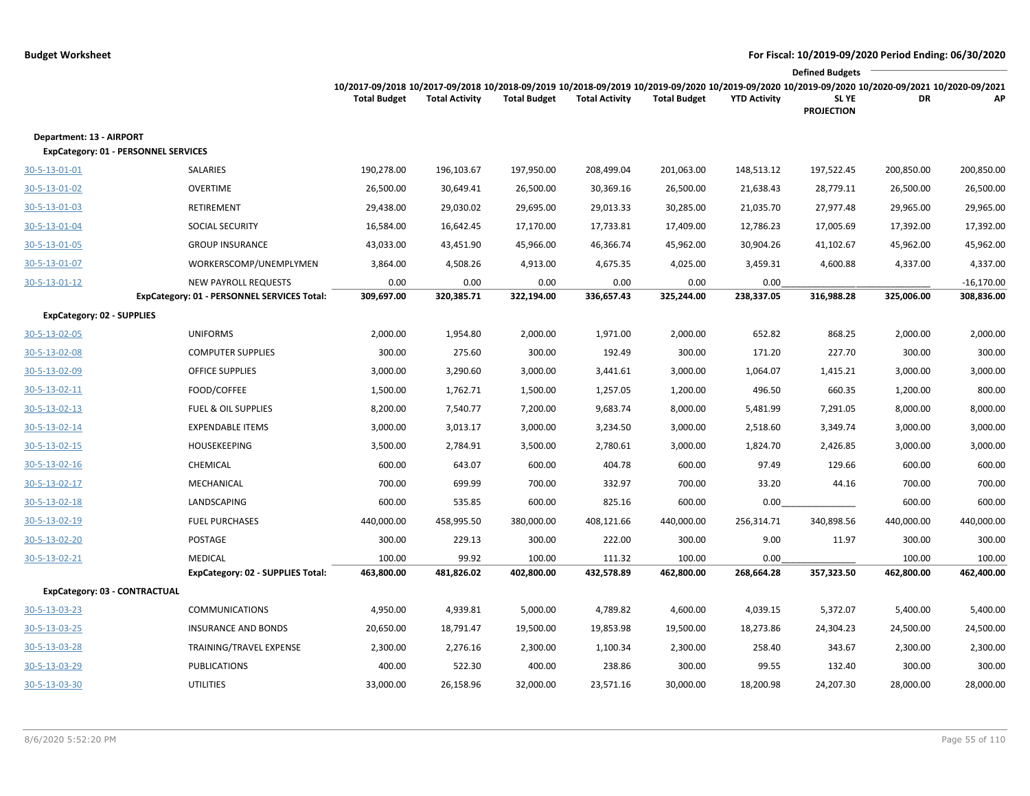**Budget Worksheet** — For Fiscal: 10/2019-09/2020 Period Ending: 06/30/2020

| | | 10/2017-09/2018 Total Budget | 10/2017-09/2018 Total Activity | 10/2018-09/2019 Total Budget | 10/2018-09/2019 Total Activity | 10/2019-09/2020 Total Budget | 10/2019-09/2020 YTD Activity | Defined Budgets 10/2019-09/2020 SL YE PROJECTION | Defined Budgets 10/2020-09/2021 DR | Defined Budgets 10/2020-09/2021 AP |
|---|---|---|---|---|---|---|---|---|---|---|
| **Department: 13 - AIRPORT** | | | | | | | | | | |
| **ExpCategory: 01 - PERSONNEL SERVICES** | | | | | | | | | | |
| 30-5-13-01-01 | SALARIES | 190,278.00 | 196,103.67 | 197,950.00 | 208,499.04 | 201,063.00 | 148,513.12 | 197,522.45 | 200,850.00 | 200,850.00 |
| 30-5-13-01-02 | OVERTIME | 26,500.00 | 30,649.41 | 26,500.00 | 30,369.16 | 26,500.00 | 21,638.43 | 28,779.11 | 26,500.00 | 26,500.00 |
| 30-5-13-01-03 | RETIREMENT | 29,438.00 | 29,030.02 | 29,695.00 | 29,013.33 | 30,285.00 | 21,035.70 | 27,977.48 | 29,965.00 | 29,965.00 |
| 30-5-13-01-04 | SOCIAL SECURITY | 16,584.00 | 16,642.45 | 17,170.00 | 17,733.81 | 17,409.00 | 12,786.23 | 17,005.69 | 17,392.00 | 17,392.00 |
| 30-5-13-01-05 | GROUP INSURANCE | 43,033.00 | 43,451.90 | 45,966.00 | 46,366.74 | 45,962.00 | 30,904.26 | 41,102.67 | 45,962.00 | 45,962.00 |
| 30-5-13-01-07 | WORKERSCOMP/UNEMPLYMEN | 3,864.00 | 4,508.26 | 4,913.00 | 4,675.35 | 4,025.00 | 3,459.31 | 4,600.88 | 4,337.00 | 4,337.00 |
| 30-5-13-01-12 | NEW PAYROLL REQUESTS | 0.00 | 0.00 | 0.00 | 0.00 | 0.00 | 0.00 | | | -16,170.00 |
| | **ExpCategory: 01 - PERSONNEL SERVICES Total:** | **309,697.00** | **320,385.71** | **322,194.00** | **336,657.43** | **325,244.00** | **238,337.05** | **316,988.28** | **325,006.00** | **308,836.00** |
| **ExpCategory: 02 - SUPPLIES** | | | | | | | | | | |
| 30-5-13-02-05 | UNIFORMS | 2,000.00 | 1,954.80 | 2,000.00 | 1,971.00 | 2,000.00 | 652.82 | 868.25 | 2,000.00 | 2,000.00 |
| 30-5-13-02-08 | COMPUTER SUPPLIES | 300.00 | 275.60 | 300.00 | 192.49 | 300.00 | 171.20 | 227.70 | 300.00 | 300.00 |
| 30-5-13-02-09 | OFFICE SUPPLIES | 3,000.00 | 3,290.60 | 3,000.00 | 3,441.61 | 3,000.00 | 1,064.07 | 1,415.21 | 3,000.00 | 3,000.00 |
| 30-5-13-02-11 | FOOD/COFFEE | 1,500.00 | 1,762.71 | 1,500.00 | 1,257.05 | 1,200.00 | 496.50 | 660.35 | 1,200.00 | 800.00 |
| 30-5-13-02-13 | FUEL & OIL SUPPLIES | 8,200.00 | 7,540.77 | 7,200.00 | 9,683.74 | 8,000.00 | 5,481.99 | 7,291.05 | 8,000.00 | 8,000.00 |
| 30-5-13-02-14 | EXPENDABLE ITEMS | 3,000.00 | 3,013.17 | 3,000.00 | 3,234.50 | 3,000.00 | 2,518.60 | 3,349.74 | 3,000.00 | 3,000.00 |
| 30-5-13-02-15 | HOUSEKEEPING | 3,500.00 | 2,784.91 | 3,500.00 | 2,780.61 | 3,000.00 | 1,824.70 | 2,426.85 | 3,000.00 | 3,000.00 |
| 30-5-13-02-16 | CHEMICAL | 600.00 | 643.07 | 600.00 | 404.78 | 600.00 | 97.49 | 129.66 | 600.00 | 600.00 |
| 30-5-13-02-17 | MECHANICAL | 700.00 | 699.99 | 700.00 | 332.97 | 700.00 | 33.20 | 44.16 | 700.00 | 700.00 |
| 30-5-13-02-18 | LANDSCAPING | 600.00 | 535.85 | 600.00 | 825.16 | 600.00 | 0.00 | | 600.00 | 600.00 |
| 30-5-13-02-19 | FUEL PURCHASES | 440,000.00 | 458,995.50 | 380,000.00 | 408,121.66 | 440,000.00 | 256,314.71 | 340,898.56 | 440,000.00 | 440,000.00 |
| 30-5-13-02-20 | POSTAGE | 300.00 | 229.13 | 300.00 | 222.00 | 300.00 | 9.00 | 11.97 | 300.00 | 300.00 |
| 30-5-13-02-21 | MEDICAL | 100.00 | 99.92 | 100.00 | 111.32 | 100.00 | 0.00 | | 100.00 | 100.00 |
| | **ExpCategory: 02 - SUPPLIES Total:** | **463,800.00** | **481,826.02** | **402,800.00** | **432,578.89** | **462,800.00** | **268,664.28** | **357,323.50** | **462,800.00** | **462,400.00** |
| **ExpCategory: 03 - CONTRACTUAL** | | | | | | | | | | |
| 30-5-13-03-23 | COMMUNICATIONS | 4,950.00 | 4,939.81 | 5,000.00 | 4,789.82 | 4,600.00 | 4,039.15 | 5,372.07 | 5,400.00 | 5,400.00 |
| 30-5-13-03-25 | INSURANCE AND BONDS | 20,650.00 | 18,791.47 | 19,500.00 | 19,853.98 | 19,500.00 | 18,273.86 | 24,304.23 | 24,500.00 | 24,500.00 |
| 30-5-13-03-28 | TRAINING/TRAVEL EXPENSE | 2,300.00 | 2,276.16 | 2,300.00 | 1,100.34 | 2,300.00 | 258.40 | 343.67 | 2,300.00 | 2,300.00 |
| 30-5-13-03-29 | PUBLICATIONS | 400.00 | 522.30 | 400.00 | 238.86 | 300.00 | 99.55 | 132.40 | 300.00 | 300.00 |
| 30-5-13-03-30 | UTILITIES | 33,000.00 | 26,158.96 | 32,000.00 | 23,571.16 | 30,000.00 | 18,200.98 | 24,207.30 | 28,000.00 | 28,000.00 |

8/6/2020 5:52:20 PM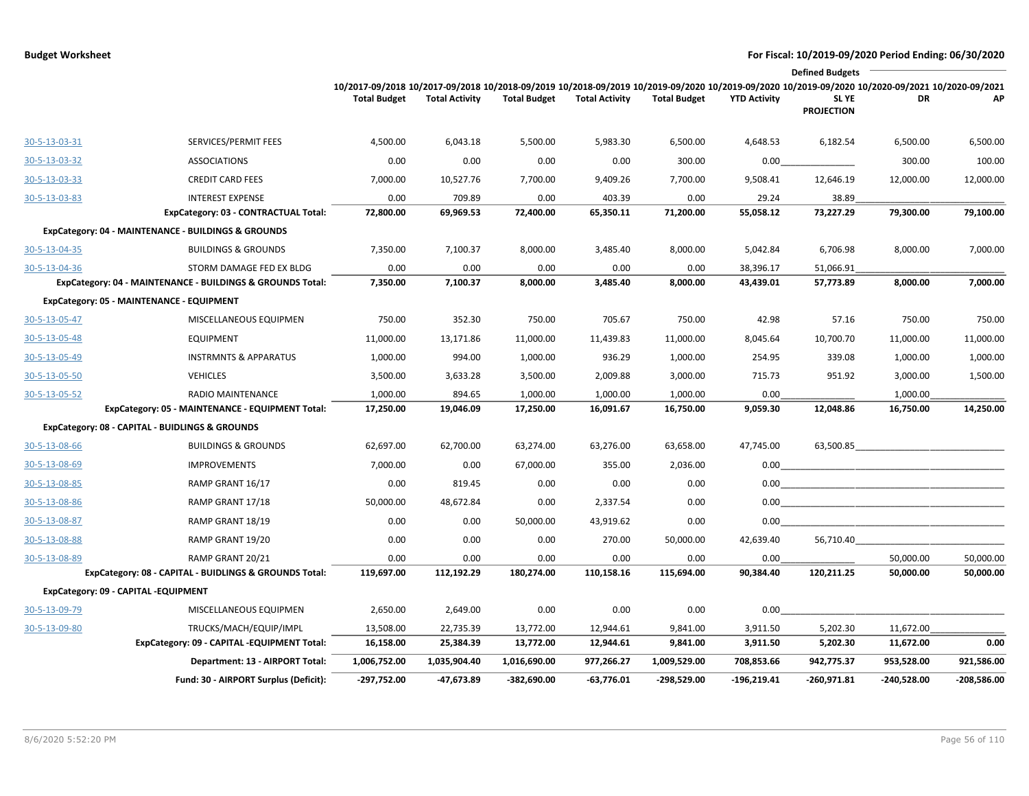**Budget Worksheet** — **For Fiscal: 10/2019-09/2020 Period Ending: 06/30/2020**

| | | 10/2017-09/2018 Total Budget | 10/2017-09/2018 Total Activity | 10/2018-09/2019 Total Budget | 10/2018-09/2019 Total Activity | 10/2019-09/2020 Total Budget | 10/2019-09/2020 YTD Activity | Defined Budgets 10/2019-09/2020 SL YE PROJECTION | Defined Budgets 10/2020-09/2021 DR | Defined Budgets 10/2020-09/2021 AP |
|---|---|---|---|---|---|---|---|---|---|---|
| 30-5-13-03-31 | SERVICES/PERMIT FEES | 4,500.00 | 6,043.18 | 5,500.00 | 5,983.30 | 6,500.00 | 4,648.53 | 6,182.54 | 6,500.00 | 6,500.00 |
| 30-5-13-03-32 | ASSOCIATIONS | 0.00 | 0.00 | 0.00 | 0.00 | 300.00 | 0.00 | | 300.00 | 100.00 |
| 30-5-13-03-33 | CREDIT CARD FEES | 7,000.00 | 10,527.76 | 7,700.00 | 9,409.26 | 7,700.00 | 9,508.41 | 12,646.19 | 12,000.00 | 12,000.00 |
| 30-5-13-03-83 | INTEREST EXPENSE | 0.00 | 709.89 | 0.00 | 403.39 | 0.00 | 29.24 | 38.89 | | |
| | **ExpCategory: 03 - CONTRACTUAL Total:** | **72,800.00** | **69,969.53** | **72,400.00** | **65,350.11** | **71,200.00** | **55,058.12** | **73,227.29** | **79,300.00** | **79,100.00** |
| **ExpCategory: 04 - MAINTENANCE - BUILDINGS & GROUNDS** | | | | | | | | | | |
| 30-5-13-04-35 | BUILDINGS & GROUNDS | 7,350.00 | 7,100.37 | 8,000.00 | 3,485.40 | 8,000.00 | 5,042.84 | 6,706.98 | 8,000.00 | 7,000.00 |
| 30-5-13-04-36 | STORM DAMAGE FED EX BLDG | 0.00 | 0.00 | 0.00 | 0.00 | 0.00 | 38,396.17 | 51,066.91 | | |
| | **ExpCategory: 04 - MAINTENANCE - BUILDINGS & GROUNDS Total:** | **7,350.00** | **7,100.37** | **8,000.00** | **3,485.40** | **8,000.00** | **43,439.01** | **57,773.89** | **8,000.00** | **7,000.00** |
| **ExpCategory: 05 - MAINTENANCE - EQUIPMENT** | | | | | | | | | | |
| 30-5-13-05-47 | MISCELLANEOUS EQUIPMEN | 750.00 | 352.30 | 750.00 | 705.67 | 750.00 | 42.98 | 57.16 | 750.00 | 750.00 |
| 30-5-13-05-48 | EQUIPMENT | 11,000.00 | 13,171.86 | 11,000.00 | 11,439.83 | 11,000.00 | 8,045.64 | 10,700.70 | 11,000.00 | 11,000.00 |
| 30-5-13-05-49 | INSTRMNTS & APPARATUS | 1,000.00 | 994.00 | 1,000.00 | 936.29 | 1,000.00 | 254.95 | 339.08 | 1,000.00 | 1,000.00 |
| 30-5-13-05-50 | VEHICLES | 3,500.00 | 3,633.28 | 3,500.00 | 2,009.88 | 3,000.00 | 715.73 | 951.92 | 3,000.00 | 1,500.00 |
| 30-5-13-05-52 | RADIO MAINTENANCE | 1,000.00 | 894.65 | 1,000.00 | 1,000.00 | 1,000.00 | 0.00 | | 1,000.00 | |
| | **ExpCategory: 05 - MAINTENANCE - EQUIPMENT Total:** | **17,250.00** | **19,046.09** | **17,250.00** | **16,091.67** | **16,750.00** | **9,059.30** | **12,048.86** | **16,750.00** | **14,250.00** |
| **ExpCategory: 08 - CAPITAL - BUIDLINGS & GROUNDS** | | | | | | | | | | |
| 30-5-13-08-66 | BUILDINGS & GROUNDS | 62,697.00 | 62,700.00 | 63,274.00 | 63,276.00 | 63,658.00 | 47,745.00 | 63,500.85 | | |
| 30-5-13-08-69 | IMPROVEMENTS | 7,000.00 | 0.00 | 67,000.00 | 355.00 | 2,036.00 | 0.00 | | | |
| 30-5-13-08-85 | RAMP GRANT 16/17 | 0.00 | 819.45 | 0.00 | 0.00 | 0.00 | 0.00 | | | |
| 30-5-13-08-86 | RAMP GRANT 17/18 | 50,000.00 | 48,672.84 | 0.00 | 2,337.54 | 0.00 | 0.00 | | | |
| 30-5-13-08-87 | RAMP GRANT 18/19 | 0.00 | 0.00 | 50,000.00 | 43,919.62 | 0.00 | 0.00 | | | |
| 30-5-13-08-88 | RAMP GRANT 19/20 | 0.00 | 0.00 | 0.00 | 270.00 | 50,000.00 | 42,639.40 | 56,710.40 | | |
| 30-5-13-08-89 | RAMP GRANT 20/21 | 0.00 | 0.00 | 0.00 | 0.00 | 0.00 | 0.00 | | 50,000.00 | 50,000.00 |
| | **ExpCategory: 08 - CAPITAL - BUILDINGS & GROUNDS Total:** | **119,697.00** | **112,192.29** | **180,274.00** | **110,158.16** | **115,694.00** | **90,384.40** | **120,211.25** | **50,000.00** | **50,000.00** |
| **ExpCategory: 09 - CAPITAL -EQUIPMENT** | | | | | | | | | | |
| 30-5-13-09-79 | MISCELLANEOUS EQUIPMEN | 2,650.00 | 2,649.00 | 0.00 | 0.00 | 0.00 | 0.00 | | | |
| 30-5-13-09-80 | TRUCKS/MACH/EQUIP/IMPL | 13,508.00 | 22,735.39 | 13,772.00 | 12,944.61 | 9,841.00 | 3,911.50 | 5,202.30 | 11,672.00 | |
| | **ExpCategory: 09 - CAPITAL -EQUIPMENT Total:** | **16,158.00** | **25,384.39** | **13,772.00** | **12,944.61** | **9,841.00** | **3,911.50** | **5,202.30** | **11,672.00** | **0.00** |
| | **Department: 13 - AIRPORT Total:** | **1,006,752.00** | **1,035,904.40** | **1,016,690.00** | **977,266.27** | **1,009,529.00** | **708,853.66** | **942,775.37** | **953,528.00** | **921,586.00** |
| | **Fund: 30 - AIRPORT Surplus (Deficit):** | **-297,752.00** | **-47,673.89** | **-382,690.00** | **-63,776.01** | **-298,529.00** | **-196,219.41** | **-260,971.81** | **-240,528.00** | **-208,586.00** |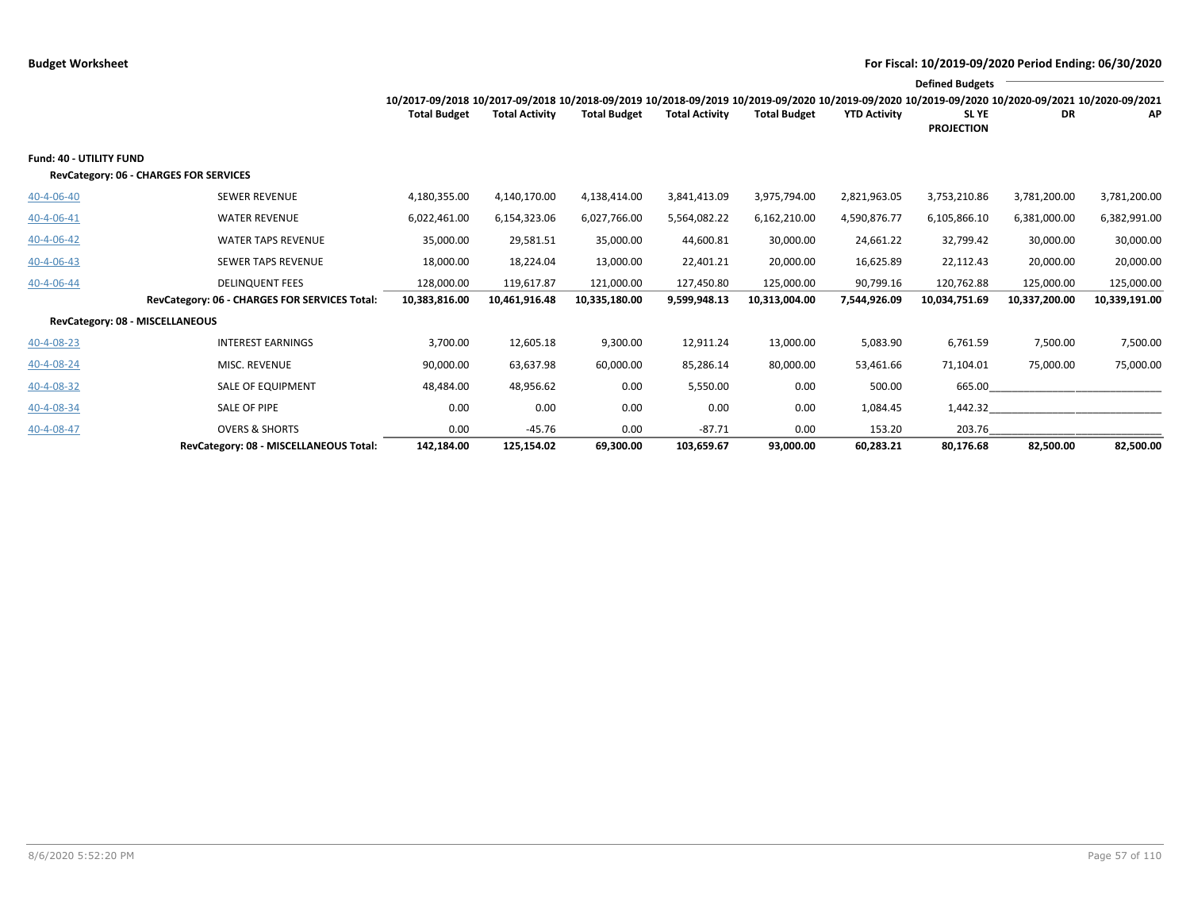**Budget Worksheet** — **For Fiscal: 10/2019-09/2020 Period Ending: 06/30/2020**

| | | 10/2017-09/2018 Total Budget | 10/2017-09/2018 Total Activity | 10/2018-09/2019 Total Budget | 10/2018-09/2019 Total Activity | 10/2019-09/2020 Total Budget | 10/2019-09/2020 YTD Activity | Defined Budgets 10/2019-09/2020 SL YE PROJECTION | 10/2020-09/2021 DR | 10/2020-09/2021 AP |
|---|---|---|---|---|---|---|---|---|---|---|
| **Fund: 40 - UTILITY FUND** | | | | | | | | | | |
| **RevCategory: 06 - CHARGES FOR SERVICES** | | | | | | | | | | |
| 40-4-06-40 | SEWER REVENUE | 4,180,355.00 | 4,140,170.00 | 4,138,414.00 | 3,841,413.09 | 3,975,794.00 | 2,821,963.05 | 3,753,210.86 | 3,781,200.00 | 3,781,200.00 |
| 40-4-06-41 | WATER REVENUE | 6,022,461.00 | 6,154,323.06 | 6,027,766.00 | 5,564,082.22 | 6,162,210.00 | 4,590,876.77 | 6,105,866.10 | 6,381,000.00 | 6,382,991.00 |
| 40-4-06-42 | WATER TAPS REVENUE | 35,000.00 | 29,581.51 | 35,000.00 | 44,600.81 | 30,000.00 | 24,661.22 | 32,799.42 | 30,000.00 | 30,000.00 |
| 40-4-06-43 | SEWER TAPS REVENUE | 18,000.00 | 18,224.04 | 13,000.00 | 22,401.21 | 20,000.00 | 16,625.89 | 22,112.43 | 20,000.00 | 20,000.00 |
| 40-4-06-44 | DELINQUENT FEES | 128,000.00 | 119,617.87 | 121,000.00 | 127,450.80 | 125,000.00 | 90,799.16 | 120,762.88 | 125,000.00 | 125,000.00 |
| | **RevCategory: 06 - CHARGES FOR SERVICES Total:** | **10,383,816.00** | **10,461,916.48** | **10,335,180.00** | **9,599,948.13** | **10,313,004.00** | **7,544,926.09** | **10,034,751.69** | **10,337,200.00** | **10,339,191.00** |
| **RevCategory: 08 - MISCELLANEOUS** | | | | | | | | | | |
| 40-4-08-23 | INTEREST EARNINGS | 3,700.00 | 12,605.18 | 9,300.00 | 12,911.24 | 13,000.00 | 5,083.90 | 6,761.59 | 7,500.00 | 7,500.00 |
| 40-4-08-24 | MISC. REVENUE | 90,000.00 | 63,637.98 | 60,000.00 | 85,286.14 | 80,000.00 | 53,461.66 | 71,104.01 | 75,000.00 | 75,000.00 |
| 40-4-08-32 | SALE OF EQUIPMENT | 48,484.00 | 48,956.62 | 0.00 | 5,550.00 | 0.00 | 500.00 | 665.00 | | |
| 40-4-08-34 | SALE OF PIPE | 0.00 | 0.00 | 0.00 | 0.00 | 0.00 | 1,084.45 | 1,442.32 | | |
| 40-4-08-47 | OVERS & SHORTS | 0.00 | -45.76 | 0.00 | -87.71 | 0.00 | 153.20 | 203.76 | | |
| | **RevCategory: 08 - MISCELLANEOUS Total:** | **142,184.00** | **125,154.02** | **69,300.00** | **103,659.67** | **93,000.00** | **60,283.21** | **80,176.68** | **82,500.00** | **82,500.00** |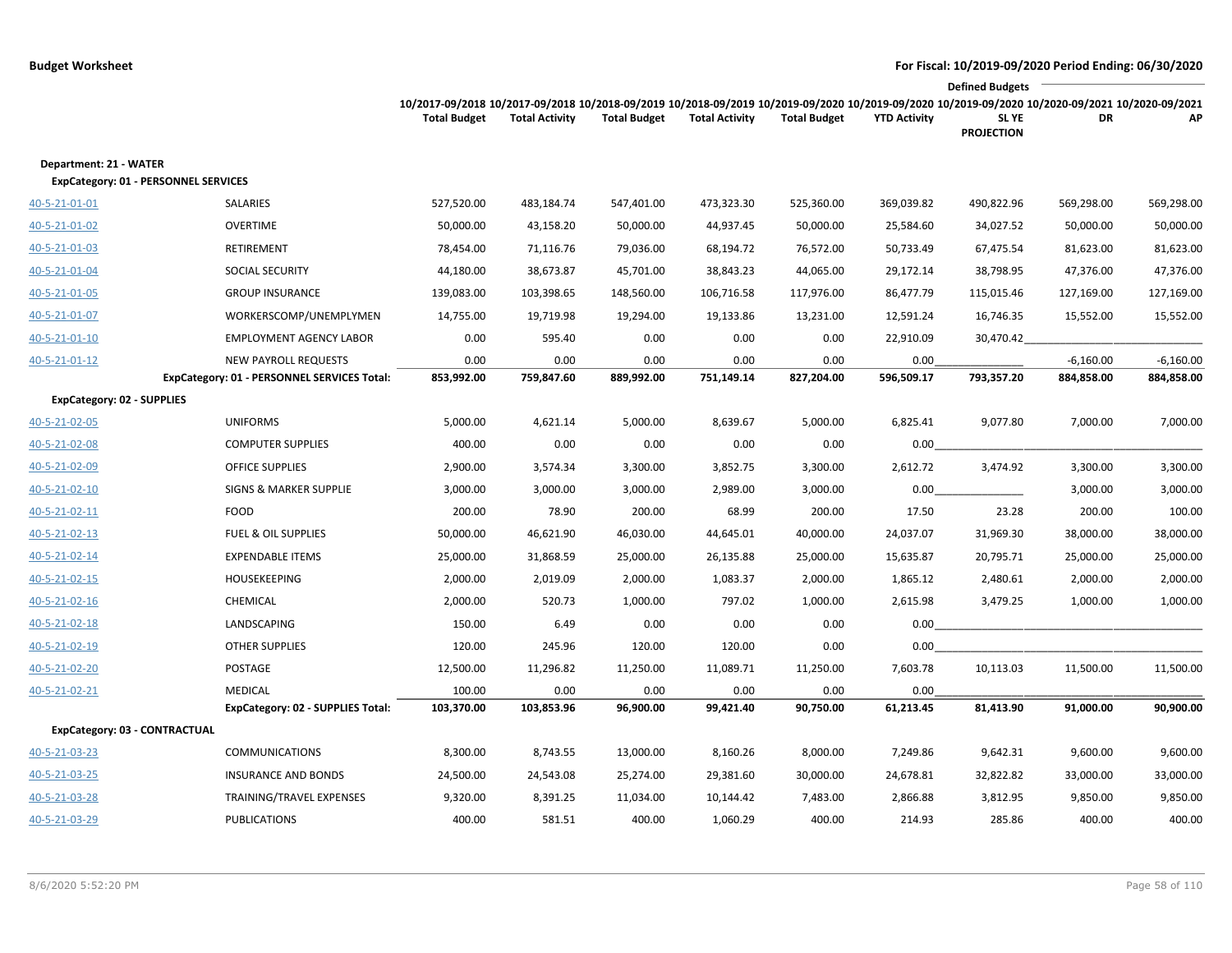**Budget Worksheet**

**For Fiscal: 10/2019-09/2020 Period Ending: 06/30/2020**

| | | 10/2017-09/2018 Total Budget | 10/2017-09/2018 Total Activity | 10/2018-09/2019 Total Budget | 10/2018-09/2019 Total Activity | 10/2019-09/2020 Total Budget | 10/2019-09/2020 YTD Activity | 10/2019-09/2020 SL YE PROJECTION | Defined Budgets 10/2020-09/2021 DR | 10/2020-09/2021 AP |
|---|---|---|---|---|---|---|---|---|---|---|
| **Department: 21 - WATER** | | | | | | | | | | |
| **ExpCategory: 01 - PERSONNEL SERVICES** | | | | | | | | | | |
| 40-5-21-01-01 | SALARIES | 527,520.00 | 483,184.74 | 547,401.00 | 473,323.30 | 525,360.00 | 369,039.82 | 490,822.96 | 569,298.00 | 569,298.00 |
| 40-5-21-01-02 | OVERTIME | 50,000.00 | 43,158.20 | 50,000.00 | 44,937.45 | 50,000.00 | 25,584.60 | 34,027.52 | 50,000.00 | 50,000.00 |
| 40-5-21-01-03 | RETIREMENT | 78,454.00 | 71,116.76 | 79,036.00 | 68,194.72 | 76,572.00 | 50,733.49 | 67,475.54 | 81,623.00 | 81,623.00 |
| 40-5-21-01-04 | SOCIAL SECURITY | 44,180.00 | 38,673.87 | 45,701.00 | 38,843.23 | 44,065.00 | 29,172.14 | 38,798.95 | 47,376.00 | 47,376.00 |
| 40-5-21-01-05 | GROUP INSURANCE | 139,083.00 | 103,398.65 | 148,560.00 | 106,716.58 | 117,976.00 | 86,477.79 | 115,015.46 | 127,169.00 | 127,169.00 |
| 40-5-21-01-07 | WORKERSCOMP/UNEMPLYMEN | 14,755.00 | 19,719.98 | 19,294.00 | 19,133.86 | 13,231.00 | 12,591.24 | 16,746.35 | 15,552.00 | 15,552.00 |
| 40-5-21-01-10 | EMPLOYMENT AGENCY LABOR | 0.00 | 595.40 | 0.00 | 0.00 | 0.00 | 22,910.09 | 30,470.42 | | |
| 40-5-21-01-12 | NEW PAYROLL REQUESTS | 0.00 | 0.00 | 0.00 | 0.00 | 0.00 | 0.00 | | -6,160.00 | -6,160.00 |
| | **ExpCategory: 01 - PERSONNEL SERVICES Total:** | **853,992.00** | **759,847.60** | **889,992.00** | **751,149.14** | **827,204.00** | **596,509.17** | **793,357.20** | **884,858.00** | **884,858.00** |
| **ExpCategory: 02 - SUPPLIES** | | | | | | | | | | |
| 40-5-21-02-05 | UNIFORMS | 5,000.00 | 4,621.14 | 5,000.00 | 8,639.67 | 5,000.00 | 6,825.41 | 9,077.80 | 7,000.00 | 7,000.00 |
| 40-5-21-02-08 | COMPUTER SUPPLIES | 400.00 | 0.00 | 0.00 | 0.00 | 0.00 | 0.00 | | | |
| 40-5-21-02-09 | OFFICE SUPPLIES | 2,900.00 | 3,574.34 | 3,300.00 | 3,852.75 | 3,300.00 | 2,612.72 | 3,474.92 | 3,300.00 | 3,300.00 |
| 40-5-21-02-10 | SIGNS & MARKER SUPPLIE | 3,000.00 | 3,000.00 | 3,000.00 | 2,989.00 | 3,000.00 | 0.00 | | 3,000.00 | 3,000.00 |
| 40-5-21-02-11 | FOOD | 200.00 | 78.90 | 200.00 | 68.99 | 200.00 | 17.50 | 23.28 | 200.00 | 100.00 |
| 40-5-21-02-13 | FUEL & OIL SUPPLIES | 50,000.00 | 46,621.90 | 46,030.00 | 44,645.01 | 40,000.00 | 24,037.07 | 31,969.30 | 38,000.00 | 38,000.00 |
| 40-5-21-02-14 | EXPENDABLE ITEMS | 25,000.00 | 31,868.59 | 25,000.00 | 26,135.88 | 25,000.00 | 15,635.87 | 20,795.71 | 25,000.00 | 25,000.00 |
| 40-5-21-02-15 | HOUSEKEEPING | 2,000.00 | 2,019.09 | 2,000.00 | 1,083.37 | 2,000.00 | 1,865.12 | 2,480.61 | 2,000.00 | 2,000.00 |
| 40-5-21-02-16 | CHEMICAL | 2,000.00 | 520.73 | 1,000.00 | 797.02 | 1,000.00 | 2,615.98 | 3,479.25 | 1,000.00 | 1,000.00 |
| 40-5-21-02-18 | LANDSCAPING | 150.00 | 6.49 | 0.00 | 0.00 | 0.00 | 0.00 | | | |
| 40-5-21-02-19 | OTHER SUPPLIES | 120.00 | 245.96 | 120.00 | 120.00 | 0.00 | 0.00 | | | |
| 40-5-21-02-20 | POSTAGE | 12,500.00 | 11,296.82 | 11,250.00 | 11,089.71 | 11,250.00 | 7,603.78 | 10,113.03 | 11,500.00 | 11,500.00 |
| 40-5-21-02-21 | MEDICAL | 100.00 | 0.00 | 0.00 | 0.00 | 0.00 | 0.00 | | | |
| | **ExpCategory: 02 - SUPPLIES Total:** | **103,370.00** | **103,853.96** | **96,900.00** | **99,421.40** | **90,750.00** | **61,213.45** | **81,413.90** | **91,000.00** | **90,900.00** |
| **ExpCategory: 03 - CONTRACTUAL** | | | | | | | | | | |
| 40-5-21-03-23 | COMMUNICATIONS | 8,300.00 | 8,743.55 | 13,000.00 | 8,160.26 | 8,000.00 | 7,249.86 | 9,642.31 | 9,600.00 | 9,600.00 |
| 40-5-21-03-25 | INSURANCE AND BONDS | 24,500.00 | 24,543.08 | 25,274.00 | 29,381.60 | 30,000.00 | 24,678.81 | 32,822.82 | 33,000.00 | 33,000.00 |
| 40-5-21-03-28 | TRAINING/TRAVEL EXPENSES | 9,320.00 | 8,391.25 | 11,034.00 | 10,144.42 | 7,483.00 | 2,866.88 | 3,812.95 | 9,850.00 | 9,850.00 |
| 40-5-21-03-29 | PUBLICATIONS | 400.00 | 581.51 | 400.00 | 1,060.29 | 400.00 | 214.93 | 285.86 | 400.00 | 400.00 |

8/6/2020 5:52:20 PM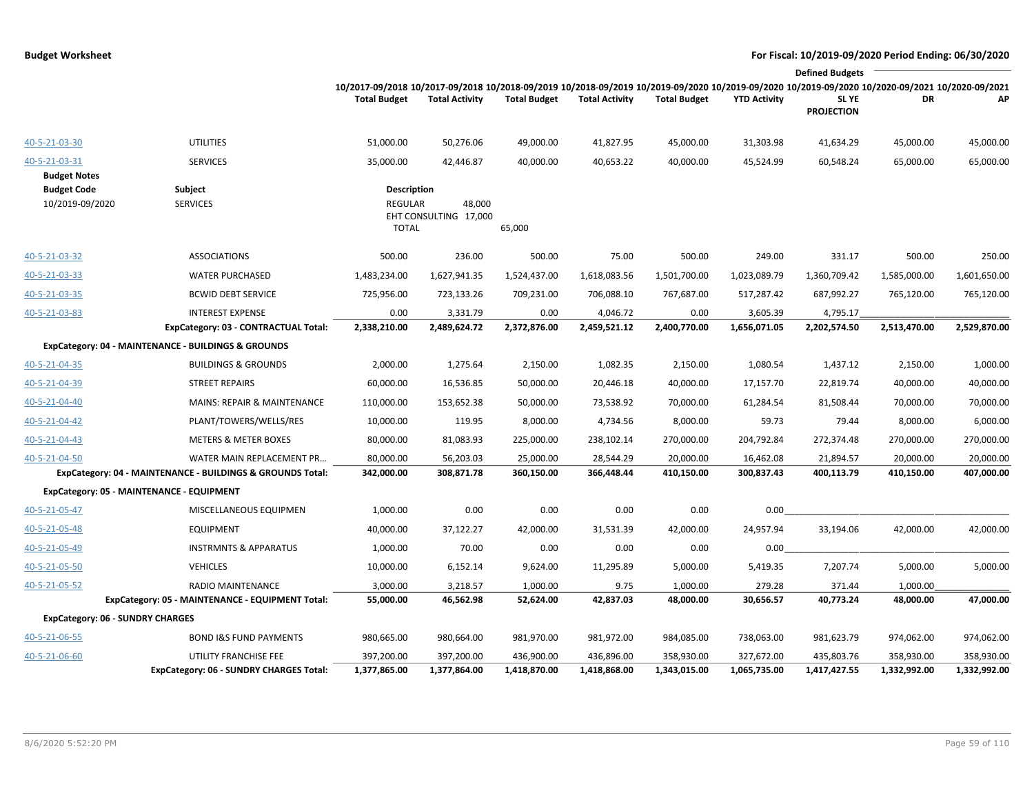**Budget Worksheet** — For Fiscal: 10/2019-09/2020 Period Ending: 06/30/2020

| | | 10/2017-09/2018 Total Budget | 10/2017-09/2018 Total Activity | 10/2018-09/2019 Total Budget | 10/2018-09/2019 Total Activity | 10/2019-09/2020 Total Budget | 10/2019-09/2020 YTD Activity | Defined Budgets 10/2019-09/2020 SL YE PROJECTION | 10/2020-09/2021 DR | 10/2020-09/2021 AP |
|---|---|---|---|---|---|---|---|---|---|---|
| 40-5-21-03-30 | UTILITIES | 51,000.00 | 50,276.06 | 49,000.00 | 41,827.95 | 45,000.00 | 31,303.98 | 41,634.29 | 45,000.00 | 45,000.00 |
| 40-5-21-03-31 | SERVICES | 35,000.00 | 42,446.87 | 40,000.00 | 40,653.22 | 40,000.00 | 45,524.99 | 60,548.24 | 65,000.00 | 65,000.00 |

**Budget Notes**

| Budget Code | Subject | Description | | |
|---|---|---|---|---|
| 10/2019-09/2020 | SERVICES | REGULAR | 48,000 | |
| | | EHT CONSULTING | 17,000 | |
| | | TOTAL | | 65,000 |

| | | 10/2017-09/2018 Total Budget | 10/2017-09/2018 Total Activity | 10/2018-09/2019 Total Budget | 10/2018-09/2019 Total Activity | 10/2019-09/2020 Total Budget | 10/2019-09/2020 YTD Activity | 10/2019-09/2020 SL YE PROJECTION | 10/2020-09/2021 DR | 10/2020-09/2021 AP |
|---|---|---|---|---|---|---|---|---|---|---|
| 40-5-21-03-32 | ASSOCIATIONS | 500.00 | 236.00 | 500.00 | 75.00 | 500.00 | 249.00 | 331.17 | 500.00 | 250.00 |
| 40-5-21-03-33 | WATER PURCHASED | 1,483,234.00 | 1,627,941.35 | 1,524,437.00 | 1,618,083.56 | 1,501,700.00 | 1,023,089.79 | 1,360,709.42 | 1,585,000.00 | 1,601,650.00 |
| 40-5-21-03-35 | BCWID DEBT SERVICE | 725,956.00 | 723,133.26 | 709,231.00 | 706,088.10 | 767,687.00 | 517,287.42 | 687,992.27 | 765,120.00 | 765,120.00 |
| 40-5-21-03-83 | INTEREST EXPENSE | 0.00 | 3,331.79 | 0.00 | 4,046.72 | 0.00 | 3,605.39 | 4,795.17 | | |
| | **ExpCategory: 03 - CONTRACTUAL Total:** | **2,338,210.00** | **2,489,624.72** | **2,372,876.00** | **2,459,521.12** | **2,400,770.00** | **1,656,071.05** | **2,202,574.50** | **2,513,470.00** | **2,529,870.00** |
| **ExpCategory: 04 - MAINTENANCE - BUILDINGS & GROUNDS** | | | | | | | | | | |
| 40-5-21-04-35 | BUILDINGS & GROUNDS | 2,000.00 | 1,275.64 | 2,150.00 | 1,082.35 | 2,150.00 | 1,080.54 | 1,437.12 | 2,150.00 | 1,000.00 |
| 40-5-21-04-39 | STREET REPAIRS | 60,000.00 | 16,536.85 | 50,000.00 | 20,446.18 | 40,000.00 | 17,157.70 | 22,819.74 | 40,000.00 | 40,000.00 |
| 40-5-21-04-40 | MAINS: REPAIR & MAINTENANCE | 110,000.00 | 153,652.38 | 50,000.00 | 73,538.92 | 70,000.00 | 61,284.54 | 81,508.44 | 70,000.00 | 70,000.00 |
| 40-5-21-04-42 | PLANT/TOWERS/WELLS/RES | 10,000.00 | 119.95 | 8,000.00 | 4,734.56 | 8,000.00 | 59.73 | 79.44 | 8,000.00 | 6,000.00 |
| 40-5-21-04-43 | METERS & METER BOXES | 80,000.00 | 81,083.93 | 225,000.00 | 238,102.14 | 270,000.00 | 204,792.84 | 272,374.48 | 270,000.00 | 270,000.00 |
| 40-5-21-04-50 | WATER MAIN REPLACEMENT PR… | 80,000.00 | 56,203.03 | 25,000.00 | 28,544.29 | 20,000.00 | 16,462.08 | 21,894.57 | 20,000.00 | 20,000.00 |
| | **ExpCategory: 04 - MAINTENANCE - BUILDINGS & GROUNDS Total:** | **342,000.00** | **308,871.78** | **360,150.00** | **366,448.44** | **410,150.00** | **300,837.43** | **400,113.79** | **410,150.00** | **407,000.00** |
| **ExpCategory: 05 - MAINTENANCE - EQUIPMENT** | | | | | | | | | | |
| 40-5-21-05-47 | MISCELLANEOUS EQUIPMEN | 1,000.00 | 0.00 | 0.00 | 0.00 | 0.00 | 0.00 | | | |
| 40-5-21-05-48 | EQUIPMENT | 40,000.00 | 37,122.27 | 42,000.00 | 31,531.39 | 42,000.00 | 24,957.94 | 33,194.06 | 42,000.00 | 42,000.00 |
| 40-5-21-05-49 | INSTRMNTS & APPARATUS | 1,000.00 | 70.00 | 0.00 | 0.00 | 0.00 | 0.00 | | | |
| 40-5-21-05-50 | VEHICLES | 10,000.00 | 6,152.14 | 9,624.00 | 11,295.89 | 5,000.00 | 5,419.35 | 7,207.74 | 5,000.00 | 5,000.00 |
| 40-5-21-05-52 | RADIO MAINTENANCE | 3,000.00 | 3,218.57 | 1,000.00 | 9.75 | 1,000.00 | 279.28 | 371.44 | 1,000.00 | |
| | **ExpCategory: 05 - MAINTENANCE - EQUIPMENT Total:** | **55,000.00** | **46,562.98** | **52,624.00** | **42,837.03** | **48,000.00** | **30,656.57** | **40,773.24** | **48,000.00** | **47,000.00** |
| **ExpCategory: 06 - SUNDRY CHARGES** | | | | | | | | | | |
| 40-5-21-06-55 | BOND I&S FUND PAYMENTS | 980,665.00 | 980,664.00 | 981,970.00 | 981,972.00 | 984,085.00 | 738,063.00 | 981,623.79 | 974,062.00 | 974,062.00 |
| 40-5-21-06-60 | UTILITY FRANCHISE FEE | 397,200.00 | 397,200.00 | 436,900.00 | 436,896.00 | 358,930.00 | 327,672.00 | 435,803.76 | 358,930.00 | 358,930.00 |
| | **ExpCategory: 06 - SUNDRY CHARGES Total:** | **1,377,865.00** | **1,377,864.00** | **1,418,870.00** | **1,418,868.00** | **1,343,015.00** | **1,065,735.00** | **1,417,427.55** | **1,332,992.00** | **1,332,992.00** |

8/6/2020 5:52:20 PM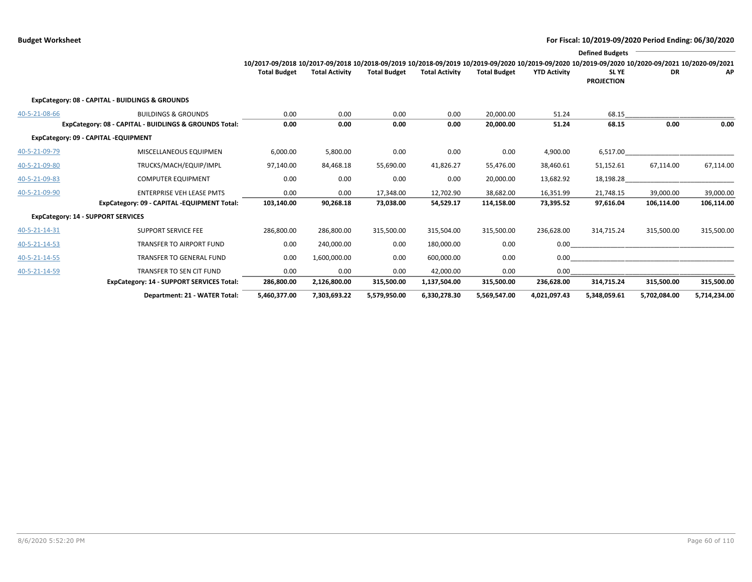**Budget Worksheet** — **For Fiscal: 10/2019-09/2020 Period Ending: 06/30/2020**

| | | 10/2017-09/2018 Total Budget | 10/2017-09/2018 Total Activity | 10/2018-09/2019 Total Budget | 10/2018-09/2019 Total Activity | 10/2019-09/2020 Total Budget | 10/2019-09/2020 YTD Activity | Defined Budgets 10/2019-09/2020 SL YE PROJECTION | 10/2020-09/2021 DR | 10/2020-09/2021 AP |
|---|---|---|---|---|---|---|---|---|---|---|
| **ExpCategory: 08 - CAPITAL - BUIDLINGS & GROUNDS** | | | | | | | | | | |
| 40-5-21-08-66 | BUILDINGS & GROUNDS | 0.00 | 0.00 | 0.00 | 0.00 | 20,000.00 | 51.24 | 68.15 | | |
| | **ExpCategory: 08 - CAPITAL - BUIDLINGS & GROUNDS Total:** | **0.00** | **0.00** | **0.00** | **0.00** | **20,000.00** | **51.24** | **68.15** | **0.00** | **0.00** |
| **ExpCategory: 09 - CAPITAL -EQUIPMENT** | | | | | | | | | | |
| 40-5-21-09-79 | MISCELLANEOUS EQUIPMEN | 6,000.00 | 5,800.00 | 0.00 | 0.00 | 0.00 | 4,900.00 | 6,517.00 | | |
| 40-5-21-09-80 | TRUCKS/MACH/EQUIP/IMPL | 97,140.00 | 84,468.18 | 55,690.00 | 41,826.27 | 55,476.00 | 38,460.61 | 51,152.61 | 67,114.00 | 67,114.00 |
| 40-5-21-09-83 | COMPUTER EQUIPMENT | 0.00 | 0.00 | 0.00 | 0.00 | 20,000.00 | 13,682.92 | 18,198.28 | | |
| 40-5-21-09-90 | ENTERPRISE VEH LEASE PMTS | 0.00 | 0.00 | 17,348.00 | 12,702.90 | 38,682.00 | 16,351.99 | 21,748.15 | 39,000.00 | 39,000.00 |
| | **ExpCategory: 09 - CAPITAL -EQUIPMENT Total:** | **103,140.00** | **90,268.18** | **73,038.00** | **54,529.17** | **114,158.00** | **73,395.52** | **97,616.04** | **106,114.00** | **106,114.00** |
| **ExpCategory: 14 - SUPPORT SERVICES** | | | | | | | | | | |
| 40-5-21-14-31 | SUPPORT SERVICE FEE | 286,800.00 | 286,800.00 | 315,500.00 | 315,504.00 | 315,500.00 | 236,628.00 | 314,715.24 | 315,500.00 | 315,500.00 |
| 40-5-21-14-53 | TRANSFER TO AIRPORT FUND | 0.00 | 240,000.00 | 0.00 | 180,000.00 | 0.00 | 0.00 | | | |
| 40-5-21-14-55 | TRANSFER TO GENERAL FUND | 0.00 | 1,600,000.00 | 0.00 | 600,000.00 | 0.00 | 0.00 | | | |
| 40-5-21-14-59 | TRANSFER TO SEN CIT FUND | 0.00 | 0.00 | 0.00 | 42,000.00 | 0.00 | 0.00 | | | |
| | **ExpCategory: 14 - SUPPORT SERVICES Total:** | **286,800.00** | **2,126,800.00** | **315,500.00** | **1,137,504.00** | **315,500.00** | **236,628.00** | **314,715.24** | **315,500.00** | **315,500.00** |
| | **Department: 21 - WATER Total:** | **5,460,377.00** | **7,303,693.22** | **5,579,950.00** | **6,330,278.30** | **5,569,547.00** | **4,021,097.43** | **5,348,059.61** | **5,702,084.00** | **5,714,234.00** |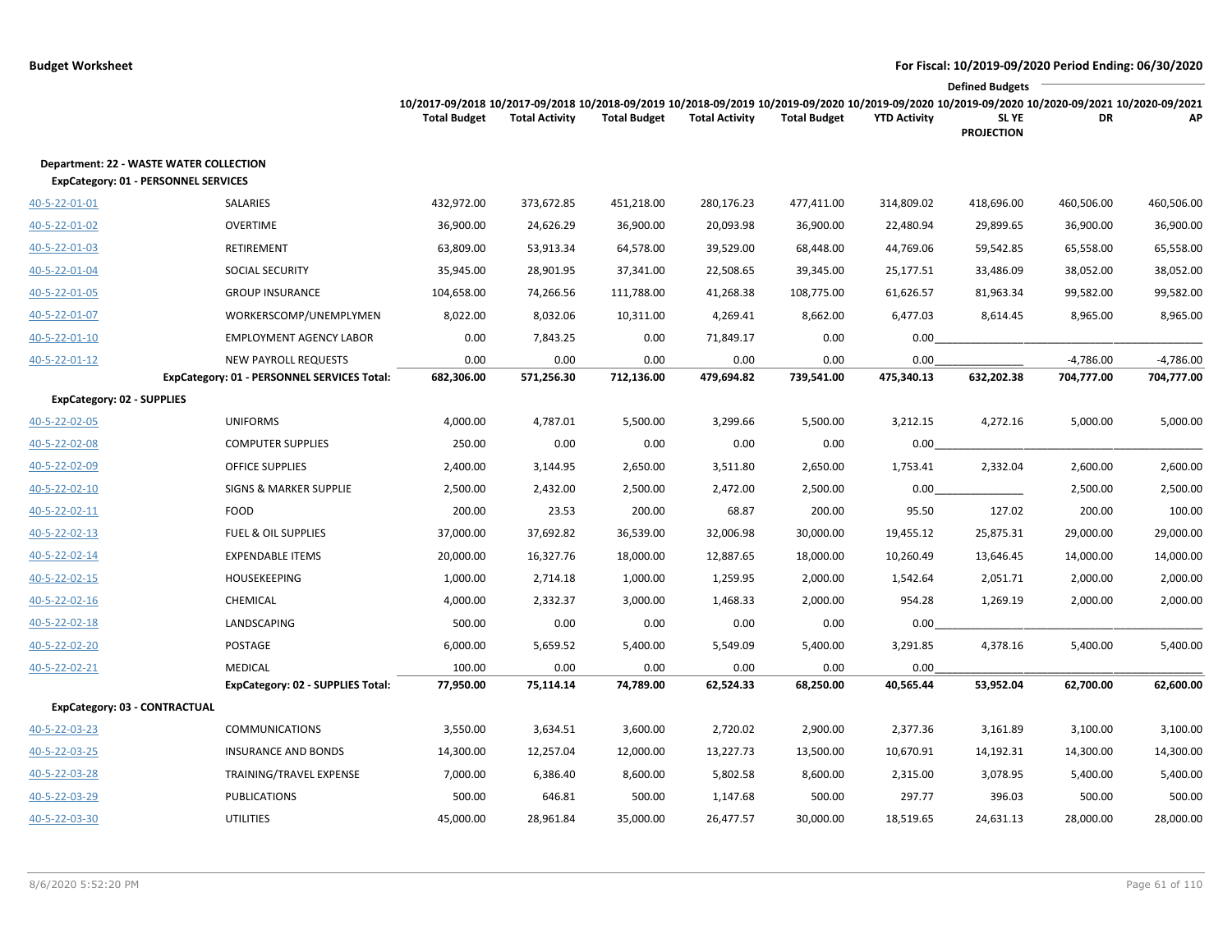**Budget Worksheet** — For Fiscal: 10/2019-09/2020 Period Ending: 06/30/2020

| | | 10/2017-09/2018 Total Budget | 10/2017-09/2018 Total Activity | 10/2018-09/2019 Total Budget | 10/2018-09/2019 Total Activity | 10/2019-09/2020 Total Budget | 10/2019-09/2020 YTD Activity | Defined Budgets 10/2019-09/2020 SL YE PROJECTION | 10/2020-09/2021 DR | 10/2020-09/2021 AP |
|---|---|---|---|---|---|---|---|---|---|---|
| **Department: 22 - WASTE WATER COLLECTION** | | | | | | | | | | |
| **ExpCategory: 01 - PERSONNEL SERVICES** | | | | | | | | | | |
| 40-5-22-01-01 | SALARIES | 432,972.00 | 373,672.85 | 451,218.00 | 280,176.23 | 477,411.00 | 314,809.02 | 418,696.00 | 460,506.00 | 460,506.00 |
| 40-5-22-01-02 | OVERTIME | 36,900.00 | 24,626.29 | 36,900.00 | 20,093.98 | 36,900.00 | 22,480.94 | 29,899.65 | 36,900.00 | 36,900.00 |
| 40-5-22-01-03 | RETIREMENT | 63,809.00 | 53,913.34 | 64,578.00 | 39,529.00 | 68,448.00 | 44,769.06 | 59,542.85 | 65,558.00 | 65,558.00 |
| 40-5-22-01-04 | SOCIAL SECURITY | 35,945.00 | 28,901.95 | 37,341.00 | 22,508.65 | 39,345.00 | 25,177.51 | 33,486.09 | 38,052.00 | 38,052.00 |
| 40-5-22-01-05 | GROUP INSURANCE | 104,658.00 | 74,266.56 | 111,788.00 | 41,268.38 | 108,775.00 | 61,626.57 | 81,963.34 | 99,582.00 | 99,582.00 |
| 40-5-22-01-07 | WORKERSCOMP/UNEMPLYMEN | 8,022.00 | 8,032.06 | 10,311.00 | 4,269.41 | 8,662.00 | 6,477.03 | 8,614.45 | 8,965.00 | 8,965.00 |
| 40-5-22-01-10 | EMPLOYMENT AGENCY LABOR | 0.00 | 7,843.25 | 0.00 | 71,849.17 | 0.00 | 0.00 | | | |
| 40-5-22-01-12 | NEW PAYROLL REQUESTS | 0.00 | 0.00 | 0.00 | 0.00 | 0.00 | 0.00 | | -4,786.00 | -4,786.00 |
| | **ExpCategory: 01 - PERSONNEL SERVICES Total:** | **682,306.00** | **571,256.30** | **712,136.00** | **479,694.82** | **739,541.00** | **475,340.13** | **632,202.38** | **704,777.00** | **704,777.00** |
| **ExpCategory: 02 - SUPPLIES** | | | | | | | | | | |
| 40-5-22-02-05 | UNIFORMS | 4,000.00 | 4,787.01 | 5,500.00 | 3,299.66 | 5,500.00 | 3,212.15 | 4,272.16 | 5,000.00 | 5,000.00 |
| 40-5-22-02-08 | COMPUTER SUPPLIES | 250.00 | 0.00 | 0.00 | 0.00 | 0.00 | 0.00 | | | |
| 40-5-22-02-09 | OFFICE SUPPLIES | 2,400.00 | 3,144.95 | 2,650.00 | 3,511.80 | 2,650.00 | 1,753.41 | 2,332.04 | 2,600.00 | 2,600.00 |
| 40-5-22-02-10 | SIGNS & MARKER SUPPLIE | 2,500.00 | 2,432.00 | 2,500.00 | 2,472.00 | 2,500.00 | 0.00 | | 2,500.00 | 2,500.00 |
| 40-5-22-02-11 | FOOD | 200.00 | 23.53 | 200.00 | 68.87 | 200.00 | 95.50 | 127.02 | 200.00 | 100.00 |
| 40-5-22-02-13 | FUEL & OIL SUPPLIES | 37,000.00 | 37,692.82 | 36,539.00 | 32,006.98 | 30,000.00 | 19,455.12 | 25,875.31 | 29,000.00 | 29,000.00 |
| 40-5-22-02-14 | EXPENDABLE ITEMS | 20,000.00 | 16,327.76 | 18,000.00 | 12,887.65 | 18,000.00 | 10,260.49 | 13,646.45 | 14,000.00 | 14,000.00 |
| 40-5-22-02-15 | HOUSEKEEPING | 1,000.00 | 2,714.18 | 1,000.00 | 1,259.95 | 2,000.00 | 1,542.64 | 2,051.71 | 2,000.00 | 2,000.00 |
| 40-5-22-02-16 | CHEMICAL | 4,000.00 | 2,332.37 | 3,000.00 | 1,468.33 | 2,000.00 | 954.28 | 1,269.19 | 2,000.00 | 2,000.00 |
| 40-5-22-02-18 | LANDSCAPING | 500.00 | 0.00 | 0.00 | 0.00 | 0.00 | 0.00 | | | |
| 40-5-22-02-20 | POSTAGE | 6,000.00 | 5,659.52 | 5,400.00 | 5,549.09 | 5,400.00 | 3,291.85 | 4,378.16 | 5,400.00 | 5,400.00 |
| 40-5-22-02-21 | MEDICAL | 100.00 | 0.00 | 0.00 | 0.00 | 0.00 | 0.00 | | | |
| | **ExpCategory: 02 - SUPPLIES Total:** | **77,950.00** | **75,114.14** | **74,789.00** | **62,524.33** | **68,250.00** | **40,565.44** | **53,952.04** | **62,700.00** | **62,600.00** |
| **ExpCategory: 03 - CONTRACTUAL** | | | | | | | | | | |
| 40-5-22-03-23 | COMMUNICATIONS | 3,550.00 | 3,634.51 | 3,600.00 | 2,720.02 | 2,900.00 | 2,377.36 | 3,161.89 | 3,100.00 | 3,100.00 |
| 40-5-22-03-25 | INSURANCE AND BONDS | 14,300.00 | 12,257.04 | 12,000.00 | 13,227.73 | 13,500.00 | 10,670.91 | 14,192.31 | 14,300.00 | 14,300.00 |
| 40-5-22-03-28 | TRAINING/TRAVEL EXPENSE | 7,000.00 | 6,386.40 | 8,600.00 | 5,802.58 | 8,600.00 | 2,315.00 | 3,078.95 | 5,400.00 | 5,400.00 |
| 40-5-22-03-29 | PUBLICATIONS | 500.00 | 646.81 | 500.00 | 1,147.68 | 500.00 | 297.77 | 396.03 | 500.00 | 500.00 |
| 40-5-22-03-30 | UTILITIES | 45,000.00 | 28,961.84 | 35,000.00 | 26,477.57 | 30,000.00 | 18,519.65 | 24,631.13 | 28,000.00 | 28,000.00 |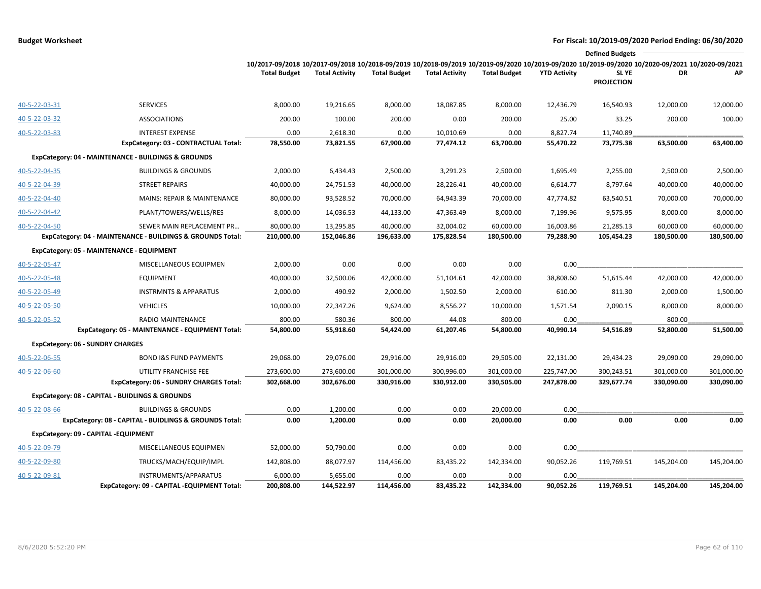**Budget Worksheet** — **For Fiscal: 10/2019-09/2020 Period Ending: 06/30/2020**

| | | 10/2017-09/2018 Total Budget | 10/2017-09/2018 Total Activity | 10/2018-09/2019 Total Budget | 10/2018-09/2019 Total Activity | 10/2019-09/2020 Total Budget | 10/2019-09/2020 YTD Activity | Defined Budgets 10/2019-09/2020 SL YE PROJECTION | Defined Budgets 10/2020-09/2021 DR | Defined Budgets 10/2020-09/2021 AP |
|---|---|---|---|---|---|---|---|---|---|---|
| 40-5-22-03-31 | SERVICES | 8,000.00 | 19,216.65 | 8,000.00 | 18,087.85 | 8,000.00 | 12,436.79 | 16,540.93 | 12,000.00 | 12,000.00 |
| 40-5-22-03-32 | ASSOCIATIONS | 200.00 | 100.00 | 200.00 | 0.00 | 200.00 | 25.00 | 33.25 | 200.00 | 100.00 |
| 40-5-22-03-83 | INTEREST EXPENSE | 0.00 | 2,618.30 | 0.00 | 10,010.69 | 0.00 | 8,827.74 | 11,740.89 | | |
| | **ExpCategory: 03 - CONTRACTUAL Total:** | **78,550.00** | **73,821.55** | **67,900.00** | **77,474.12** | **63,700.00** | **55,470.22** | **73,775.38** | **63,500.00** | **63,400.00** |
| **ExpCategory: 04 - MAINTENANCE - BUILDINGS & GROUNDS** | | | | | | | | | | |
| 40-5-22-04-35 | BUILDINGS & GROUNDS | 2,000.00 | 6,434.43 | 2,500.00 | 3,291.23 | 2,500.00 | 1,695.49 | 2,255.00 | 2,500.00 | 2,500.00 |
| 40-5-22-04-39 | STREET REPAIRS | 40,000.00 | 24,751.53 | 40,000.00 | 28,226.41 | 40,000.00 | 6,614.77 | 8,797.64 | 40,000.00 | 40,000.00 |
| 40-5-22-04-40 | MAINS: REPAIR & MAINTENANCE | 80,000.00 | 93,528.52 | 70,000.00 | 64,943.39 | 70,000.00 | 47,774.82 | 63,540.51 | 70,000.00 | 70,000.00 |
| 40-5-22-04-42 | PLANT/TOWERS/WELLS/RES | 8,000.00 | 14,036.53 | 44,133.00 | 47,363.49 | 8,000.00 | 7,199.96 | 9,575.95 | 8,000.00 | 8,000.00 |
| 40-5-22-04-50 | SEWER MAIN REPLACEMENT PR… | 80,000.00 | 13,295.85 | 40,000.00 | 32,004.02 | 60,000.00 | 16,003.86 | 21,285.13 | 60,000.00 | 60,000.00 |
| | **ExpCategory: 04 - MAINTENANCE - BUILDINGS & GROUNDS Total:** | **210,000.00** | **152,046.86** | **196,633.00** | **175,828.54** | **180,500.00** | **79,288.90** | **105,454.23** | **180,500.00** | **180,500.00** |
| **ExpCategory: 05 - MAINTENANCE - EQUIPMENT** | | | | | | | | | | |
| 40-5-22-05-47 | MISCELLANEOUS EQUIPMEN | 2,000.00 | 0.00 | 0.00 | 0.00 | 0.00 | 0.00 | | | |
| 40-5-22-05-48 | EQUIPMENT | 40,000.00 | 32,500.06 | 42,000.00 | 51,104.61 | 42,000.00 | 38,808.60 | 51,615.44 | 42,000.00 | 42,000.00 |
| 40-5-22-05-49 | INSTRMNTS & APPARATUS | 2,000.00 | 490.92 | 2,000.00 | 1,502.50 | 2,000.00 | 610.00 | 811.30 | 2,000.00 | 1,500.00 |
| 40-5-22-05-50 | VEHICLES | 10,000.00 | 22,347.26 | 9,624.00 | 8,556.27 | 10,000.00 | 1,571.54 | 2,090.15 | 8,000.00 | 8,000.00 |
| 40-5-22-05-52 | RADIO MAINTENANCE | 800.00 | 580.36 | 800.00 | 44.08 | 800.00 | 0.00 | | 800.00 | |
| | **ExpCategory: 05 - MAINTENANCE - EQUIPMENT Total:** | **54,800.00** | **55,918.60** | **54,424.00** | **61,207.46** | **54,800.00** | **40,990.14** | **54,516.89** | **52,800.00** | **51,500.00** |
| **ExpCategory: 06 - SUNDRY CHARGES** | | | | | | | | | | |
| 40-5-22-06-55 | BOND I&S FUND PAYMENTS | 29,068.00 | 29,076.00 | 29,916.00 | 29,916.00 | 29,505.00 | 22,131.00 | 29,434.23 | 29,090.00 | 29,090.00 |
| 40-5-22-06-60 | UTILITY FRANCHISE FEE | 273,600.00 | 273,600.00 | 301,000.00 | 300,996.00 | 301,000.00 | 225,747.00 | 300,243.51 | 301,000.00 | 301,000.00 |
| | **ExpCategory: 06 - SUNDRY CHARGES Total:** | **302,668.00** | **302,676.00** | **330,916.00** | **330,912.00** | **330,505.00** | **247,878.00** | **329,677.74** | **330,090.00** | **330,090.00** |
| **ExpCategory: 08 - CAPITAL - BUIDLINGS & GROUNDS** | | | | | | | | | | |
| 40-5-22-08-66 | BUILDINGS & GROUNDS | 0.00 | 1,200.00 | 0.00 | 0.00 | 20,000.00 | 0.00 | | | |
| | **ExpCategory: 08 - CAPITAL - BUIDLINGS & GROUNDS Total:** | **0.00** | **1,200.00** | **0.00** | **0.00** | **20,000.00** | **0.00** | **0.00** | **0.00** | **0.00** |
| **ExpCategory: 09 - CAPITAL -EQUIPMENT** | | | | | | | | | | |
| 40-5-22-09-79 | MISCELLANEOUS EQUIPMEN | 52,000.00 | 50,790.00 | 0.00 | 0.00 | 0.00 | 0.00 | | | |
| 40-5-22-09-80 | TRUCKS/MACH/EQUIP/IMPL | 142,808.00 | 88,077.97 | 114,456.00 | 83,435.22 | 142,334.00 | 90,052.26 | 119,769.51 | 145,204.00 | 145,204.00 |
| 40-5-22-09-81 | INSTRUMENTS/APPARATUS | 6,000.00 | 5,655.00 | 0.00 | 0.00 | 0.00 | 0.00 | | | |
| | **ExpCategory: 09 - CAPITAL -EQUIPMENT Total:** | **200,808.00** | **144,522.97** | **114,456.00** | **83,435.22** | **142,334.00** | **90,052.26** | **119,769.51** | **145,204.00** | **145,204.00** |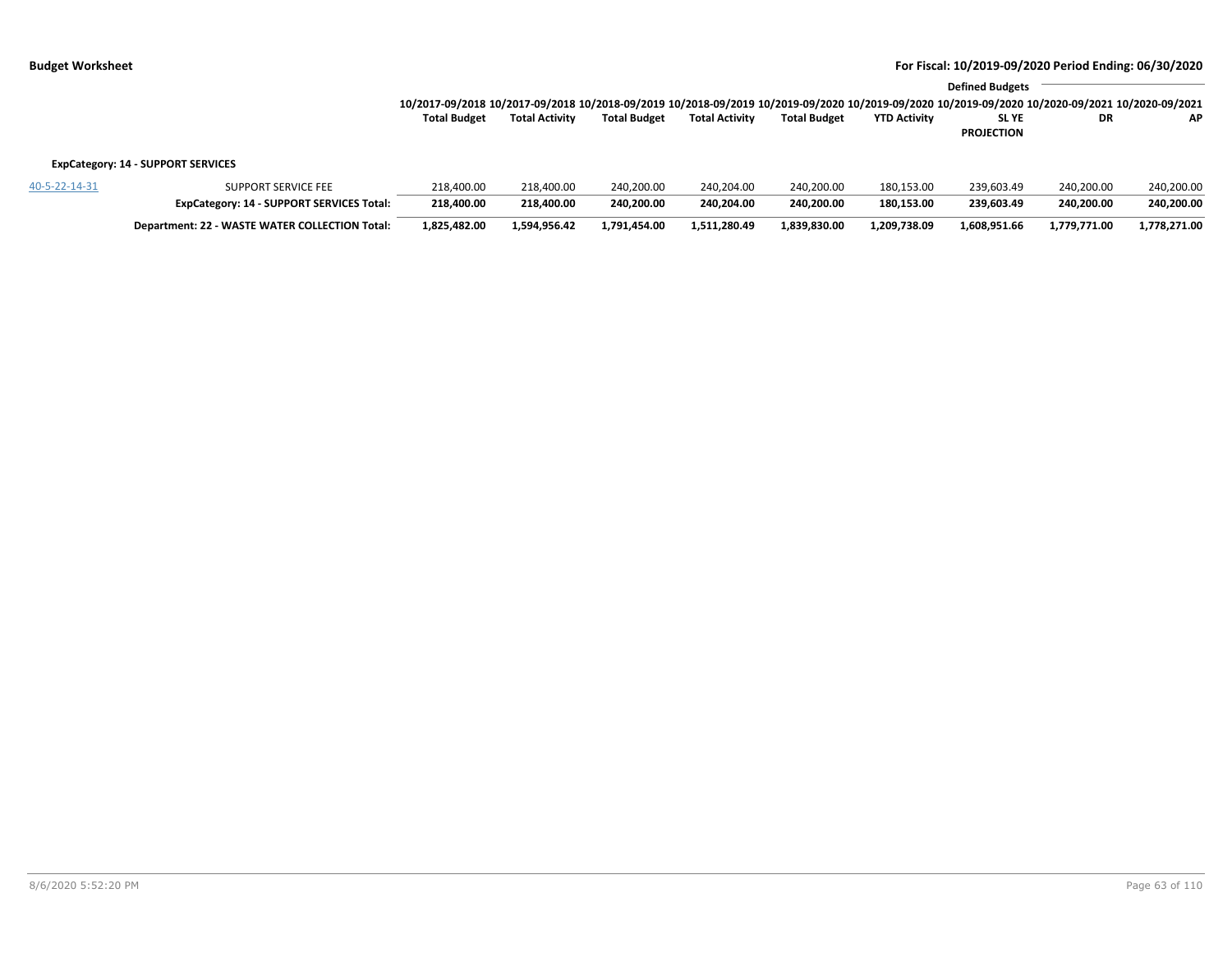**Budget Worksheet** — **For Fiscal: 10/2019-09/2020 Period Ending: 06/30/2020**

| | | 10/2017-09/2018 Total Budget | 10/2017-09/2018 Total Activity | 10/2018-09/2019 Total Budget | 10/2018-09/2019 Total Activity | 10/2019-09/2020 Total Budget | 10/2019-09/2020 YTD Activity | Defined Budgets 10/2019-09/2020 SL YE PROJECTION | 10/2020-09/2021 DR | 10/2020-09/2021 AP |
|---|---|---|---|---|---|---|---|---|---|---|
| **ExpCategory: 14 - SUPPORT SERVICES** | | | | | | | | | | |
| 40-5-22-14-31 | SUPPORT SERVICE FEE | 218,400.00 | 218,400.00 | 240,200.00 | 240,204.00 | 240,200.00 | 180,153.00 | 239,603.49 | 240,200.00 | 240,200.00 |
| | **ExpCategory: 14 - SUPPORT SERVICES Total:** | **218,400.00** | **218,400.00** | **240,200.00** | **240,204.00** | **240,200.00** | **180,153.00** | **239,603.49** | **240,200.00** | **240,200.00** |
| | **Department: 22 - WASTE WATER COLLECTION Total:** | **1,825,482.00** | **1,594,956.42** | **1,791,454.00** | **1,511,280.49** | **1,839,830.00** | **1,209,738.09** | **1,608,951.66** | **1,779,771.00** | **1,778,271.00** |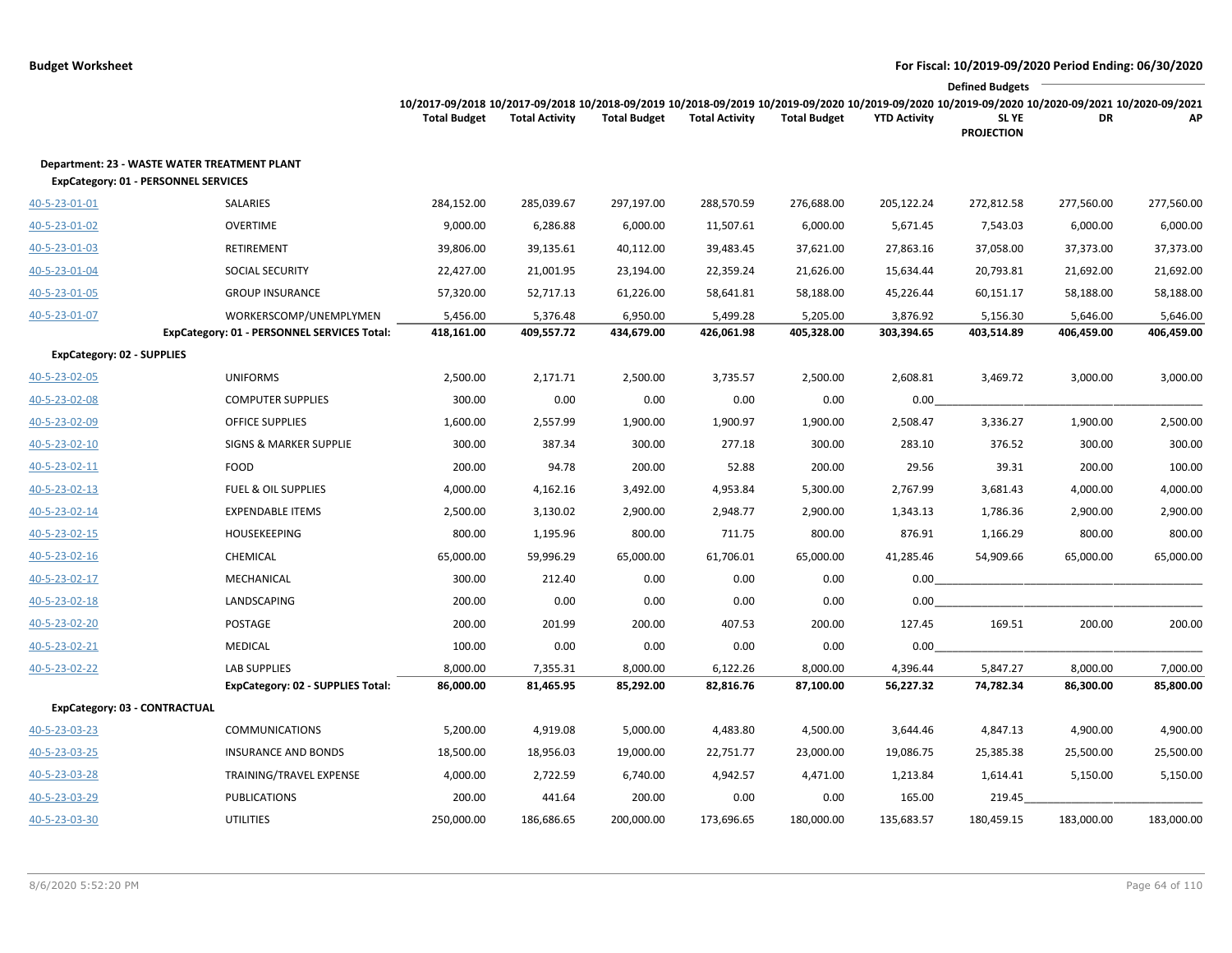**Budget Worksheet**

**For Fiscal: 10/2019-09/2020 Period Ending: 06/30/2020**

| | | 10/2017-09/2018 Total Budget | 10/2017-09/2018 Total Activity | 10/2018-09/2019 Total Budget | 10/2018-09/2019 Total Activity | 10/2019-09/2020 Total Budget | 10/2019-09/2020 YTD Activity | Defined Budgets 10/2019-09/2020 SL YE PROJECTION | 10/2020-09/2021 DR | 10/2020-09/2021 AP |
|---|---|---|---|---|---|---|---|---|---|---|
| **Department: 23 - WASTE WATER TREATMENT PLANT** | | | | | | | | | | |
| **ExpCategory: 01 - PERSONNEL SERVICES** | | | | | | | | | | |
| 40-5-23-01-01 | SALARIES | 284,152.00 | 285,039.67 | 297,197.00 | 288,570.59 | 276,688.00 | 205,122.24 | 272,812.58 | 277,560.00 | 277,560.00 |
| 40-5-23-01-02 | OVERTIME | 9,000.00 | 6,286.88 | 6,000.00 | 11,507.61 | 6,000.00 | 5,671.45 | 7,543.03 | 6,000.00 | 6,000.00 |
| 40-5-23-01-03 | RETIREMENT | 39,806.00 | 39,135.61 | 40,112.00 | 39,483.45 | 37,621.00 | 27,863.16 | 37,058.00 | 37,373.00 | 37,373.00 |
| 40-5-23-01-04 | SOCIAL SECURITY | 22,427.00 | 21,001.95 | 23,194.00 | 22,359.24 | 21,626.00 | 15,634.44 | 20,793.81 | 21,692.00 | 21,692.00 |
| 40-5-23-01-05 | GROUP INSURANCE | 57,320.00 | 52,717.13 | 61,226.00 | 58,641.81 | 58,188.00 | 45,226.44 | 60,151.17 | 58,188.00 | 58,188.00 |
| 40-5-23-01-07 | WORKERSCOMP/UNEMPLYMEN | 5,456.00 | 5,376.48 | 6,950.00 | 5,499.28 | 5,205.00 | 3,876.92 | 5,156.30 | 5,646.00 | 5,646.00 |
| | **ExpCategory: 01 - PERSONNEL SERVICES Total:** | **418,161.00** | **409,557.72** | **434,679.00** | **426,061.98** | **405,328.00** | **303,394.65** | **403,514.89** | **406,459.00** | **406,459.00** |
| **ExpCategory: 02 - SUPPLIES** | | | | | | | | | | |
| 40-5-23-02-05 | UNIFORMS | 2,500.00 | 2,171.71 | 2,500.00 | 3,735.57 | 2,500.00 | 2,608.81 | 3,469.72 | 3,000.00 | 3,000.00 |
| 40-5-23-02-08 | COMPUTER SUPPLIES | 300.00 | 0.00 | 0.00 | 0.00 | 0.00 | 0.00 | | | |
| 40-5-23-02-09 | OFFICE SUPPLIES | 1,600.00 | 2,557.99 | 1,900.00 | 1,900.97 | 1,900.00 | 2,508.47 | 3,336.27 | 1,900.00 | 2,500.00 |
| 40-5-23-02-10 | SIGNS & MARKER SUPPLIE | 300.00 | 387.34 | 300.00 | 277.18 | 300.00 | 283.10 | 376.52 | 300.00 | 300.00 |
| 40-5-23-02-11 | FOOD | 200.00 | 94.78 | 200.00 | 52.88 | 200.00 | 29.56 | 39.31 | 200.00 | 100.00 |
| 40-5-23-02-13 | FUEL & OIL SUPPLIES | 4,000.00 | 4,162.16 | 3,492.00 | 4,953.84 | 5,300.00 | 2,767.99 | 3,681.43 | 4,000.00 | 4,000.00 |
| 40-5-23-02-14 | EXPENDABLE ITEMS | 2,500.00 | 3,130.02 | 2,900.00 | 2,948.77 | 2,900.00 | 1,343.13 | 1,786.36 | 2,900.00 | 2,900.00 |
| 40-5-23-02-15 | HOUSEKEEPING | 800.00 | 1,195.96 | 800.00 | 711.75 | 800.00 | 876.91 | 1,166.29 | 800.00 | 800.00 |
| 40-5-23-02-16 | CHEMICAL | 65,000.00 | 59,996.29 | 65,000.00 | 61,706.01 | 65,000.00 | 41,285.46 | 54,909.66 | 65,000.00 | 65,000.00 |
| 40-5-23-02-17 | MECHANICAL | 300.00 | 212.40 | 0.00 | 0.00 | 0.00 | 0.00 | | | |
| 40-5-23-02-18 | LANDSCAPING | 200.00 | 0.00 | 0.00 | 0.00 | 0.00 | 0.00 | | | |
| 40-5-23-02-20 | POSTAGE | 200.00 | 201.99 | 200.00 | 407.53 | 200.00 | 127.45 | 169.51 | 200.00 | 200.00 |
| 40-5-23-02-21 | MEDICAL | 100.00 | 0.00 | 0.00 | 0.00 | 0.00 | 0.00 | | | |
| 40-5-23-02-22 | LAB SUPPLIES | 8,000.00 | 7,355.31 | 8,000.00 | 6,122.26 | 8,000.00 | 4,396.44 | 5,847.27 | 8,000.00 | 7,000.00 |
| | **ExpCategory: 02 - SUPPLIES Total:** | **86,000.00** | **81,465.95** | **85,292.00** | **82,816.76** | **87,100.00** | **56,227.32** | **74,782.34** | **86,300.00** | **85,800.00** |
| **ExpCategory: 03 - CONTRACTUAL** | | | | | | | | | | |
| 40-5-23-03-23 | COMMUNICATIONS | 5,200.00 | 4,919.08 | 5,000.00 | 4,483.80 | 4,500.00 | 3,644.46 | 4,847.13 | 4,900.00 | 4,900.00 |
| 40-5-23-03-25 | INSURANCE AND BONDS | 18,500.00 | 18,956.03 | 19,000.00 | 22,751.77 | 23,000.00 | 19,086.75 | 25,385.38 | 25,500.00 | 25,500.00 |
| 40-5-23-03-28 | TRAINING/TRAVEL EXPENSE | 4,000.00 | 2,722.59 | 6,740.00 | 4,942.57 | 4,471.00 | 1,213.84 | 1,614.41 | 5,150.00 | 5,150.00 |
| 40-5-23-03-29 | PUBLICATIONS | 200.00 | 441.64 | 200.00 | 0.00 | 0.00 | 165.00 | 219.45 | | |
| 40-5-23-03-30 | UTILITIES | 250,000.00 | 186,686.65 | 200,000.00 | 173,696.65 | 180,000.00 | 135,683.57 | 180,459.15 | 183,000.00 | 183,000.00 |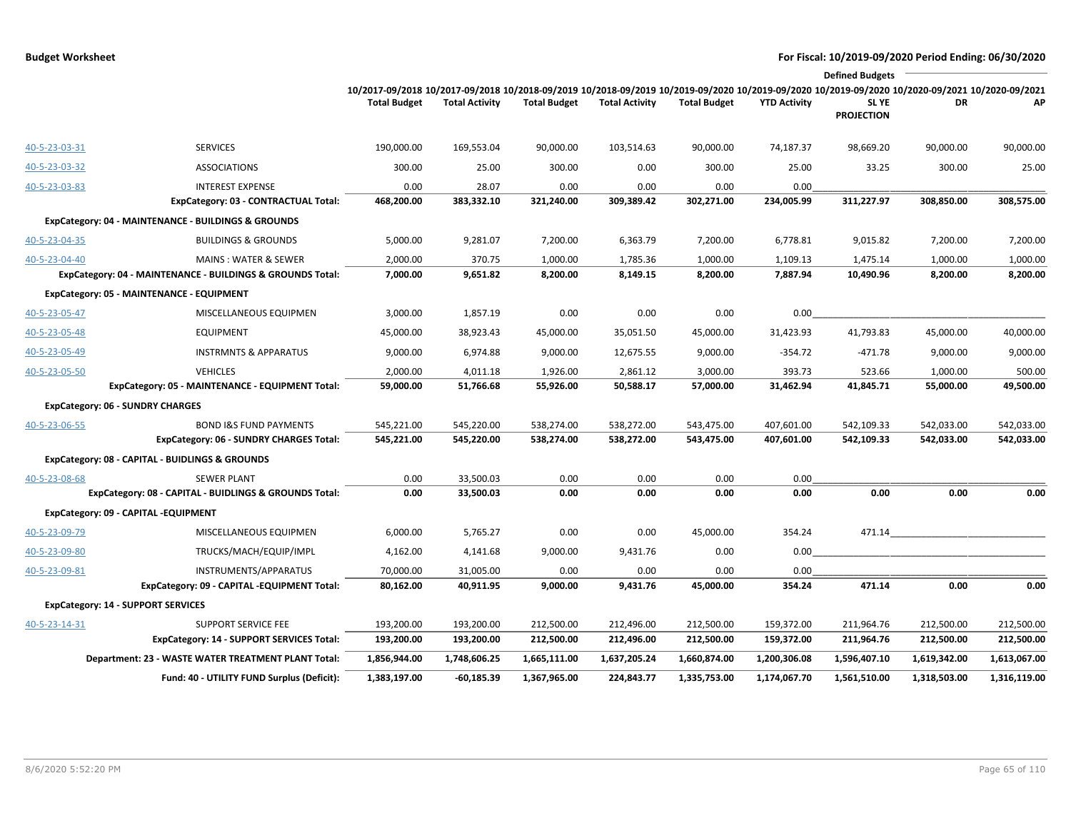**Budget Worksheet**

**For Fiscal: 10/2019-09/2020 Period Ending: 06/30/2020**

| | | 10/2017-09/2018 Total Budget | 10/2017-09/2018 Total Activity | 10/2018-09/2019 Total Budget | 10/2018-09/2019 Total Activity | 10/2019-09/2020 Total Budget | 10/2019-09/2020 YTD Activity | Defined Budgets 10/2019-09/2020 SL YE PROJECTION | 10/2020-09/2021 DR | 10/2020-09/2021 AP |
|---|---|---|---|---|---|---|---|---|---|---|
| 40-5-23-03-31 | SERVICES | 190,000.00 | 169,553.04 | 90,000.00 | 103,514.63 | 90,000.00 | 74,187.37 | 98,669.20 | 90,000.00 | 90,000.00 |
| 40-5-23-03-32 | ASSOCIATIONS | 300.00 | 25.00 | 300.00 | 0.00 | 300.00 | 25.00 | 33.25 | 300.00 | 25.00 |
| 40-5-23-03-83 | INTEREST EXPENSE | 0.00 | 28.07 | 0.00 | 0.00 | 0.00 | 0.00 | | | |
| | **ExpCategory: 03 - CONTRACTUAL Total:** | **468,200.00** | **383,332.10** | **321,240.00** | **309,389.42** | **302,271.00** | **234,005.99** | **311,227.97** | **308,850.00** | **308,575.00** |
| **ExpCategory: 04 - MAINTENANCE - BUILDINGS & GROUNDS** | | | | | | | | | | |
| 40-5-23-04-35 | BUILDINGS & GROUNDS | 5,000.00 | 9,281.07 | 7,200.00 | 6,363.79 | 7,200.00 | 6,778.81 | 9,015.82 | 7,200.00 | 7,200.00 |
| 40-5-23-04-40 | MAINS : WATER & SEWER | 2,000.00 | 370.75 | 1,000.00 | 1,785.36 | 1,000.00 | 1,109.13 | 1,475.14 | 1,000.00 | 1,000.00 |
| | **ExpCategory: 04 - MAINTENANCE - BUILDINGS & GROUNDS Total:** | **7,000.00** | **9,651.82** | **8,200.00** | **8,149.15** | **8,200.00** | **7,887.94** | **10,490.96** | **8,200.00** | **8,200.00** |
| **ExpCategory: 05 - MAINTENANCE - EQUIPMENT** | | | | | | | | | | |
| 40-5-23-05-47 | MISCELLANEOUS EQUIPMEN | 3,000.00 | 1,857.19 | 0.00 | 0.00 | 0.00 | 0.00 | | | |
| 40-5-23-05-48 | EQUIPMENT | 45,000.00 | 38,923.43 | 45,000.00 | 35,051.50 | 45,000.00 | 31,423.93 | 41,793.83 | 45,000.00 | 40,000.00 |
| 40-5-23-05-49 | INSTRMNTS & APPARATUS | 9,000.00 | 6,974.88 | 9,000.00 | 12,675.55 | 9,000.00 | -354.72 | -471.78 | 9,000.00 | 9,000.00 |
| 40-5-23-05-50 | VEHICLES | 2,000.00 | 4,011.18 | 1,926.00 | 2,861.12 | 3,000.00 | 393.73 | 523.66 | 1,000.00 | 500.00 |
| | **ExpCategory: 05 - MAINTENANCE - EQUIPMENT Total:** | **59,000.00** | **51,766.68** | **55,926.00** | **50,588.17** | **57,000.00** | **31,462.94** | **41,845.71** | **55,000.00** | **49,500.00** |
| **ExpCategory: 06 - SUNDRY CHARGES** | | | | | | | | | | |
| 40-5-23-06-55 | BOND I&S FUND PAYMENTS | 545,221.00 | 545,220.00 | 538,274.00 | 538,272.00 | 543,475.00 | 407,601.00 | 542,109.33 | 542,033.00 | 542,033.00 |
| | **ExpCategory: 06 - SUNDRY CHARGES Total:** | **545,221.00** | **545,220.00** | **538,274.00** | **538,272.00** | **543,475.00** | **407,601.00** | **542,109.33** | **542,033.00** | **542,033.00** |
| **ExpCategory: 08 - CAPITAL - BUIDLINGS & GROUNDS** | | | | | | | | | | |
| 40-5-23-08-68 | SEWER PLANT | 0.00 | 33,500.03 | 0.00 | 0.00 | 0.00 | 0.00 | | | |
| | **ExpCategory: 08 - CAPITAL - BUIDLINGS & GROUNDS Total:** | **0.00** | **33,500.03** | **0.00** | **0.00** | **0.00** | **0.00** | **0.00** | **0.00** | **0.00** |
| **ExpCategory: 09 - CAPITAL -EQUIPMENT** | | | | | | | | | | |
| 40-5-23-09-79 | MISCELLANEOUS EQUIPMEN | 6,000.00 | 5,765.27 | 0.00 | 0.00 | 45,000.00 | 354.24 | 471.14 | | |
| 40-5-23-09-80 | TRUCKS/MACH/EQUIP/IMPL | 4,162.00 | 4,141.68 | 9,000.00 | 9,431.76 | 0.00 | 0.00 | | | |
| 40-5-23-09-81 | INSTRUMENTS/APPARATUS | 70,000.00 | 31,005.00 | 0.00 | 0.00 | 0.00 | 0.00 | | | |
| | **ExpCategory: 09 - CAPITAL -EQUIPMENT Total:** | **80,162.00** | **40,911.95** | **9,000.00** | **9,431.76** | **45,000.00** | **354.24** | **471.14** | **0.00** | **0.00** |
| **ExpCategory: 14 - SUPPORT SERVICES** | | | | | | | | | | |
| 40-5-23-14-31 | SUPPORT SERVICE FEE | 193,200.00 | 193,200.00 | 212,500.00 | 212,496.00 | 212,500.00 | 159,372.00 | 211,964.76 | 212,500.00 | 212,500.00 |
| | **ExpCategory: 14 - SUPPORT SERVICES Total:** | **193,200.00** | **193,200.00** | **212,500.00** | **212,496.00** | **212,500.00** | **159,372.00** | **211,964.76** | **212,500.00** | **212,500.00** |
| | **Department: 23 - WASTE WATER TREATMENT PLANT Total:** | **1,856,944.00** | **1,748,606.25** | **1,665,111.00** | **1,637,205.24** | **1,660,874.00** | **1,200,306.08** | **1,596,407.10** | **1,619,342.00** | **1,613,067.00** |
| | **Fund: 40 - UTILITY FUND Surplus (Deficit):** | **1,383,197.00** | **-60,185.39** | **1,367,965.00** | **224,843.77** | **1,335,753.00** | **1,174,067.70** | **1,561,510.00** | **1,318,503.00** | **1,316,119.00** |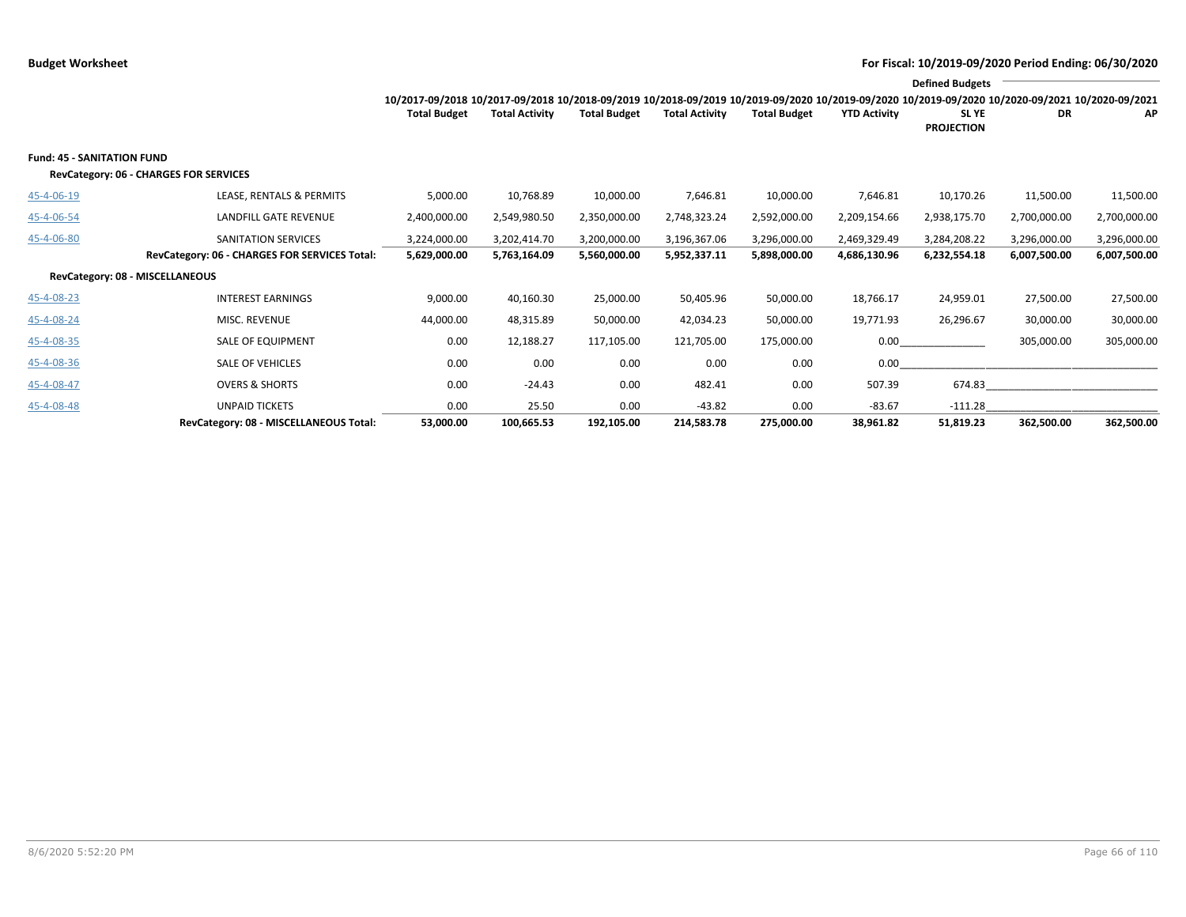**Budget Worksheet**

**For Fiscal: 10/2019-09/2020 Period Ending: 06/30/2020**

| | | 10/2017-09/2018 Total Budget | 10/2017-09/2018 Total Activity | 10/2018-09/2019 Total Budget | 10/2018-09/2019 Total Activity | 10/2019-09/2020 Total Budget | 10/2019-09/2020 YTD Activity | Defined Budgets 10/2019-09/2020 SL YE PROJECTION | 10/2020-09/2021 DR | 10/2020-09/2021 AP |
|---|---|---|---|---|---|---|---|---|---|---|
| **Fund: 45 - SANITATION FUND** | | | | | | | | | | |
| **RevCategory: 06 - CHARGES FOR SERVICES** | | | | | | | | | | |
| 45-4-06-19 | LEASE, RENTALS & PERMITS | 5,000.00 | 10,768.89 | 10,000.00 | 7,646.81 | 10,000.00 | 7,646.81 | 10,170.26 | 11,500.00 | 11,500.00 |
| 45-4-06-54 | LANDFILL GATE REVENUE | 2,400,000.00 | 2,549,980.50 | 2,350,000.00 | 2,748,323.24 | 2,592,000.00 | 2,209,154.66 | 2,938,175.70 | 2,700,000.00 | 2,700,000.00 |
| 45-4-06-80 | SANITATION SERVICES | 3,224,000.00 | 3,202,414.70 | 3,200,000.00 | 3,196,367.06 | 3,296,000.00 | 2,469,329.49 | 3,284,208.22 | 3,296,000.00 | 3,296,000.00 |
| | **RevCategory: 06 - CHARGES FOR SERVICES Total:** | **5,629,000.00** | **5,763,164.09** | **5,560,000.00** | **5,952,337.11** | **5,898,000.00** | **4,686,130.96** | **6,232,554.18** | **6,007,500.00** | **6,007,500.00** |
| **RevCategory: 08 - MISCELLANEOUS** | | | | | | | | | | |
| 45-4-08-23 | INTEREST EARNINGS | 9,000.00 | 40,160.30 | 25,000.00 | 50,405.96 | 50,000.00 | 18,766.17 | 24,959.01 | 27,500.00 | 27,500.00 |
| 45-4-08-24 | MISC. REVENUE | 44,000.00 | 48,315.89 | 50,000.00 | 42,034.23 | 50,000.00 | 19,771.93 | 26,296.67 | 30,000.00 | 30,000.00 |
| 45-4-08-35 | SALE OF EQUIPMENT | 0.00 | 12,188.27 | 117,105.00 | 121,705.00 | 175,000.00 | 0.00 | | 305,000.00 | 305,000.00 |
| 45-4-08-36 | SALE OF VEHICLES | 0.00 | 0.00 | 0.00 | 0.00 | 0.00 | 0.00 | | | |
| 45-4-08-47 | OVERS & SHORTS | 0.00 | -24.43 | 0.00 | 482.41 | 0.00 | 507.39 | 674.83 | | |
| 45-4-08-48 | UNPAID TICKETS | 0.00 | 25.50 | 0.00 | -43.82 | 0.00 | -83.67 | -111.28 | | |
| | **RevCategory: 08 - MISCELLANEOUS Total:** | **53,000.00** | **100,665.53** | **192,105.00** | **214,583.78** | **275,000.00** | **38,961.82** | **51,819.23** | **362,500.00** | **362,500.00** |

8/6/2020 5:52:20 PM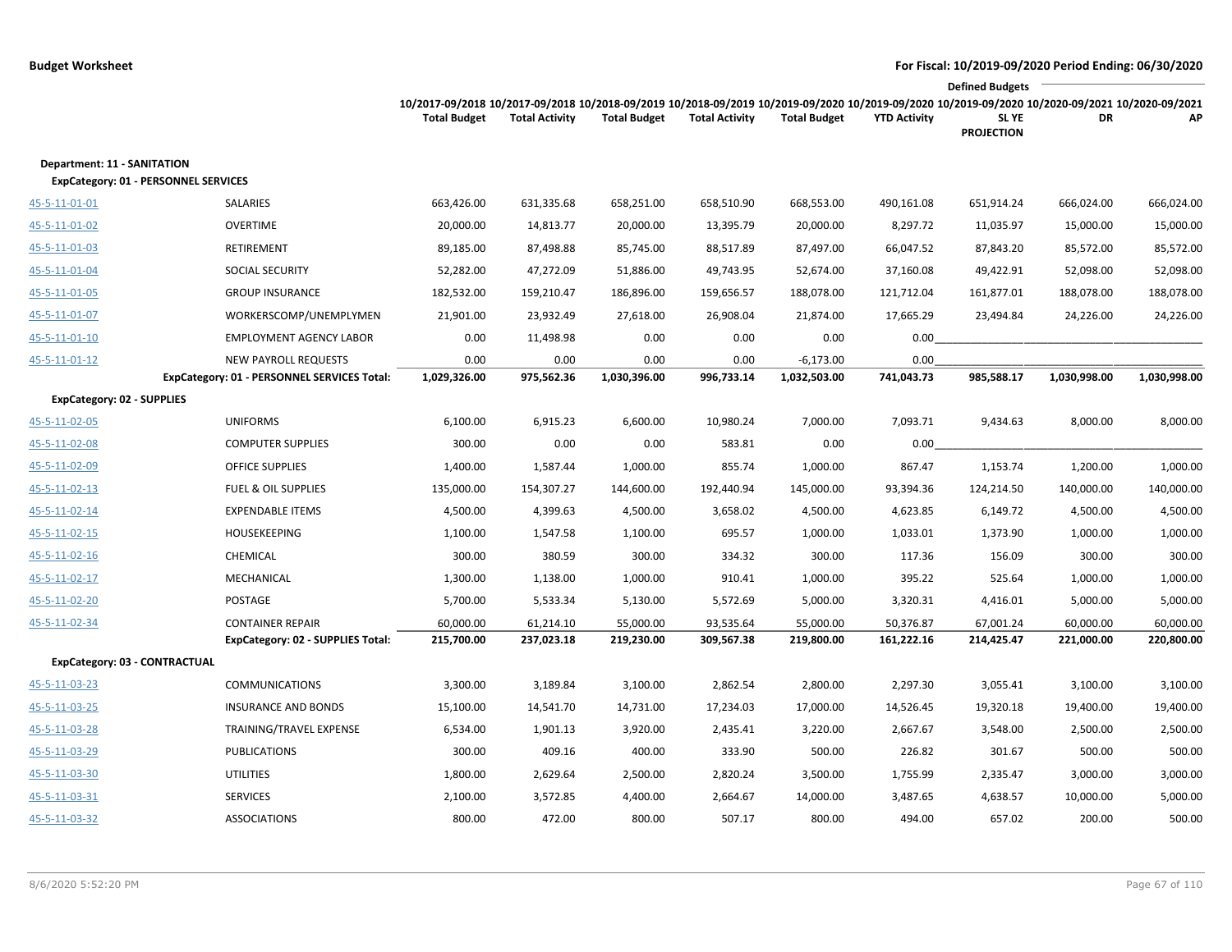**Budget Worksheet** — For Fiscal: 10/2019-09/2020 Period Ending: 06/30/2020

| | | 10/2017-09/2018 Total Budget | 10/2017-09/2018 Total Activity | 10/2018-09/2019 Total Budget | 10/2018-09/2019 Total Activity | 10/2019-09/2020 Total Budget | 10/2019-09/2020 YTD Activity | Defined Budgets 10/2019-09/2020 SL YE PROJECTION | 10/2020-09/2021 DR | 10/2020-09/2021 AP |
|---|---|---|---|---|---|---|---|---|---|---|
| **Department: 11 - SANITATION** | | | | | | | | | | |
| **ExpCategory: 01 - PERSONNEL SERVICES** | | | | | | | | | | |
| 45-5-11-01-01 | SALARIES | 663,426.00 | 631,335.68 | 658,251.00 | 658,510.90 | 668,553.00 | 490,161.08 | 651,914.24 | 666,024.00 | 666,024.00 |
| 45-5-11-01-02 | OVERTIME | 20,000.00 | 14,813.77 | 20,000.00 | 13,395.79 | 20,000.00 | 8,297.72 | 11,035.97 | 15,000.00 | 15,000.00 |
| 45-5-11-01-03 | RETIREMENT | 89,185.00 | 87,498.88 | 85,745.00 | 88,517.89 | 87,497.00 | 66,047.52 | 87,843.20 | 85,572.00 | 85,572.00 |
| 45-5-11-01-04 | SOCIAL SECURITY | 52,282.00 | 47,272.09 | 51,886.00 | 49,743.95 | 52,674.00 | 37,160.08 | 49,422.91 | 52,098.00 | 52,098.00 |
| 45-5-11-01-05 | GROUP INSURANCE | 182,532.00 | 159,210.47 | 186,896.00 | 159,656.57 | 188,078.00 | 121,712.04 | 161,877.01 | 188,078.00 | 188,078.00 |
| 45-5-11-01-07 | WORKERSCOMP/UNEMPLYMEN | 21,901.00 | 23,932.49 | 27,618.00 | 26,908.04 | 21,874.00 | 17,665.29 | 23,494.84 | 24,226.00 | 24,226.00 |
| 45-5-11-01-10 | EMPLOYMENT AGENCY LABOR | 0.00 | 11,498.98 | 0.00 | 0.00 | 0.00 | 0.00 | | | |
| 45-5-11-01-12 | NEW PAYROLL REQUESTS | 0.00 | 0.00 | 0.00 | 0.00 | -6,173.00 | 0.00 | | | |
| | **ExpCategory: 01 - PERSONNEL SERVICES Total:** | **1,029,326.00** | **975,562.36** | **1,030,396.00** | **996,733.14** | **1,032,503.00** | **741,043.73** | **985,588.17** | **1,030,998.00** | **1,030,998.00** |
| **ExpCategory: 02 - SUPPLIES** | | | | | | | | | | |
| 45-5-11-02-05 | UNIFORMS | 6,100.00 | 6,915.23 | 6,600.00 | 10,980.24 | 7,000.00 | 7,093.71 | 9,434.63 | 8,000.00 | 8,000.00 |
| 45-5-11-02-08 | COMPUTER SUPPLIES | 300.00 | 0.00 | 0.00 | 583.81 | 0.00 | 0.00 | | | |
| 45-5-11-02-09 | OFFICE SUPPLIES | 1,400.00 | 1,587.44 | 1,000.00 | 855.74 | 1,000.00 | 867.47 | 1,153.74 | 1,200.00 | 1,000.00 |
| 45-5-11-02-13 | FUEL & OIL SUPPLIES | 135,000.00 | 154,307.27 | 144,600.00 | 192,440.94 | 145,000.00 | 93,394.36 | 124,214.50 | 140,000.00 | 140,000.00 |
| 45-5-11-02-14 | EXPENDABLE ITEMS | 4,500.00 | 4,399.63 | 4,500.00 | 3,658.02 | 4,500.00 | 4,623.85 | 6,149.72 | 4,500.00 | 4,500.00 |
| 45-5-11-02-15 | HOUSEKEEPING | 1,100.00 | 1,547.58 | 1,100.00 | 695.57 | 1,000.00 | 1,033.01 | 1,373.90 | 1,000.00 | 1,000.00 |
| 45-5-11-02-16 | CHEMICAL | 300.00 | 380.59 | 300.00 | 334.32 | 300.00 | 117.36 | 156.09 | 300.00 | 300.00 |
| 45-5-11-02-17 | MECHANICAL | 1,300.00 | 1,138.00 | 1,000.00 | 910.41 | 1,000.00 | 395.22 | 525.64 | 1,000.00 | 1,000.00 |
| 45-5-11-02-20 | POSTAGE | 5,700.00 | 5,533.34 | 5,130.00 | 5,572.69 | 5,000.00 | 3,320.31 | 4,416.01 | 5,000.00 | 5,000.00 |
| 45-5-11-02-34 | CONTAINER REPAIR | 60,000.00 | 61,214.10 | 55,000.00 | 93,535.64 | 55,000.00 | 50,376.87 | 67,001.24 | 60,000.00 | 60,000.00 |
| | **ExpCategory: 02 - SUPPLIES Total:** | **215,700.00** | **237,023.18** | **219,230.00** | **309,567.38** | **219,800.00** | **161,222.16** | **214,425.47** | **221,000.00** | **220,800.00** |
| **ExpCategory: 03 - CONTRACTUAL** | | | | | | | | | | |
| 45-5-11-03-23 | COMMUNICATIONS | 3,300.00 | 3,189.84 | 3,100.00 | 2,862.54 | 2,800.00 | 2,297.30 | 3,055.41 | 3,100.00 | 3,100.00 |
| 45-5-11-03-25 | INSURANCE AND BONDS | 15,100.00 | 14,541.70 | 14,731.00 | 17,234.03 | 17,000.00 | 14,526.45 | 19,320.18 | 19,400.00 | 19,400.00 |
| 45-5-11-03-28 | TRAINING/TRAVEL EXPENSE | 6,534.00 | 1,901.13 | 3,920.00 | 2,435.41 | 3,220.00 | 2,667.67 | 3,548.00 | 2,500.00 | 2,500.00 |
| 45-5-11-03-29 | PUBLICATIONS | 300.00 | 409.16 | 400.00 | 333.90 | 500.00 | 226.82 | 301.67 | 500.00 | 500.00 |
| 45-5-11-03-30 | UTILITIES | 1,800.00 | 2,629.64 | 2,500.00 | 2,820.24 | 3,500.00 | 1,755.99 | 2,335.47 | 3,000.00 | 3,000.00 |
| 45-5-11-03-31 | SERVICES | 2,100.00 | 3,572.85 | 4,400.00 | 2,664.67 | 14,000.00 | 3,487.65 | 4,638.57 | 10,000.00 | 5,000.00 |
| 45-5-11-03-32 | ASSOCIATIONS | 800.00 | 472.00 | 800.00 | 507.17 | 800.00 | 494.00 | 657.02 | 200.00 | 500.00 |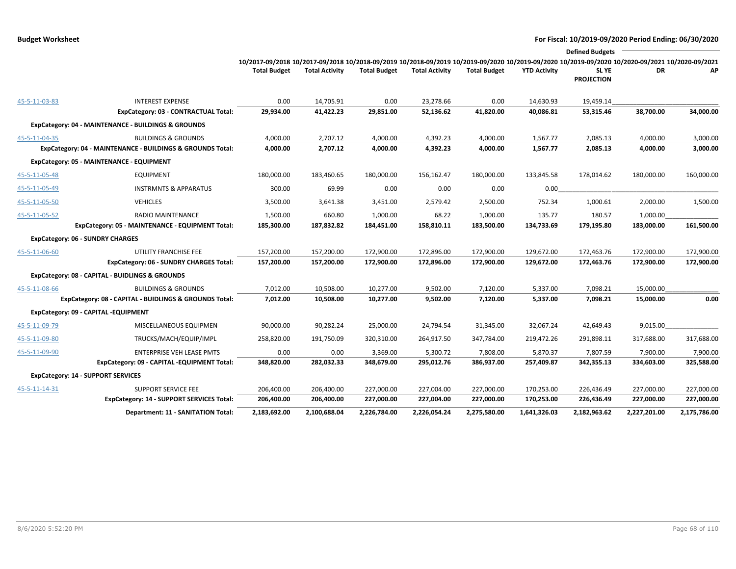**Budget Worksheet** — For Fiscal: 10/2019-09/2020 Period Ending: 06/30/2020

| | | 10/2017-09/2018 Total Budget | 10/2017-09/2018 Total Activity | 10/2018-09/2019 Total Budget | 10/2018-09/2019 Total Activity | 10/2019-09/2020 Total Budget | 10/2019-09/2020 YTD Activity | 10/2019-09/2020 SL YE PROJECTION | Defined Budgets 10/2020-09/2021 DR | 10/2020-09/2021 AP |
|---|---|---|---|---|---|---|---|---|---|---|
| 45-5-11-03-83 | INTEREST EXPENSE | 0.00 | 14,705.91 | 0.00 | 23,278.66 | 0.00 | 14,630.93 | 19,459.14 | | |
| | **ExpCategory: 03 - CONTRACTUAL Total:** | **29,934.00** | **41,422.23** | **29,851.00** | **52,136.62** | **41,820.00** | **40,086.81** | **53,315.46** | **38,700.00** | **34,000.00** |
| **ExpCategory: 04 - MAINTENANCE - BUILDINGS & GROUNDS** | | | | | | | | | | |
| 45-5-11-04-35 | BUILDINGS & GROUNDS | 4,000.00 | 2,707.12 | 4,000.00 | 4,392.23 | 4,000.00 | 1,567.77 | 2,085.13 | 4,000.00 | 3,000.00 |
| | **ExpCategory: 04 - MAINTENANCE - BUILDINGS & GROUNDS Total:** | **4,000.00** | **2,707.12** | **4,000.00** | **4,392.23** | **4,000.00** | **1,567.77** | **2,085.13** | **4,000.00** | **3,000.00** |
| **ExpCategory: 05 - MAINTENANCE - EQUIPMENT** | | | | | | | | | | |
| 45-5-11-05-48 | EQUIPMENT | 180,000.00 | 183,460.65 | 180,000.00 | 156,162.47 | 180,000.00 | 133,845.58 | 178,014.62 | 180,000.00 | 160,000.00 |
| 45-5-11-05-49 | INSTRMNTS & APPARATUS | 300.00 | 69.99 | 0.00 | 0.00 | 0.00 | 0.00 | | | |
| 45-5-11-05-50 | VEHICLES | 3,500.00 | 3,641.38 | 3,451.00 | 2,579.42 | 2,500.00 | 752.34 | 1,000.61 | 2,000.00 | 1,500.00 |
| 45-5-11-05-52 | RADIO MAINTENANCE | 1,500.00 | 660.80 | 1,000.00 | 68.22 | 1,000.00 | 135.77 | 180.57 | 1,000.00 | |
| | **ExpCategory: 05 - MAINTENANCE - EQUIPMENT Total:** | **185,300.00** | **187,832.82** | **184,451.00** | **158,810.11** | **183,500.00** | **134,733.69** | **179,195.80** | **183,000.00** | **161,500.00** |
| **ExpCategory: 06 - SUNDRY CHARGES** | | | | | | | | | | |
| 45-5-11-06-60 | UTILITY FRANCHISE FEE | 157,200.00 | 157,200.00 | 172,900.00 | 172,896.00 | 172,900.00 | 129,672.00 | 172,463.76 | 172,900.00 | 172,900.00 |
| | **ExpCategory: 06 - SUNDRY CHARGES Total:** | **157,200.00** | **157,200.00** | **172,900.00** | **172,896.00** | **172,900.00** | **129,672.00** | **172,463.76** | **172,900.00** | **172,900.00** |
| **ExpCategory: 08 - CAPITAL - BUIDLINGS & GROUNDS** | | | | | | | | | | |
| 45-5-11-08-66 | BUILDINGS & GROUNDS | 7,012.00 | 10,508.00 | 10,277.00 | 9,502.00 | 7,120.00 | 5,337.00 | 7,098.21 | 15,000.00 | |
| | **ExpCategory: 08 - CAPITAL - BUIDLINGS & GROUNDS Total:** | **7,012.00** | **10,508.00** | **10,277.00** | **9,502.00** | **7,120.00** | **5,337.00** | **7,098.21** | **15,000.00** | **0.00** |
| **ExpCategory: 09 - CAPITAL -EQUIPMENT** | | | | | | | | | | |
| 45-5-11-09-79 | MISCELLANEOUS EQUIPMEN | 90,000.00 | 90,282.24 | 25,000.00 | 24,794.54 | 31,345.00 | 32,067.24 | 42,649.43 | 9,015.00 | |
| 45-5-11-09-80 | TRUCKS/MACH/EQUIP/IMPL | 258,820.00 | 191,750.09 | 320,310.00 | 264,917.50 | 347,784.00 | 219,472.26 | 291,898.11 | 317,688.00 | 317,688.00 |
| 45-5-11-09-90 | ENTERPRISE VEH LEASE PMTS | 0.00 | 0.00 | 3,369.00 | 5,300.72 | 7,808.00 | 5,870.37 | 7,807.59 | 7,900.00 | 7,900.00 |
| | **ExpCategory: 09 - CAPITAL -EQUIPMENT Total:** | **348,820.00** | **282,032.33** | **348,679.00** | **295,012.76** | **386,937.00** | **257,409.87** | **342,355.13** | **334,603.00** | **325,588.00** |
| **ExpCategory: 14 - SUPPORT SERVICES** | | | | | | | | | | |
| 45-5-11-14-31 | SUPPORT SERVICE FEE | 206,400.00 | 206,400.00 | 227,000.00 | 227,004.00 | 227,000.00 | 170,253.00 | 226,436.49 | 227,000.00 | 227,000.00 |
| | **ExpCategory: 14 - SUPPORT SERVICES Total:** | **206,400.00** | **206,400.00** | **227,000.00** | **227,004.00** | **227,000.00** | **170,253.00** | **226,436.49** | **227,000.00** | **227,000.00** |
| | **Department: 11 - SANITATION Total:** | **2,183,692.00** | **2,100,688.04** | **2,226,784.00** | **2,226,054.24** | **2,275,580.00** | **1,641,326.03** | **2,182,963.62** | **2,227,201.00** | **2,175,786.00** |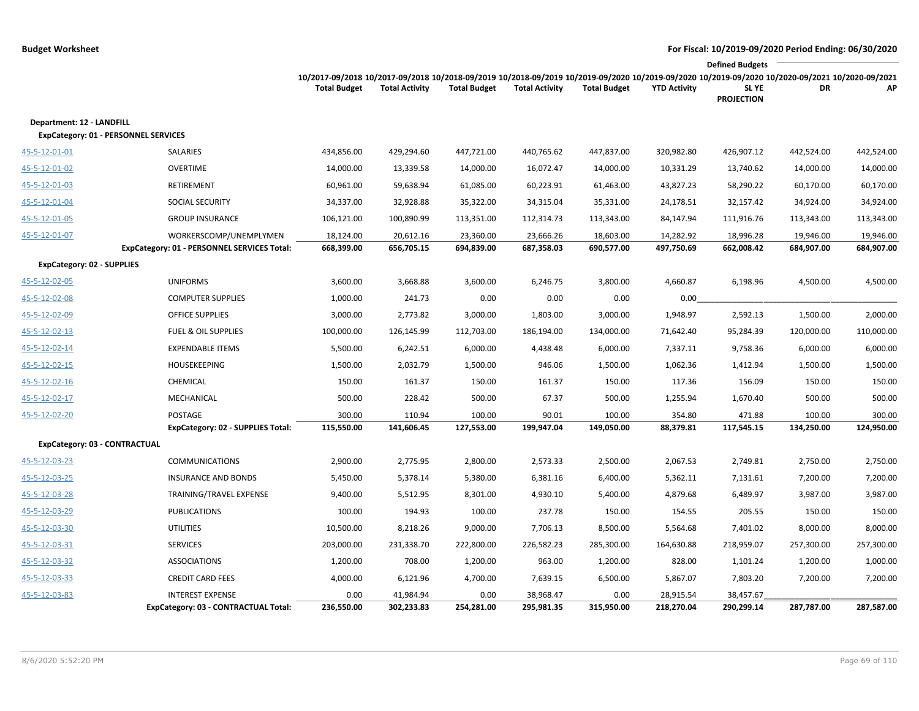**Budget Worksheet**

**For Fiscal: 10/2019-09/2020 Period Ending: 06/30/2020**

| | | 10/2017-09/2018 Total Budget | 10/2017-09/2018 Total Activity | 10/2018-09/2019 Total Budget | 10/2018-09/2019 Total Activity | 10/2019-09/2020 Total Budget | 10/2019-09/2020 YTD Activity | Defined Budgets 10/2019-09/2020 SL YE PROJECTION | 10/2020-09/2021 DR | 10/2020-09/2021 AP |
|---|---|---|---|---|---|---|---|---|---|---|
| **Department: 12 - LANDFILL** | | | | | | | | | | |
| **ExpCategory: 01 - PERSONNEL SERVICES** | | | | | | | | | | |
| 45-5-12-01-01 | SALARIES | 434,856.00 | 429,294.60 | 447,721.00 | 440,765.62 | 447,837.00 | 320,982.80 | 426,907.12 | 442,524.00 | 442,524.00 |
| 45-5-12-01-02 | OVERTIME | 14,000.00 | 13,339.58 | 14,000.00 | 16,072.47 | 14,000.00 | 10,331.29 | 13,740.62 | 14,000.00 | 14,000.00 |
| 45-5-12-01-03 | RETIREMENT | 60,961.00 | 59,638.94 | 61,085.00 | 60,223.91 | 61,463.00 | 43,827.23 | 58,290.22 | 60,170.00 | 60,170.00 |
| 45-5-12-01-04 | SOCIAL SECURITY | 34,337.00 | 32,928.88 | 35,322.00 | 34,315.04 | 35,331.00 | 24,178.51 | 32,157.42 | 34,924.00 | 34,924.00 |
| 45-5-12-01-05 | GROUP INSURANCE | 106,121.00 | 100,890.99 | 113,351.00 | 112,314.73 | 113,343.00 | 84,147.94 | 111,916.76 | 113,343.00 | 113,343.00 |
| 45-5-12-01-07 | WORKERSCOMP/UNEMPLYMEN | 18,124.00 | 20,612.16 | 23,360.00 | 23,666.26 | 18,603.00 | 14,282.92 | 18,996.28 | 19,946.00 | 19,946.00 |
| | **ExpCategory: 01 - PERSONNEL SERVICES Total:** | **668,399.00** | **656,705.15** | **694,839.00** | **687,358.03** | **690,577.00** | **497,750.69** | **662,008.42** | **684,907.00** | **684,907.00** |
| **ExpCategory: 02 - SUPPLIES** | | | | | | | | | | |
| 45-5-12-02-05 | UNIFORMS | 3,600.00 | 3,668.88 | 3,600.00 | 6,246.75 | 3,800.00 | 4,660.87 | 6,198.96 | 4,500.00 | 4,500.00 |
| 45-5-12-02-08 | COMPUTER SUPPLIES | 1,000.00 | 241.73 | 0.00 | 0.00 | 0.00 | 0.00 | | | |
| 45-5-12-02-09 | OFFICE SUPPLIES | 3,000.00 | 2,773.82 | 3,000.00 | 1,803.00 | 3,000.00 | 1,948.97 | 2,592.13 | 1,500.00 | 2,000.00 |
| 45-5-12-02-13 | FUEL & OIL SUPPLIES | 100,000.00 | 126,145.99 | 112,703.00 | 186,194.00 | 134,000.00 | 71,642.40 | 95,284.39 | 120,000.00 | 110,000.00 |
| 45-5-12-02-14 | EXPENDABLE ITEMS | 5,500.00 | 6,242.51 | 6,000.00 | 4,438.48 | 6,000.00 | 7,337.11 | 9,758.36 | 6,000.00 | 6,000.00 |
| 45-5-12-02-15 | HOUSEKEEPING | 1,500.00 | 2,032.79 | 1,500.00 | 946.06 | 1,500.00 | 1,062.36 | 1,412.94 | 1,500.00 | 1,500.00 |
| 45-5-12-02-16 | CHEMICAL | 150.00 | 161.37 | 150.00 | 161.37 | 150.00 | 117.36 | 156.09 | 150.00 | 150.00 |
| 45-5-12-02-17 | MECHANICAL | 500.00 | 228.42 | 500.00 | 67.37 | 500.00 | 1,255.94 | 1,670.40 | 500.00 | 500.00 |
| 45-5-12-02-20 | POSTAGE | 300.00 | 110.94 | 100.00 | 90.01 | 100.00 | 354.80 | 471.88 | 100.00 | 300.00 |
| | **ExpCategory: 02 - SUPPLIES Total:** | **115,550.00** | **141,606.45** | **127,553.00** | **199,947.04** | **149,050.00** | **88,379.81** | **117,545.15** | **134,250.00** | **124,950.00** |
| **ExpCategory: 03 - CONTRACTUAL** | | | | | | | | | | |
| 45-5-12-03-23 | COMMUNICATIONS | 2,900.00 | 2,775.95 | 2,800.00 | 2,573.33 | 2,500.00 | 2,067.53 | 2,749.81 | 2,750.00 | 2,750.00 |
| 45-5-12-03-25 | INSURANCE AND BONDS | 5,450.00 | 5,378.14 | 5,380.00 | 6,381.16 | 6,400.00 | 5,362.11 | 7,131.61 | 7,200.00 | 7,200.00 |
| 45-5-12-03-28 | TRAINING/TRAVEL EXPENSE | 9,400.00 | 5,512.95 | 8,301.00 | 4,930.10 | 5,400.00 | 4,879.68 | 6,489.97 | 3,987.00 | 3,987.00 |
| 45-5-12-03-29 | PUBLICATIONS | 100.00 | 194.93 | 100.00 | 237.78 | 150.00 | 154.55 | 205.55 | 150.00 | 150.00 |
| 45-5-12-03-30 | UTILITIES | 10,500.00 | 8,218.26 | 9,000.00 | 7,706.13 | 8,500.00 | 5,564.68 | 7,401.02 | 8,000.00 | 8,000.00 |
| 45-5-12-03-31 | SERVICES | 203,000.00 | 231,338.70 | 222,800.00 | 226,582.23 | 285,300.00 | 164,630.88 | 218,959.07 | 257,300.00 | 257,300.00 |
| 45-5-12-03-32 | ASSOCIATIONS | 1,200.00 | 708.00 | 1,200.00 | 963.00 | 1,200.00 | 828.00 | 1,101.24 | 1,200.00 | 1,000.00 |
| 45-5-12-03-33 | CREDIT CARD FEES | 4,000.00 | 6,121.96 | 4,700.00 | 7,639.15 | 6,500.00 | 5,867.07 | 7,803.20 | 7,200.00 | 7,200.00 |
| 45-5-12-03-83 | INTEREST EXPENSE | 0.00 | 41,984.94 | 0.00 | 38,968.47 | 0.00 | 28,915.54 | 38,457.67 | | |
| | **ExpCategory: 03 - CONTRACTUAL Total:** | **236,550.00** | **302,233.83** | **254,281.00** | **295,981.35** | **315,950.00** | **218,270.04** | **290,299.14** | **287,787.00** | **287,587.00** |

8/6/2020 5:52:20 PM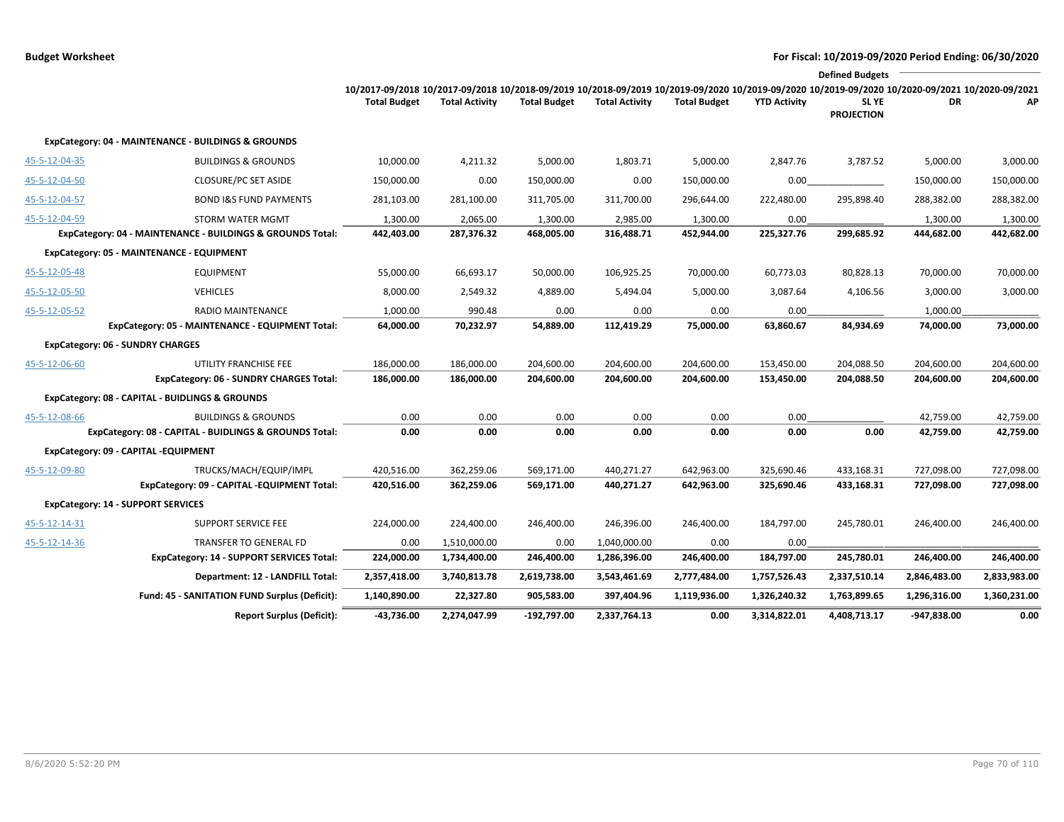**Budget Worksheet** — For Fiscal: 10/2019-09/2020 Period Ending: 06/30/2020

| | | 10/2017-09/2018 Total Budget | 10/2017-09/2018 Total Activity | 10/2018-09/2019 Total Budget | 10/2018-09/2019 Total Activity | 10/2019-09/2020 Total Budget | 10/2019-09/2020 YTD Activity | Defined Budgets 10/2019-09/2020 SL YE PROJECTION | 10/2020-09/2021 DR | 10/2020-09/2021 AP |
|---|---|---|---|---|---|---|---|---|---|---|
| **ExpCategory: 04 - MAINTENANCE - BUILDINGS & GROUNDS** | | | | | | | | | | |
| 45-5-12-04-35 | BUILDINGS & GROUNDS | 10,000.00 | 4,211.32 | 5,000.00 | 1,803.71 | 5,000.00 | 2,847.76 | 3,787.52 | 5,000.00 | 3,000.00 |
| 45-5-12-04-50 | CLOSURE/PC SET ASIDE | 150,000.00 | 0.00 | 150,000.00 | 0.00 | 150,000.00 | 0.00 | | 150,000.00 | 150,000.00 |
| 45-5-12-04-57 | BOND I&S FUND PAYMENTS | 281,103.00 | 281,100.00 | 311,705.00 | 311,700.00 | 296,644.00 | 222,480.00 | 295,898.40 | 288,382.00 | 288,382.00 |
| 45-5-12-04-59 | STORM WATER MGMT | 1,300.00 | 2,065.00 | 1,300.00 | 2,985.00 | 1,300.00 | 0.00 | | 1,300.00 | 1,300.00 |
| | **ExpCategory: 04 - MAINTENANCE - BUILDINGS & GROUNDS Total:** | **442,403.00** | **287,376.32** | **468,005.00** | **316,488.71** | **452,944.00** | **225,327.76** | **299,685.92** | **444,682.00** | **442,682.00** |
| **ExpCategory: 05 - MAINTENANCE - EQUIPMENT** | | | | | | | | | | |
| 45-5-12-05-48 | EQUIPMENT | 55,000.00 | 66,693.17 | 50,000.00 | 106,925.25 | 70,000.00 | 60,773.03 | 80,828.13 | 70,000.00 | 70,000.00 |
| 45-5-12-05-50 | VEHICLES | 8,000.00 | 2,549.32 | 4,889.00 | 5,494.04 | 5,000.00 | 3,087.64 | 4,106.56 | 3,000.00 | 3,000.00 |
| 45-5-12-05-52 | RADIO MAINTENANCE | 1,000.00 | 990.48 | 0.00 | 0.00 | 0.00 | 0.00 | | 1,000.00 | |
| | **ExpCategory: 05 - MAINTENANCE - EQUIPMENT Total:** | **64,000.00** | **70,232.97** | **54,889.00** | **112,419.29** | **75,000.00** | **63,860.67** | **84,934.69** | **74,000.00** | **73,000.00** |
| **ExpCategory: 06 - SUNDRY CHARGES** | | | | | | | | | | |
| 45-5-12-06-60 | UTILITY FRANCHISE FEE | 186,000.00 | 186,000.00 | 204,600.00 | 204,600.00 | 204,600.00 | 153,450.00 | 204,088.50 | 204,600.00 | 204,600.00 |
| | **ExpCategory: 06 - SUNDRY CHARGES Total:** | **186,000.00** | **186,000.00** | **204,600.00** | **204,600.00** | **204,600.00** | **153,450.00** | **204,088.50** | **204,600.00** | **204,600.00** |
| **ExpCategory: 08 - CAPITAL - BUIDLINGS & GROUNDS** | | | | | | | | | | |
| 45-5-12-08-66 | BUILDINGS & GROUNDS | 0.00 | 0.00 | 0.00 | 0.00 | 0.00 | 0.00 | | 42,759.00 | 42,759.00 |
| | **ExpCategory: 08 - CAPITAL - BUIDLINGS & GROUNDS Total:** | **0.00** | **0.00** | **0.00** | **0.00** | **0.00** | **0.00** | **0.00** | **42,759.00** | **42,759.00** |
| **ExpCategory: 09 - CAPITAL -EQUIPMENT** | | | | | | | | | | |
| 45-5-12-09-80 | TRUCKS/MACH/EQUIP/IMPL | 420,516.00 | 362,259.06 | 569,171.00 | 440,271.27 | 642,963.00 | 325,690.46 | 433,168.31 | 727,098.00 | 727,098.00 |
| | **ExpCategory: 09 - CAPITAL -EQUIPMENT Total:** | **420,516.00** | **362,259.06** | **569,171.00** | **440,271.27** | **642,963.00** | **325,690.46** | **433,168.31** | **727,098.00** | **727,098.00** |
| **ExpCategory: 14 - SUPPORT SERVICES** | | | | | | | | | | |
| 45-5-12-14-31 | SUPPORT SERVICE FEE | 224,000.00 | 224,400.00 | 246,400.00 | 246,396.00 | 246,400.00 | 184,797.00 | 245,780.01 | 246,400.00 | 246,400.00 |
| 45-5-12-14-36 | TRANSFER TO GENERAL FD | 0.00 | 1,510,000.00 | 0.00 | 1,040,000.00 | 0.00 | 0.00 | | | |
| | **ExpCategory: 14 - SUPPORT SERVICES Total:** | **224,000.00** | **1,734,400.00** | **246,400.00** | **1,286,396.00** | **246,400.00** | **184,797.00** | **245,780.01** | **246,400.00** | **246,400.00** |
| | **Department: 12 - LANDFILL Total:** | **2,357,418.00** | **3,740,813.78** | **2,619,738.00** | **3,543,461.69** | **2,777,484.00** | **1,757,526.43** | **2,337,510.14** | **2,846,483.00** | **2,833,983.00** |
| | **Fund: 45 - SANITATION FUND Surplus (Deficit):** | **1,140,890.00** | **22,327.80** | **905,583.00** | **397,404.96** | **1,119,936.00** | **1,326,240.32** | **1,763,899.65** | **1,296,316.00** | **1,360,231.00** |
| | **Report Surplus (Deficit):** | **-43,736.00** | **2,274,047.99** | **-192,797.00** | **2,337,764.13** | **0.00** | **3,314,822.01** | **4,408,713.17** | **-947,838.00** | **0.00** |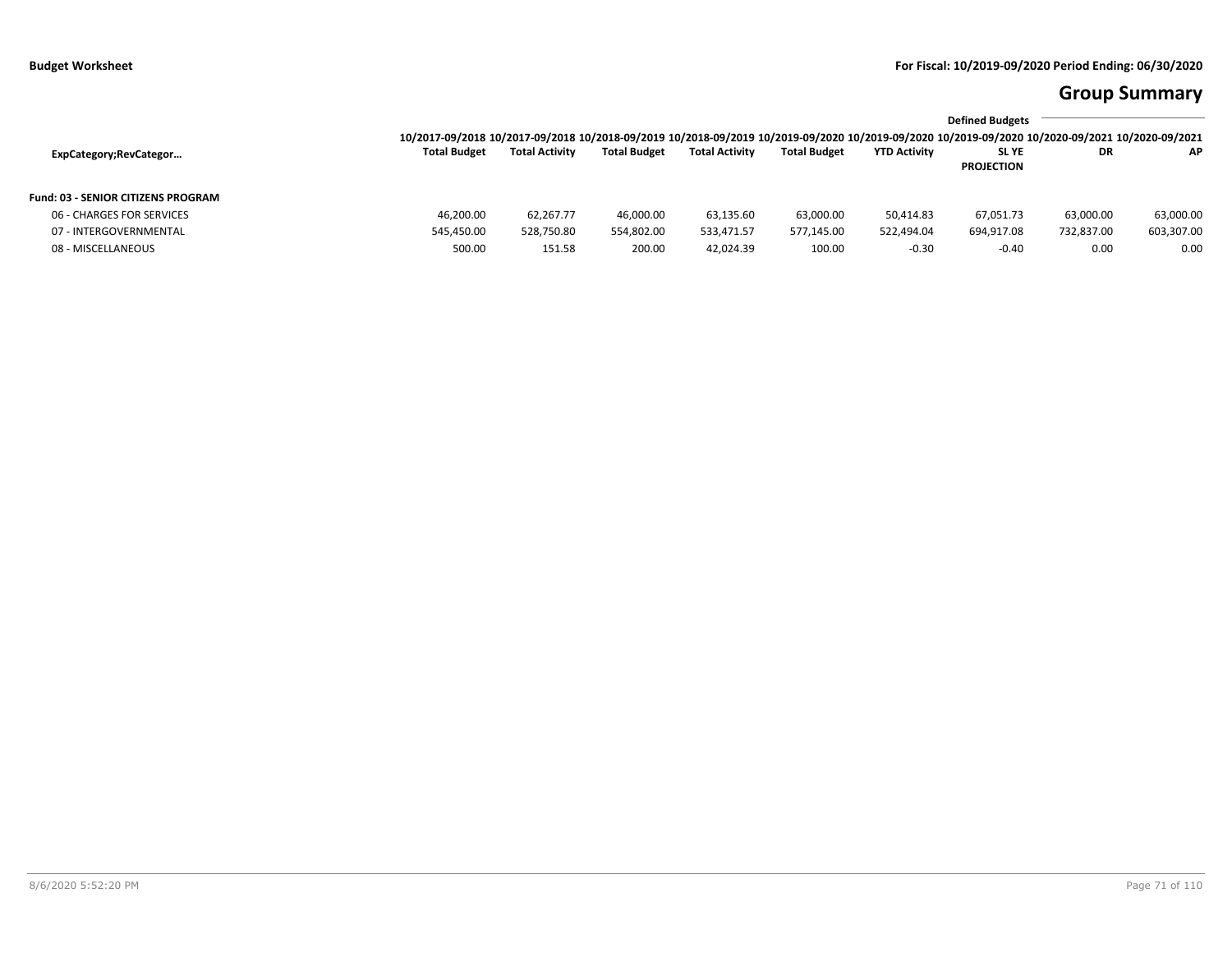# Group Summary

| ExpCategory;RevCategor… | 10/2017-09/2018 Total Budget | 10/2017-09/2018 Total Activity | 10/2018-09/2019 Total Budget | 10/2018-09/2019 Total Activity | 10/2019-09/2020 Total Budget | 10/2019-09/2020 YTD Activity | Defined Budgets 10/2019-09/2020 SL YE PROJECTION | 10/2020-09/2021 DR | 10/2020-09/2021 AP |
|---|---|---|---|---|---|---|---|---|---|
| **Fund: 03 - SENIOR CITIZENS PROGRAM** | | | | | | | | | |
| 06 - CHARGES FOR SERVICES | 46,200.00 | 62,267.77 | 46,000.00 | 63,135.60 | 63,000.00 | 50,414.83 | 67,051.73 | 63,000.00 | 63,000.00 |
| 07 - INTERGOVERNMENTAL | 545,450.00 | 528,750.80 | 554,802.00 | 533,471.57 | 577,145.00 | 522,494.04 | 694,917.08 | 732,837.00 | 603,307.00 |
| 08 - MISCELLANEOUS | 500.00 | 151.58 | 200.00 | 42,024.39 | 100.00 | -0.30 | -0.40 | 0.00 | 0.00 |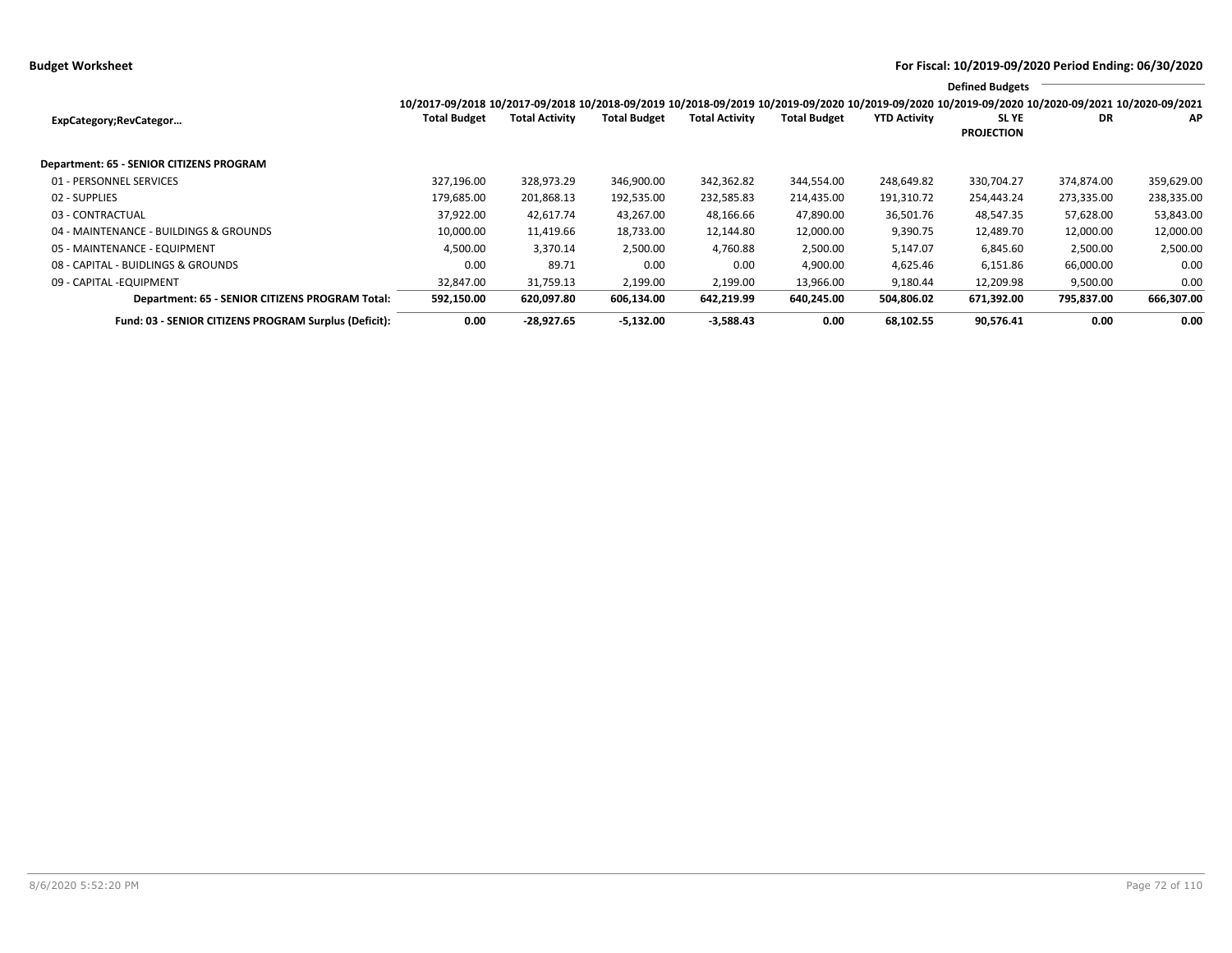**Budget Worksheet**

**For Fiscal: 10/2019-09/2020 Period Ending: 06/30/2020**

| ExpCategory;RevCategor… | 10/2017-09/2018 Total Budget | 10/2017-09/2018 Total Activity | 10/2018-09/2019 Total Budget | 10/2018-09/2019 Total Activity | 10/2019-09/2020 Total Budget | 10/2019-09/2020 YTD Activity | Defined Budgets 10/2019-09/2020 SL YE PROJECTION | 10/2020-09/2021 DR | 10/2020-09/2021 AP |
|---|---|---|---|---|---|---|---|---|---|
| **Department: 65 - SENIOR CITIZENS PROGRAM** | | | | | | | | | |
| 01 - PERSONNEL SERVICES | 327,196.00 | 328,973.29 | 346,900.00 | 342,362.82 | 344,554.00 | 248,649.82 | 330,704.27 | 374,874.00 | 359,629.00 |
| 02 - SUPPLIES | 179,685.00 | 201,868.13 | 192,535.00 | 232,585.83 | 214,435.00 | 191,310.72 | 254,443.24 | 273,335.00 | 238,335.00 |
| 03 - CONTRACTUAL | 37,922.00 | 42,617.74 | 43,267.00 | 48,166.66 | 47,890.00 | 36,501.76 | 48,547.35 | 57,628.00 | 53,843.00 |
| 04 - MAINTENANCE - BUILDINGS & GROUNDS | 10,000.00 | 11,419.66 | 18,733.00 | 12,144.80 | 12,000.00 | 9,390.75 | 12,489.70 | 12,000.00 | 12,000.00 |
| 05 - MAINTENANCE - EQUIPMENT | 4,500.00 | 3,370.14 | 2,500.00 | 4,760.88 | 2,500.00 | 5,147.07 | 6,845.60 | 2,500.00 | 2,500.00 |
| 08 - CAPITAL - BUIDLINGS & GROUNDS | 0.00 | 89.71 | 0.00 | 0.00 | 4,900.00 | 4,625.46 | 6,151.86 | 66,000.00 | 0.00 |
| 09 - CAPITAL -EQUIPMENT | 32,847.00 | 31,759.13 | 2,199.00 | 2,199.00 | 13,966.00 | 9,180.44 | 12,209.98 | 9,500.00 | 0.00 |
| **Department: 65 - SENIOR CITIZENS PROGRAM Total:** | **592,150.00** | **620,097.80** | **606,134.00** | **642,219.99** | **640,245.00** | **504,806.02** | **671,392.00** | **795,837.00** | **666,307.00** |
| **Fund: 03 - SENIOR CITIZENS PROGRAM Surplus (Deficit):** | **0.00** | **-28,927.65** | **-5,132.00** | **-3,588.43** | **0.00** | **68,102.55** | **90,576.41** | **0.00** | **0.00** |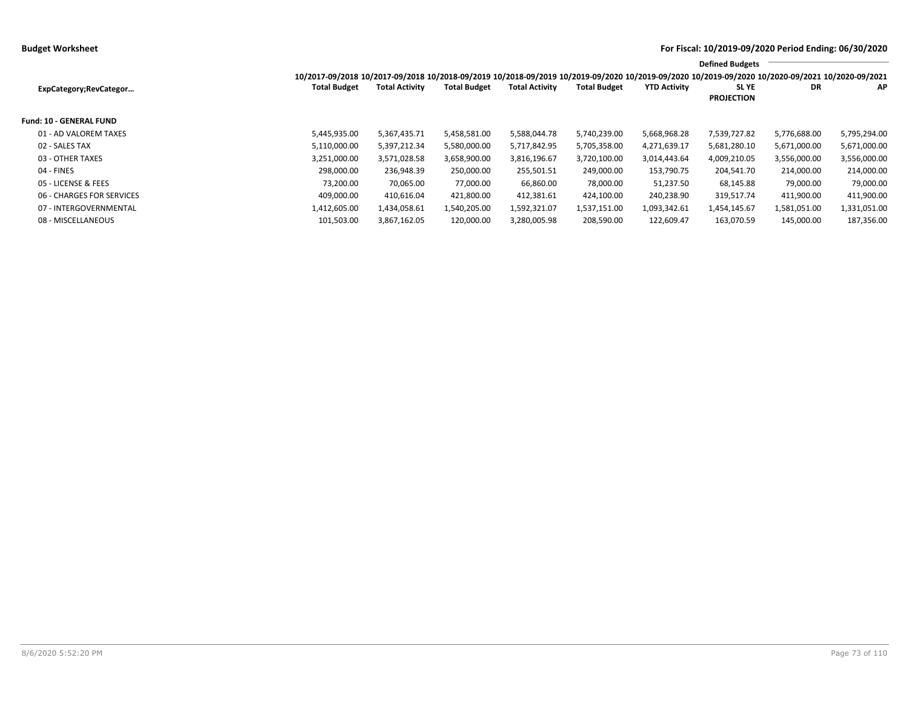**Budget Worksheet**

**For Fiscal: 10/2019-09/2020 Period Ending: 06/30/2020**

| ExpCategory;RevCategor… | 10/2017-09/2018 Total Budget | 10/2017-09/2018 Total Activity | 10/2018-09/2019 Total Budget | 10/2018-09/2019 Total Activity | 10/2019-09/2020 Total Budget | 10/2019-09/2020 YTD Activity | Defined Budgets 10/2019-09/2020 SL YE PROJECTION | Defined Budgets 10/2020-09/2021 DR | Defined Budgets 10/2020-09/2021 AP |
|---|---|---|---|---|---|---|---|---|---|
| **Fund: 10 - GENERAL FUND** | | | | | | | | | |
| 01 - AD VALOREM TAXES | 5,445,935.00 | 5,367,435.71 | 5,458,581.00 | 5,588,044.78 | 5,740,239.00 | 5,668,968.28 | 7,539,727.82 | 5,776,688.00 | 5,795,294.00 |
| 02 - SALES TAX | 5,110,000.00 | 5,397,212.34 | 5,580,000.00 | 5,717,842.95 | 5,705,358.00 | 4,271,639.17 | 5,681,280.10 | 5,671,000.00 | 5,671,000.00 |
| 03 - OTHER TAXES | 3,251,000.00 | 3,571,028.58 | 3,658,900.00 | 3,816,196.67 | 3,720,100.00 | 3,014,443.64 | 4,009,210.05 | 3,556,000.00 | 3,556,000.00 |
| 04 - FINES | 298,000.00 | 236,948.39 | 250,000.00 | 255,501.51 | 249,000.00 | 153,790.75 | 204,541.70 | 214,000.00 | 214,000.00 |
| 05 - LICENSE & FEES | 73,200.00 | 70,065.00 | 77,000.00 | 66,860.00 | 78,000.00 | 51,237.50 | 68,145.88 | 79,000.00 | 79,000.00 |
| 06 - CHARGES FOR SERVICES | 409,000.00 | 410,616.04 | 421,800.00 | 412,381.61 | 424,100.00 | 240,238.90 | 319,517.74 | 411,900.00 | 411,900.00 |
| 07 - INTERGOVERNMENTAL | 1,412,605.00 | 1,434,058.61 | 1,540,205.00 | 1,592,321.07 | 1,537,151.00 | 1,093,342.61 | 1,454,145.67 | 1,581,051.00 | 1,331,051.00 |
| 08 - MISCELLANEOUS | 101,503.00 | 3,867,162.05 | 120,000.00 | 3,280,005.98 | 208,590.00 | 122,609.47 | 163,070.59 | 145,000.00 | 187,356.00 |

8/6/2020 5:52:20 PM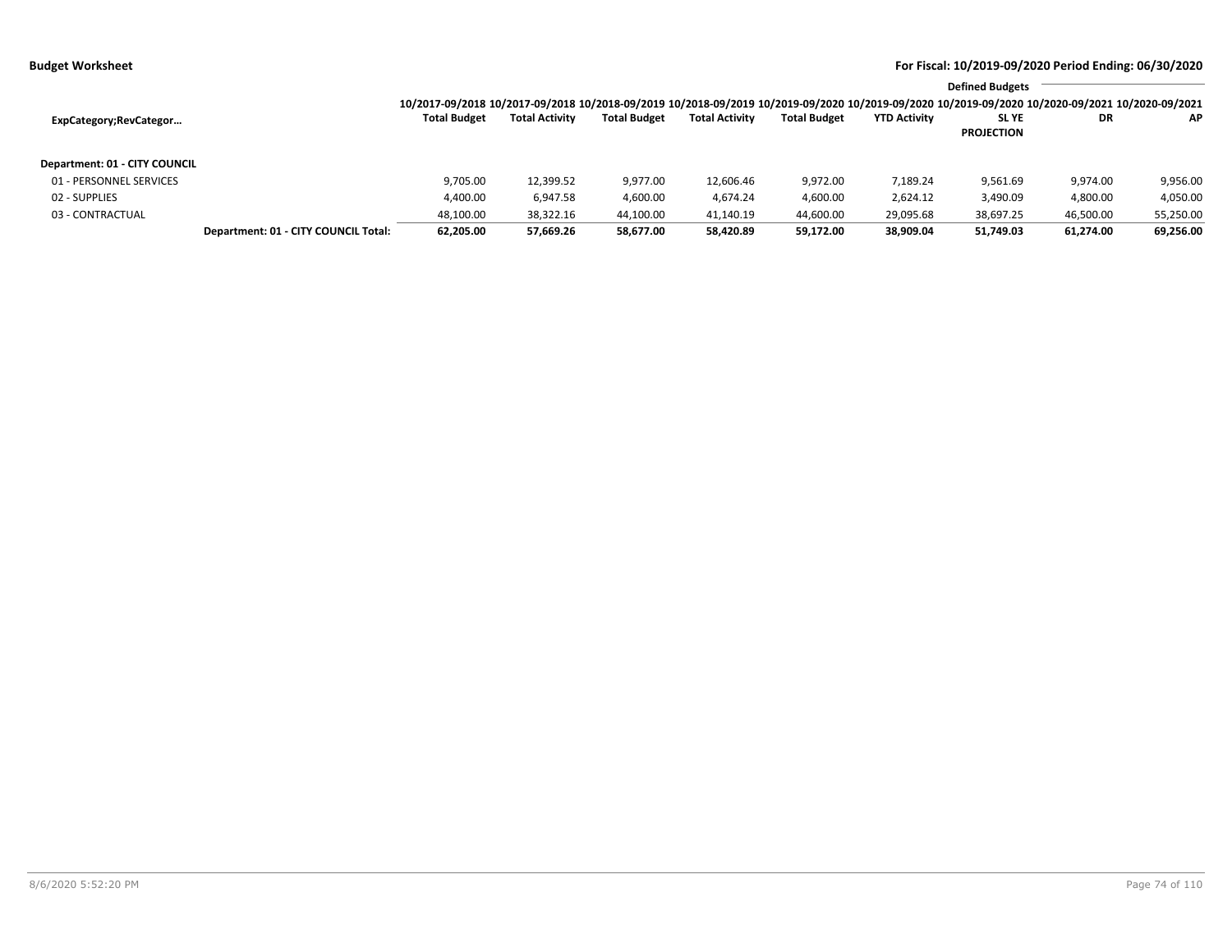**Budget Worksheet**

**For Fiscal: 10/2019-09/2020 Period Ending: 06/30/2020**

| ExpCategory;RevCategor… | | 10/2017-09/2018 Total Budget | 10/2017-09/2018 Total Activity | 10/2018-09/2019 Total Budget | 10/2018-09/2019 Total Activity | 10/2019-09/2020 Total Budget | 10/2019-09/2020 YTD Activity | Defined Budgets 10/2019-09/2020 SL YE PROJECTION | 10/2020-09/2021 DR | 10/2020-09/2021 AP |
|---|---|---|---|---|---|---|---|---|---|---|
| **Department: 01 - CITY COUNCIL** | | | | | | | | | | |
| 01 - PERSONNEL SERVICES | | 9,705.00 | 12,399.52 | 9,977.00 | 12,606.46 | 9,972.00 | 7,189.24 | 9,561.69 | 9,974.00 | 9,956.00 |
| 02 - SUPPLIES | | 4,400.00 | 6,947.58 | 4,600.00 | 4,674.24 | 4,600.00 | 2,624.12 | 3,490.09 | 4,800.00 | 4,050.00 |
| 03 - CONTRACTUAL | | 48,100.00 | 38,322.16 | 44,100.00 | 41,140.19 | 44,600.00 | 29,095.68 | 38,697.25 | 46,500.00 | 55,250.00 |
| | **Department: 01 - CITY COUNCIL Total:** | **62,205.00** | **57,669.26** | **58,677.00** | **58,420.89** | **59,172.00** | **38,909.04** | **51,749.03** | **61,274.00** | **69,256.00** |

8/6/2020 5:52:20 PM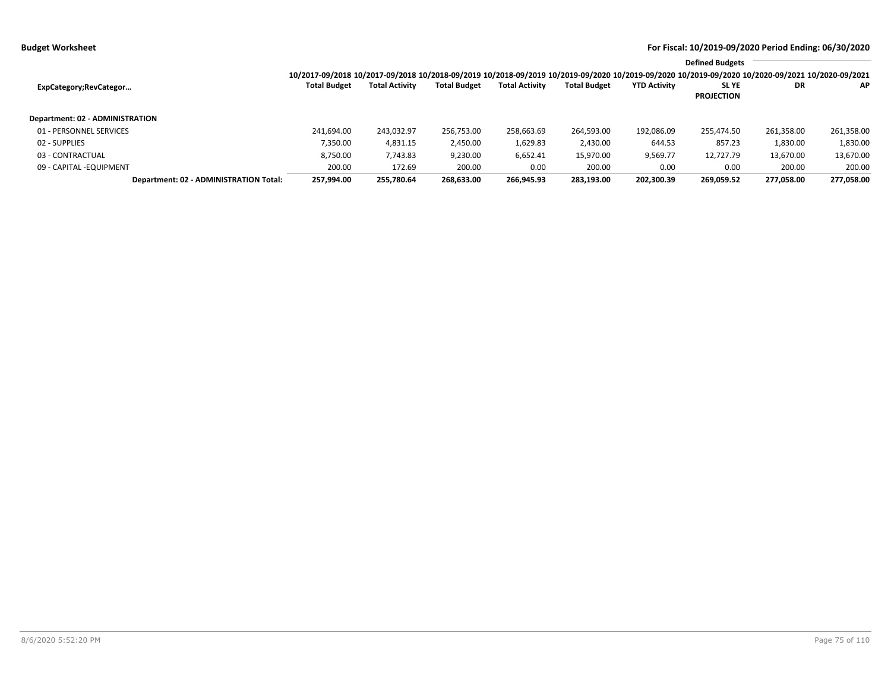**Budget Worksheet**

**For Fiscal: 10/2019-09/2020 Period Ending: 06/30/2020**

| ExpCategory;RevCategor… | 10/2017-09/2018 Total Budget | 10/2017-09/2018 Total Activity | 10/2018-09/2019 Total Budget | 10/2018-09/2019 Total Activity | 10/2019-09/2020 Total Budget | 10/2019-09/2020 YTD Activity | 10/2019-09/2020 SL YE PROJECTION | Defined Budgets 10/2020-09/2021 DR | 10/2020-09/2021 AP |
|---|---|---|---|---|---|---|---|---|---|
| **Department: 02 - ADMINISTRATION** | | | | | | | | | |
| 01 - PERSONNEL SERVICES | 241,694.00 | 243,032.97 | 256,753.00 | 258,663.69 | 264,593.00 | 192,086.09 | 255,474.50 | 261,358.00 | 261,358.00 |
| 02 - SUPPLIES | 7,350.00 | 4,831.15 | 2,450.00 | 1,629.83 | 2,430.00 | 644.53 | 857.23 | 1,830.00 | 1,830.00 |
| 03 - CONTRACTUAL | 8,750.00 | 7,743.83 | 9,230.00 | 6,652.41 | 15,970.00 | 9,569.77 | 12,727.79 | 13,670.00 | 13,670.00 |
| 09 - CAPITAL -EQUIPMENT | 200.00 | 172.69 | 200.00 | 0.00 | 200.00 | 0.00 | 0.00 | 200.00 | 200.00 |
| **Department: 02 - ADMINISTRATION Total:** | **257,994.00** | **255,780.64** | **268,633.00** | **266,945.93** | **283,193.00** | **202,300.39** | **269,059.52** | **277,058.00** | **277,058.00** |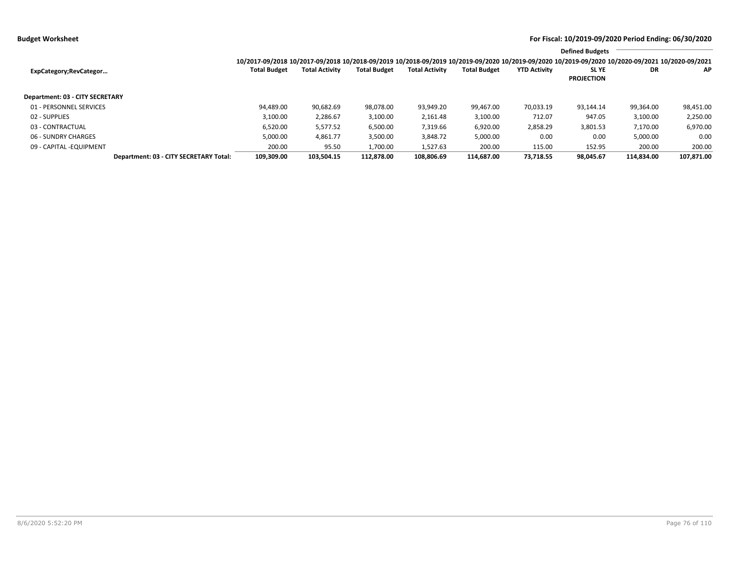**Budget Worksheet** | **For Fiscal: 10/2019-09/2020 Period Ending: 06/30/2020**

| ExpCategory;RevCategor… | 10/2017-09/2018 Total Budget | 10/2017-09/2018 Total Activity | 10/2018-09/2019 Total Budget | 10/2018-09/2019 Total Activity | 10/2019-09/2020 Total Budget | 10/2019-09/2020 YTD Activity | 10/2019-09/2020 SL YE PROJECTION | Defined Budgets 10/2020-09/2021 DR | Defined Budgets 10/2020-09/2021 AP |
|---|---|---|---|---|---|---|---|---|---|
| **Department: 03 - CITY SECRETARY** | | | | | | | | | |
| 01 - PERSONNEL SERVICES | 94,489.00 | 90,682.69 | 98,078.00 | 93,949.20 | 99,467.00 | 70,033.19 | 93,144.14 | 99,364.00 | 98,451.00 |
| 02 - SUPPLIES | 3,100.00 | 2,286.67 | 3,100.00 | 2,161.48 | 3,100.00 | 712.07 | 947.05 | 3,100.00 | 2,250.00 |
| 03 - CONTRACTUAL | 6,520.00 | 5,577.52 | 6,500.00 | 7,319.66 | 6,920.00 | 2,858.29 | 3,801.53 | 7,170.00 | 6,970.00 |
| 06 - SUNDRY CHARGES | 5,000.00 | 4,861.77 | 3,500.00 | 3,848.72 | 5,000.00 | 0.00 | 0.00 | 5,000.00 | 0.00 |
| 09 - CAPITAL -EQUIPMENT | 200.00 | 95.50 | 1,700.00 | 1,527.63 | 200.00 | 115.00 | 152.95 | 200.00 | 200.00 |
| **Department: 03 - CITY SECRETARY Total:** | **109,309.00** | **103,504.15** | **112,878.00** | **108,806.69** | **114,687.00** | **73,718.55** | **98,045.67** | **114,834.00** | **107,871.00** |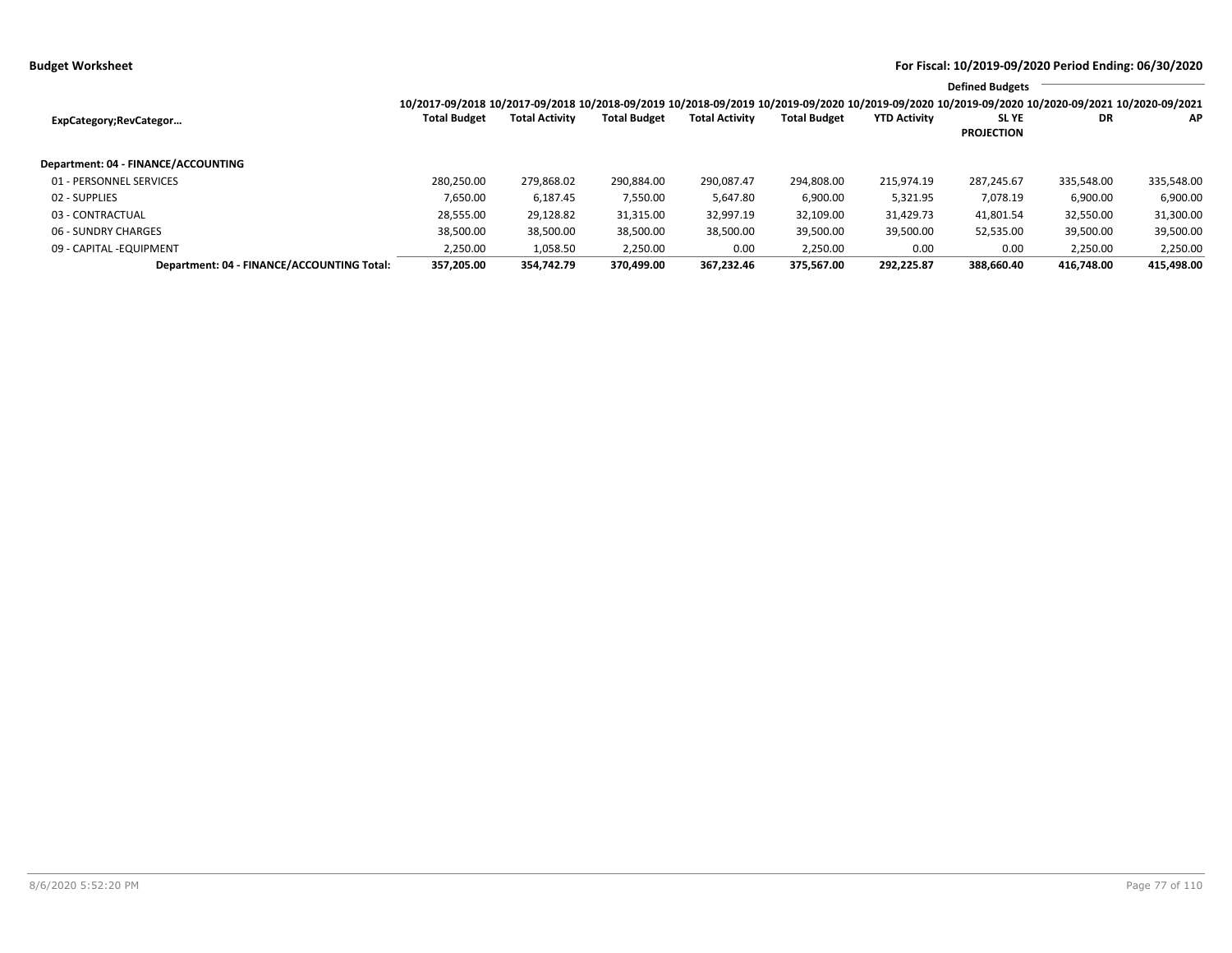**Budget Worksheet**

**For Fiscal: 10/2019-09/2020 Period Ending: 06/30/2020**

| ExpCategory;RevCategor… | 10/2017-09/2018 Total Budget | 10/2017-09/2018 Total Activity | 10/2018-09/2019 Total Budget | 10/2018-09/2019 Total Activity | 10/2019-09/2020 Total Budget | 10/2019-09/2020 YTD Activity | 10/2019-09/2020 SL YE PROJECTION | Defined Budgets 10/2020-09/2021 DR | 10/2020-09/2021 AP |
|---|---|---|---|---|---|---|---|---|---|
| **Department: 04 - FINANCE/ACCOUNTING** | | | | | | | | | |
| 01 - PERSONNEL SERVICES | 280,250.00 | 279,868.02 | 290,884.00 | 290,087.47 | 294,808.00 | 215,974.19 | 287,245.67 | 335,548.00 | 335,548.00 |
| 02 - SUPPLIES | 7,650.00 | 6,187.45 | 7,550.00 | 5,647.80 | 6,900.00 | 5,321.95 | 7,078.19 | 6,900.00 | 6,900.00 |
| 03 - CONTRACTUAL | 28,555.00 | 29,128.82 | 31,315.00 | 32,997.19 | 32,109.00 | 31,429.73 | 41,801.54 | 32,550.00 | 31,300.00 |
| 06 - SUNDRY CHARGES | 38,500.00 | 38,500.00 | 38,500.00 | 38,500.00 | 39,500.00 | 39,500.00 | 52,535.00 | 39,500.00 | 39,500.00 |
| 09 - CAPITAL -EQUIPMENT | 2,250.00 | 1,058.50 | 2,250.00 | 0.00 | 2,250.00 | 0.00 | 0.00 | 2,250.00 | 2,250.00 |
| **Department: 04 - FINANCE/ACCOUNTING Total:** | **357,205.00** | **354,742.79** | **370,499.00** | **367,232.46** | **375,567.00** | **292,225.87** | **388,660.40** | **416,748.00** | **415,498.00** |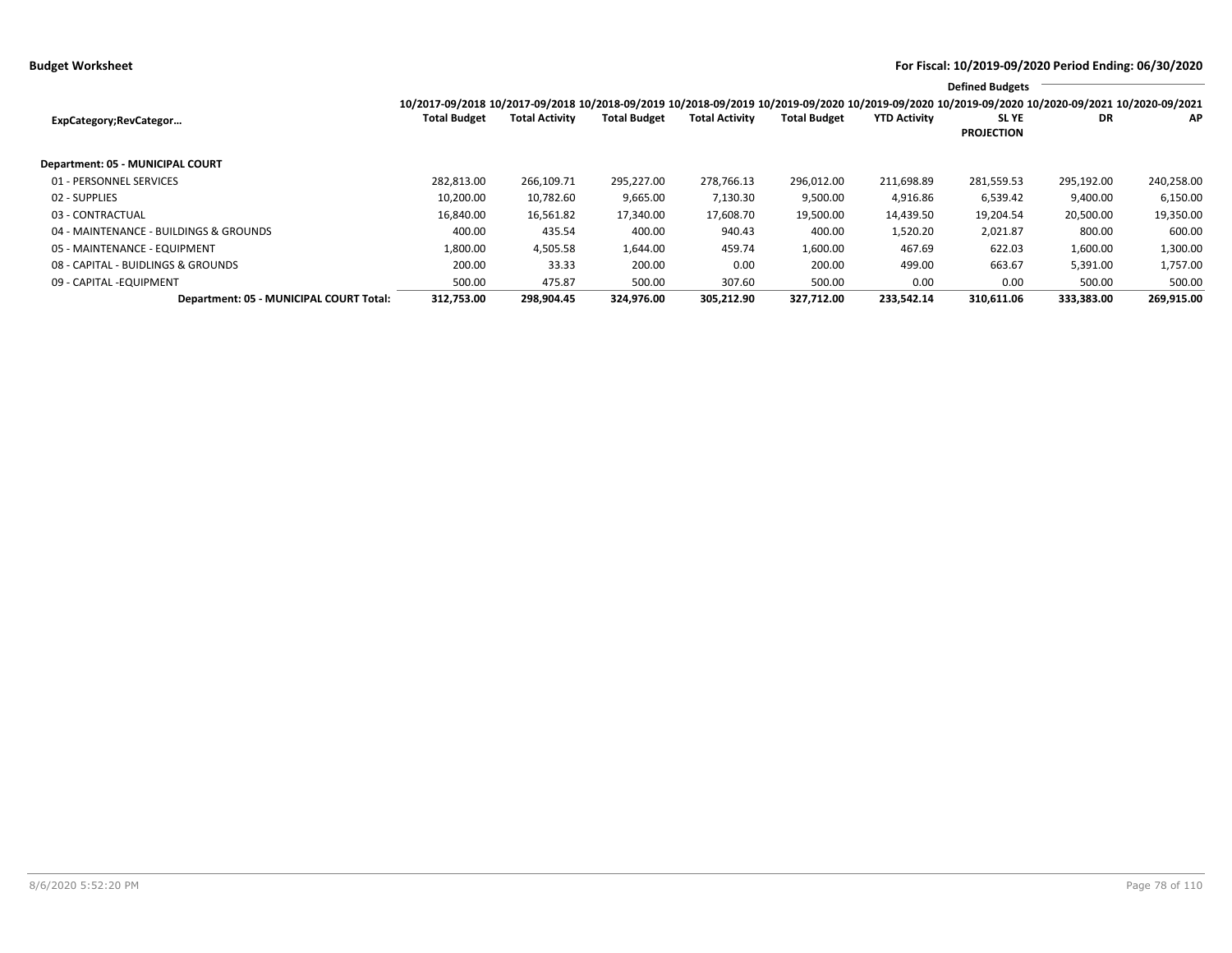**Budget Worksheet**

**For Fiscal: 10/2019-09/2020 Period Ending: 06/30/2020**

| ExpCategory;RevCategor… | 10/2017-09/2018 Total Budget | 10/2017-09/2018 Total Activity | 10/2018-09/2019 Total Budget | 10/2018-09/2019 Total Activity | 10/2019-09/2020 Total Budget | 10/2019-09/2020 YTD Activity | 10/2019-09/2020 SL YE PROJECTION | Defined Budgets 10/2020-09/2021 DR | Defined Budgets 10/2020-09/2021 AP |
|---|---|---|---|---|---|---|---|---|---|
| **Department: 05 - MUNICIPAL COURT** | | | | | | | | | |
| 01 - PERSONNEL SERVICES | 282,813.00 | 266,109.71 | 295,227.00 | 278,766.13 | 296,012.00 | 211,698.89 | 281,559.53 | 295,192.00 | 240,258.00 |
| 02 - SUPPLIES | 10,200.00 | 10,782.60 | 9,665.00 | 7,130.30 | 9,500.00 | 4,916.86 | 6,539.42 | 9,400.00 | 6,150.00 |
| 03 - CONTRACTUAL | 16,840.00 | 16,561.82 | 17,340.00 | 17,608.70 | 19,500.00 | 14,439.50 | 19,204.54 | 20,500.00 | 19,350.00 |
| 04 - MAINTENANCE - BUILDINGS & GROUNDS | 400.00 | 435.54 | 400.00 | 940.43 | 400.00 | 1,520.20 | 2,021.87 | 800.00 | 600.00 |
| 05 - MAINTENANCE - EQUIPMENT | 1,800.00 | 4,505.58 | 1,644.00 | 459.74 | 1,600.00 | 467.69 | 622.03 | 1,600.00 | 1,300.00 |
| 08 - CAPITAL - BUIDLINGS & GROUNDS | 200.00 | 33.33 | 200.00 | 0.00 | 200.00 | 499.00 | 663.67 | 5,391.00 | 1,757.00 |
| 09 - CAPITAL -EQUIPMENT | 500.00 | 475.87 | 500.00 | 307.60 | 500.00 | 0.00 | 0.00 | 500.00 | 500.00 |
| **Department: 05 - MUNICIPAL COURT Total:** | **312,753.00** | **298,904.45** | **324,976.00** | **305,212.90** | **327,712.00** | **233,542.14** | **310,611.06** | **333,383.00** | **269,915.00** |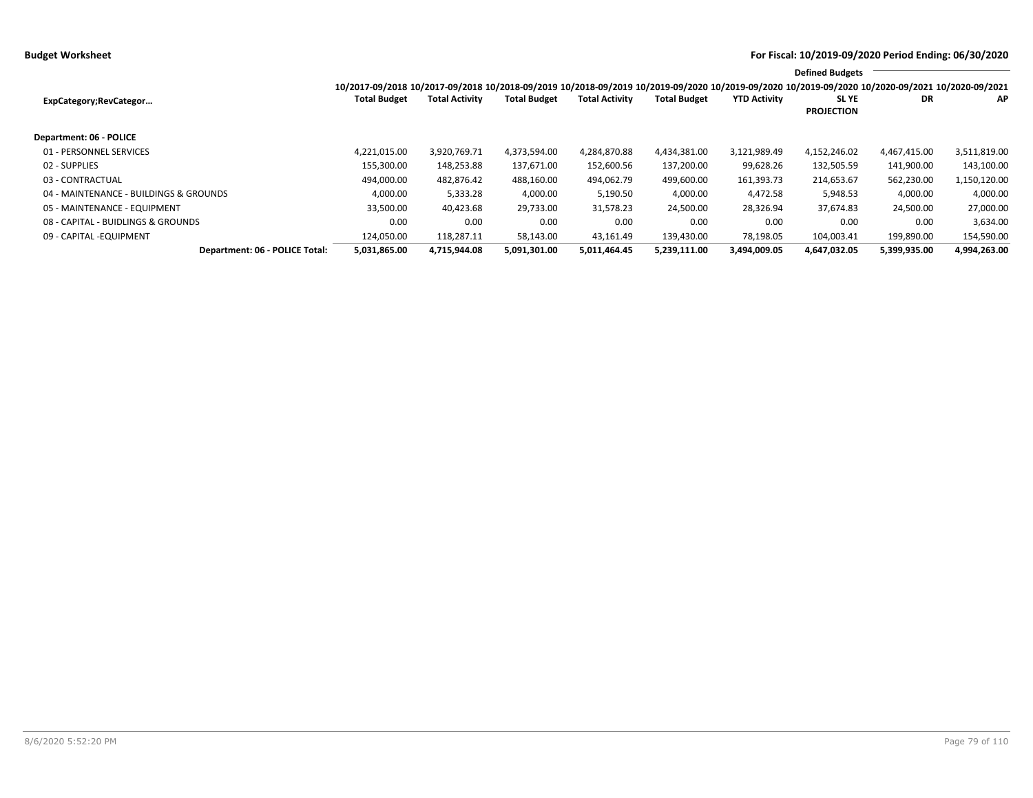**Budget Worksheet**

**For Fiscal: 10/2019-09/2020 Period Ending: 06/30/2020**

| ExpCategory;RevCategor… | 10/2017-09/2018 Total Budget | 10/2017-09/2018 Total Activity | 10/2018-09/2019 Total Budget | 10/2018-09/2019 Total Activity | 10/2019-09/2020 Total Budget | 10/2019-09/2020 YTD Activity | 10/2019-09/2020 SL YE PROJECTION | Defined Budgets 10/2020-09/2021 DR | Defined Budgets 10/2020-09/2021 AP |
|---|---|---|---|---|---|---|---|---|---|
| **Department: 06 - POLICE** | | | | | | | | | |
| 01 - PERSONNEL SERVICES | 4,221,015.00 | 3,920,769.71 | 4,373,594.00 | 4,284,870.88 | 4,434,381.00 | 3,121,989.49 | 4,152,246.02 | 4,467,415.00 | 3,511,819.00 |
| 02 - SUPPLIES | 155,300.00 | 148,253.88 | 137,671.00 | 152,600.56 | 137,200.00 | 99,628.26 | 132,505.59 | 141,900.00 | 143,100.00 |
| 03 - CONTRACTUAL | 494,000.00 | 482,876.42 | 488,160.00 | 494,062.79 | 499,600.00 | 161,393.73 | 214,653.67 | 562,230.00 | 1,150,120.00 |
| 04 - MAINTENANCE - BUILDINGS & GROUNDS | 4,000.00 | 5,333.28 | 4,000.00 | 5,190.50 | 4,000.00 | 4,472.58 | 5,948.53 | 4,000.00 | 4,000.00 |
| 05 - MAINTENANCE - EQUIPMENT | 33,500.00 | 40,423.68 | 29,733.00 | 31,578.23 | 24,500.00 | 28,326.94 | 37,674.83 | 24,500.00 | 27,000.00 |
| 08 - CAPITAL - BUIDLINGS & GROUNDS | 0.00 | 0.00 | 0.00 | 0.00 | 0.00 | 0.00 | 0.00 | 0.00 | 3,634.00 |
| 09 - CAPITAL -EQUIPMENT | 124,050.00 | 118,287.11 | 58,143.00 | 43,161.49 | 139,430.00 | 78,198.05 | 104,003.41 | 199,890.00 | 154,590.00 |
| **Department: 06 - POLICE Total:** | **5,031,865.00** | **4,715,944.08** | **5,091,301.00** | **5,011,464.45** | **5,239,111.00** | **3,494,009.05** | **4,647,032.05** | **5,399,935.00** | **4,994,263.00** |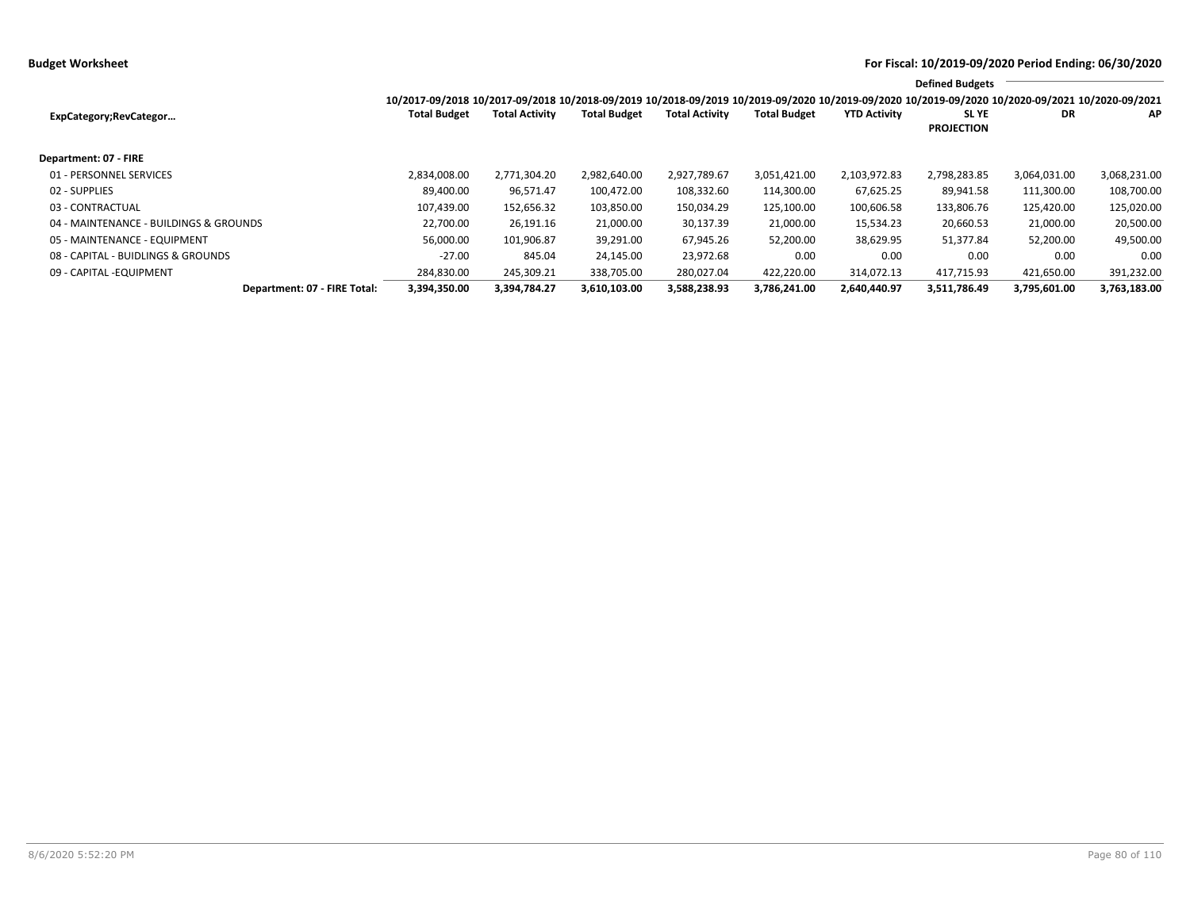**Budget Worksheet**

**For Fiscal: 10/2019-09/2020 Period Ending: 06/30/2020**

| ExpCategory;RevCategor… | 10/2017-09/2018 Total Budget | 10/2017-09/2018 Total Activity | 10/2018-09/2019 Total Budget | 10/2018-09/2019 Total Activity | 10/2019-09/2020 Total Budget | 10/2019-09/2020 YTD Activity | 10/2019-09/2020 SL YE PROJECTION | Defined Budgets 10/2020-09/2021 DR | 10/2020-09/2021 AP |
|---|---|---|---|---|---|---|---|---|---|
| **Department: 07 - FIRE** | | | | | | | | | |
| 01 - PERSONNEL SERVICES | 2,834,008.00 | 2,771,304.20 | 2,982,640.00 | 2,927,789.67 | 3,051,421.00 | 2,103,972.83 | 2,798,283.85 | 3,064,031.00 | 3,068,231.00 |
| 02 - SUPPLIES | 89,400.00 | 96,571.47 | 100,472.00 | 108,332.60 | 114,300.00 | 67,625.25 | 89,941.58 | 111,300.00 | 108,700.00 |
| 03 - CONTRACTUAL | 107,439.00 | 152,656.32 | 103,850.00 | 150,034.29 | 125,100.00 | 100,606.58 | 133,806.76 | 125,420.00 | 125,020.00 |
| 04 - MAINTENANCE - BUILDINGS & GROUNDS | 22,700.00 | 26,191.16 | 21,000.00 | 30,137.39 | 21,000.00 | 15,534.23 | 20,660.53 | 21,000.00 | 20,500.00 |
| 05 - MAINTENANCE - EQUIPMENT | 56,000.00 | 101,906.87 | 39,291.00 | 67,945.26 | 52,200.00 | 38,629.95 | 51,377.84 | 52,200.00 | 49,500.00 |
| 08 - CAPITAL - BUIDLINGS & GROUNDS | -27.00 | 845.04 | 24,145.00 | 23,972.68 | 0.00 | 0.00 | 0.00 | 0.00 | 0.00 |
| 09 - CAPITAL -EQUIPMENT | 284,830.00 | 245,309.21 | 338,705.00 | 280,027.04 | 422,220.00 | 314,072.13 | 417,715.93 | 421,650.00 | 391,232.00 |
| **Department: 07 - FIRE Total:** | **3,394,350.00** | **3,394,784.27** | **3,610,103.00** | **3,588,238.93** | **3,786,241.00** | **2,640,440.97** | **3,511,786.49** | **3,795,601.00** | **3,763,183.00** |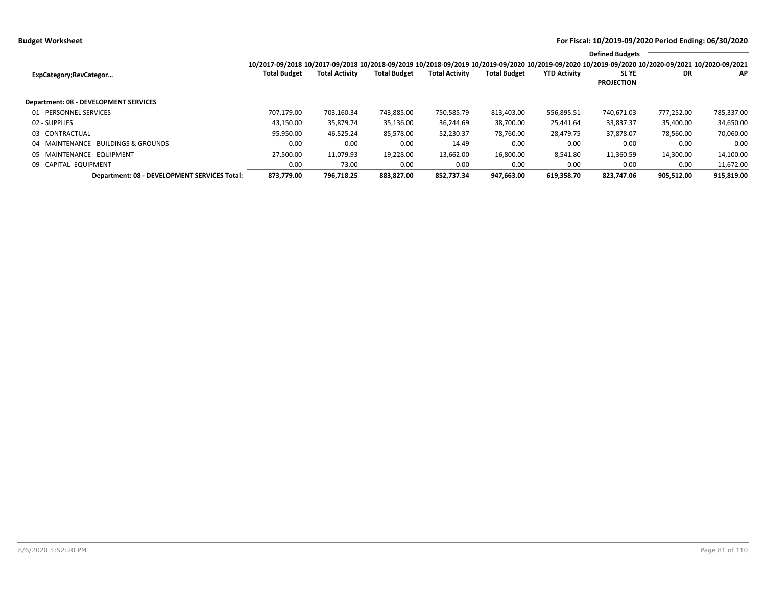**Budget Worksheet**

**For Fiscal: 10/2019-09/2020 Period Ending: 06/30/2020**

| ExpCategory;RevCategor… | 10/2017-09/2018 Total Budget | 10/2017-09/2018 Total Activity | 10/2018-09/2019 Total Budget | 10/2018-09/2019 Total Activity | 10/2019-09/2020 Total Budget | 10/2019-09/2020 YTD Activity | 10/2019-09/2020 SL YE PROJECTION | Defined Budgets 10/2020-09/2021 DR | Defined Budgets 10/2020-09/2021 AP |
|---|---|---|---|---|---|---|---|---|---|
| **Department: 08 - DEVELOPMENT SERVICES** | | | | | | | | | |
| 01 - PERSONNEL SERVICES | 707,179.00 | 703,160.34 | 743,885.00 | 750,585.79 | 813,403.00 | 556,895.51 | 740,671.03 | 777,252.00 | 785,337.00 |
| 02 - SUPPLIES | 43,150.00 | 35,879.74 | 35,136.00 | 36,244.69 | 38,700.00 | 25,441.64 | 33,837.37 | 35,400.00 | 34,650.00 |
| 03 - CONTRACTUAL | 95,950.00 | 46,525.24 | 85,578.00 | 52,230.37 | 78,760.00 | 28,479.75 | 37,878.07 | 78,560.00 | 70,060.00 |
| 04 - MAINTENANCE - BUILDINGS & GROUNDS | 0.00 | 0.00 | 0.00 | 14.49 | 0.00 | 0.00 | 0.00 | 0.00 | 0.00 |
| 05 - MAINTENANCE - EQUIPMENT | 27,500.00 | 11,079.93 | 19,228.00 | 13,662.00 | 16,800.00 | 8,541.80 | 11,360.59 | 14,300.00 | 14,100.00 |
| 09 - CAPITAL -EQUIPMENT | 0.00 | 73.00 | 0.00 | 0.00 | 0.00 | 0.00 | 0.00 | 0.00 | 11,672.00 |
| **Department: 08 - DEVELOPMENT SERVICES Total:** | **873,779.00** | **796,718.25** | **883,827.00** | **852,737.34** | **947,663.00** | **619,358.70** | **823,747.06** | **905,512.00** | **915,819.00** |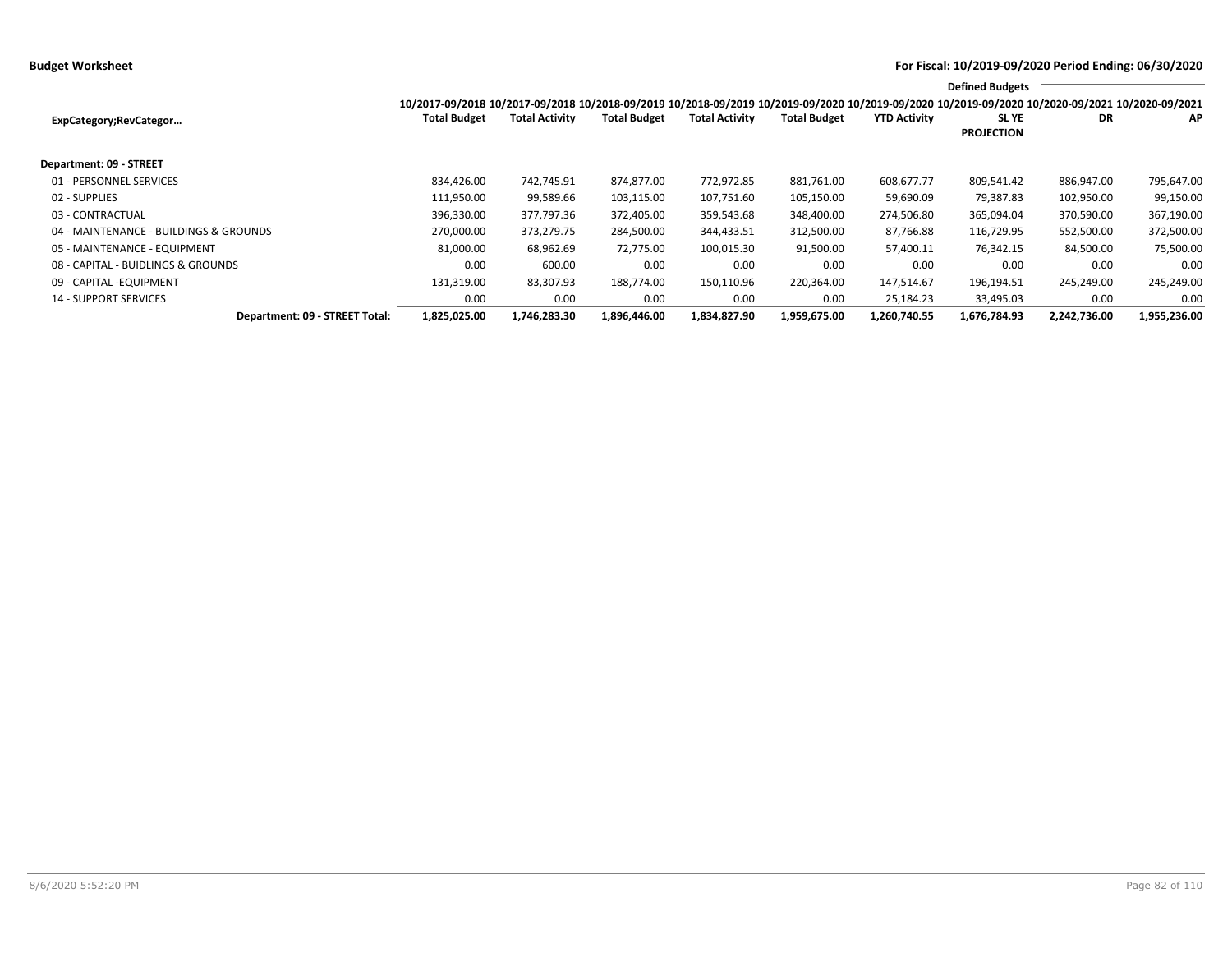**Budget Worksheet**

**For Fiscal: 10/2019-09/2020 Period Ending: 06/30/2020**

| ExpCategory;RevCategor… | 10/2017-09/2018 Total Budget | 10/2017-09/2018 Total Activity | 10/2018-09/2019 Total Budget | 10/2018-09/2019 Total Activity | 10/2019-09/2020 Total Budget | 10/2019-09/2020 YTD Activity | Defined Budgets 10/2019-09/2020 SL YE PROJECTION | 10/2020-09/2021 DR | 10/2020-09/2021 AP |
|---|---|---|---|---|---|---|---|---|---|
| **Department: 09 - STREET** | | | | | | | | | |
| 01 - PERSONNEL SERVICES | 834,426.00 | 742,745.91 | 874,877.00 | 772,972.85 | 881,761.00 | 608,677.77 | 809,541.42 | 886,947.00 | 795,647.00 |
| 02 - SUPPLIES | 111,950.00 | 99,589.66 | 103,115.00 | 107,751.60 | 105,150.00 | 59,690.09 | 79,387.83 | 102,950.00 | 99,150.00 |
| 03 - CONTRACTUAL | 396,330.00 | 377,797.36 | 372,405.00 | 359,543.68 | 348,400.00 | 274,506.80 | 365,094.04 | 370,590.00 | 367,190.00 |
| 04 - MAINTENANCE - BUILDINGS & GROUNDS | 270,000.00 | 373,279.75 | 284,500.00 | 344,433.51 | 312,500.00 | 87,766.88 | 116,729.95 | 552,500.00 | 372,500.00 |
| 05 - MAINTENANCE - EQUIPMENT | 81,000.00 | 68,962.69 | 72,775.00 | 100,015.30 | 91,500.00 | 57,400.11 | 76,342.15 | 84,500.00 | 75,500.00 |
| 08 - CAPITAL - BUIDLINGS & GROUNDS | 0.00 | 600.00 | 0.00 | 0.00 | 0.00 | 0.00 | 0.00 | 0.00 | 0.00 |
| 09 - CAPITAL -EQUIPMENT | 131,319.00 | 83,307.93 | 188,774.00 | 150,110.96 | 220,364.00 | 147,514.67 | 196,194.51 | 245,249.00 | 245,249.00 |
| 14 - SUPPORT SERVICES | 0.00 | 0.00 | 0.00 | 0.00 | 0.00 | 25,184.23 | 33,495.03 | 0.00 | 0.00 |
| **Department: 09 - STREET Total:** | **1,825,025.00** | **1,746,283.30** | **1,896,446.00** | **1,834,827.90** | **1,959,675.00** | **1,260,740.55** | **1,676,784.93** | **2,242,736.00** | **1,955,236.00** |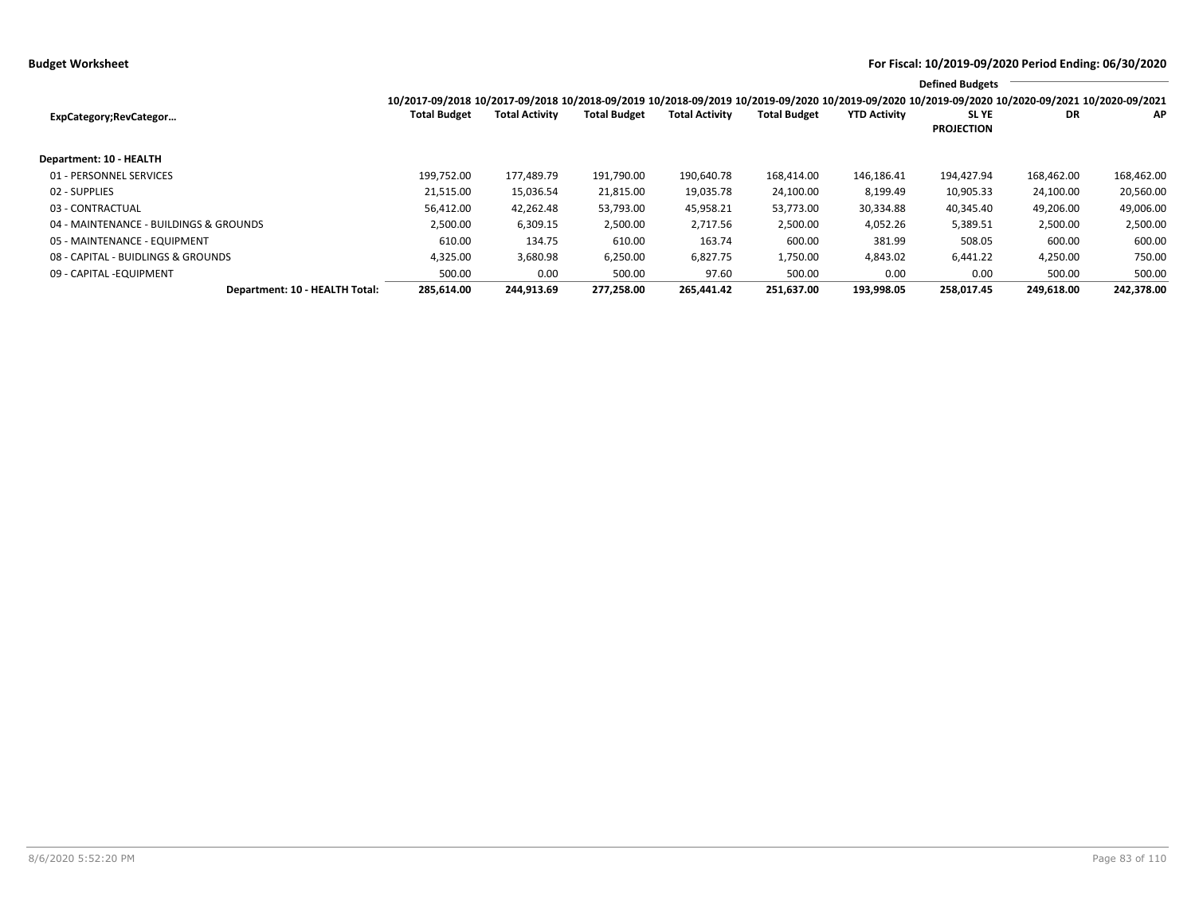**Budget Worksheet**

**For Fiscal: 10/2019-09/2020 Period Ending: 06/30/2020**

| ExpCategory;RevCategor… | 10/2017-09/2018 Total Budget | 10/2017-09/2018 Total Activity | 10/2018-09/2019 Total Budget | 10/2018-09/2019 Total Activity | 10/2019-09/2020 Total Budget | 10/2019-09/2020 YTD Activity | 10/2019-09/2020 SL YE PROJECTION | Defined Budgets 10/2020-09/2021 DR | 10/2020-09/2021 AP |
|---|---|---|---|---|---|---|---|---|---|
| **Department: 10 - HEALTH** | | | | | | | | | |
| 01 - PERSONNEL SERVICES | 199,752.00 | 177,489.79 | 191,790.00 | 190,640.78 | 168,414.00 | 146,186.41 | 194,427.94 | 168,462.00 | 168,462.00 |
| 02 - SUPPLIES | 21,515.00 | 15,036.54 | 21,815.00 | 19,035.78 | 24,100.00 | 8,199.49 | 10,905.33 | 24,100.00 | 20,560.00 |
| 03 - CONTRACTUAL | 56,412.00 | 42,262.48 | 53,793.00 | 45,958.21 | 53,773.00 | 30,334.88 | 40,345.40 | 49,206.00 | 49,006.00 |
| 04 - MAINTENANCE - BUILDINGS & GROUNDS | 2,500.00 | 6,309.15 | 2,500.00 | 2,717.56 | 2,500.00 | 4,052.26 | 5,389.51 | 2,500.00 | 2,500.00 |
| 05 - MAINTENANCE - EQUIPMENT | 610.00 | 134.75 | 610.00 | 163.74 | 600.00 | 381.99 | 508.05 | 600.00 | 600.00 |
| 08 - CAPITAL - BUIDLINGS & GROUNDS | 4,325.00 | 3,680.98 | 6,250.00 | 6,827.75 | 1,750.00 | 4,843.02 | 6,441.22 | 4,250.00 | 750.00 |
| 09 - CAPITAL -EQUIPMENT | 500.00 | 0.00 | 500.00 | 97.60 | 500.00 | 0.00 | 0.00 | 500.00 | 500.00 |
| **Department: 10 - HEALTH Total:** | **285,614.00** | **244,913.69** | **277,258.00** | **265,441.42** | **251,637.00** | **193,998.05** | **258,017.45** | **249,618.00** | **242,378.00** |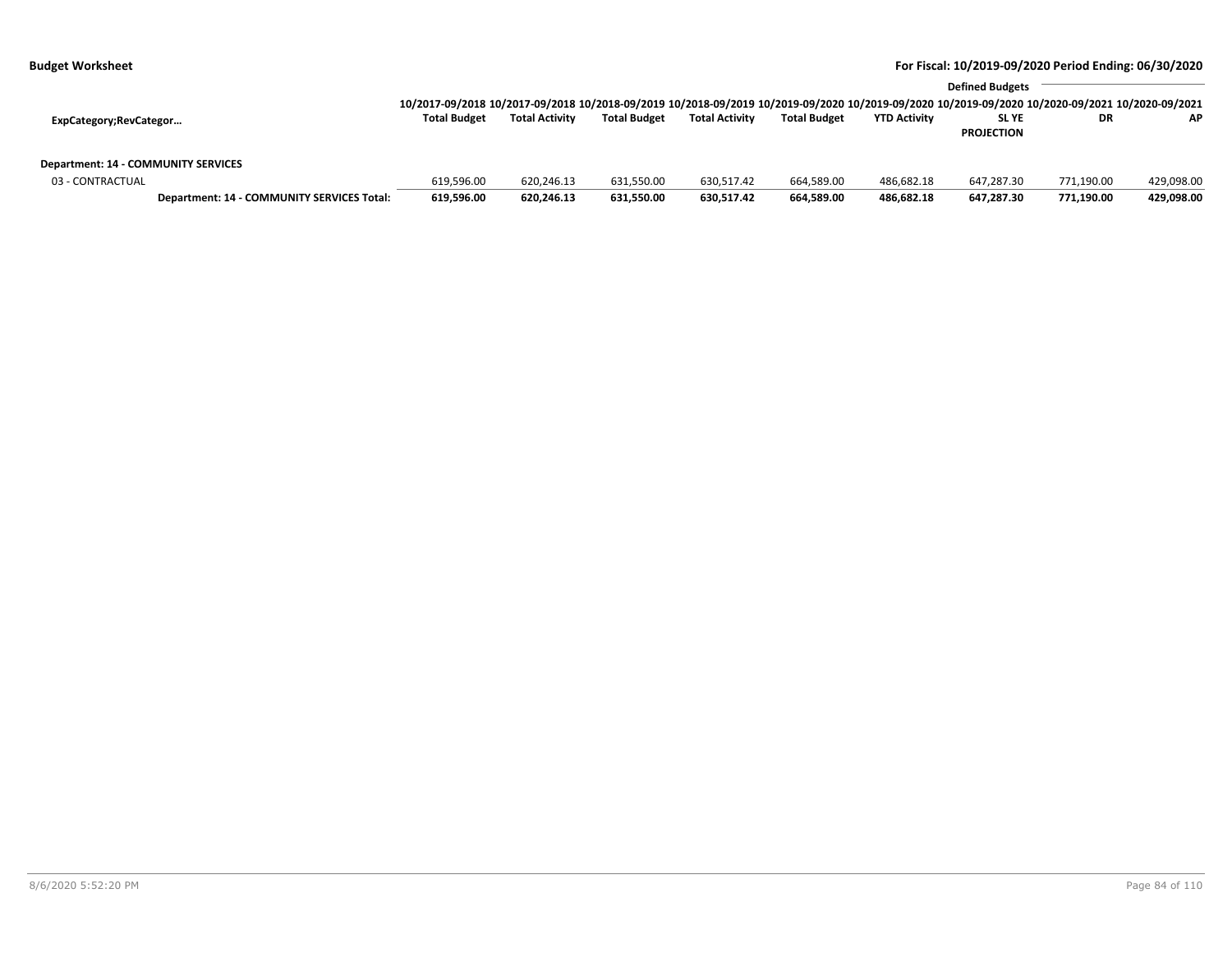**Budget Worksheet**

**For Fiscal: 10/2019-09/2020 Period Ending: 06/30/2020**

| ExpCategory;RevCategor… | 10/2017-09/2018 Total Budget | 10/2017-09/2018 Total Activity | 10/2018-09/2019 Total Budget | 10/2018-09/2019 Total Activity | 10/2019-09/2020 Total Budget | 10/2019-09/2020 YTD Activity | 10/2019-09/2020 SL YE PROJECTION | Defined Budgets 10/2020-09/2021 DR | 10/2020-09/2021 AP |
|---|---|---|---|---|---|---|---|---|---|
| **Department: 14 - COMMUNITY SERVICES** | | | | | | | | | |
| 03 - CONTRACTUAL | 619,596.00 | 620,246.13 | 631,550.00 | 630,517.42 | 664,589.00 | 486,682.18 | 647,287.30 | 771,190.00 | 429,098.00 |
| **Department: 14 - COMMUNITY SERVICES Total:** | **619,596.00** | **620,246.13** | **631,550.00** | **630,517.42** | **664,589.00** | **486,682.18** | **647,287.30** | **771,190.00** | **429,098.00** |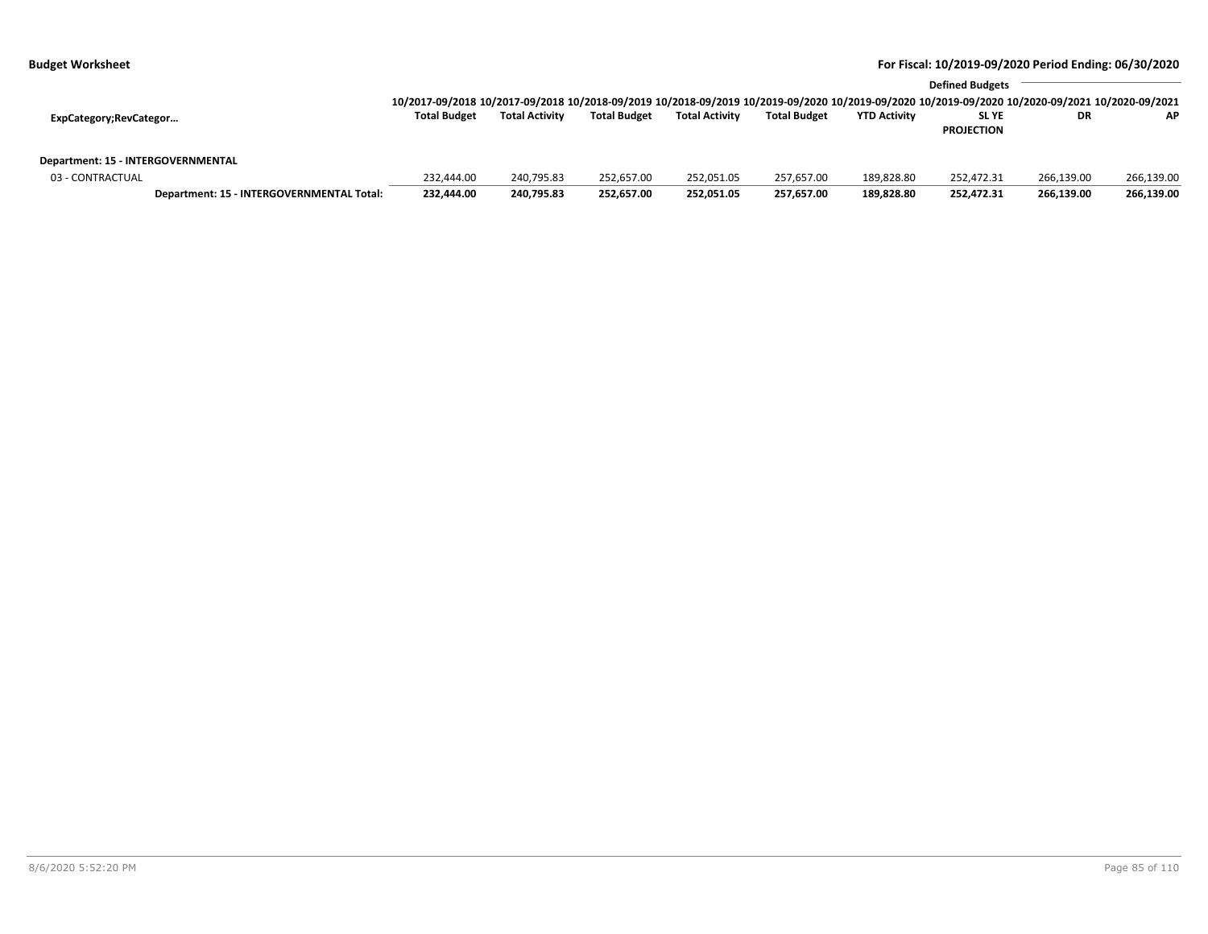**Budget Worksheet**

**For Fiscal: 10/2019-09/2020 Period Ending: 06/30/2020**

| ExpCategory;RevCategor… | 10/2017-09/2018 Total Budget | 10/2017-09/2018 Total Activity | 10/2018-09/2019 Total Budget | 10/2018-09/2019 Total Activity | 10/2019-09/2020 Total Budget | 10/2019-09/2020 YTD Activity | 10/2019-09/2020 SL YE PROJECTION | 10/2020-09/2021 DR (Defined Budgets) | 10/2020-09/2021 AP (Defined Budgets) |
|---|---|---|---|---|---|---|---|---|---|
| **Department: 15 - INTERGOVERNMENTAL** | | | | | | | | | |
| 03 - CONTRACTUAL | 232,444.00 | 240,795.83 | 252,657.00 | 252,051.05 | 257,657.00 | 189,828.80 | 252,472.31 | 266,139.00 | 266,139.00 |
| **Department: 15 - INTERGOVERNMENTAL Total:** | **232,444.00** | **240,795.83** | **252,657.00** | **252,051.05** | **257,657.00** | **189,828.80** | **252,472.31** | **266,139.00** | **266,139.00** |

8/6/2020 5:52:20 PM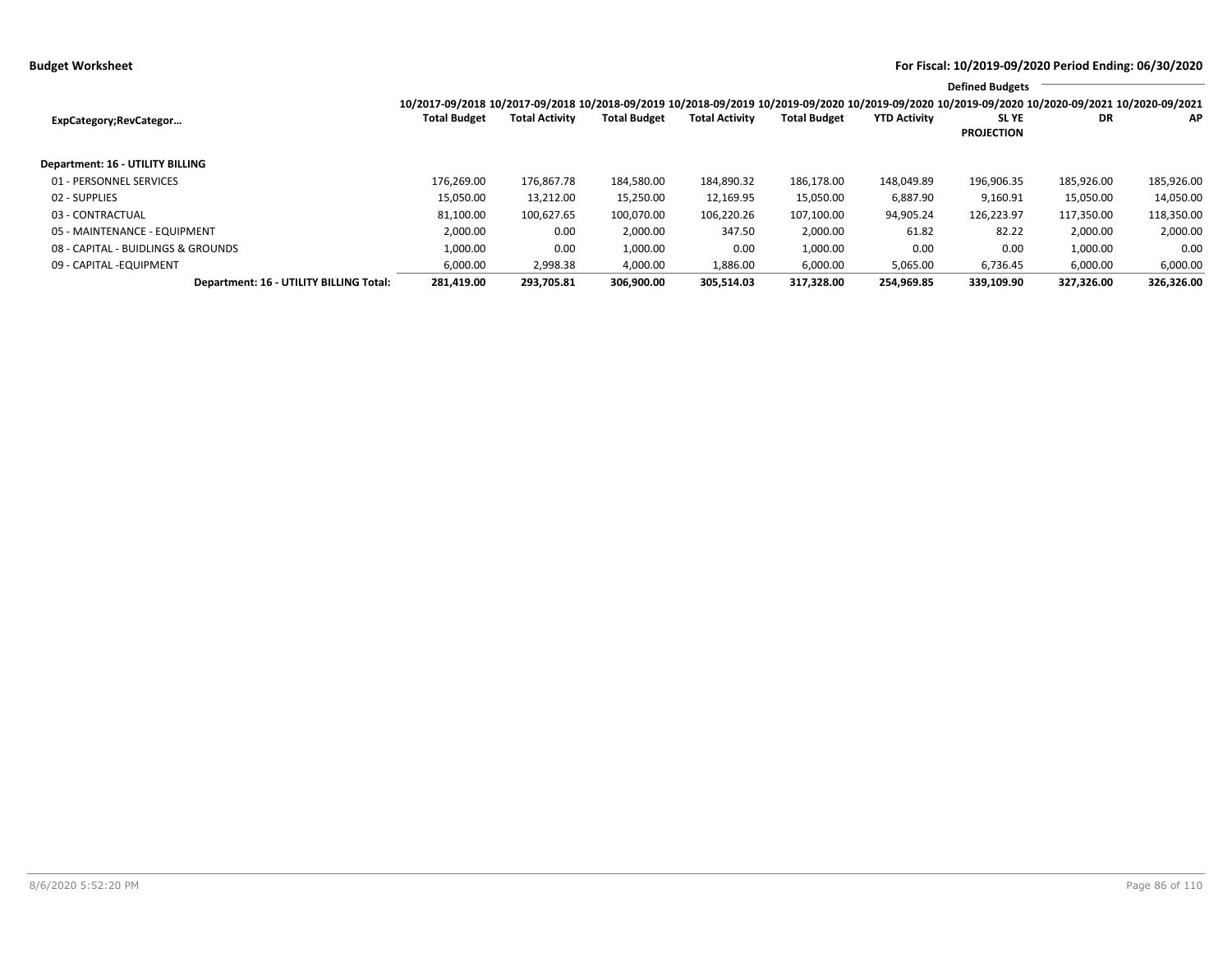**Budget Worksheet**

**For Fiscal: 10/2019-09/2020 Period Ending: 06/30/2020**

| ExpCategory;RevCategor... | 10/2017-09/2018 Total Budget | 10/2017-09/2018 Total Activity | 10/2018-09/2019 Total Budget | 10/2018-09/2019 Total Activity | 10/2019-09/2020 Total Budget | 10/2019-09/2020 YTD Activity | 10/2019-09/2020 SL YE PROJECTION | 10/2020-09/2021 DR | 10/2020-09/2021 AP |
|---|---|---|---|---|---|---|---|---|---|
| | | | | | | | Defined Budgets | | |
| **Department: 16 - UTILITY BILLING** | | | | | | | | | |
| 01 - PERSONNEL SERVICES | 176,269.00 | 176,867.78 | 184,580.00 | 184,890.32 | 186,178.00 | 148,049.89 | 196,906.35 | 185,926.00 | 185,926.00 |
| 02 - SUPPLIES | 15,050.00 | 13,212.00 | 15,250.00 | 12,169.95 | 15,050.00 | 6,887.90 | 9,160.91 | 15,050.00 | 14,050.00 |
| 03 - CONTRACTUAL | 81,100.00 | 100,627.65 | 100,070.00 | 106,220.26 | 107,100.00 | 94,905.24 | 126,223.97 | 117,350.00 | 118,350.00 |
| 05 - MAINTENANCE - EQUIPMENT | 2,000.00 | 0.00 | 2,000.00 | 347.50 | 2,000.00 | 61.82 | 82.22 | 2,000.00 | 2,000.00 |
| 08 - CAPITAL - BUIDLINGS & GROUNDS | 1,000.00 | 0.00 | 1,000.00 | 0.00 | 1,000.00 | 0.00 | 0.00 | 1,000.00 | 0.00 |
| 09 - CAPITAL -EQUIPMENT | 6,000.00 | 2,998.38 | 4,000.00 | 1,886.00 | 6,000.00 | 5,065.00 | 6,736.45 | 6,000.00 | 6,000.00 |
| **Department: 16 - UTILITY BILLING Total:** | **281,419.00** | **293,705.81** | **306,900.00** | **305,514.03** | **317,328.00** | **254,969.85** | **339,109.90** | **327,326.00** | **326,326.00** |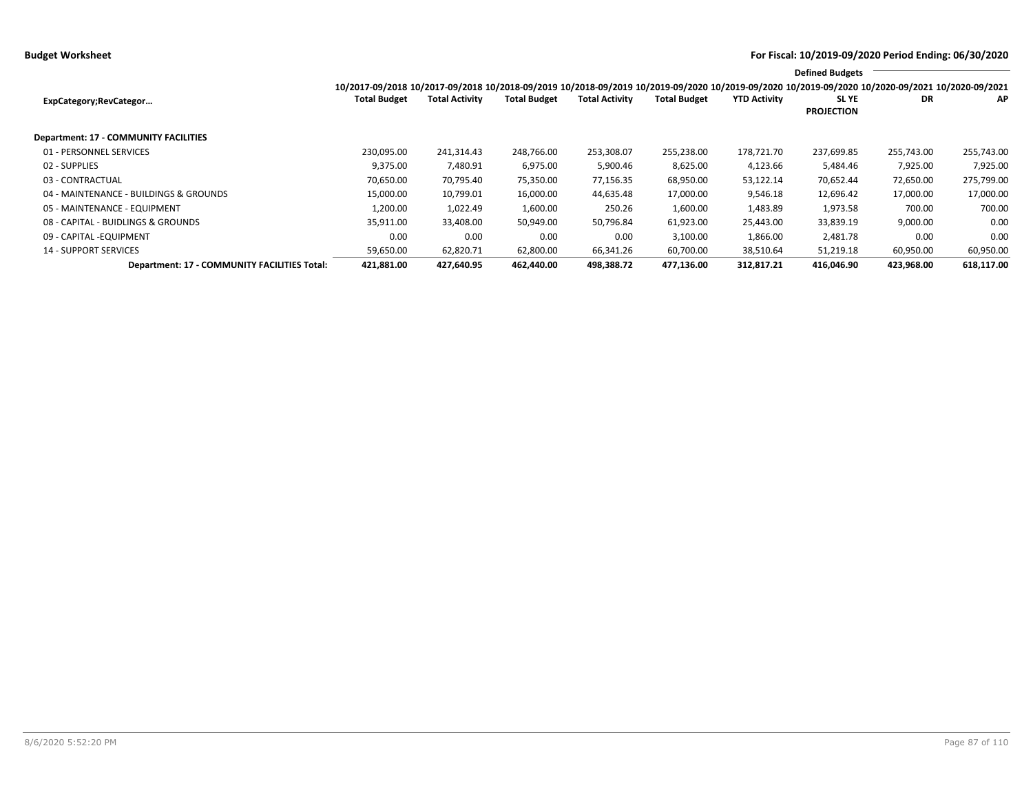**Budget Worksheet**

**For Fiscal: 10/2019-09/2020 Period Ending: 06/30/2020**

| ExpCategory;RevCategor… | 10/2017-09/2018 Total Budget | 10/2017-09/2018 Total Activity | 10/2018-09/2019 Total Budget | 10/2018-09/2019 Total Activity | 10/2019-09/2020 Total Budget | 10/2019-09/2020 YTD Activity | 10/2019-09/2020 SL YE PROJECTION | Defined Budgets 10/2020-09/2021 DR | Defined Budgets 10/2020-09/2021 AP |
|---|---|---|---|---|---|---|---|---|---|
| **Department: 17 - COMMUNITY FACILITIES** | | | | | | | | | |
| 01 - PERSONNEL SERVICES | 230,095.00 | 241,314.43 | 248,766.00 | 253,308.07 | 255,238.00 | 178,721.70 | 237,699.85 | 255,743.00 | 255,743.00 |
| 02 - SUPPLIES | 9,375.00 | 7,480.91 | 6,975.00 | 5,900.46 | 8,625.00 | 4,123.66 | 5,484.46 | 7,925.00 | 7,925.00 |
| 03 - CONTRACTUAL | 70,650.00 | 70,795.40 | 75,350.00 | 77,156.35 | 68,950.00 | 53,122.14 | 70,652.44 | 72,650.00 | 275,799.00 |
| 04 - MAINTENANCE - BUILDINGS & GROUNDS | 15,000.00 | 10,799.01 | 16,000.00 | 44,635.48 | 17,000.00 | 9,546.18 | 12,696.42 | 17,000.00 | 17,000.00 |
| 05 - MAINTENANCE - EQUIPMENT | 1,200.00 | 1,022.49 | 1,600.00 | 250.26 | 1,600.00 | 1,483.89 | 1,973.58 | 700.00 | 700.00 |
| 08 - CAPITAL - BUIDLINGS & GROUNDS | 35,911.00 | 33,408.00 | 50,949.00 | 50,796.84 | 61,923.00 | 25,443.00 | 33,839.19 | 9,000.00 | 0.00 |
| 09 - CAPITAL -EQUIPMENT | 0.00 | 0.00 | 0.00 | 0.00 | 3,100.00 | 1,866.00 | 2,481.78 | 0.00 | 0.00 |
| 14 - SUPPORT SERVICES | 59,650.00 | 62,820.71 | 62,800.00 | 66,341.26 | 60,700.00 | 38,510.64 | 51,219.18 | 60,950.00 | 60,950.00 |
| **Department: 17 - COMMUNITY FACILITIES Total:** | **421,881.00** | **427,640.95** | **462,440.00** | **498,388.72** | **477,136.00** | **312,817.21** | **416,046.90** | **423,968.00** | **618,117.00** |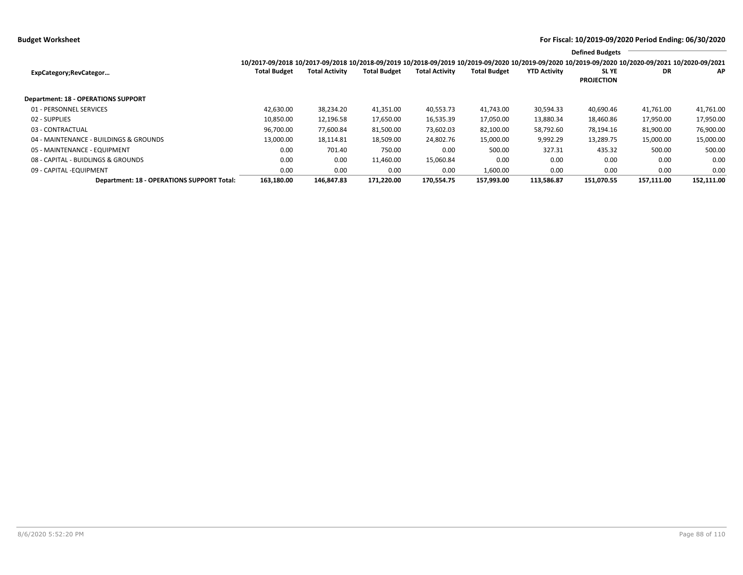**Budget Worksheet** — **For Fiscal: 10/2019-09/2020 Period Ending: 06/30/2020**

| ExpCategory;RevCategor… | 10/2017-09/2018 Total Budget | 10/2017-09/2018 Total Activity | 10/2018-09/2019 Total Budget | 10/2018-09/2019 Total Activity | 10/2019-09/2020 Total Budget | 10/2019-09/2020 YTD Activity | 10/2019-09/2020 SL YE PROJECTION | Defined Budgets 10/2020-09/2021 DR | Defined Budgets 10/2020-09/2021 AP |
|---|---|---|---|---|---|---|---|---|---|
| **Department: 18 - OPERATIONS SUPPORT** | | | | | | | | | |
| 01 - PERSONNEL SERVICES | 42,630.00 | 38,234.20 | 41,351.00 | 40,553.73 | 41,743.00 | 30,594.33 | 40,690.46 | 41,761.00 | 41,761.00 |
| 02 - SUPPLIES | 10,850.00 | 12,196.58 | 17,650.00 | 16,535.39 | 17,050.00 | 13,880.34 | 18,460.86 | 17,950.00 | 17,950.00 |
| 03 - CONTRACTUAL | 96,700.00 | 77,600.84 | 81,500.00 | 73,602.03 | 82,100.00 | 58,792.60 | 78,194.16 | 81,900.00 | 76,900.00 |
| 04 - MAINTENANCE - BUILDINGS & GROUNDS | 13,000.00 | 18,114.81 | 18,509.00 | 24,802.76 | 15,000.00 | 9,992.29 | 13,289.75 | 15,000.00 | 15,000.00 |
| 05 - MAINTENANCE - EQUIPMENT | 0.00 | 701.40 | 750.00 | 0.00 | 500.00 | 327.31 | 435.32 | 500.00 | 500.00 |
| 08 - CAPITAL - BUIDLINGS & GROUNDS | 0.00 | 0.00 | 11,460.00 | 15,060.84 | 0.00 | 0.00 | 0.00 | 0.00 | 0.00 |
| 09 - CAPITAL -EQUIPMENT | 0.00 | 0.00 | 0.00 | 0.00 | 1,600.00 | 0.00 | 0.00 | 0.00 | 0.00 |
| **Department: 18 - OPERATIONS SUPPORT Total:** | **163,180.00** | **146,847.83** | **171,220.00** | **170,554.75** | **157,993.00** | **113,586.87** | **151,070.55** | **157,111.00** | **152,111.00** |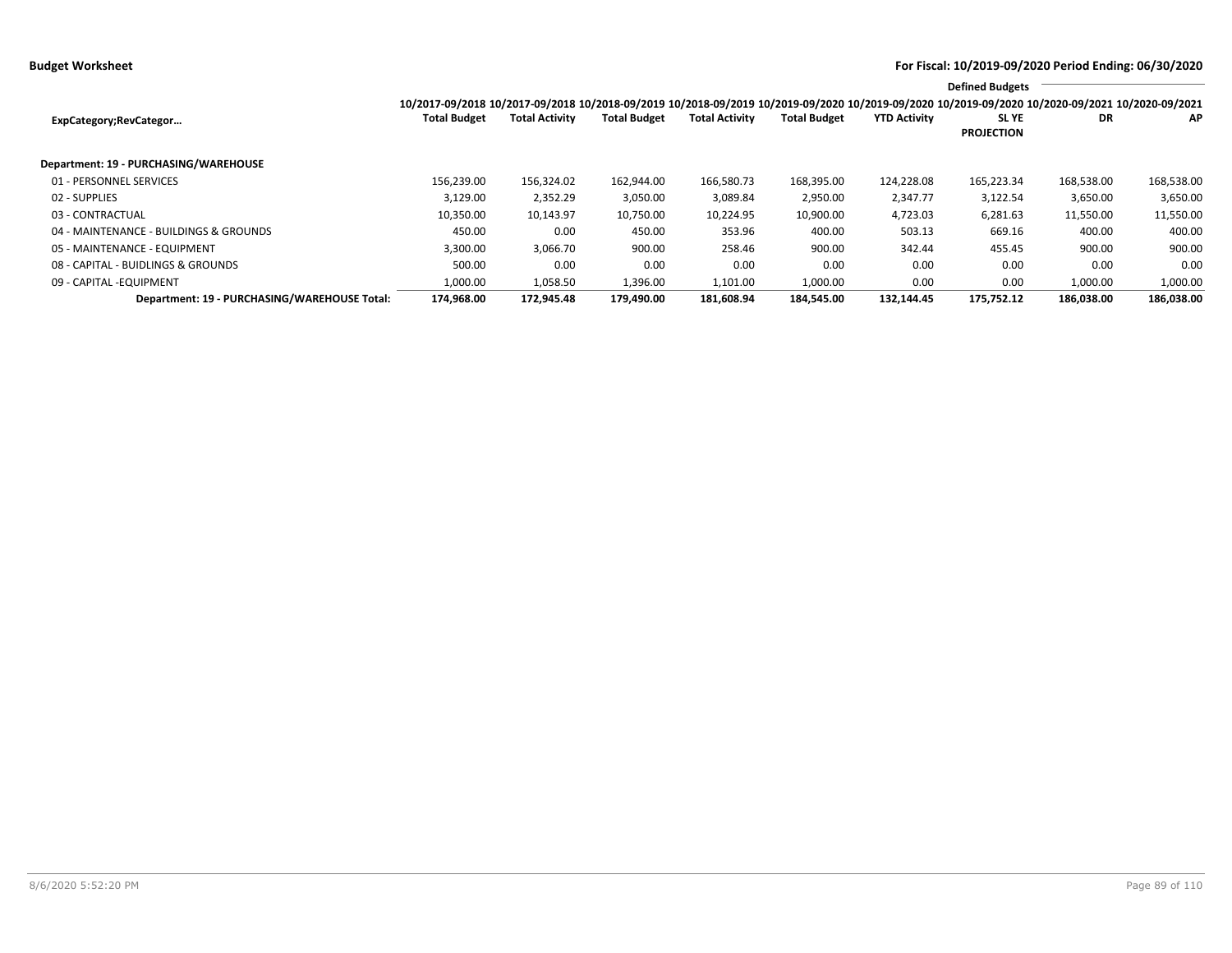**Budget Worksheet**

**For Fiscal: 10/2019-09/2020 Period Ending: 06/30/2020**

| ExpCategory;RevCategor… | 10/2017-09/2018 Total Budget | 10/2017-09/2018 Total Activity | 10/2018-09/2019 Total Budget | 10/2018-09/2019 Total Activity | 10/2019-09/2020 Total Budget | 10/2019-09/2020 YTD Activity | Defined Budgets 10/2019-09/2020 SL YE PROJECTION | 10/2020-09/2021 DR | 10/2020-09/2021 AP |
|---|---|---|---|---|---|---|---|---|---|
| **Department: 19 - PURCHASING/WAREHOUSE** | | | | | | | | | |
| 01 - PERSONNEL SERVICES | 156,239.00 | 156,324.02 | 162,944.00 | 166,580.73 | 168,395.00 | 124,228.08 | 165,223.34 | 168,538.00 | 168,538.00 |
| 02 - SUPPLIES | 3,129.00 | 2,352.29 | 3,050.00 | 3,089.84 | 2,950.00 | 2,347.77 | 3,122.54 | 3,650.00 | 3,650.00 |
| 03 - CONTRACTUAL | 10,350.00 | 10,143.97 | 10,750.00 | 10,224.95 | 10,900.00 | 4,723.03 | 6,281.63 | 11,550.00 | 11,550.00 |
| 04 - MAINTENANCE - BUILDINGS & GROUNDS | 450.00 | 0.00 | 450.00 | 353.96 | 400.00 | 503.13 | 669.16 | 400.00 | 400.00 |
| 05 - MAINTENANCE - EQUIPMENT | 3,300.00 | 3,066.70 | 900.00 | 258.46 | 900.00 | 342.44 | 455.45 | 900.00 | 900.00 |
| 08 - CAPITAL - BUIDLINGS & GROUNDS | 500.00 | 0.00 | 0.00 | 0.00 | 0.00 | 0.00 | 0.00 | 0.00 | 0.00 |
| 09 - CAPITAL -EQUIPMENT | 1,000.00 | 1,058.50 | 1,396.00 | 1,101.00 | 1,000.00 | 0.00 | 0.00 | 1,000.00 | 1,000.00 |
| **Department: 19 - PURCHASING/WAREHOUSE Total:** | **174,968.00** | **172,945.48** | **179,490.00** | **181,608.94** | **184,545.00** | **132,144.45** | **175,752.12** | **186,038.00** | **186,038.00** |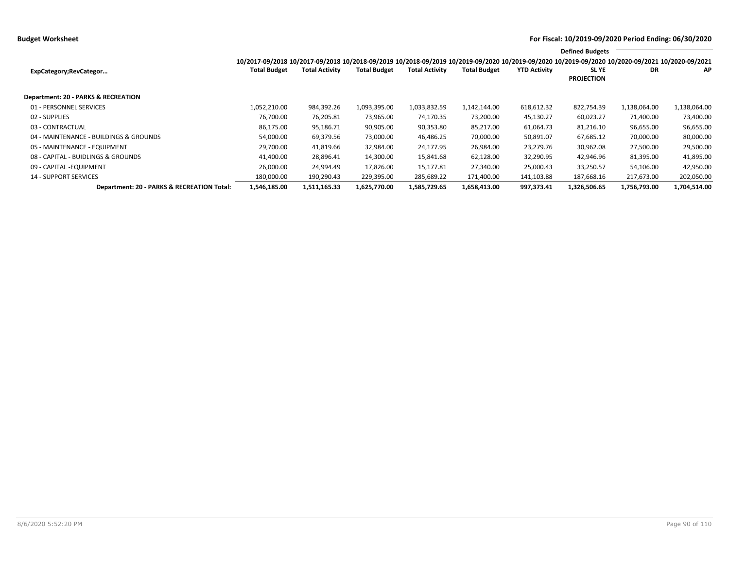**Budget Worksheet**

**For Fiscal: 10/2019-09/2020 Period Ending: 06/30/2020**

| ExpCategory;RevCategor… | 10/2017-09/2018 Total Budget | 10/2017-09/2018 Total Activity | 10/2018-09/2019 Total Budget | 10/2018-09/2019 Total Activity | 10/2019-09/2020 Total Budget | 10/2019-09/2020 YTD Activity | Defined Budgets 10/2019-09/2020 SL YE PROJECTION | 10/2020-09/2021 DR | 10/2020-09/2021 AP |
|---|---|---|---|---|---|---|---|---|---|
| **Department: 20 - PARKS & RECREATION** | | | | | | | | | |
| 01 - PERSONNEL SERVICES | 1,052,210.00 | 984,392.26 | 1,093,395.00 | 1,033,832.59 | 1,142,144.00 | 618,612.32 | 822,754.39 | 1,138,064.00 | 1,138,064.00 |
| 02 - SUPPLIES | 76,700.00 | 76,205.81 | 73,965.00 | 74,170.35 | 73,200.00 | 45,130.27 | 60,023.27 | 71,400.00 | 73,400.00 |
| 03 - CONTRACTUAL | 86,175.00 | 95,186.71 | 90,905.00 | 90,353.80 | 85,217.00 | 61,064.73 | 81,216.10 | 96,655.00 | 96,655.00 |
| 04 - MAINTENANCE - BUILDINGS & GROUNDS | 54,000.00 | 69,379.56 | 73,000.00 | 46,486.25 | 70,000.00 | 50,891.07 | 67,685.12 | 70,000.00 | 80,000.00 |
| 05 - MAINTENANCE - EQUIPMENT | 29,700.00 | 41,819.66 | 32,984.00 | 24,177.95 | 26,984.00 | 23,279.76 | 30,962.08 | 27,500.00 | 29,500.00 |
| 08 - CAPITAL - BUIDLINGS & GROUNDS | 41,400.00 | 28,896.41 | 14,300.00 | 15,841.68 | 62,128.00 | 32,290.95 | 42,946.96 | 81,395.00 | 41,895.00 |
| 09 - CAPITAL -EQUIPMENT | 26,000.00 | 24,994.49 | 17,826.00 | 15,177.81 | 27,340.00 | 25,000.43 | 33,250.57 | 54,106.00 | 42,950.00 |
| 14 - SUPPORT SERVICES | 180,000.00 | 190,290.43 | 229,395.00 | 285,689.22 | 171,400.00 | 141,103.88 | 187,668.16 | 217,673.00 | 202,050.00 |
| **Department: 20 - PARKS & RECREATION Total:** | **1,546,185.00** | **1,511,165.33** | **1,625,770.00** | **1,585,729.65** | **1,658,413.00** | **997,373.41** | **1,326,506.65** | **1,756,793.00** | **1,704,514.00** |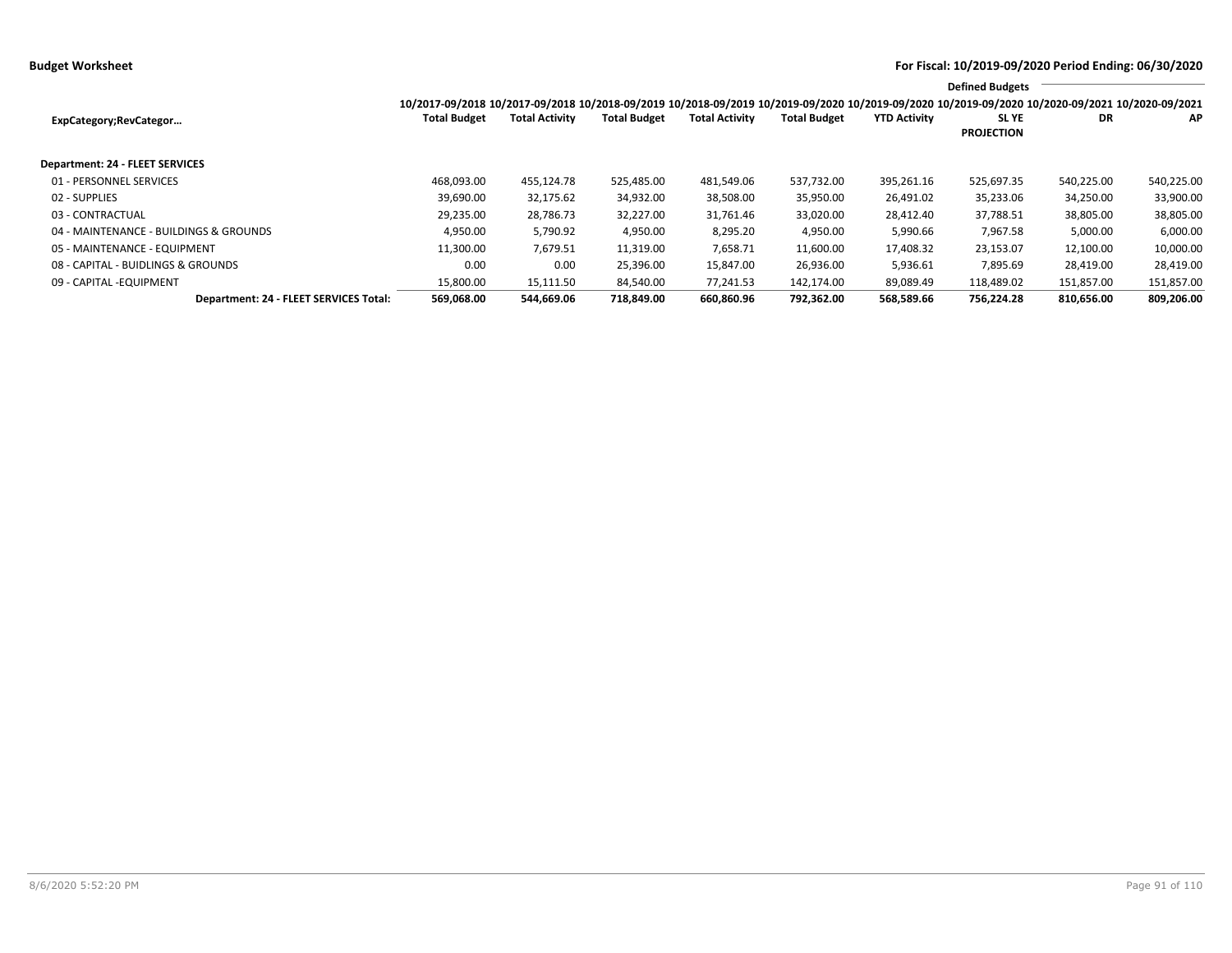**Budget Worksheet** | **For Fiscal: 10/2019-09/2020 Period Ending: 06/30/2020**

| ExpCategory;RevCategor… | 10/2017-09/2018 Total Budget | 10/2017-09/2018 Total Activity | 10/2018-09/2019 Total Budget | 10/2018-09/2019 Total Activity | 10/2019-09/2020 Total Budget | 10/2019-09/2020 YTD Activity | 10/2019-09/2020 SL YE PROJECTION | Defined Budgets 10/2020-09/2021 DR | Defined Budgets 10/2020-09/2021 AP |
|---|---|---|---|---|---|---|---|---|---|
| **Department: 24 - FLEET SERVICES** | | | | | | | | | |
| 01 - PERSONNEL SERVICES | 468,093.00 | 455,124.78 | 525,485.00 | 481,549.06 | 537,732.00 | 395,261.16 | 525,697.35 | 540,225.00 | 540,225.00 |
| 02 - SUPPLIES | 39,690.00 | 32,175.62 | 34,932.00 | 38,508.00 | 35,950.00 | 26,491.02 | 35,233.06 | 34,250.00 | 33,900.00 |
| 03 - CONTRACTUAL | 29,235.00 | 28,786.73 | 32,227.00 | 31,761.46 | 33,020.00 | 28,412.40 | 37,788.51 | 38,805.00 | 38,805.00 |
| 04 - MAINTENANCE - BUILDINGS & GROUNDS | 4,950.00 | 5,790.92 | 4,950.00 | 8,295.20 | 4,950.00 | 5,990.66 | 7,967.58 | 5,000.00 | 6,000.00 |
| 05 - MAINTENANCE - EQUIPMENT | 11,300.00 | 7,679.51 | 11,319.00 | 7,658.71 | 11,600.00 | 17,408.32 | 23,153.07 | 12,100.00 | 10,000.00 |
| 08 - CAPITAL - BUIDLINGS & GROUNDS | 0.00 | 0.00 | 25,396.00 | 15,847.00 | 26,936.00 | 5,936.61 | 7,895.69 | 28,419.00 | 28,419.00 |
| 09 - CAPITAL -EQUIPMENT | 15,800.00 | 15,111.50 | 84,540.00 | 77,241.53 | 142,174.00 | 89,089.49 | 118,489.02 | 151,857.00 | 151,857.00 |
| **Department: 24 - FLEET SERVICES Total:** | **569,068.00** | **544,669.06** | **718,849.00** | **660,860.96** | **792,362.00** | **568,589.66** | **756,224.28** | **810,656.00** | **809,206.00** |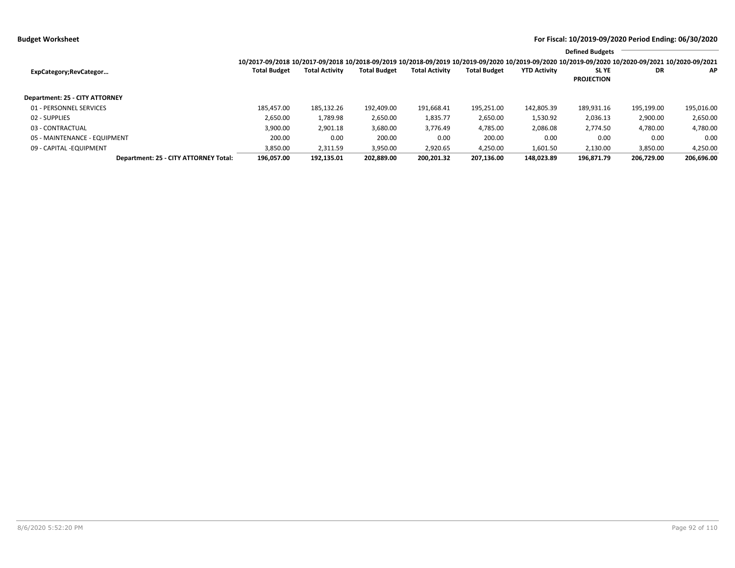**Budget Worksheet**

**For Fiscal: 10/2019-09/2020 Period Ending: 06/30/2020**

| | | | | | | | Defined Budgets | | |
|---|---|---|---|---|---|---|---|---|---|
| **ExpCategory;RevCategor…** | 10/2017-09/2018 **Total Budget** | 10/2017-09/2018 **Total Activity** | 10/2018-09/2019 **Total Budget** | 10/2018-09/2019 **Total Activity** | 10/2019-09/2020 **Total Budget** | 10/2019-09/2020 **YTD Activity** | 10/2019-09/2020 **SL YE PROJECTION** | 10/2020-09/2021 **DR** | 10/2020-09/2021 **AP** |
| **Department: 25 - CITY ATTORNEY** | | | | | | | | | |
| 01 - PERSONNEL SERVICES | 185,457.00 | 185,132.26 | 192,409.00 | 191,668.41 | 195,251.00 | 142,805.39 | 189,931.16 | 195,199.00 | 195,016.00 |
| 02 - SUPPLIES | 2,650.00 | 1,789.98 | 2,650.00 | 1,835.77 | 2,650.00 | 1,530.92 | 2,036.13 | 2,900.00 | 2,650.00 |
| 03 - CONTRACTUAL | 3,900.00 | 2,901.18 | 3,680.00 | 3,776.49 | 4,785.00 | 2,086.08 | 2,774.50 | 4,780.00 | 4,780.00 |
| 05 - MAINTENANCE - EQUIPMENT | 200.00 | 0.00 | 200.00 | 0.00 | 200.00 | 0.00 | 0.00 | 0.00 | 0.00 |
| 09 - CAPITAL -EQUIPMENT | 3,850.00 | 2,311.59 | 3,950.00 | 2,920.65 | 4,250.00 | 1,601.50 | 2,130.00 | 3,850.00 | 4,250.00 |
| **Department: 25 - CITY ATTORNEY Total:** | **196,057.00** | **192,135.01** | **202,889.00** | **200,201.32** | **207,136.00** | **148,023.89** | **196,871.79** | **206,729.00** | **206,696.00** |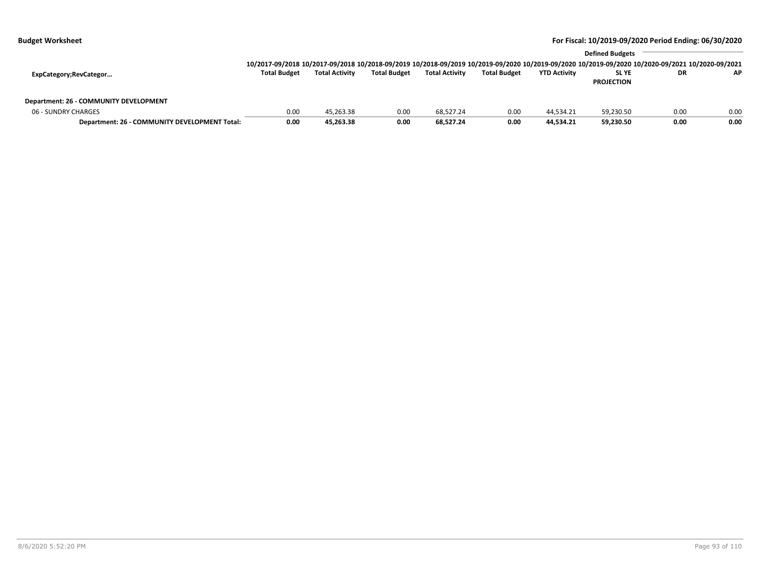**Budget Worksheet**

**For Fiscal: 10/2019-09/2020 Period Ending: 06/30/2020**

| ExpCategory;RevCategor… | 10/2017-09/2018 Total Budget | 10/2017-09/2018 Total Activity | 10/2018-09/2019 Total Budget | 10/2018-09/2019 Total Activity | 10/2019-09/2020 Total Budget | 10/2019-09/2020 YTD Activity | Defined Budgets 10/2019-09/2020 SL YE PROJECTION | 10/2020-09/2021 DR | 10/2020-09/2021 AP |
|---|---|---|---|---|---|---|---|---|---|
| **Department: 26 - COMMUNITY DEVELOPMENT** | | | | | | | | | |
| 06 - SUNDRY CHARGES | 0.00 | 45,263.38 | 0.00 | 68,527.24 | 0.00 | 44,534.21 | 59,230.50 | 0.00 | 0.00 |
| **Department: 26 - COMMUNITY DEVELOPMENT Total:** | **0.00** | **45,263.38** | **0.00** | **68,527.24** | **0.00** | **44,534.21** | **59,230.50** | **0.00** | **0.00** |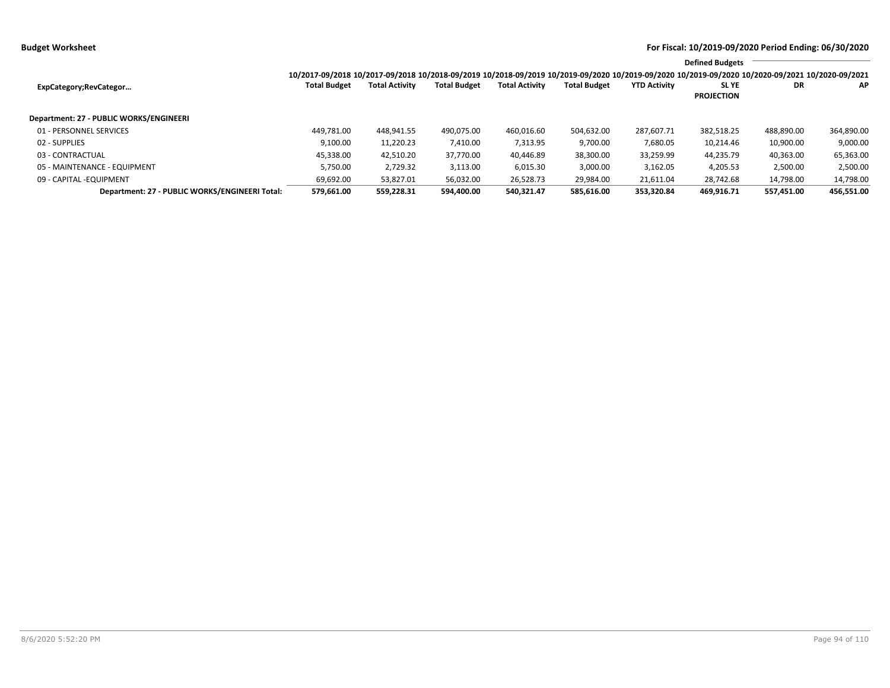**Budget Worksheet**

**For Fiscal: 10/2019-09/2020 Period Ending: 06/30/2020**

| ExpCategory;RevCategor... | 10/2017-09/2018 Total Budget | 10/2017-09/2018 Total Activity | 10/2018-09/2019 Total Budget | 10/2018-09/2019 Total Activity | 10/2019-09/2020 Total Budget | 10/2019-09/2020 YTD Activity | Defined Budgets 10/2019-09/2020 SL YE PROJECTION | 10/2020-09/2021 DR | 10/2020-09/2021 AP |
|---|---|---|---|---|---|---|---|---|---|
| **Department: 27 - PUBLIC WORKS/ENGINEERI** | | | | | | | | | |
| 01 - PERSONNEL SERVICES | 449,781.00 | 448,941.55 | 490,075.00 | 460,016.60 | 504,632.00 | 287,607.71 | 382,518.25 | 488,890.00 | 364,890.00 |
| 02 - SUPPLIES | 9,100.00 | 11,220.23 | 7,410.00 | 7,313.95 | 9,700.00 | 7,680.05 | 10,214.46 | 10,900.00 | 9,000.00 |
| 03 - CONTRACTUAL | 45,338.00 | 42,510.20 | 37,770.00 | 40,446.89 | 38,300.00 | 33,259.99 | 44,235.79 | 40,363.00 | 65,363.00 |
| 05 - MAINTENANCE - EQUIPMENT | 5,750.00 | 2,729.32 | 3,113.00 | 6,015.30 | 3,000.00 | 3,162.05 | 4,205.53 | 2,500.00 | 2,500.00 |
| 09 - CAPITAL -EQUIPMENT | 69,692.00 | 53,827.01 | 56,032.00 | 26,528.73 | 29,984.00 | 21,611.04 | 28,742.68 | 14,798.00 | 14,798.00 |
| **Department: 27 - PUBLIC WORKS/ENGINEERI Total:** | **579,661.00** | **559,228.31** | **594,400.00** | **540,321.47** | **585,616.00** | **353,320.84** | **469,916.71** | **557,451.00** | **456,551.00** |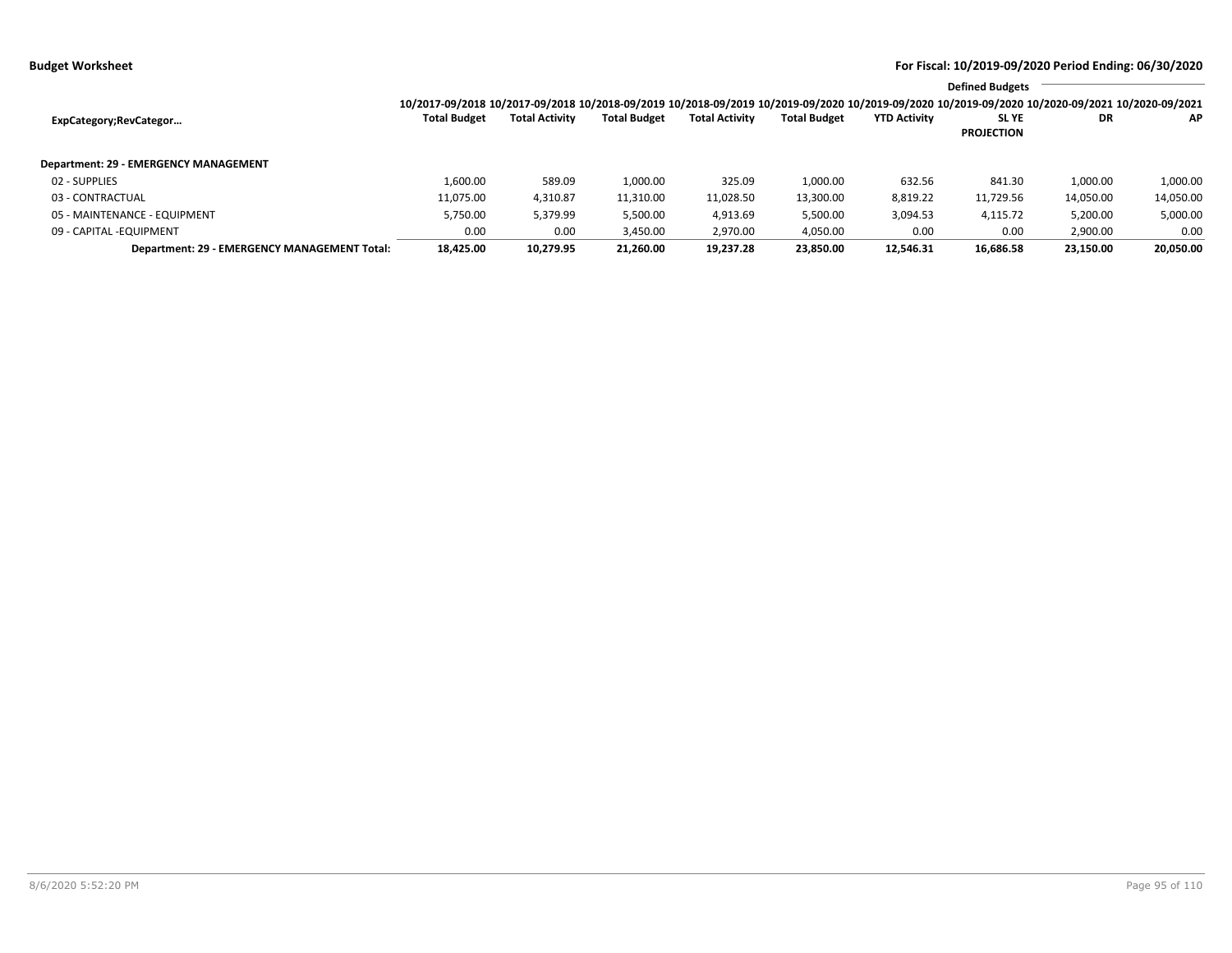**Budget Worksheet**

**For Fiscal: 10/2019-09/2020 Period Ending: 06/30/2020**

| ExpCategory;RevCategor… | 10/2017-09/2018 Total Budget | 10/2017-09/2018 Total Activity | 10/2018-09/2019 Total Budget | 10/2018-09/2019 Total Activity | 10/2019-09/2020 Total Budget | 10/2019-09/2020 YTD Activity | 10/2019-09/2020 SL YE PROJECTION | Defined Budgets 10/2020-09/2021 DR | 10/2020-09/2021 AP |
|---|---|---|---|---|---|---|---|---|---|
| **Department: 29 - EMERGENCY MANAGEMENT** | | | | | | | | | |
| 02 - SUPPLIES | 1,600.00 | 589.09 | 1,000.00 | 325.09 | 1,000.00 | 632.56 | 841.30 | 1,000.00 | 1,000.00 |
| 03 - CONTRACTUAL | 11,075.00 | 4,310.87 | 11,310.00 | 11,028.50 | 13,300.00 | 8,819.22 | 11,729.56 | 14,050.00 | 14,050.00 |
| 05 - MAINTENANCE - EQUIPMENT | 5,750.00 | 5,379.99 | 5,500.00 | 4,913.69 | 5,500.00 | 3,094.53 | 4,115.72 | 5,200.00 | 5,000.00 |
| 09 - CAPITAL -EQUIPMENT | 0.00 | 0.00 | 3,450.00 | 2,970.00 | 4,050.00 | 0.00 | 0.00 | 2,900.00 | 0.00 |
| **Department: 29 - EMERGENCY MANAGEMENT Total:** | **18,425.00** | **10,279.95** | **21,260.00** | **19,237.28** | **23,850.00** | **12,546.31** | **16,686.58** | **23,150.00** | **20,050.00** |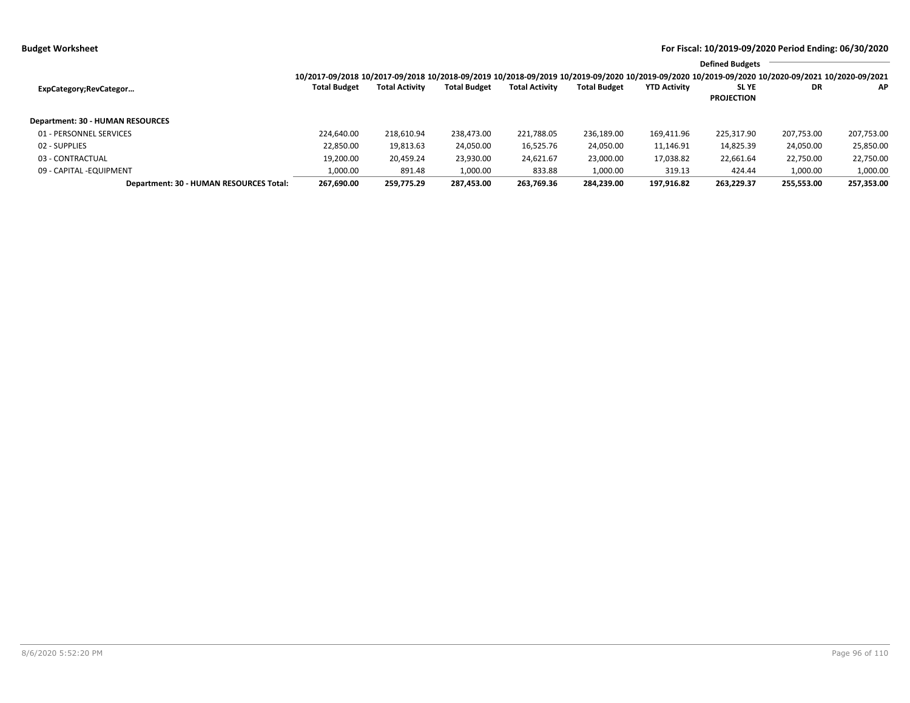**Budget Worksheet**

**For Fiscal: 10/2019-09/2020 Period Ending: 06/30/2020**

| ExpCategory;RevCategor… | 10/2017-09/2018 Total Budget | 10/2017-09/2018 Total Activity | 10/2018-09/2019 Total Budget | 10/2018-09/2019 Total Activity | 10/2019-09/2020 Total Budget | 10/2019-09/2020 YTD Activity | Defined Budgets 10/2019-09/2020 SL YE PROJECTION | 10/2020-09/2021 DR | 10/2020-09/2021 AP |
|---|---|---|---|---|---|---|---|---|---|
| **Department: 30 - HUMAN RESOURCES** | | | | | | | | | |
| 01 - PERSONNEL SERVICES | 224,640.00 | 218,610.94 | 238,473.00 | 221,788.05 | 236,189.00 | 169,411.96 | 225,317.90 | 207,753.00 | 207,753.00 |
| 02 - SUPPLIES | 22,850.00 | 19,813.63 | 24,050.00 | 16,525.76 | 24,050.00 | 11,146.91 | 14,825.39 | 24,050.00 | 25,850.00 |
| 03 - CONTRACTUAL | 19,200.00 | 20,459.24 | 23,930.00 | 24,621.67 | 23,000.00 | 17,038.82 | 22,661.64 | 22,750.00 | 22,750.00 |
| 09 - CAPITAL -EQUIPMENT | 1,000.00 | 891.48 | 1,000.00 | 833.88 | 1,000.00 | 319.13 | 424.44 | 1,000.00 | 1,000.00 |
| **Department: 30 - HUMAN RESOURCES Total:** | **267,690.00** | **259,775.29** | **287,453.00** | **263,769.36** | **284,239.00** | **197,916.82** | **263,229.37** | **255,553.00** | **257,353.00** |

8/6/2020 5:52:20 PM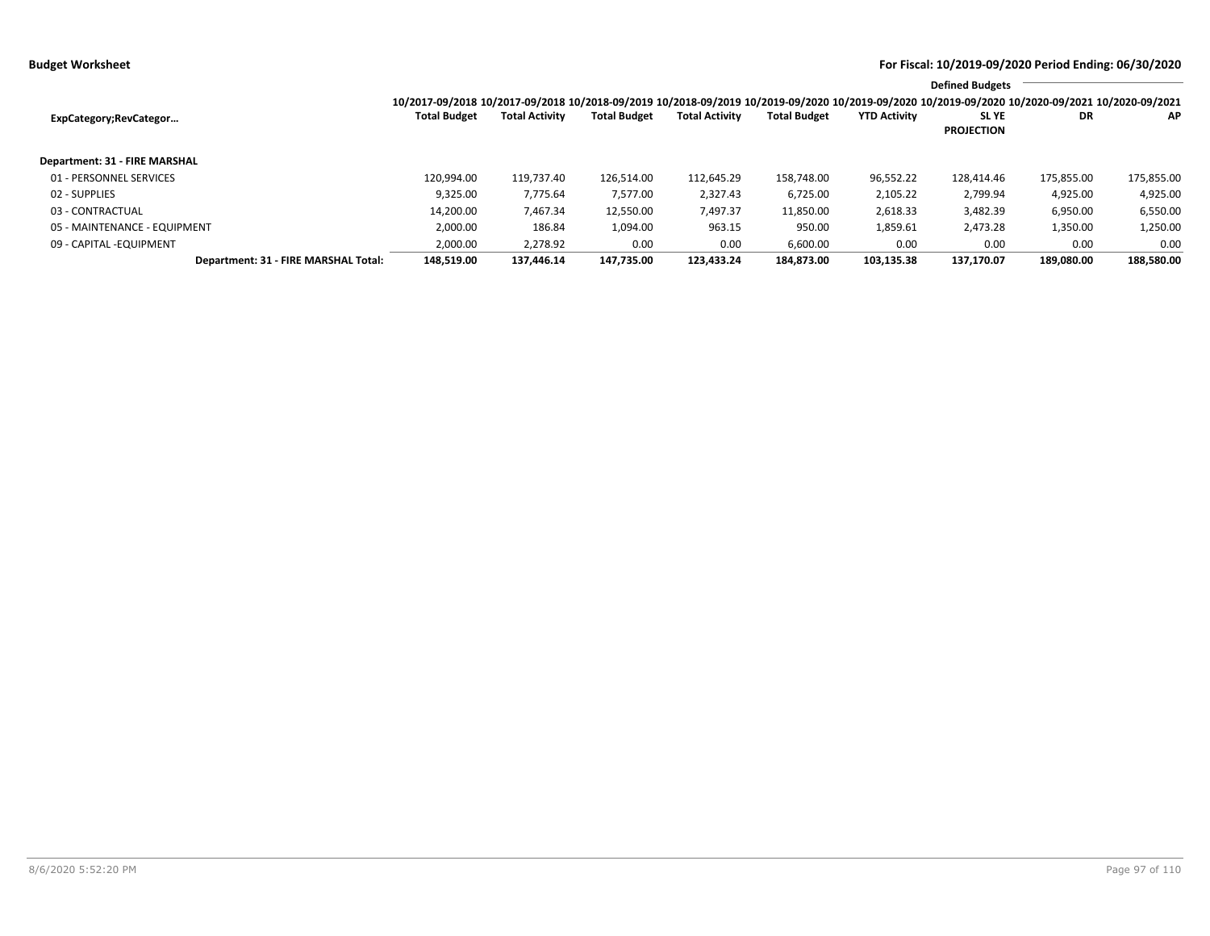**Budget Worksheet** — **For Fiscal: 10/2019-09/2020 Period Ending: 06/30/2020**

| ExpCategory;RevCategor… | 10/2017-09/2018 Total Budget | 10/2017-09/2018 Total Activity | 10/2018-09/2019 Total Budget | 10/2018-09/2019 Total Activity | 10/2019-09/2020 Total Budget | 10/2019-09/2020 YTD Activity | 10/2019-09/2020 SL YE PROJECTION | Defined Budgets 10/2020-09/2021 DR | Defined Budgets 10/2020-09/2021 AP |
|---|---|---|---|---|---|---|---|---|---|
| **Department: 31 - FIRE MARSHAL** | | | | | | | | | |
| 01 - PERSONNEL SERVICES | 120,994.00 | 119,737.40 | 126,514.00 | 112,645.29 | 158,748.00 | 96,552.22 | 128,414.46 | 175,855.00 | 175,855.00 |
| 02 - SUPPLIES | 9,325.00 | 7,775.64 | 7,577.00 | 2,327.43 | 6,725.00 | 2,105.22 | 2,799.94 | 4,925.00 | 4,925.00 |
| 03 - CONTRACTUAL | 14,200.00 | 7,467.34 | 12,550.00 | 7,497.37 | 11,850.00 | 2,618.33 | 3,482.39 | 6,950.00 | 6,550.00 |
| 05 - MAINTENANCE - EQUIPMENT | 2,000.00 | 186.84 | 1,094.00 | 963.15 | 950.00 | 1,859.61 | 2,473.28 | 1,350.00 | 1,250.00 |
| 09 - CAPITAL -EQUIPMENT | 2,000.00 | 2,278.92 | 0.00 | 0.00 | 6,600.00 | 0.00 | 0.00 | 0.00 | 0.00 |
| **Department: 31 - FIRE MARSHAL Total:** | **148,519.00** | **137,446.14** | **147,735.00** | **123,433.24** | **184,873.00** | **103,135.38** | **137,170.07** | **189,080.00** | **188,580.00** |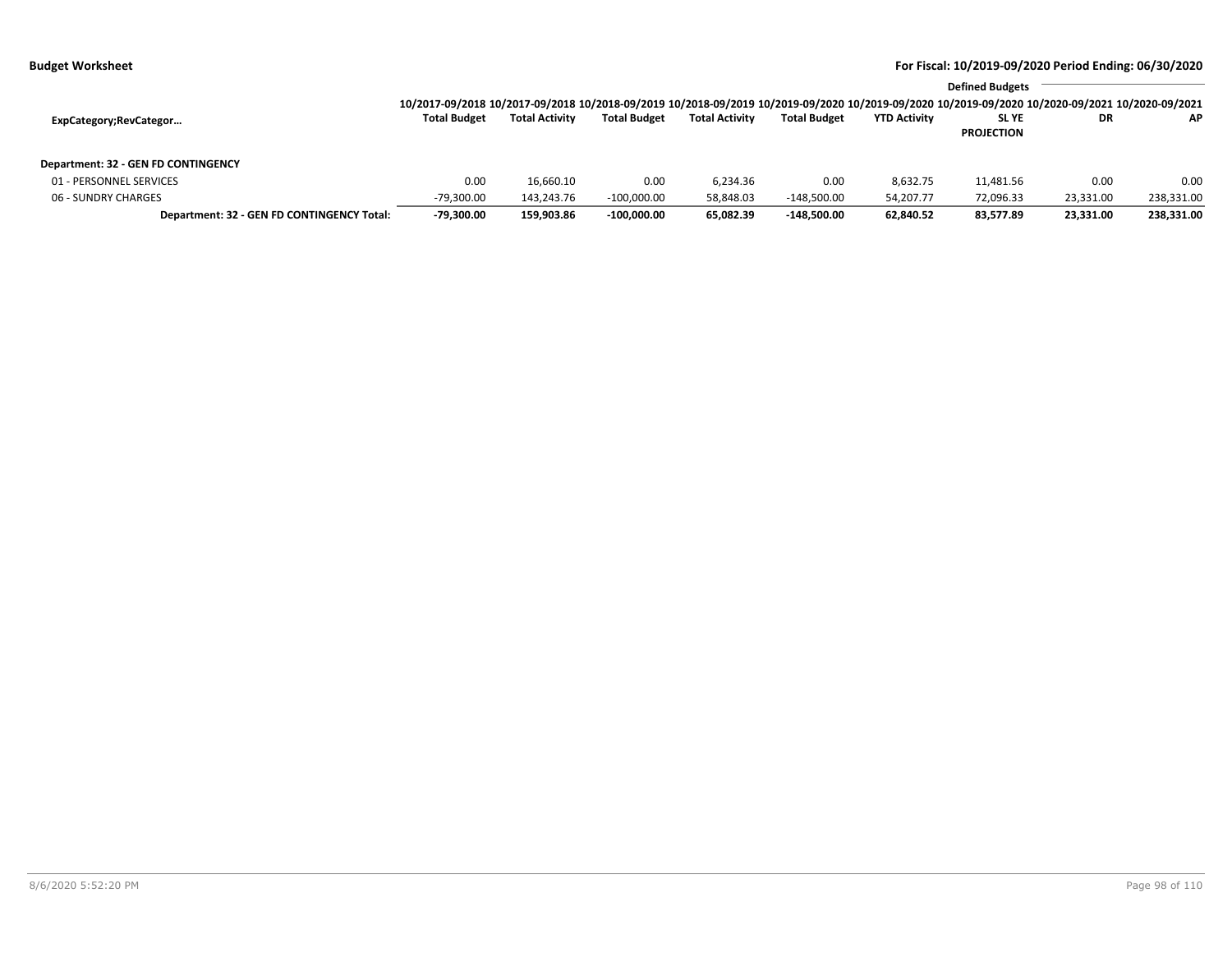**Budget Worksheet**

**For Fiscal: 10/2019-09/2020 Period Ending: 06/30/2020**

| ExpCategory;RevCategor… | 10/2017-09/2018 Total Budget | 10/2017-09/2018 Total Activity | 10/2018-09/2019 Total Budget | 10/2018-09/2019 Total Activity | 10/2019-09/2020 Total Budget | 10/2019-09/2020 YTD Activity | 10/2019-09/2020 SL YE PROJECTION | Defined Budgets 10/2020-09/2021 DR | Defined Budgets 10/2020-09/2021 AP |
|---|---|---|---|---|---|---|---|---|---|
| **Department: 32 - GEN FD CONTINGENCY** | | | | | | | | | |
| 01 - PERSONNEL SERVICES | 0.00 | 16,660.10 | 0.00 | 6,234.36 | 0.00 | 8,632.75 | 11,481.56 | 0.00 | 0.00 |
| 06 - SUNDRY CHARGES | -79,300.00 | 143,243.76 | -100,000.00 | 58,848.03 | -148,500.00 | 54,207.77 | 72,096.33 | 23,331.00 | 238,331.00 |
| **Department: 32 - GEN FD CONTINGENCY Total:** | **-79,300.00** | **159,903.86** | **-100,000.00** | **65,082.39** | **-148,500.00** | **62,840.52** | **83,577.89** | **23,331.00** | **238,331.00** |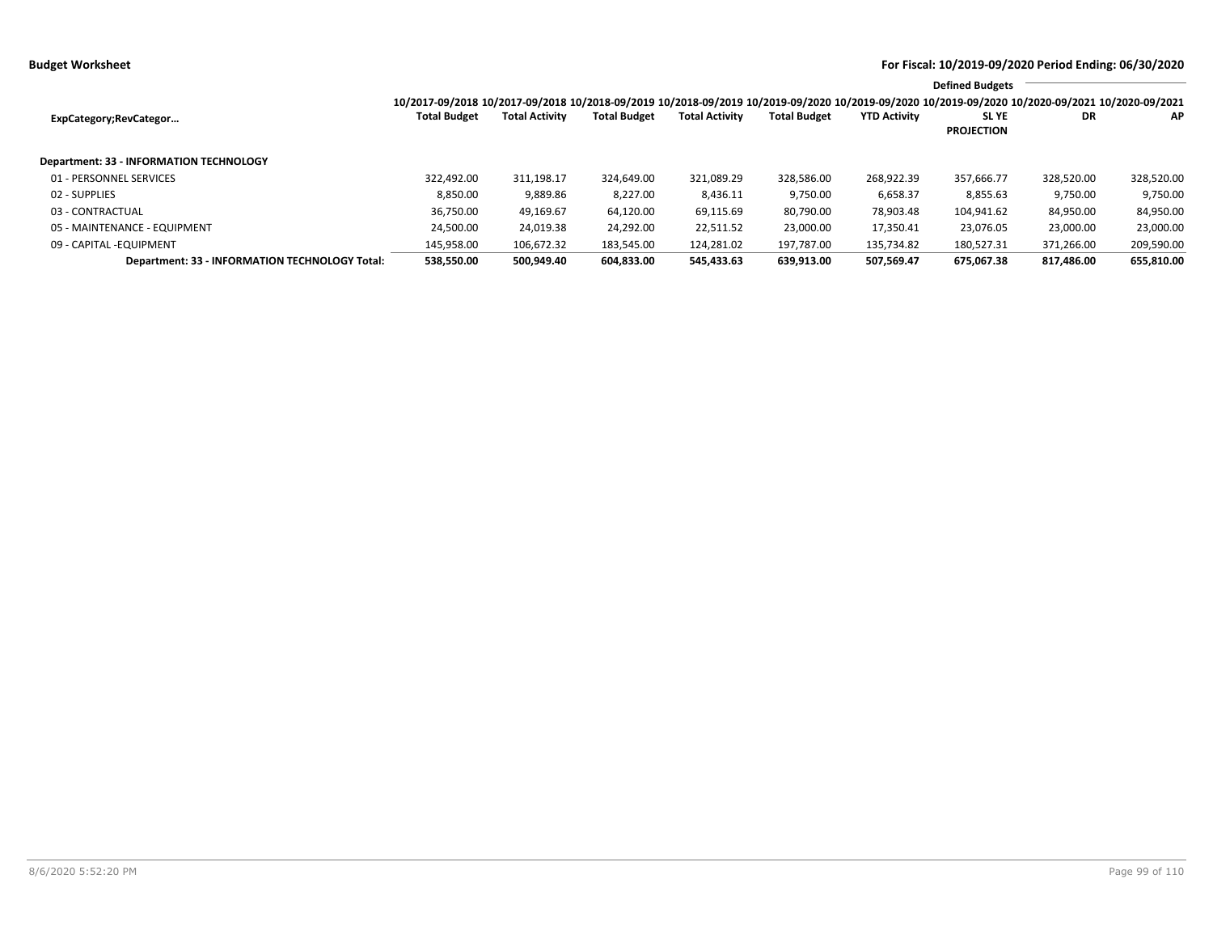**Budget Worksheet**

**For Fiscal: 10/2019-09/2020 Period Ending: 06/30/2020**

| ExpCategory;RevCategor… | 10/2017-09/2018 Total Budget | 10/2017-09/2018 Total Activity | 10/2018-09/2019 Total Budget | 10/2018-09/2019 Total Activity | 10/2019-09/2020 Total Budget | 10/2019-09/2020 YTD Activity | 10/2019-09/2020 SL YE PROJECTION | Defined Budgets 10/2020-09/2021 DR | Defined Budgets 10/2020-09/2021 AP |
|---|---|---|---|---|---|---|---|---|---|
| **Department: 33 - INFORMATION TECHNOLOGY** | | | | | | | | | |
| 01 - PERSONNEL SERVICES | 322,492.00 | 311,198.17 | 324,649.00 | 321,089.29 | 328,586.00 | 268,922.39 | 357,666.77 | 328,520.00 | 328,520.00 |
| 02 - SUPPLIES | 8,850.00 | 9,889.86 | 8,227.00 | 8,436.11 | 9,750.00 | 6,658.37 | 8,855.63 | 9,750.00 | 9,750.00 |
| 03 - CONTRACTUAL | 36,750.00 | 49,169.67 | 64,120.00 | 69,115.69 | 80,790.00 | 78,903.48 | 104,941.62 | 84,950.00 | 84,950.00 |
| 05 - MAINTENANCE - EQUIPMENT | 24,500.00 | 24,019.38 | 24,292.00 | 22,511.52 | 23,000.00 | 17,350.41 | 23,076.05 | 23,000.00 | 23,000.00 |
| 09 - CAPITAL -EQUIPMENT | 145,958.00 | 106,672.32 | 183,545.00 | 124,281.02 | 197,787.00 | 135,734.82 | 180,527.31 | 371,266.00 | 209,590.00 |
| **Department: 33 - INFORMATION TECHNOLOGY Total:** | **538,550.00** | **500,949.40** | **604,833.00** | **545,433.63** | **639,913.00** | **507,569.47** | **675,067.38** | **817,486.00** | **655,810.00** |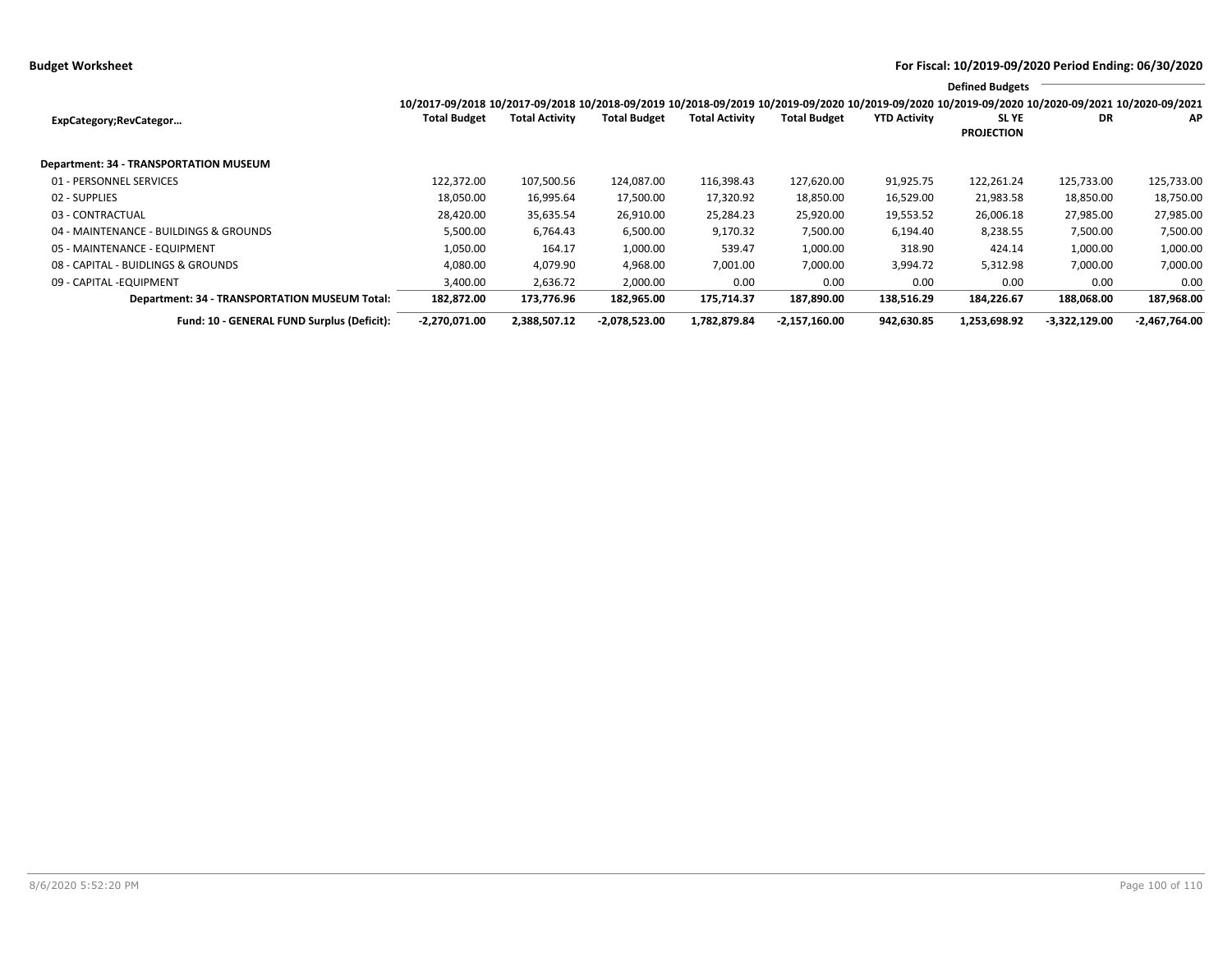**Budget Worksheet** **For Fiscal: 10/2019-09/2020 Period Ending: 06/30/2020**

| ExpCategory;RevCategor… | 10/2017-09/2018 Total Budget | 10/2017-09/2018 Total Activity | 10/2018-09/2019 Total Budget | 10/2018-09/2019 Total Activity | 10/2019-09/2020 Total Budget | 10/2019-09/2020 YTD Activity | Defined Budgets 10/2019-09/2020 SL YE PROJECTION | 10/2020-09/2021 DR | 10/2020-09/2021 AP |
|---|---|---|---|---|---|---|---|---|---|
| **Department: 34 - TRANSPORTATION MUSEUM** | | | | | | | | | |
| 01 - PERSONNEL SERVICES | 122,372.00 | 107,500.56 | 124,087.00 | 116,398.43 | 127,620.00 | 91,925.75 | 122,261.24 | 125,733.00 | 125,733.00 |
| 02 - SUPPLIES | 18,050.00 | 16,995.64 | 17,500.00 | 17,320.92 | 18,850.00 | 16,529.00 | 21,983.58 | 18,850.00 | 18,750.00 |
| 03 - CONTRACTUAL | 28,420.00 | 35,635.54 | 26,910.00 | 25,284.23 | 25,920.00 | 19,553.52 | 26,006.18 | 27,985.00 | 27,985.00 |
| 04 - MAINTENANCE - BUILDINGS & GROUNDS | 5,500.00 | 6,764.43 | 6,500.00 | 9,170.32 | 7,500.00 | 6,194.40 | 8,238.55 | 7,500.00 | 7,500.00 |
| 05 - MAINTENANCE - EQUIPMENT | 1,050.00 | 164.17 | 1,000.00 | 539.47 | 1,000.00 | 318.90 | 424.14 | 1,000.00 | 1,000.00 |
| 08 - CAPITAL - BUIDLINGS & GROUNDS | 4,080.00 | 4,079.90 | 4,968.00 | 7,001.00 | 7,000.00 | 3,994.72 | 5,312.98 | 7,000.00 | 7,000.00 |
| 09 - CAPITAL -EQUIPMENT | 3,400.00 | 2,636.72 | 2,000.00 | 0.00 | 0.00 | 0.00 | 0.00 | 0.00 | 0.00 |
| **Department: 34 - TRANSPORTATION MUSEUM Total:** | **182,872.00** | **173,776.96** | **182,965.00** | **175,714.37** | **187,890.00** | **138,516.29** | **184,226.67** | **188,068.00** | **187,968.00** |
| **Fund: 10 - GENERAL FUND Surplus (Deficit):** | **-2,270,071.00** | **2,388,507.12** | **-2,078,523.00** | **1,782,879.84** | **-2,157,160.00** | **942,630.85** | **1,253,698.92** | **-3,322,129.00** | **-2,467,764.00** |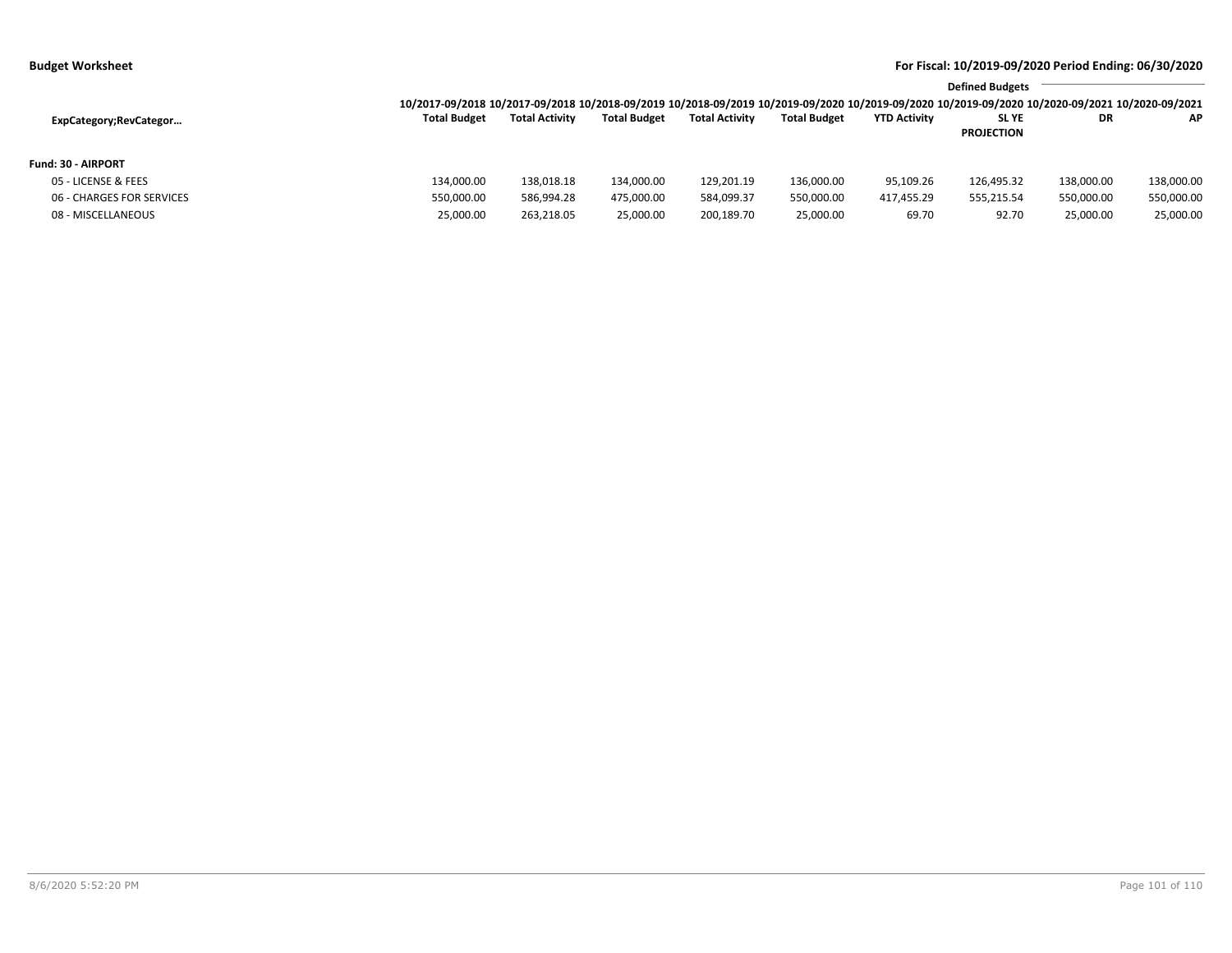**Budget Worksheet**

**For Fiscal: 10/2019-09/2020 Period Ending: 06/30/2020**

| ExpCategory;RevCategor… | 10/2017-09/2018 Total Budget | 10/2017-09/2018 Total Activity | 10/2018-09/2019 Total Budget | 10/2018-09/2019 Total Activity | 10/2019-09/2020 Total Budget | 10/2019-09/2020 YTD Activity | 10/2019-09/2020 SL YE PROJECTION | Defined Budgets 10/2020-09/2021 DR | Defined Budgets 10/2020-09/2021 AP |
|---|---|---|---|---|---|---|---|---|---|
| **Fund: 30 - AIRPORT** | | | | | | | | | |
| 05 - LICENSE & FEES | 134,000.00 | 138,018.18 | 134,000.00 | 129,201.19 | 136,000.00 | 95,109.26 | 126,495.32 | 138,000.00 | 138,000.00 |
| 06 - CHARGES FOR SERVICES | 550,000.00 | 586,994.28 | 475,000.00 | 584,099.37 | 550,000.00 | 417,455.29 | 555,215.54 | 550,000.00 | 550,000.00 |
| 08 - MISCELLANEOUS | 25,000.00 | 263,218.05 | 25,000.00 | 200,189.70 | 25,000.00 | 69.70 | 92.70 | 25,000.00 | 25,000.00 |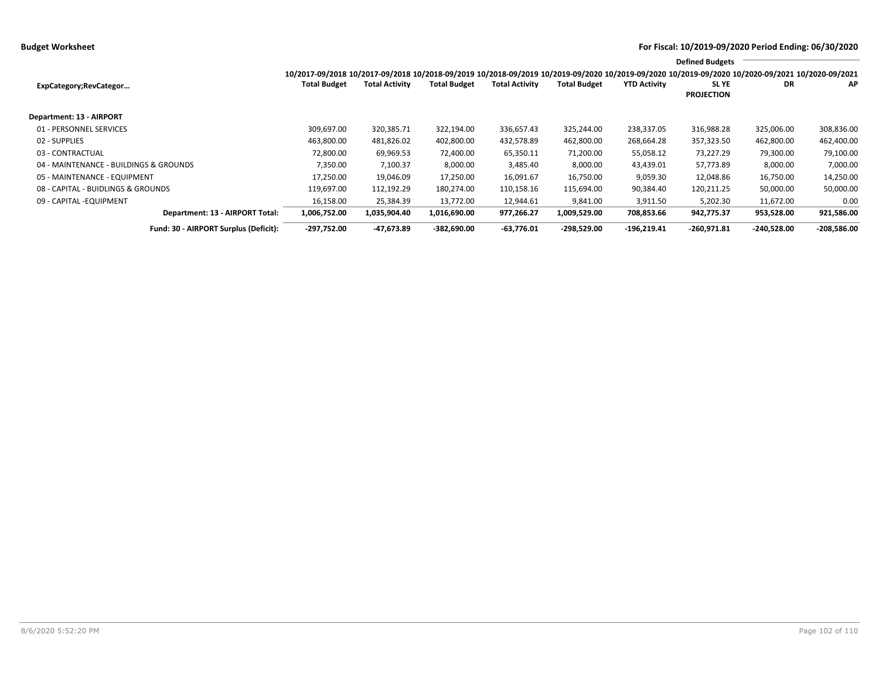**Budget Worksheet**

**For Fiscal: 10/2019-09/2020 Period Ending: 06/30/2020**

| ExpCategory;RevCategor… | 10/2017-09/2018 Total Budget | 10/2017-09/2018 Total Activity | 10/2018-09/2019 Total Budget | 10/2018-09/2019 Total Activity | 10/2019-09/2020 Total Budget | 10/2019-09/2020 YTD Activity | 10/2019-09/2020 SL YE PROJECTION | Defined Budgets 10/2020-09/2021 DR | 10/2020-09/2021 AP |
|---|---|---|---|---|---|---|---|---|---|
| **Department: 13 - AIRPORT** | | | | | | | | | |
| 01 - PERSONNEL SERVICES | 309,697.00 | 320,385.71 | 322,194.00 | 336,657.43 | 325,244.00 | 238,337.05 | 316,988.28 | 325,006.00 | 308,836.00 |
| 02 - SUPPLIES | 463,800.00 | 481,826.02 | 402,800.00 | 432,578.89 | 462,800.00 | 268,664.28 | 357,323.50 | 462,800.00 | 462,400.00 |
| 03 - CONTRACTUAL | 72,800.00 | 69,969.53 | 72,400.00 | 65,350.11 | 71,200.00 | 55,058.12 | 73,227.29 | 79,300.00 | 79,100.00 |
| 04 - MAINTENANCE - BUILDINGS & GROUNDS | 7,350.00 | 7,100.37 | 8,000.00 | 3,485.40 | 8,000.00 | 43,439.01 | 57,773.89 | 8,000.00 | 7,000.00 |
| 05 - MAINTENANCE - EQUIPMENT | 17,250.00 | 19,046.09 | 17,250.00 | 16,091.67 | 16,750.00 | 9,059.30 | 12,048.86 | 16,750.00 | 14,250.00 |
| 08 - CAPITAL - BUIDLINGS & GROUNDS | 119,697.00 | 112,192.29 | 180,274.00 | 110,158.16 | 115,694.00 | 90,384.40 | 120,211.25 | 50,000.00 | 50,000.00 |
| 09 - CAPITAL -EQUIPMENT | 16,158.00 | 25,384.39 | 13,772.00 | 12,944.61 | 9,841.00 | 3,911.50 | 5,202.30 | 11,672.00 | 0.00 |
| **Department: 13 - AIRPORT Total:** | **1,006,752.00** | **1,035,904.40** | **1,016,690.00** | **977,266.27** | **1,009,529.00** | **708,853.66** | **942,775.37** | **953,528.00** | **921,586.00** |
| **Fund: 30 - AIRPORT Surplus (Deficit):** | **-297,752.00** | **-47,673.89** | **-382,690.00** | **-63,776.01** | **-298,529.00** | **-196,219.41** | **-260,971.81** | **-240,528.00** | **-208,586.00** |

8/6/2020 5:52:20 PM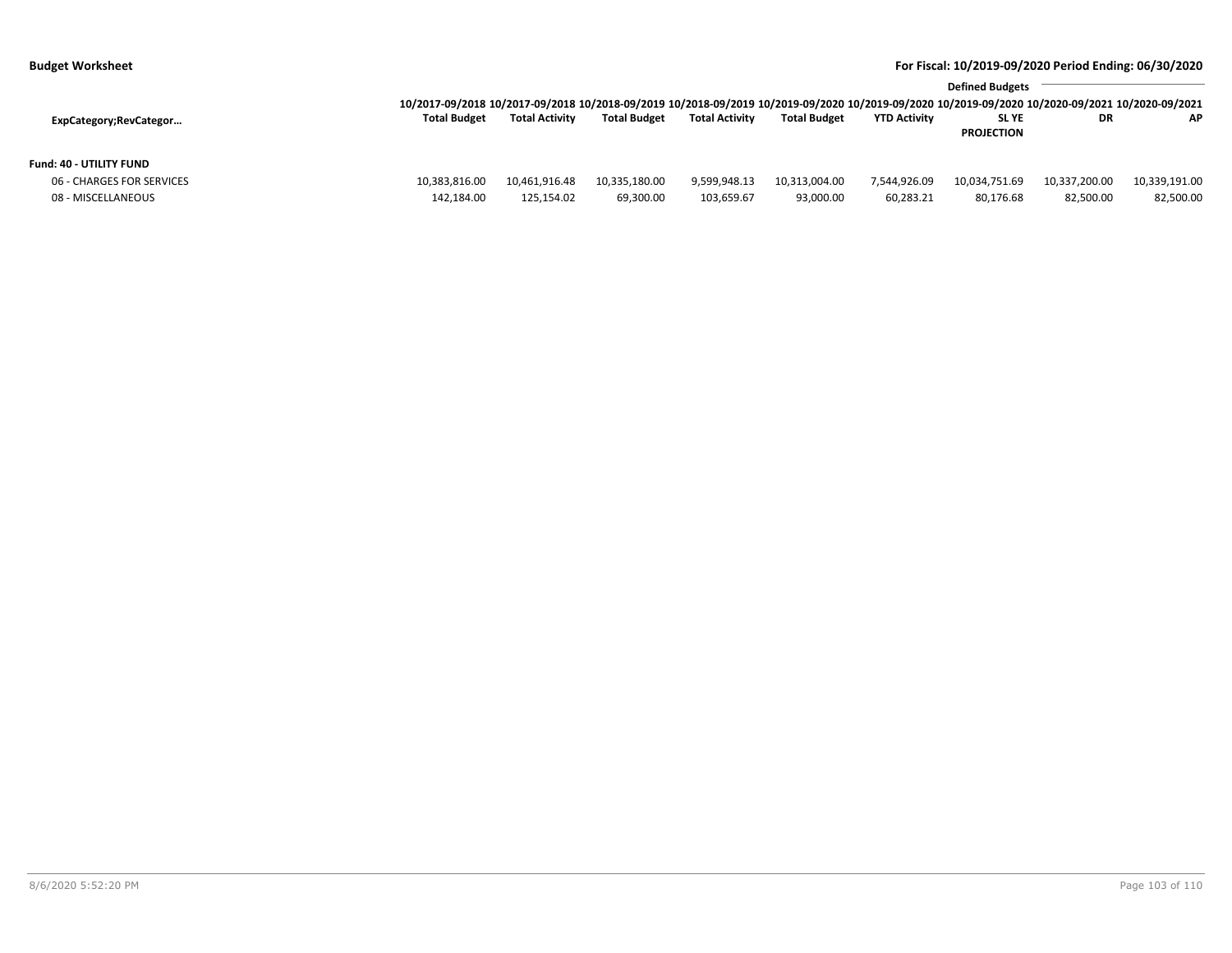**Budget Worksheet**

**For Fiscal: 10/2019-09/2020 Period Ending: 06/30/2020**

| ExpCategory;RevCategor… | 10/2017-09/2018 Total Budget | 10/2017-09/2018 Total Activity | 10/2018-09/2019 Total Budget | 10/2018-09/2019 Total Activity | 10/2019-09/2020 Total Budget | 10/2019-09/2020 YTD Activity | Defined Budgets 10/2019-09/2020 SL YE PROJECTION | 10/2020-09/2021 DR | 10/2020-09/2021 AP |
|---|---|---|---|---|---|---|---|---|---|
| **Fund: 40 - UTILITY FUND** | | | | | | | | | |
| 06 - CHARGES FOR SERVICES | 10,383,816.00 | 10,461,916.48 | 10,335,180.00 | 9,599,948.13 | 10,313,004.00 | 7,544,926.09 | 10,034,751.69 | 10,337,200.00 | 10,339,191.00 |
| 08 - MISCELLANEOUS | 142,184.00 | 125,154.02 | 69,300.00 | 103,659.67 | 93,000.00 | 60,283.21 | 80,176.68 | 82,500.00 | 82,500.00 |

8/6/2020 5:52:20 PM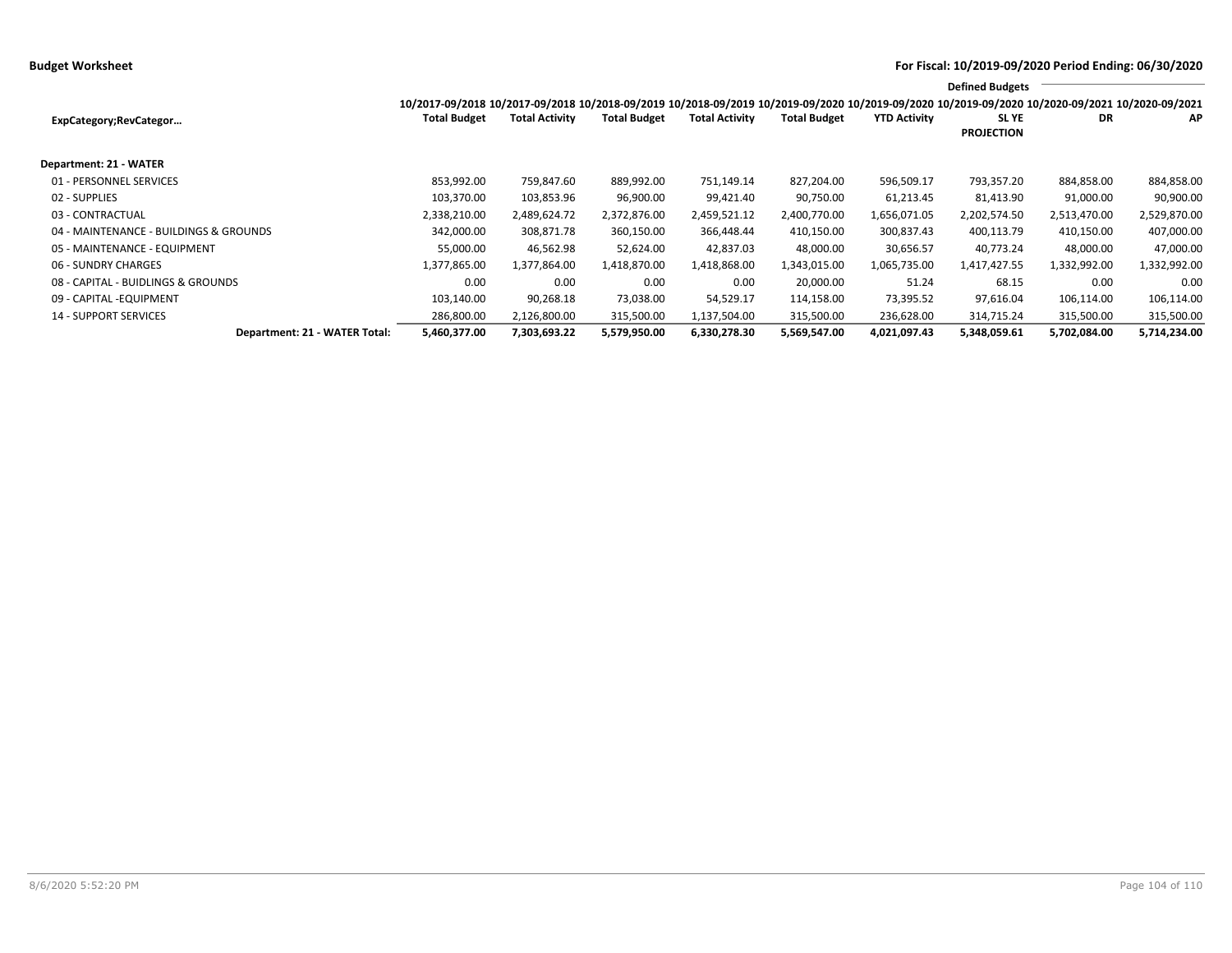**Budget Worksheet**

**For Fiscal: 10/2019-09/2020 Period Ending: 06/30/2020**

| ExpCategory;RevCategor… | 10/2017-09/2018 Total Budget | 10/2017-09/2018 Total Activity | 10/2018-09/2019 Total Budget | 10/2018-09/2019 Total Activity | 10/2019-09/2020 Total Budget | 10/2019-09/2020 YTD Activity | Defined Budgets 10/2019-09/2020 SL YE PROJECTION | 10/2020-09/2021 DR | 10/2020-09/2021 AP |
|---|---|---|---|---|---|---|---|---|---|
| **Department: 21 - WATER** | | | | | | | | | |
| 01 - PERSONNEL SERVICES | 853,992.00 | 759,847.60 | 889,992.00 | 751,149.14 | 827,204.00 | 596,509.17 | 793,357.20 | 884,858.00 | 884,858.00 |
| 02 - SUPPLIES | 103,370.00 | 103,853.96 | 96,900.00 | 99,421.40 | 90,750.00 | 61,213.45 | 81,413.90 | 91,000.00 | 90,900.00 |
| 03 - CONTRACTUAL | 2,338,210.00 | 2,489,624.72 | 2,372,876.00 | 2,459,521.12 | 2,400,770.00 | 1,656,071.05 | 2,202,574.50 | 2,513,470.00 | 2,529,870.00 |
| 04 - MAINTENANCE - BUILDINGS & GROUNDS | 342,000.00 | 308,871.78 | 360,150.00 | 366,448.44 | 410,150.00 | 300,837.43 | 400,113.79 | 410,150.00 | 407,000.00 |
| 05 - MAINTENANCE - EQUIPMENT | 55,000.00 | 46,562.98 | 52,624.00 | 42,837.03 | 48,000.00 | 30,656.57 | 40,773.24 | 48,000.00 | 47,000.00 |
| 06 - SUNDRY CHARGES | 1,377,865.00 | 1,377,864.00 | 1,418,870.00 | 1,418,868.00 | 1,343,015.00 | 1,065,735.00 | 1,417,427.55 | 1,332,992.00 | 1,332,992.00 |
| 08 - CAPITAL - BUIDLINGS & GROUNDS | 0.00 | 0.00 | 0.00 | 0.00 | 20,000.00 | 51.24 | 68.15 | 0.00 | 0.00 |
| 09 - CAPITAL -EQUIPMENT | 103,140.00 | 90,268.18 | 73,038.00 | 54,529.17 | 114,158.00 | 73,395.52 | 97,616.04 | 106,114.00 | 106,114.00 |
| 14 - SUPPORT SERVICES | 286,800.00 | 2,126,800.00 | 315,500.00 | 1,137,504.00 | 315,500.00 | 236,628.00 | 314,715.24 | 315,500.00 | 315,500.00 |
| **Department: 21 - WATER Total:** | **5,460,377.00** | **7,303,693.22** | **5,579,950.00** | **6,330,278.30** | **5,569,547.00** | **4,021,097.43** | **5,348,059.61** | **5,702,084.00** | **5,714,234.00** |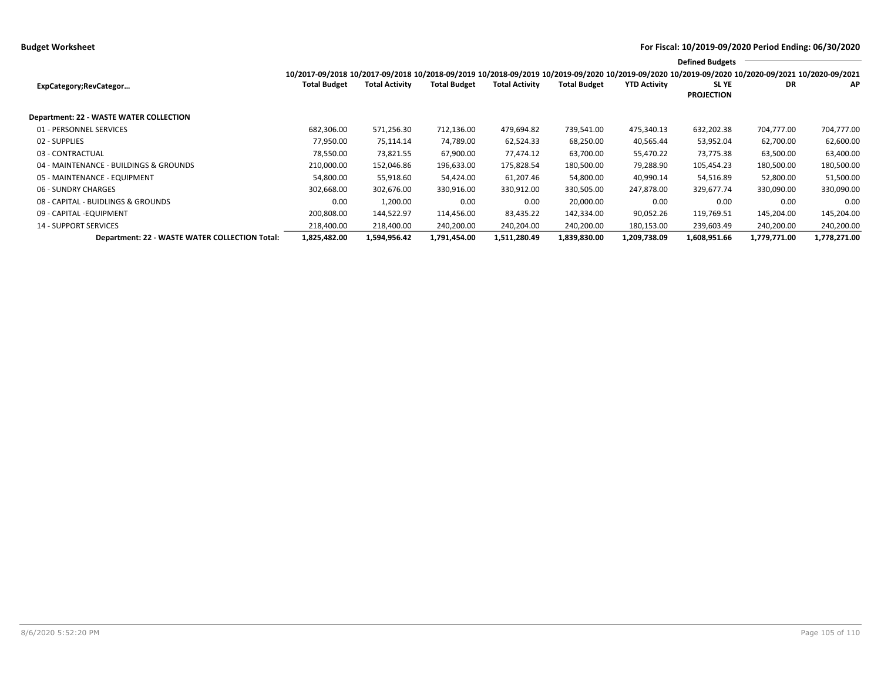**Budget Worksheet**

**For Fiscal: 10/2019-09/2020 Period Ending: 06/30/2020**

| ExpCategory;RevCategor… | 10/2017-09/2018 Total Budget | 10/2017-09/2018 Total Activity | 10/2018-09/2019 Total Budget | 10/2018-09/2019 Total Activity | 10/2019-09/2020 Total Budget | 10/2019-09/2020 YTD Activity | Defined Budgets 10/2019-09/2020 SL YE PROJECTION | 10/2020-09/2021 DR | 10/2020-09/2021 AP |
|---|---|---|---|---|---|---|---|---|---|
| **Department: 22 - WASTE WATER COLLECTION** | | | | | | | | | |
| 01 - PERSONNEL SERVICES | 682,306.00 | 571,256.30 | 712,136.00 | 479,694.82 | 739,541.00 | 475,340.13 | 632,202.38 | 704,777.00 | 704,777.00 |
| 02 - SUPPLIES | 77,950.00 | 75,114.14 | 74,789.00 | 62,524.33 | 68,250.00 | 40,565.44 | 53,952.04 | 62,700.00 | 62,600.00 |
| 03 - CONTRACTUAL | 78,550.00 | 73,821.55 | 67,900.00 | 77,474.12 | 63,700.00 | 55,470.22 | 73,775.38 | 63,500.00 | 63,400.00 |
| 04 - MAINTENANCE - BUILDINGS & GROUNDS | 210,000.00 | 152,046.86 | 196,633.00 | 175,828.54 | 180,500.00 | 79,288.90 | 105,454.23 | 180,500.00 | 180,500.00 |
| 05 - MAINTENANCE - EQUIPMENT | 54,800.00 | 55,918.60 | 54,424.00 | 61,207.46 | 54,800.00 | 40,990.14 | 54,516.89 | 52,800.00 | 51,500.00 |
| 06 - SUNDRY CHARGES | 302,668.00 | 302,676.00 | 330,916.00 | 330,912.00 | 330,505.00 | 247,878.00 | 329,677.74 | 330,090.00 | 330,090.00 |
| 08 - CAPITAL - BUIDLINGS & GROUNDS | 0.00 | 1,200.00 | 0.00 | 0.00 | 20,000.00 | 0.00 | 0.00 | 0.00 | 0.00 |
| 09 - CAPITAL -EQUIPMENT | 200,808.00 | 144,522.97 | 114,456.00 | 83,435.22 | 142,334.00 | 90,052.26 | 119,769.51 | 145,204.00 | 145,204.00 |
| 14 - SUPPORT SERVICES | 218,400.00 | 218,400.00 | 240,200.00 | 240,204.00 | 240,200.00 | 180,153.00 | 239,603.49 | 240,200.00 | 240,200.00 |
| **Department: 22 - WASTE WATER COLLECTION Total:** | **1,825,482.00** | **1,594,956.42** | **1,791,454.00** | **1,511,280.49** | **1,839,830.00** | **1,209,738.09** | **1,608,951.66** | **1,779,771.00** | **1,778,271.00** |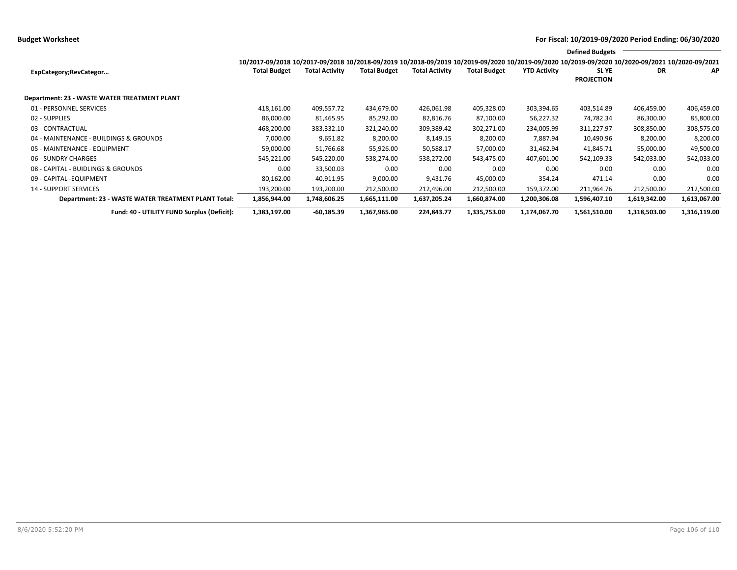**Budget Worksheet**

**For Fiscal: 10/2019-09/2020 Period Ending: 06/30/2020**

| ExpCategory;RevCategor… | 10/2017-09/2018 Total Budget | 10/2017-09/2018 Total Activity | 10/2018-09/2019 Total Budget | 10/2018-09/2019 Total Activity | 10/2019-09/2020 Total Budget | 10/2019-09/2020 YTD Activity | 10/2019-09/2020 SL YE PROJECTION | Defined Budgets 10/2020-09/2021 DR | 10/2020-09/2021 AP |
|---|---|---|---|---|---|---|---|---|---|
| **Department: 23 - WASTE WATER TREATMENT PLANT** | | | | | | | | | |
| 01 - PERSONNEL SERVICES | 418,161.00 | 409,557.72 | 434,679.00 | 426,061.98 | 405,328.00 | 303,394.65 | 403,514.89 | 406,459.00 | 406,459.00 |
| 02 - SUPPLIES | 86,000.00 | 81,465.95 | 85,292.00 | 82,816.76 | 87,100.00 | 56,227.32 | 74,782.34 | 86,300.00 | 85,800.00 |
| 03 - CONTRACTUAL | 468,200.00 | 383,332.10 | 321,240.00 | 309,389.42 | 302,271.00 | 234,005.99 | 311,227.97 | 308,850.00 | 308,575.00 |
| 04 - MAINTENANCE - BUILDINGS & GROUNDS | 7,000.00 | 9,651.82 | 8,200.00 | 8,149.15 | 8,200.00 | 7,887.94 | 10,490.96 | 8,200.00 | 8,200.00 |
| 05 - MAINTENANCE - EQUIPMENT | 59,000.00 | 51,766.68 | 55,926.00 | 50,588.17 | 57,000.00 | 31,462.94 | 41,845.71 | 55,000.00 | 49,500.00 |
| 06 - SUNDRY CHARGES | 545,221.00 | 545,220.00 | 538,274.00 | 538,272.00 | 543,475.00 | 407,601.00 | 542,109.33 | 542,033.00 | 542,033.00 |
| 08 - CAPITAL - BUIDLINGS & GROUNDS | 0.00 | 33,500.03 | 0.00 | 0.00 | 0.00 | 0.00 | 0.00 | 0.00 | 0.00 |
| 09 - CAPITAL -EQUIPMENT | 80,162.00 | 40,911.95 | 9,000.00 | 9,431.76 | 45,000.00 | 354.24 | 471.14 | 0.00 | 0.00 |
| 14 - SUPPORT SERVICES | 193,200.00 | 193,200.00 | 212,500.00 | 212,496.00 | 212,500.00 | 159,372.00 | 211,964.76 | 212,500.00 | 212,500.00 |
| **Department: 23 - WASTE WATER TREATMENT PLANT Total:** | **1,856,944.00** | **1,748,606.25** | **1,665,111.00** | **1,637,205.24** | **1,660,874.00** | **1,200,306.08** | **1,596,407.10** | **1,619,342.00** | **1,613,067.00** |
| **Fund: 40 - UTILITY FUND Surplus (Deficit):** | **1,383,197.00** | **-60,185.39** | **1,367,965.00** | **224,843.77** | **1,335,753.00** | **1,174,067.70** | **1,561,510.00** | **1,318,503.00** | **1,316,119.00** |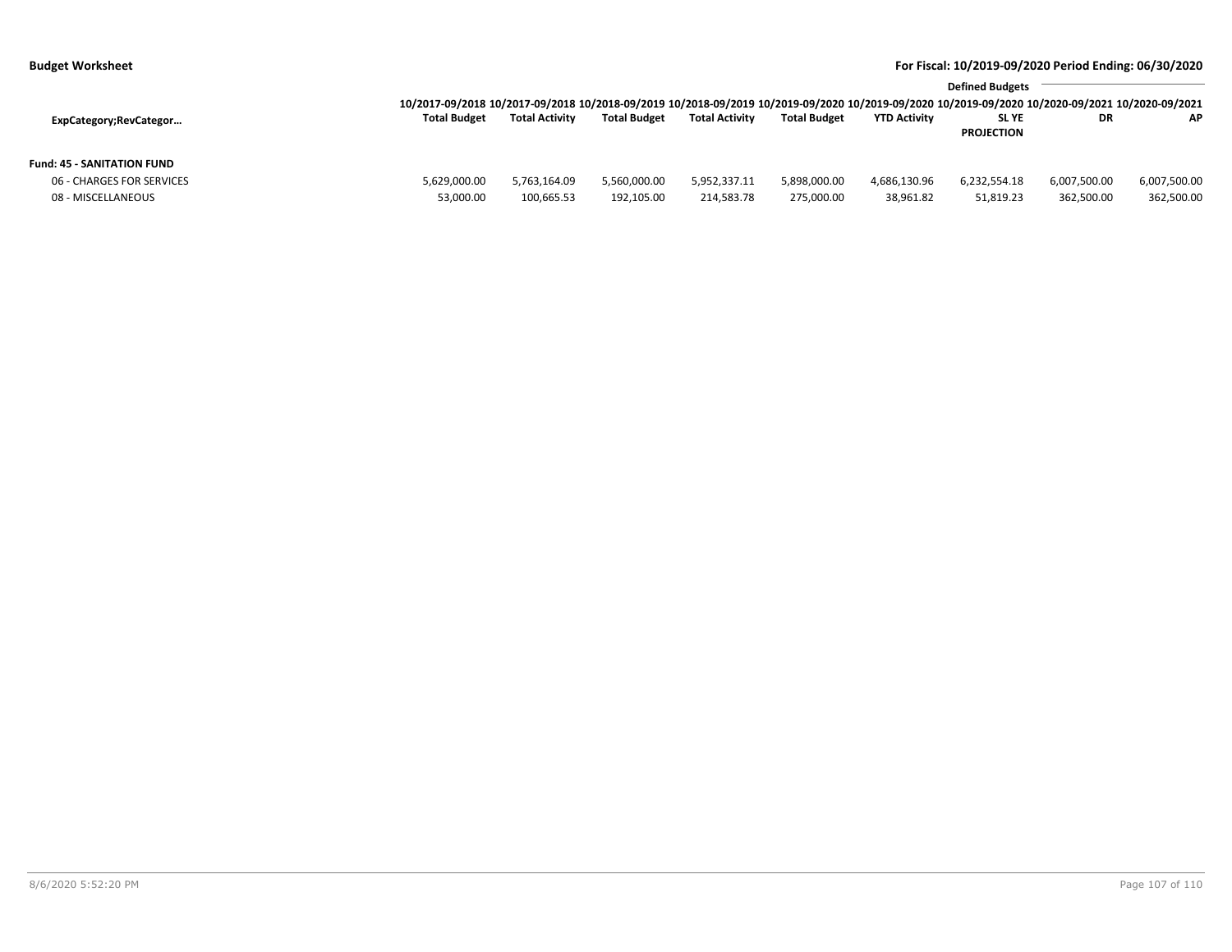**Budget Worksheet**

**For Fiscal: 10/2019-09/2020 Period Ending: 06/30/2020**

| ExpCategory;RevCategor… | 10/2017-09/2018 Total Budget | 10/2017-09/2018 Total Activity | 10/2018-09/2019 Total Budget | 10/2018-09/2019 Total Activity | 10/2019-09/2020 Total Budget | 10/2019-09/2020 YTD Activity | Defined Budgets 10/2019-09/2020 SL YE PROJECTION | 10/2020-09/2021 DR | 10/2020-09/2021 AP |
|---|---|---|---|---|---|---|---|---|---|
| **Fund: 45 - SANITATION FUND** | | | | | | | | | |
| 06 - CHARGES FOR SERVICES | 5,629,000.00 | 5,763,164.09 | 5,560,000.00 | 5,952,337.11 | 5,898,000.00 | 4,686,130.96 | 6,232,554.18 | 6,007,500.00 | 6,007,500.00 |
| 08 - MISCELLANEOUS | 53,000.00 | 100,665.53 | 192,105.00 | 214,583.78 | 275,000.00 | 38,961.82 | 51,819.23 | 362,500.00 | 362,500.00 |

8/6/2020 5:52:20 PM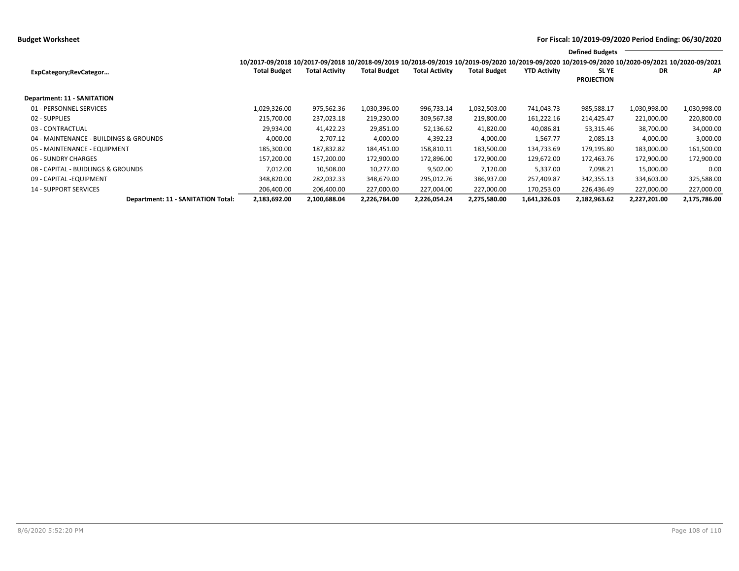**Budget Worksheet**

**For Fiscal: 10/2019-09/2020 Period Ending: 06/30/2020**

| ExpCategory;RevCategor… | 10/2017-09/2018 Total Budget | 10/2017-09/2018 Total Activity | 10/2018-09/2019 Total Budget | 10/2018-09/2019 Total Activity | 10/2019-09/2020 Total Budget | 10/2019-09/2020 YTD Activity | Defined Budgets 10/2019-09/2020 SL YE PROJECTION | Defined Budgets 10/2020-09/2021 DR | Defined Budgets 10/2020-09/2021 AP |
|---|---|---|---|---|---|---|---|---|---|
| **Department: 11 - SANITATION** | | | | | | | | | |
| 01 - PERSONNEL SERVICES | 1,029,326.00 | 975,562.36 | 1,030,396.00 | 996,733.14 | 1,032,503.00 | 741,043.73 | 985,588.17 | 1,030,998.00 | 1,030,998.00 |
| 02 - SUPPLIES | 215,700.00 | 237,023.18 | 219,230.00 | 309,567.38 | 219,800.00 | 161,222.16 | 214,425.47 | 221,000.00 | 220,800.00 |
| 03 - CONTRACTUAL | 29,934.00 | 41,422.23 | 29,851.00 | 52,136.62 | 41,820.00 | 40,086.81 | 53,315.46 | 38,700.00 | 34,000.00 |
| 04 - MAINTENANCE - BUILDINGS & GROUNDS | 4,000.00 | 2,707.12 | 4,000.00 | 4,392.23 | 4,000.00 | 1,567.77 | 2,085.13 | 4,000.00 | 3,000.00 |
| 05 - MAINTENANCE - EQUIPMENT | 185,300.00 | 187,832.82 | 184,451.00 | 158,810.11 | 183,500.00 | 134,733.69 | 179,195.80 | 183,000.00 | 161,500.00 |
| 06 - SUNDRY CHARGES | 157,200.00 | 157,200.00 | 172,900.00 | 172,896.00 | 172,900.00 | 129,672.00 | 172,463.76 | 172,900.00 | 172,900.00 |
| 08 - CAPITAL - BUIDLINGS & GROUNDS | 7,012.00 | 10,508.00 | 10,277.00 | 9,502.00 | 7,120.00 | 5,337.00 | 7,098.21 | 15,000.00 | 0.00 |
| 09 - CAPITAL -EQUIPMENT | 348,820.00 | 282,032.33 | 348,679.00 | 295,012.76 | 386,937.00 | 257,409.87 | 342,355.13 | 334,603.00 | 325,588.00 |
| 14 - SUPPORT SERVICES | 206,400.00 | 206,400.00 | 227,000.00 | 227,004.00 | 227,000.00 | 170,253.00 | 226,436.49 | 227,000.00 | 227,000.00 |
| **Department: 11 - SANITATION Total:** | **2,183,692.00** | **2,100,688.04** | **2,226,784.00** | **2,226,054.24** | **2,275,580.00** | **1,641,326.03** | **2,182,963.62** | **2,227,201.00** | **2,175,786.00** |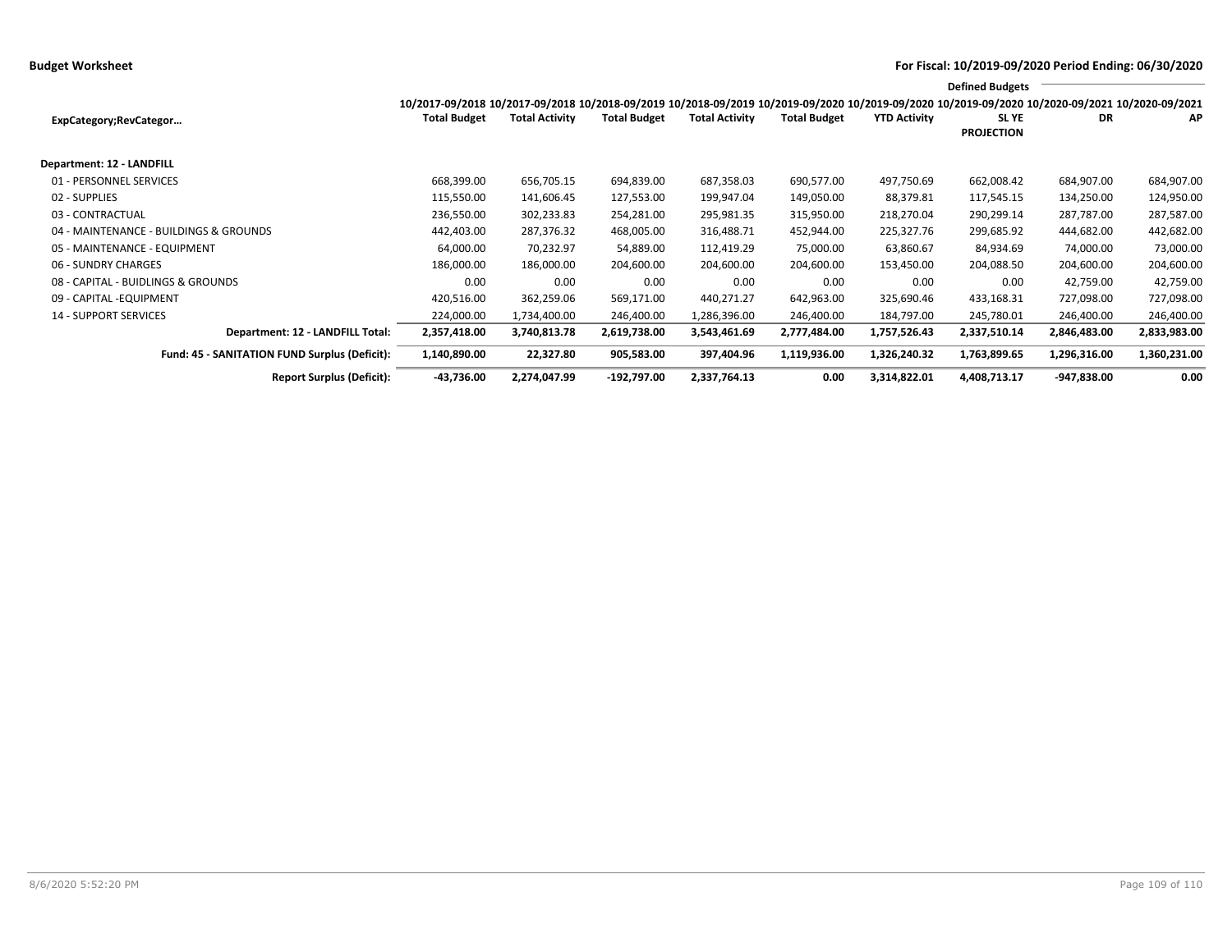**Budget Worksheet** — **For Fiscal: 10/2019-09/2020 Period Ending: 06/30/2020**

| ExpCategory;RevCategor… | 10/2017-09/2018 Total Budget | 10/2017-09/2018 Total Activity | 10/2018-09/2019 Total Budget | 10/2018-09/2019 Total Activity | 10/2019-09/2020 Total Budget | 10/2019-09/2020 YTD Activity | Defined Budgets 10/2019-09/2020 SL YE PROJECTION | 10/2020-09/2021 DR | 10/2020-09/2021 AP |
|---|---|---|---|---|---|---|---|---|---|
| **Department: 12 - LANDFILL** | | | | | | | | | |
| 01 - PERSONNEL SERVICES | 668,399.00 | 656,705.15 | 694,839.00 | 687,358.03 | 690,577.00 | 497,750.69 | 662,008.42 | 684,907.00 | 684,907.00 |
| 02 - SUPPLIES | 115,550.00 | 141,606.45 | 127,553.00 | 199,947.04 | 149,050.00 | 88,379.81 | 117,545.15 | 134,250.00 | 124,950.00 |
| 03 - CONTRACTUAL | 236,550.00 | 302,233.83 | 254,281.00 | 295,981.35 | 315,950.00 | 218,270.04 | 290,299.14 | 287,787.00 | 287,587.00 |
| 04 - MAINTENANCE - BUILDINGS & GROUNDS | 442,403.00 | 287,376.32 | 468,005.00 | 316,488.71 | 452,944.00 | 225,327.76 | 299,685.92 | 444,682.00 | 442,682.00 |
| 05 - MAINTENANCE - EQUIPMENT | 64,000.00 | 70,232.97 | 54,889.00 | 112,419.29 | 75,000.00 | 63,860.67 | 84,934.69 | 74,000.00 | 73,000.00 |
| 06 - SUNDRY CHARGES | 186,000.00 | 186,000.00 | 204,600.00 | 204,600.00 | 204,600.00 | 153,450.00 | 204,088.50 | 204,600.00 | 204,600.00 |
| 08 - CAPITAL - BUIDLINGS & GROUNDS | 0.00 | 0.00 | 0.00 | 0.00 | 0.00 | 0.00 | 0.00 | 42,759.00 | 42,759.00 |
| 09 - CAPITAL -EQUIPMENT | 420,516.00 | 362,259.06 | 569,171.00 | 440,271.27 | 642,963.00 | 325,690.46 | 433,168.31 | 727,098.00 | 727,098.00 |
| 14 - SUPPORT SERVICES | 224,000.00 | 1,734,400.00 | 246,400.00 | 1,286,396.00 | 246,400.00 | 184,797.00 | 245,780.01 | 246,400.00 | 246,400.00 |
| **Department: 12 - LANDFILL Total:** | **2,357,418.00** | **3,740,813.78** | **2,619,738.00** | **3,543,461.69** | **2,777,484.00** | **1,757,526.43** | **2,337,510.14** | **2,846,483.00** | **2,833,983.00** |
| **Fund: 45 - SANITATION FUND Surplus (Deficit):** | **1,140,890.00** | **22,327.80** | **905,583.00** | **397,404.96** | **1,119,936.00** | **1,326,240.32** | **1,763,899.65** | **1,296,316.00** | **1,360,231.00** |
| **Report Surplus (Deficit):** | **-43,736.00** | **2,274,047.99** | **-192,797.00** | **2,337,764.13** | **0.00** | **3,314,822.01** | **4,408,713.17** | **-947,838.00** | **0.00** |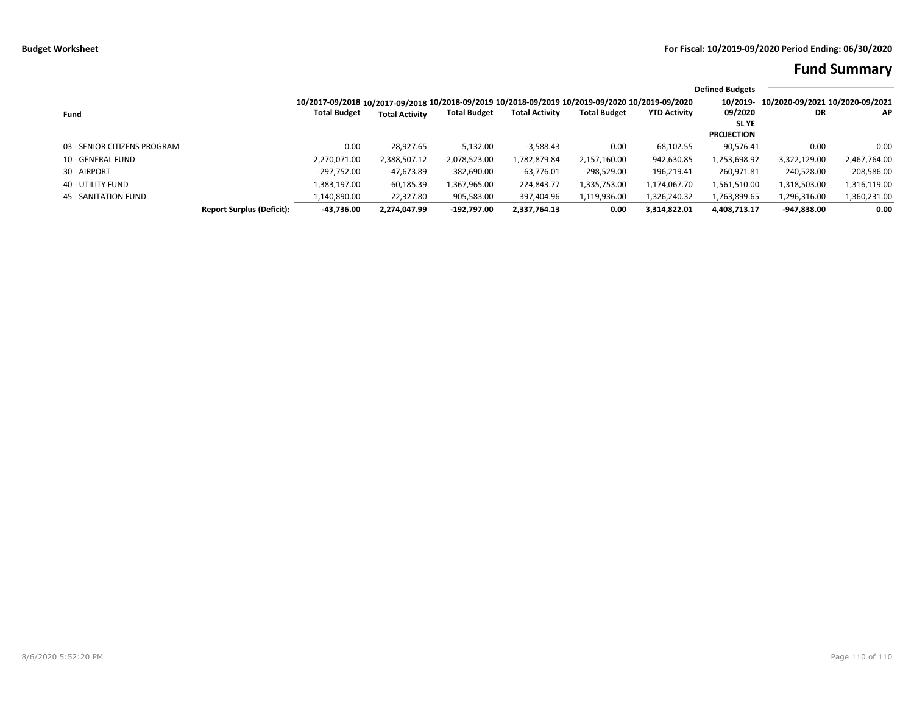**Budget Worksheet** For Fiscal: 10/2019-09/2020 Period Ending: 06/30/2020

# Fund Summary

| Fund | | 10/2017-09/2018 Total Budget | 10/2017-09/2018 Total Activity | 10/2018-09/2019 Total Budget | 10/2018-09/2019 Total Activity | 10/2019-09/2020 Total Budget | 10/2019-09/2020 YTD Activity | Defined Budgets 10/2019-09/2020 SL YE PROJECTION | 10/2020-09/2021 DR | 10/2020-09/2021 AP |
|---|---|---|---|---|---|---|---|---|---|---|
| 03 - SENIOR CITIZENS PROGRAM | | 0.00 | -28,927.65 | -5,132.00 | -3,588.43 | 0.00 | 68,102.55 | 90,576.41 | 0.00 | 0.00 |
| 10 - GENERAL FUND | | -2,270,071.00 | 2,388,507.12 | -2,078,523.00 | 1,782,879.84 | -2,157,160.00 | 942,630.85 | 1,253,698.92 | -3,322,129.00 | -2,467,764.00 |
| 30 - AIRPORT | | -297,752.00 | -47,673.89 | -382,690.00 | -63,776.01 | -298,529.00 | -196,219.41 | -260,971.81 | -240,528.00 | -208,586.00 |
| 40 - UTILITY FUND | | 1,383,197.00 | -60,185.39 | 1,367,965.00 | 224,843.77 | 1,335,753.00 | 1,174,067.70 | 1,561,510.00 | 1,318,503.00 | 1,316,119.00 |
| 45 - SANITATION FUND | | 1,140,890.00 | 22,327.80 | 905,583.00 | 397,404.96 | 1,119,936.00 | 1,326,240.32 | 1,763,899.65 | 1,296,316.00 | 1,360,231.00 |
| | **Report Surplus (Deficit):** | **-43,736.00** | **2,274,047.99** | **-192,797.00** | **2,337,764.13** | **0.00** | **3,314,822.01** | **4,408,713.17** | **-947,838.00** | **0.00** |